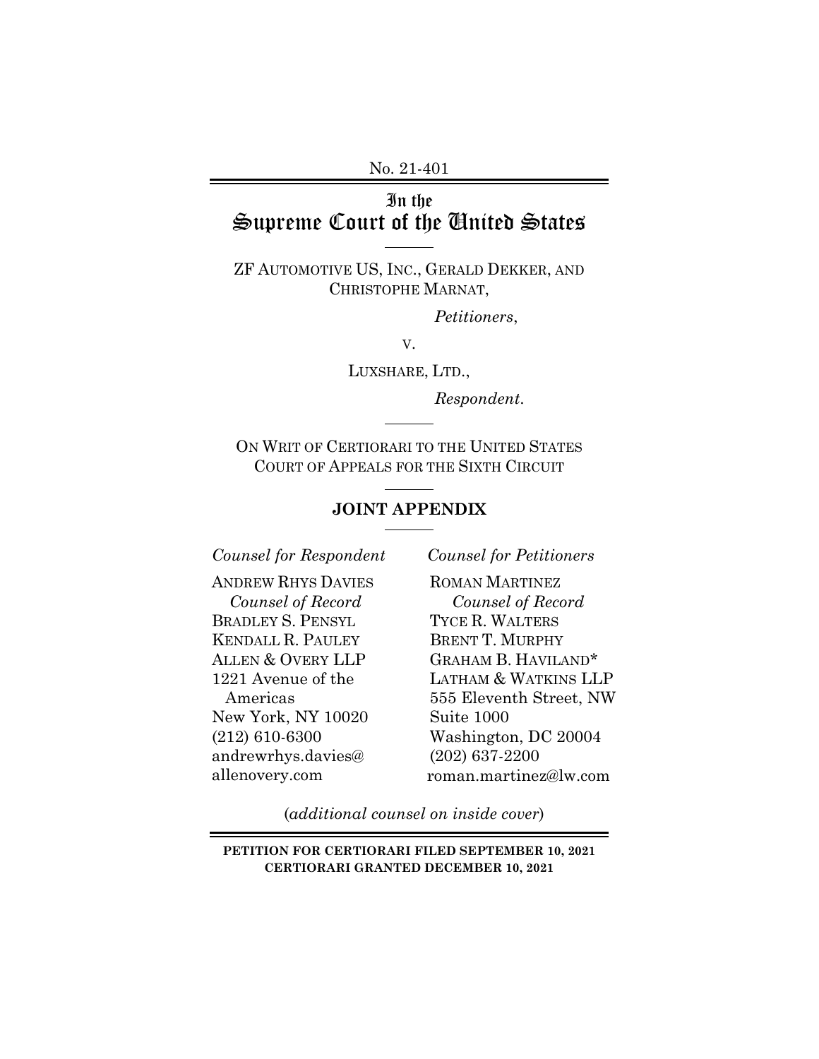No. 21-401

# In the Supreme Court of the United States

ZF AUTOMOTIVE US, INC., GERALD DEKKER, AND CHRISTOPHE MARNAT,

*Petitioners*,

V.

LUXSHARE, LTD.,

*Respondent*.

ON WRIT OF CERTIORARI TO THE UNITED STATES COURT OF APPEALS FOR THE SIXTH CIRCUIT

## JOINT APPENDIX

*Counsel for Respondent*

ANDREW RHYS DAVIES
*Counsel of Record*
BRADLEY S. PENSYL
KENDALL R. PAULEY
ALLEN & OVERY LLP
1221 Avenue of the Americas
New York, NY 10020
(212) 610-6300
andrewrhys.davies@allenovery.com

*Counsel for Petitioners*

ROMAN MARTINEZ
*Counsel of Record*
TYCE R. WALTERS
BRENT T. MURPHY
GRAHAM B. HAVILAND*
LATHAM & WATKINS LLP
555 Eleventh Street, NW
Suite 1000
Washington, DC 20004
(202) 637-2200
roman.martinez@lw.com

(*additional counsel on inside cover*)

**PETITION FOR CERTIORARI FILED SEPTEMBER 10, 2021**
**CERTIORARI GRANTED DECEMBER 10, 2021**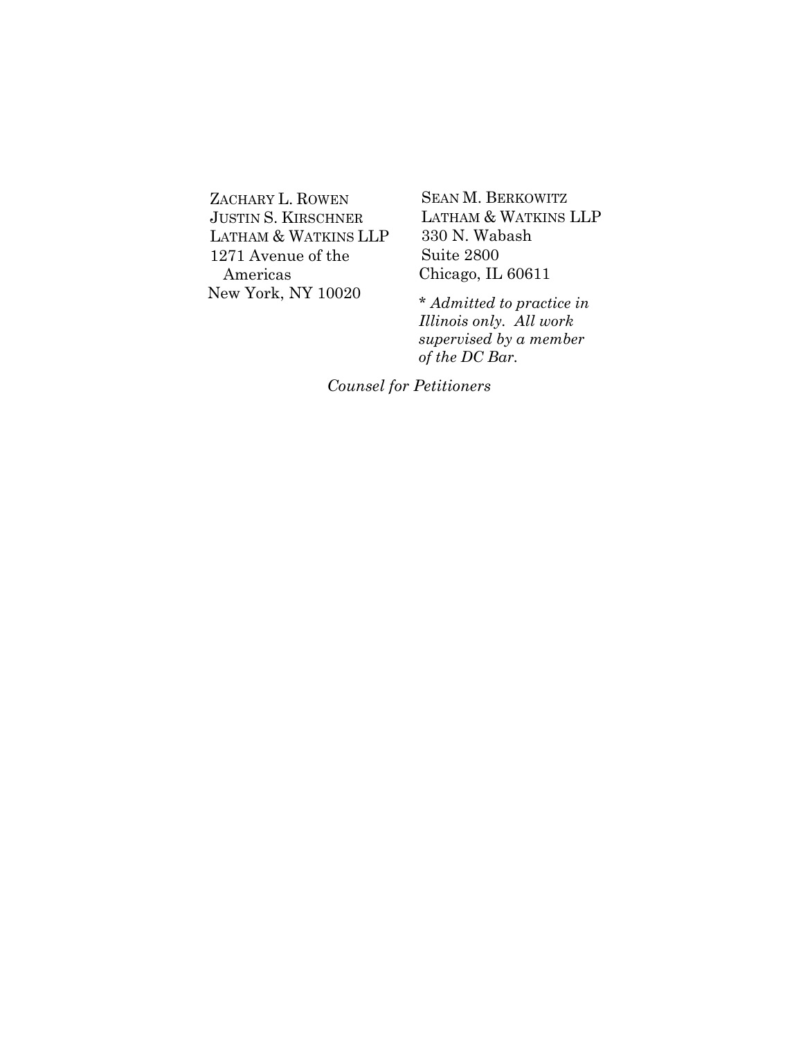ZACHARY L. ROWEN
JUSTIN S. KIRSCHNER
LATHAM & WATKINS LLP
1271 Avenue of the Americas
New York, NY 10020

SEAN M. BERKOWITZ
LATHAM & WATKINS LLP
330 N. Wabash
Suite 2800
Chicago, IL 60611

\* *Admitted to practice in Illinois only. All work supervised by a member of the DC Bar.*

*Counsel for Petitioners*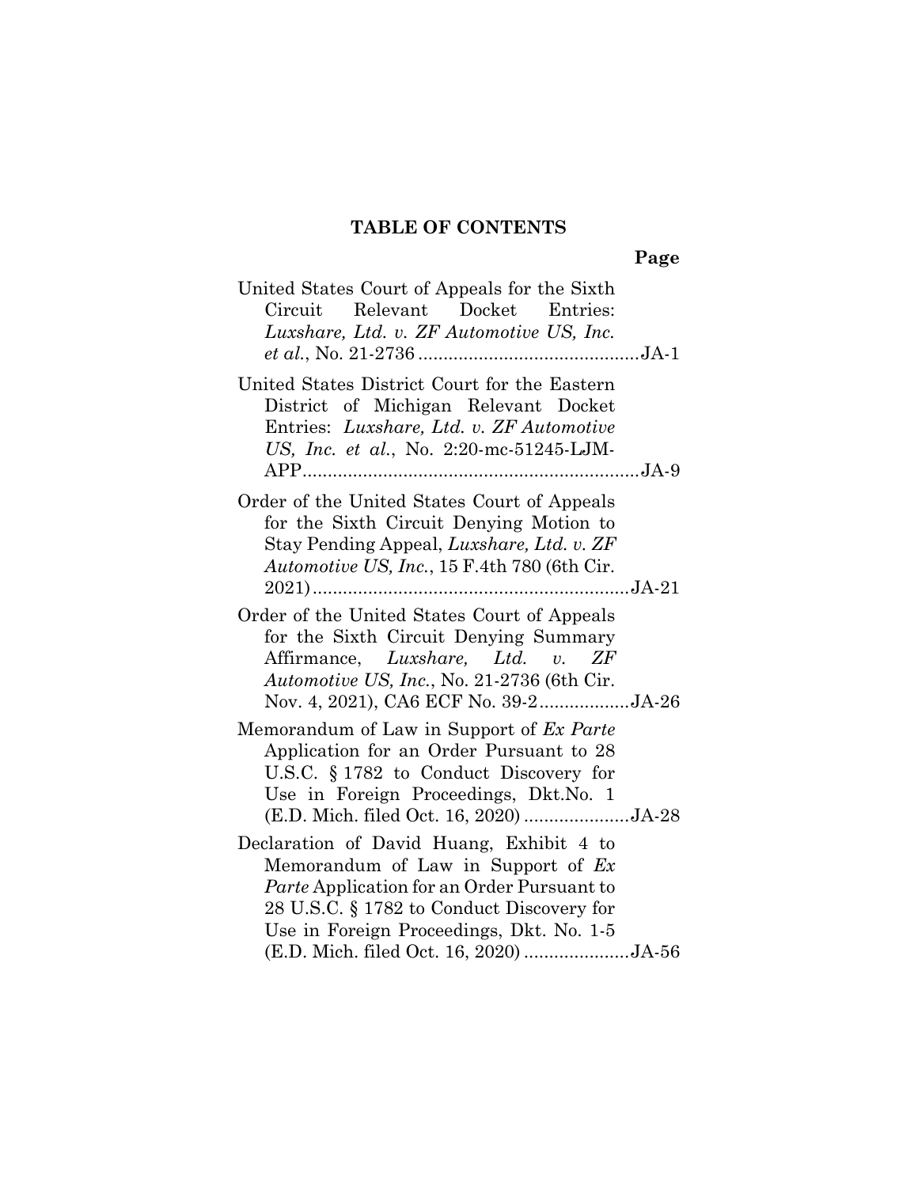**TABLE OF CONTENTS**

| | Page |
|---|---|
| United States Court of Appeals for the Sixth Circuit Relevant Docket Entries: *Luxshare, Ltd. v. ZF Automotive US, Inc. et al.*, No. 21-2736 | JA-1 |
| United States District Court for the Eastern District of Michigan Relevant Docket Entries: *Luxshare, Ltd. v. ZF Automotive US, Inc. et al.*, No. 2:20-mc-51245-LJM-APP | JA-9 |
| Order of the United States Court of Appeals for the Sixth Circuit Denying Motion to Stay Pending Appeal, *Luxshare, Ltd. v. ZF Automotive US, Inc.*, 15 F.4th 780 (6th Cir. 2021) | JA-21 |
| Order of the United States Court of Appeals for the Sixth Circuit Denying Summary Affirmance, *Luxshare, Ltd. v. ZF Automotive US, Inc.*, No. 21-2736 (6th Cir. Nov. 4, 2021), CA6 ECF No. 39-2 | JA-26 |
| Memorandum of Law in Support of *Ex Parte* Application for an Order Pursuant to 28 U.S.C. § 1782 to Conduct Discovery for Use in Foreign Proceedings, Dkt.No. 1 (E.D. Mich. filed Oct. 16, 2020) | JA-28 |
| Declaration of David Huang, Exhibit 4 to Memorandum of Law in Support of *Ex Parte* Application for an Order Pursuant to 28 U.S.C. § 1782 to Conduct Discovery for Use in Foreign Proceedings, Dkt. No. 1-5 (E.D. Mich. filed Oct. 16, 2020) | JA-56 |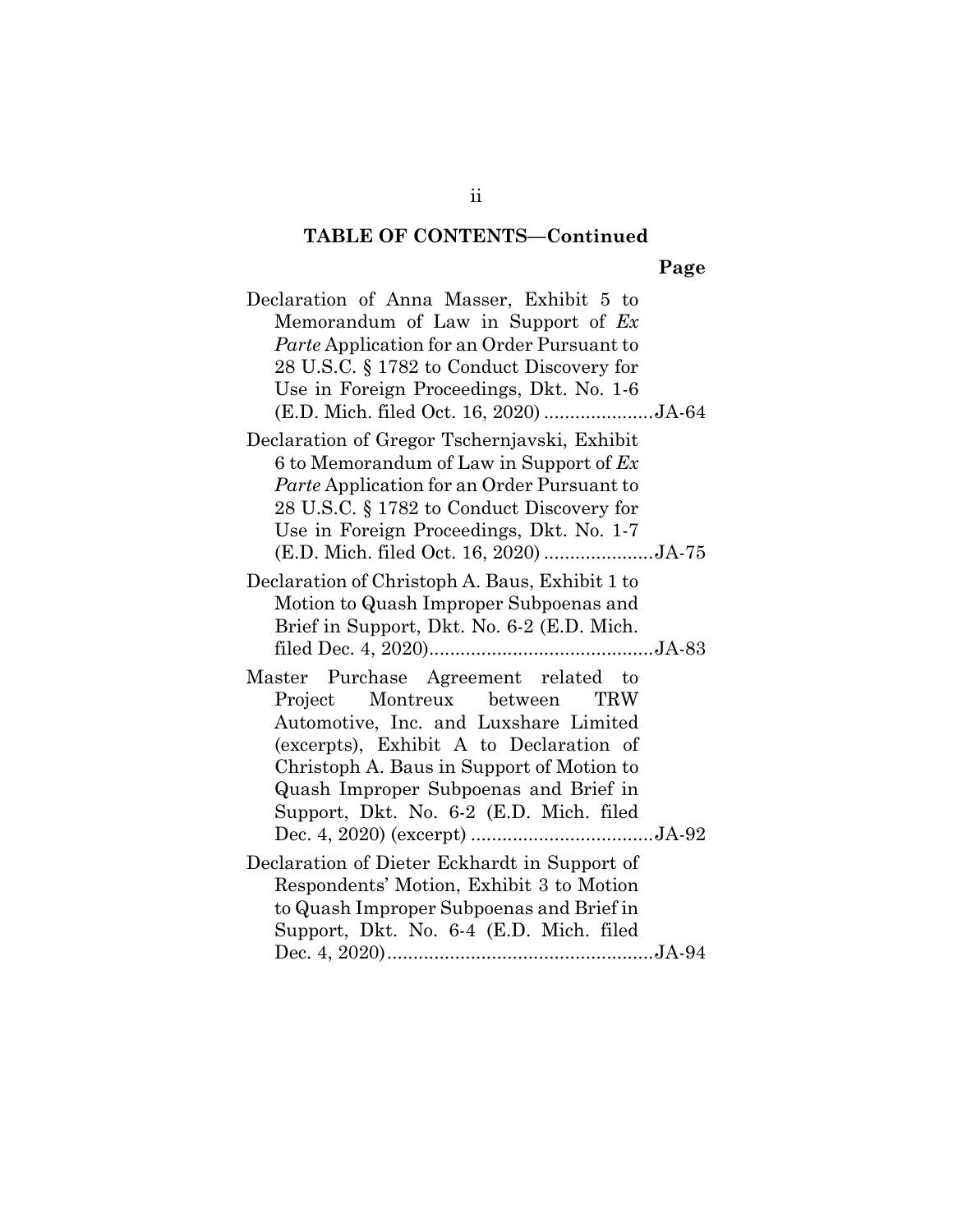**TABLE OF CONTENTS—Continued**

| | Page |
|---|---|
| Declaration of Anna Masser, Exhibit 5 to Memorandum of Law in Support of *Ex Parte* Application for an Order Pursuant to 28 U.S.C. § 1782 to Conduct Discovery for Use in Foreign Proceedings, Dkt. No. 1-6 (E.D. Mich. filed Oct. 16, 2020) | JA-64 |
| Declaration of Gregor Tschernjavski, Exhibit 6 to Memorandum of Law in Support of *Ex Parte* Application for an Order Pursuant to 28 U.S.C. § 1782 to Conduct Discovery for Use in Foreign Proceedings, Dkt. No. 1-7 (E.D. Mich. filed Oct. 16, 2020) | JA-75 |
| Declaration of Christoph A. Baus, Exhibit 1 to Motion to Quash Improper Subpoenas and Brief in Support, Dkt. No. 6-2 (E.D. Mich. filed Dec. 4, 2020) | JA-83 |
| Master Purchase Agreement related to Project Montreux between TRW Automotive, Inc. and Luxshare Limited (excerpts), Exhibit A to Declaration of Christoph A. Baus in Support of Motion to Quash Improper Subpoenas and Brief in Support, Dkt. No. 6-2 (E.D. Mich. filed Dec. 4, 2020) (excerpt) | JA-92 |
| Declaration of Dieter Eckhardt in Support of Respondents' Motion, Exhibit 3 to Motion to Quash Improper Subpoenas and Brief in Support, Dkt. No. 6-4 (E.D. Mich. filed Dec. 4, 2020) | JA-94 |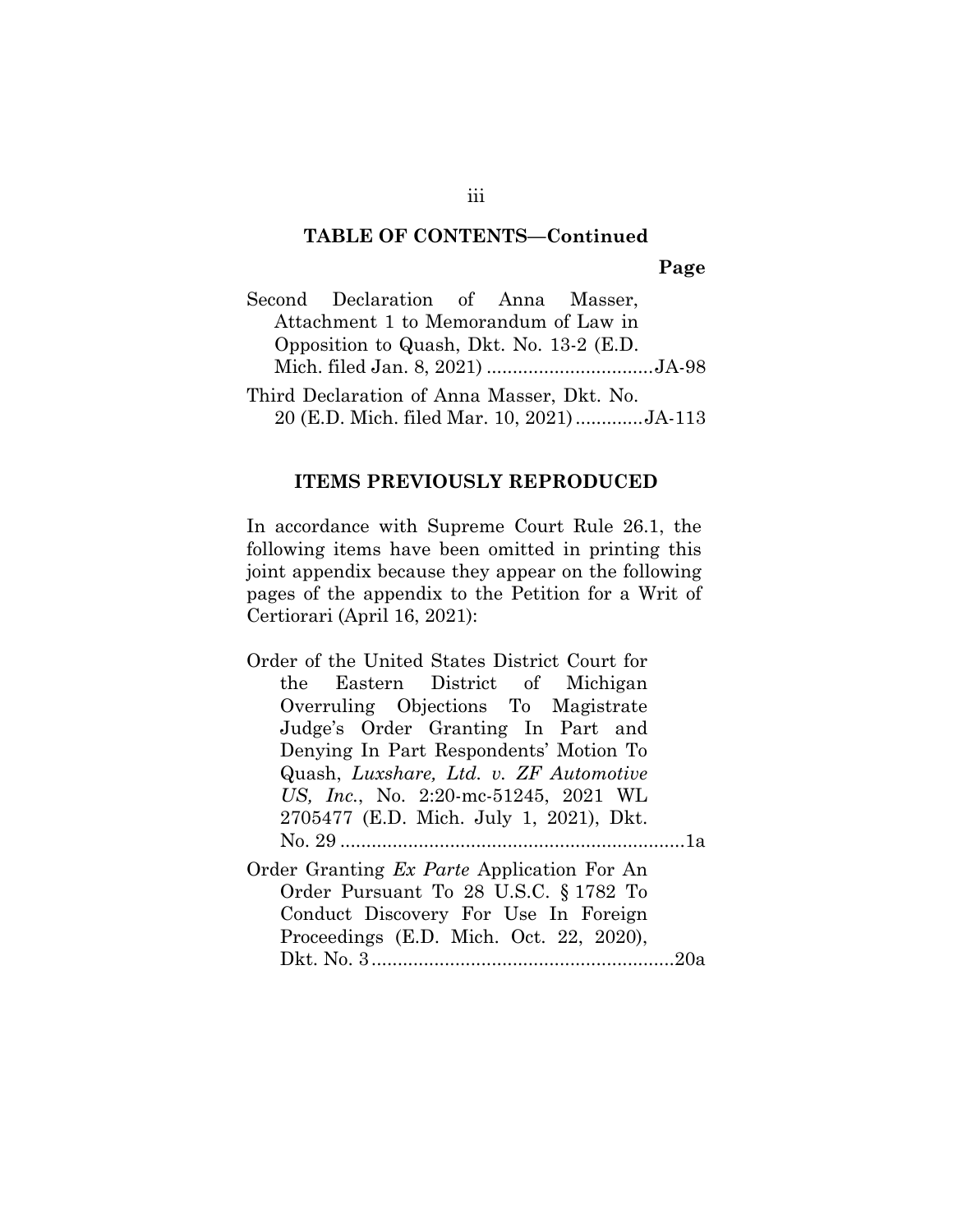**TABLE OF CONTENTS—Continued**

**Page**

Second Declaration of Anna Masser, Attachment 1 to Memorandum of Law in Opposition to Quash, Dkt. No. 13-2 (E.D. Mich. filed Jan. 8, 2021) ................................JA-98

Third Declaration of Anna Masser, Dkt. No. 20 (E.D. Mich. filed Mar. 10, 2021) .............JA-113

## ITEMS PREVIOUSLY REPRODUCED

In accordance with Supreme Court Rule 26.1, the following items have been omitted in printing this joint appendix because they appear on the following pages of the appendix to the Petition for a Writ of Certiorari (April 16, 2021):

Order of the United States District Court for the Eastern District of Michigan Overruling Objections To Magistrate Judge's Order Granting In Part and Denying In Part Respondents' Motion To Quash, *Luxshare, Ltd. v. ZF Automotive US, Inc.*, No. 2:20-mc-51245, 2021 WL 2705477 (E.D. Mich. July 1, 2021), Dkt. No. 29 ..................................................................1a

Order Granting *Ex Parte* Application For An Order Pursuant To 28 U.S.C. § 1782 To Conduct Discovery For Use In Foreign Proceedings (E.D. Mich. Oct. 22, 2020), Dkt. No. 3 ..........................................................20a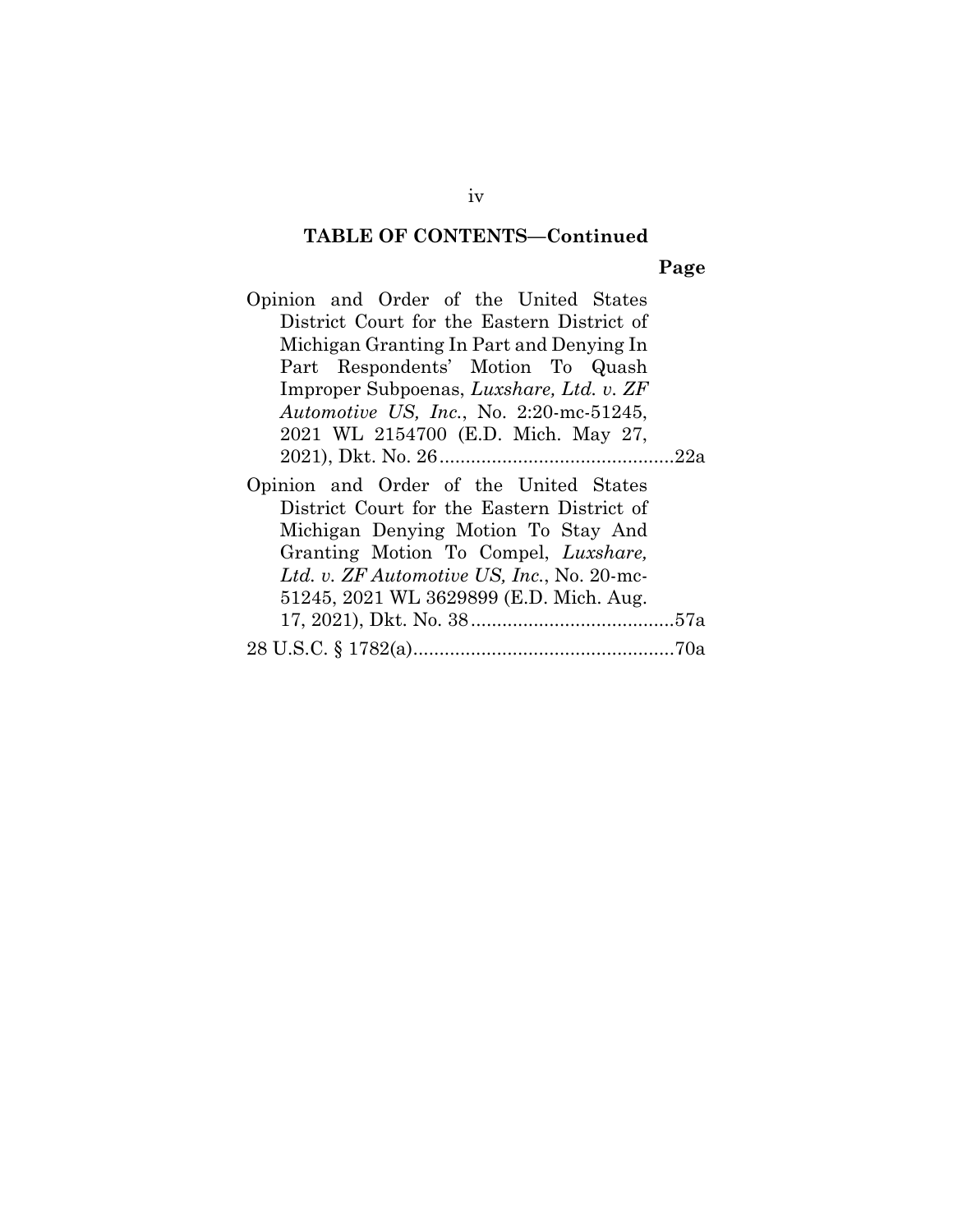**TABLE OF CONTENTS—Continued**

**Page**

Opinion and Order of the United States District Court for the Eastern District of Michigan Granting In Part and Denying In Part Respondents' Motion To Quash Improper Subpoenas, *Luxshare, Ltd. v. ZF Automotive US, Inc.*, No. 2:20-mc-51245, 2021 WL 2154700 (E.D. Mich. May 27, 2021), Dkt. No. 26 .............................................22a

Opinion and Order of the United States District Court for the Eastern District of Michigan Denying Motion To Stay And Granting Motion To Compel, *Luxshare, Ltd. v. ZF Automotive US, Inc.*, No. 20-mc-51245, 2021 WL 3629899 (E.D. Mich. Aug. 17, 2021), Dkt. No. 38 .......................................57a

28 U.S.C. § 1782(a)..................................................70a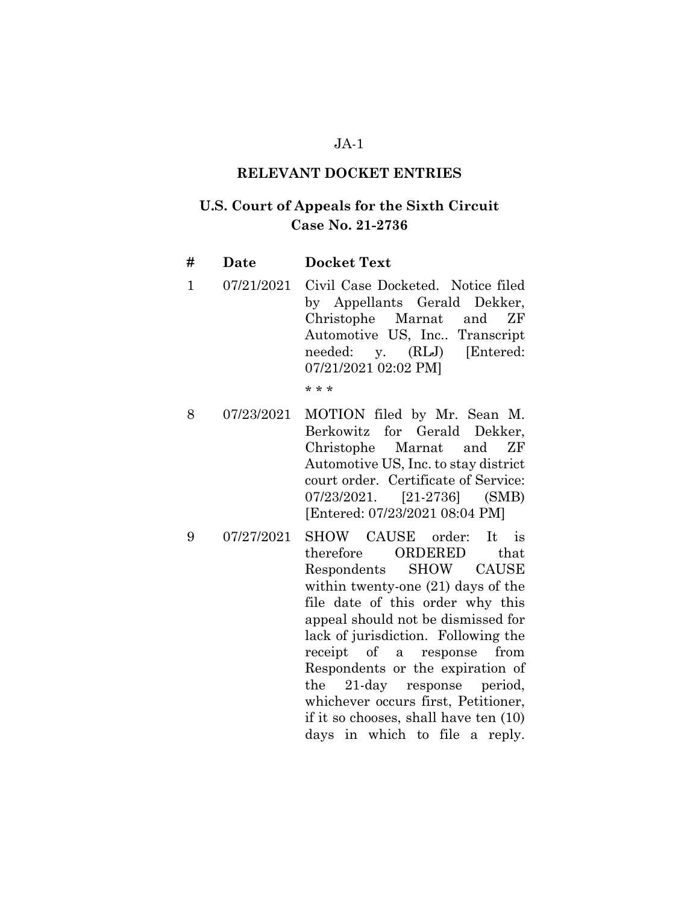## RELEVANT DOCKET ENTRIES

## U.S. Court of Appeals for the Sixth Circuit Case No. 21-2736

| # | Date | Docket Text |
|---|---|---|
| 1 | 07/21/2021 | Civil Case Docketed. Notice filed by Appellants Gerald Dekker, Christophe Marnat and ZF Automotive US, Inc.. Transcript needed: y. (RLJ) [Entered: 07/21/2021 02:02 PM] |
| | | * * * |
| 8 | 07/23/2021 | MOTION filed by Mr. Sean M. Berkowitz for Gerald Dekker, Christophe Marnat and ZF Automotive US, Inc. to stay district court order. Certificate of Service: 07/23/2021. [21-2736] (SMB) [Entered: 07/23/2021 08:04 PM] |
| 9 | 07/27/2021 | SHOW CAUSE order: It is therefore ORDERED that Respondents SHOW CAUSE within twenty-one (21) days of the file date of this order why this appeal should not be dismissed for lack of jurisdiction. Following the receipt of a response from Respondents or the expiration of the 21-day response period, whichever occurs first, Petitioner, if it so chooses, shall have ten (10) days in which to file a reply. |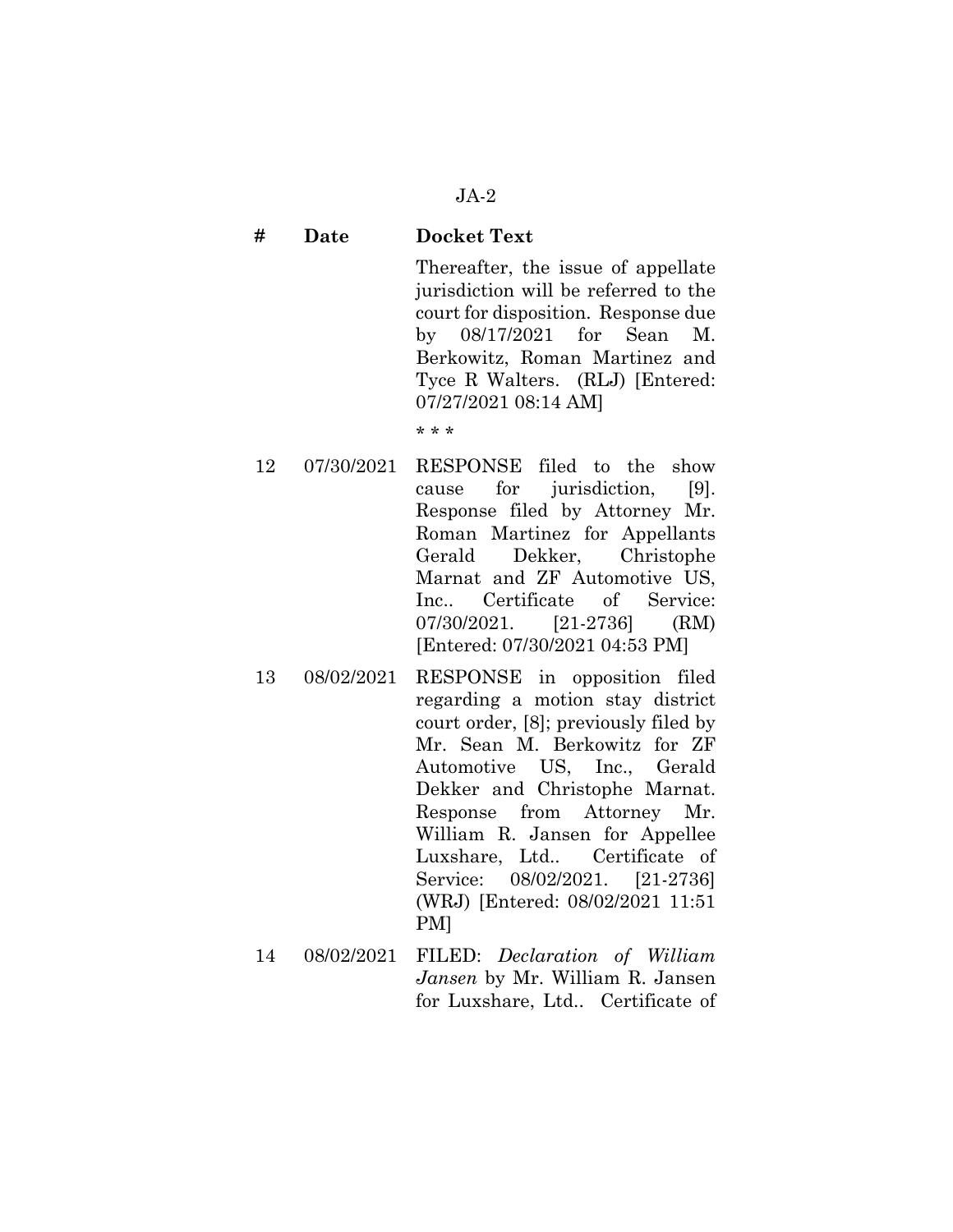| # | Date | Docket Text |
|---|---|---|
| | | Thereafter, the issue of appellate jurisdiction will be referred to the court for disposition. Response due by 08/17/2021 for Sean M. Berkowitz, Roman Martinez and Tyce R Walters. (RLJ) [Entered: 07/27/2021 08:14 AM] |
| | | * * * |
| 12 | 07/30/2021 | RESPONSE filed to the show cause for jurisdiction, [9]. Response filed by Attorney Mr. Roman Martinez for Appellants Gerald Dekker, Christophe Marnat and ZF Automotive US, Inc.. Certificate of Service: 07/30/2021. [21-2736] (RM) [Entered: 07/30/2021 04:53 PM] |
| 13 | 08/02/2021 | RESPONSE in opposition filed regarding a motion stay district court order, [8]; previously filed by Mr. Sean M. Berkowitz for ZF Automotive US, Inc., Gerald Dekker and Christophe Marnat. Response from Attorney Mr. William R. Jansen for Appellee Luxshare, Ltd.. Certificate of Service: 08/02/2021. [21-2736] (WRJ) [Entered: 08/02/2021 11:51 PM] |
| 14 | 08/02/2021 | FILED: *Declaration of William Jansen* by Mr. William R. Jansen for Luxshare, Ltd.. Certificate of |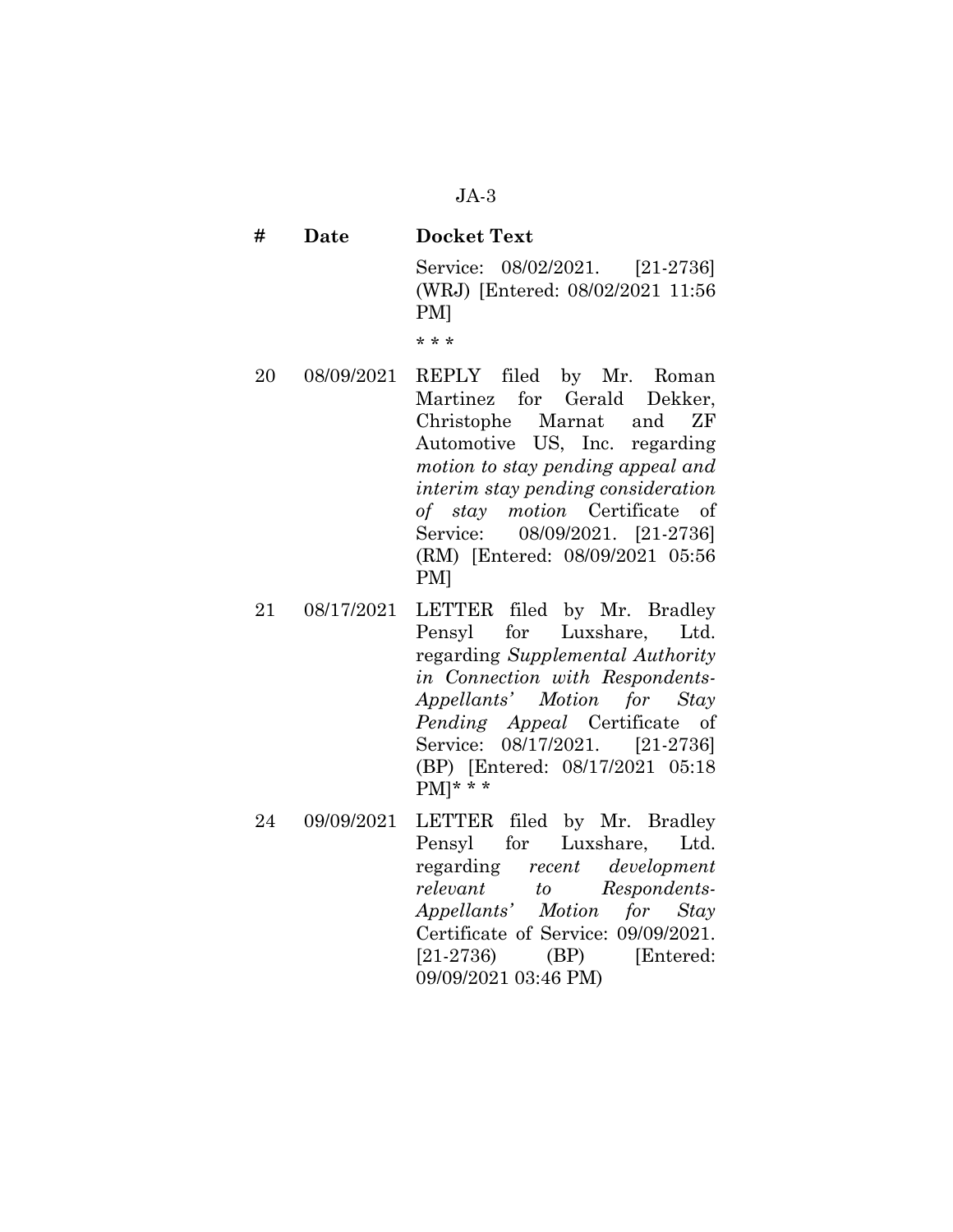| # | Date | Docket Text |
|---|---|---|
| | | Service: 08/02/2021. [21-2736] (WRJ) [Entered: 08/02/2021 11:56 PM] |
| | | * * * |
| 20 | 08/09/2021 | REPLY filed by Mr. Roman Martinez for Gerald Dekker, Christophe Marnat and ZF Automotive US, Inc. regarding *motion to stay pending appeal and interim stay pending consideration of stay motion* Certificate of Service: 08/09/2021. [21-2736] (RM) [Entered: 08/09/2021 05:56 PM] |
| 21 | 08/17/2021 | LETTER filed by Mr. Bradley Pensyl for Luxshare, Ltd. regarding *Supplemental Authority in Connection with Respondents-Appellants' Motion for Stay Pending Appeal* Certificate of Service: 08/17/2021. [21-2736] (BP) [Entered: 08/17/2021 05:18 PM]* * * |
| 24 | 09/09/2021 | LETTER filed by Mr. Bradley Pensyl for Luxshare, Ltd. regarding *recent development relevant to Respondents-Appellants' Motion for Stay* Certificate of Service: 09/09/2021. [21-2736) (BP) [Entered: 09/09/2021 03:46 PM) |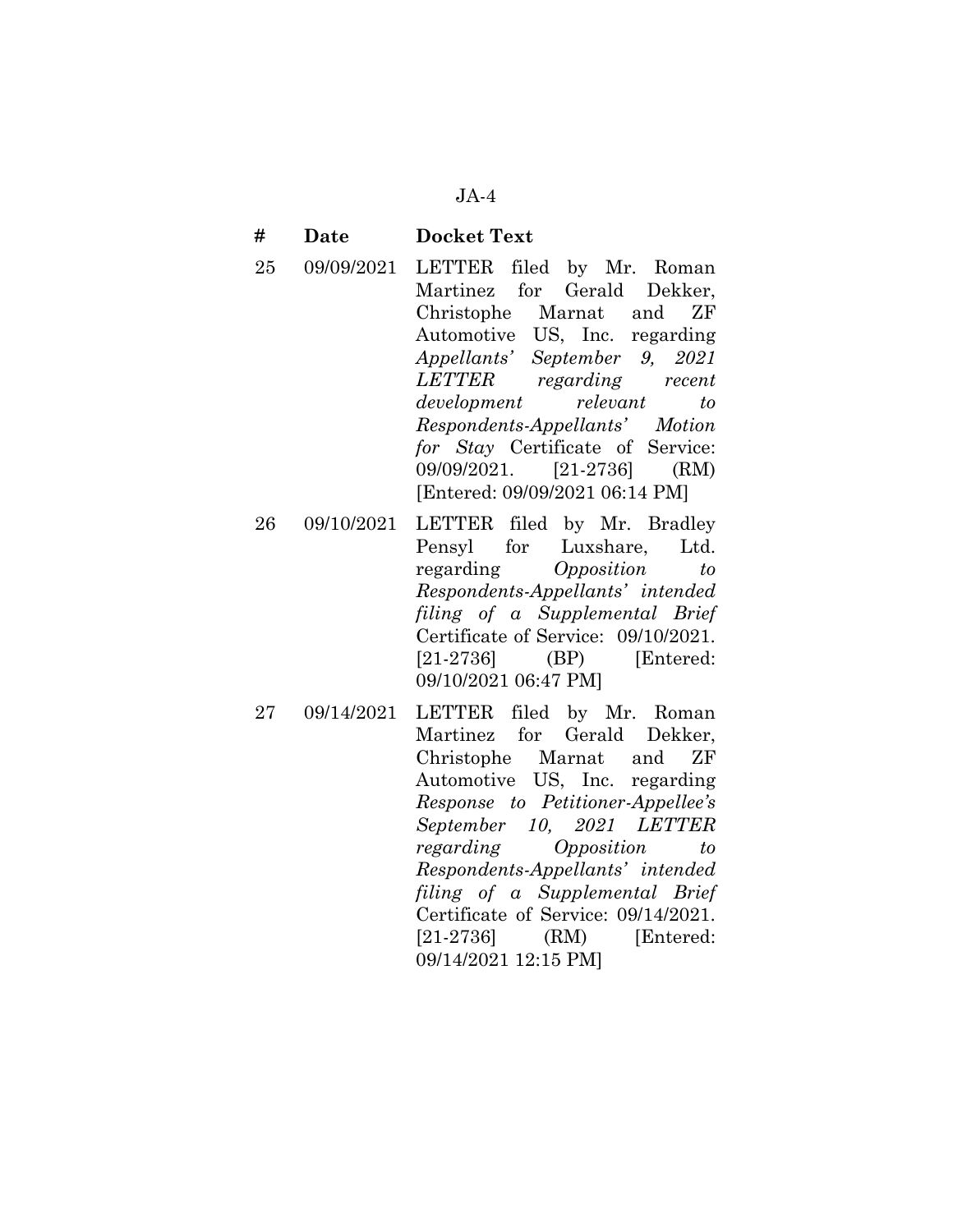| # | Date | Docket Text |
|---|---|---|
| 25 | 09/09/2021 | LETTER filed by Mr. Roman Martinez for Gerald Dekker, Christophe Marnat and ZF Automotive US, Inc. regarding *Appellants' September 9, 2021 LETTER regarding recent development relevant to Respondents-Appellants' Motion for Stay* Certificate of Service: 09/09/2021. [21-2736] (RM) [Entered: 09/09/2021 06:14 PM] |
| 26 | 09/10/2021 | LETTER filed by Mr. Bradley Pensyl for Luxshare, Ltd. regarding *Opposition to Respondents-Appellants' intended filing of a Supplemental Brief* Certificate of Service: 09/10/2021. [21-2736] (BP) [Entered: 09/10/2021 06:47 PM] |
| 27 | 09/14/2021 | LETTER filed by Mr. Roman Martinez for Gerald Dekker, Christophe Marnat and ZF Automotive US, Inc. regarding *Response to Petitioner-Appellee's September 10, 2021 LETTER regarding Opposition to Respondents-Appellants' intended filing of a Supplemental Brief* Certificate of Service: 09/14/2021. [21-2736] (RM) [Entered: 09/14/2021 12:15 PM] |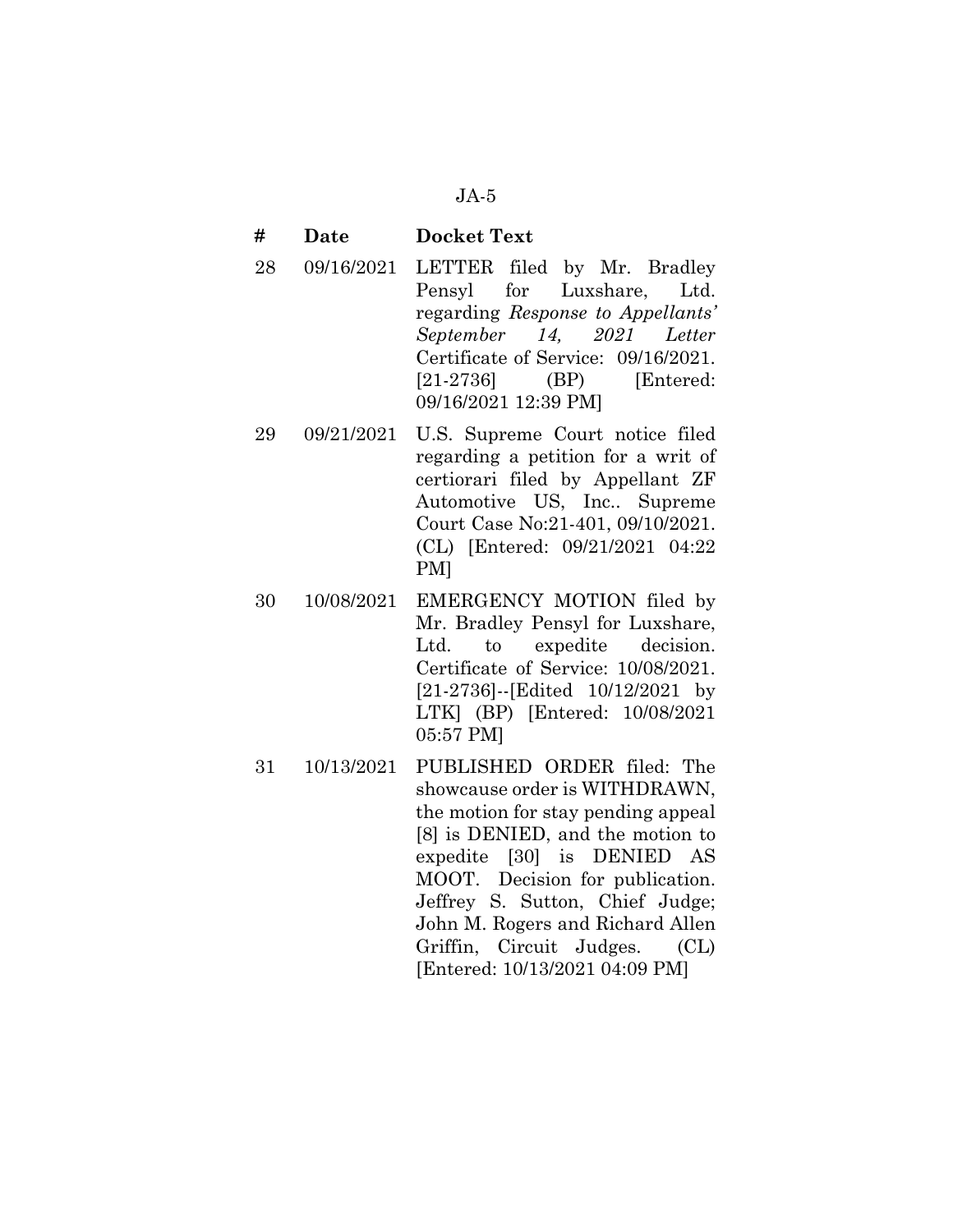| # | Date | Docket Text |
|---|---|---|
| 28 | 09/16/2021 | LETTER filed by Mr. Bradley Pensyl for Luxshare, Ltd. regarding *Response to Appellants' September 14, 2021 Letter* Certificate of Service: 09/16/2021. [21-2736] (BP) [Entered: 09/16/2021 12:39 PM] |
| 29 | 09/21/2021 | U.S. Supreme Court notice filed regarding a petition for a writ of certiorari filed by Appellant ZF Automotive US, Inc.. Supreme Court Case No:21-401, 09/10/2021. (CL) [Entered: 09/21/2021 04:22 PM] |
| 30 | 10/08/2021 | EMERGENCY MOTION filed by Mr. Bradley Pensyl for Luxshare, Ltd. to expedite decision. Certificate of Service: 10/08/2021. [21-2736]--[Edited 10/12/2021 by LTK] (BP) [Entered: 10/08/2021 05:57 PM] |
| 31 | 10/13/2021 | PUBLISHED ORDER filed: The showcause order is WITHDRAWN, the motion for stay pending appeal [8] is DENIED, and the motion to expedite [30] is DENIED AS MOOT. Decision for publication. Jeffrey S. Sutton, Chief Judge; John M. Rogers and Richard Allen Griffin, Circuit Judges. (CL) [Entered: 10/13/2021 04:09 PM] |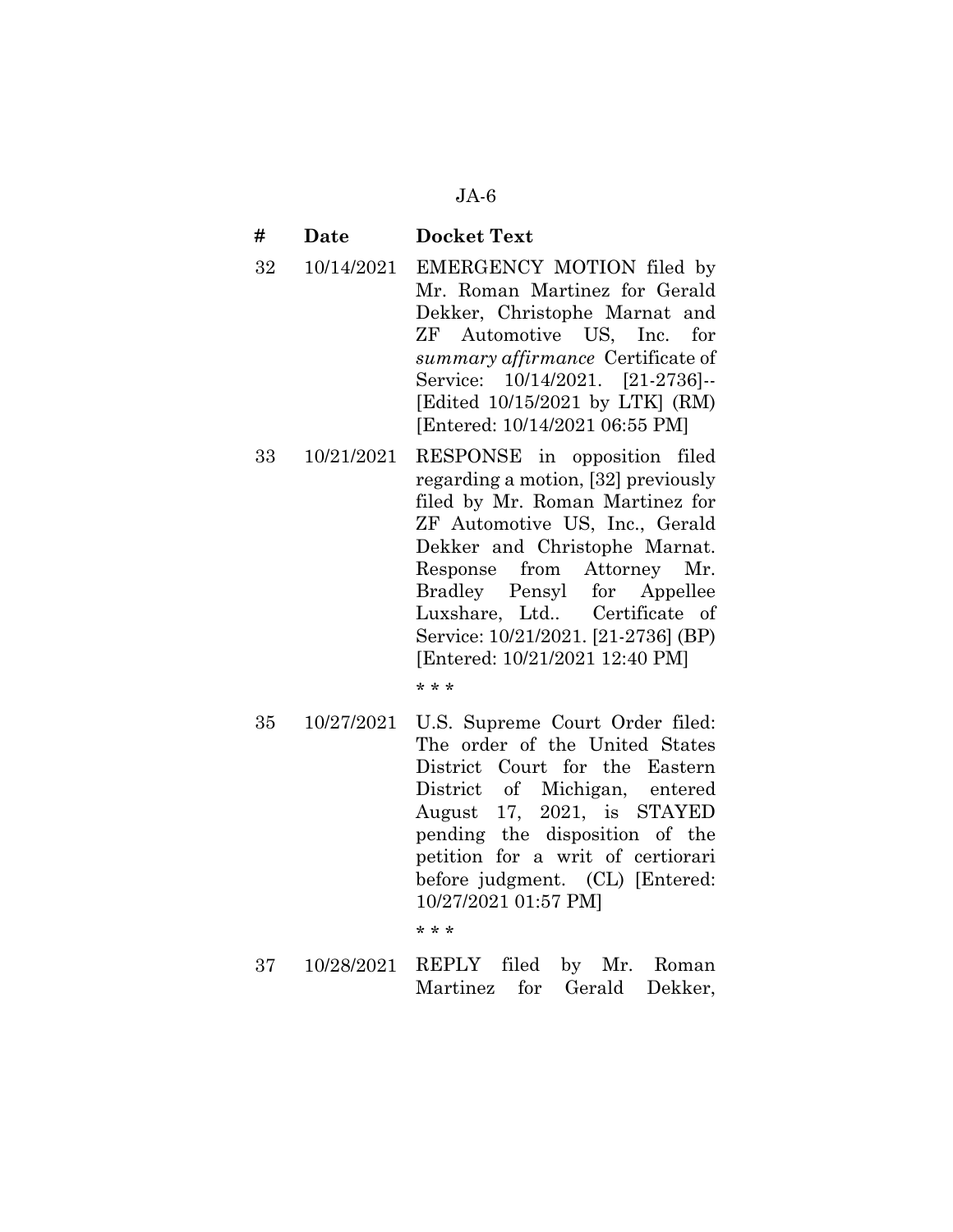| # | Date | Docket Text |
|---|---|---|
| 32 | 10/14/2021 | EMERGENCY MOTION filed by Mr. Roman Martinez for Gerald Dekker, Christophe Marnat and ZF Automotive US, Inc. for *summary affirmance* Certificate of Service: 10/14/2021. [21-2736]--[Edited 10/15/2021 by LTK] (RM) [Entered: 10/14/2021 06:55 PM] |
| 33 | 10/21/2021 | RESPONSE in opposition filed regarding a motion, [32] previously filed by Mr. Roman Martinez for ZF Automotive US, Inc., Gerald Dekker and Christophe Marnat. Response from Attorney Mr. Bradley Pensyl for Appellee Luxshare, Ltd.. Certificate of Service: 10/21/2021. [21-2736] (BP) [Entered: 10/21/2021 12:40 PM] |
| | | * * * |
| 35 | 10/27/2021 | U.S. Supreme Court Order filed: The order of the United States District Court for the Eastern District of Michigan, entered August 17, 2021, is STAYED pending the disposition of the petition for a writ of certiorari before judgment. (CL) [Entered: 10/27/2021 01:57 PM] |
| | | * * * |
| 37 | 10/28/2021 | REPLY filed by Mr. Roman Martinez for Gerald Dekker, |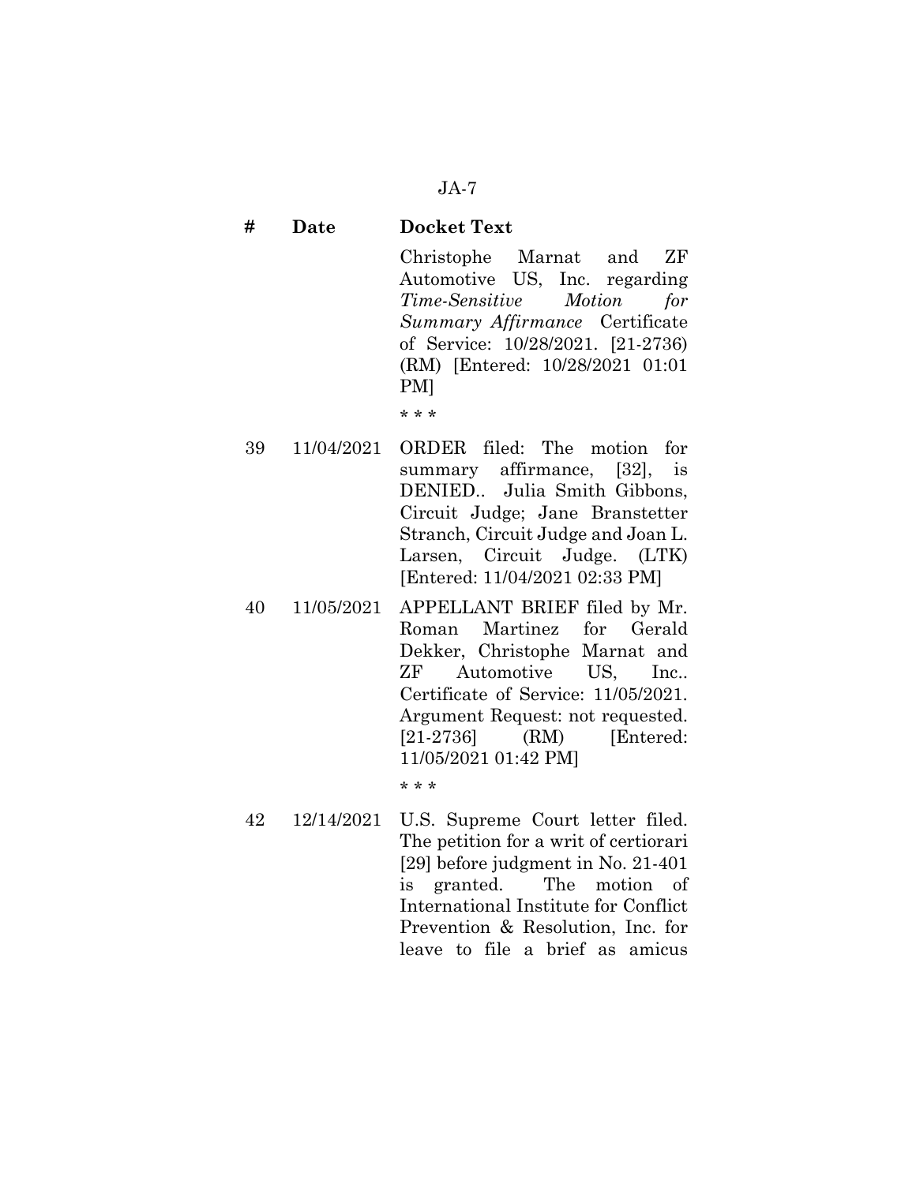| # | Date | Docket Text |
|---|---|---|
| | | Christophe Marnat and ZF Automotive US, Inc. regarding *Time-Sensitive Motion for Summary Affirmance* Certificate of Service: 10/28/2021. [21-2736) (RM) [Entered: 10/28/2021 01:01 PM] |
| | | * * * |
| 39 | 11/04/2021 | ORDER filed: The motion for summary affirmance, [32], is DENIED.. Julia Smith Gibbons, Circuit Judge; Jane Branstetter Stranch, Circuit Judge and Joan L. Larsen, Circuit Judge. (LTK) [Entered: 11/04/2021 02:33 PM] |
| 40 | 11/05/2021 | APPELLANT BRIEF filed by Mr. Roman Martinez for Gerald Dekker, Christophe Marnat and ZF Automotive US, Inc.. Certificate of Service: 11/05/2021. Argument Request: not requested. [21-2736] (RM) [Entered: 11/05/2021 01:42 PM] |
| | | * * * |
| 42 | 12/14/2021 | U.S. Supreme Court letter filed. The petition for a writ of certiorari [29] before judgment in No. 21-401 is granted. The motion of International Institute for Conflict Prevention & Resolution, Inc. for leave to file a brief as amicus |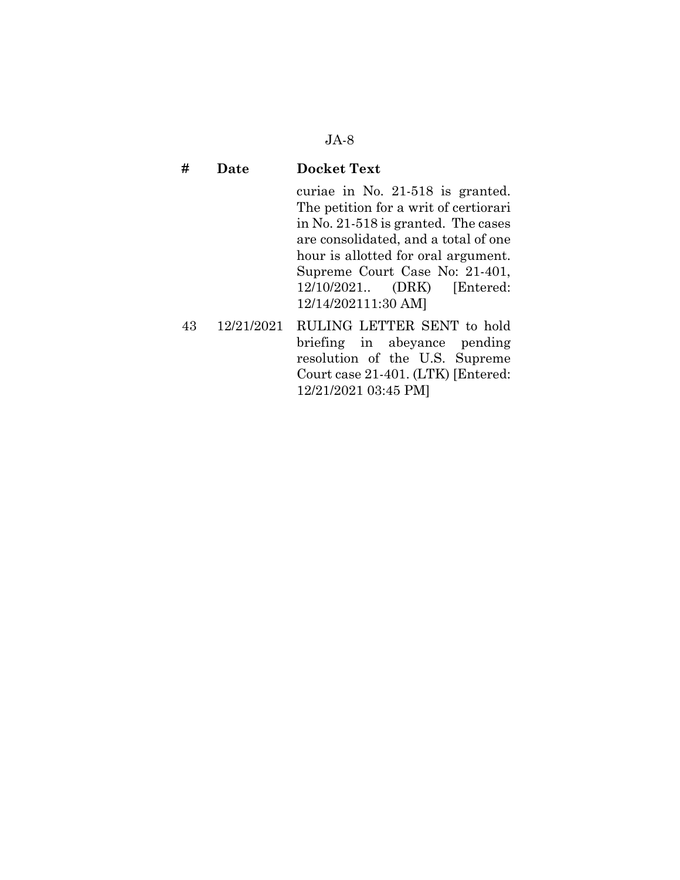| # | Date | Docket Text |
|---|---|---|
| | | curiae in No. 21-518 is granted. The petition for a writ of certiorari in No. 21-518 is granted. The cases are consolidated, and a total of one hour is allotted for oral argument. Supreme Court Case No: 21-401, 12/10/2021.. (DRK) [Entered: 12/14/202111:30 AM] |
| 43 | 12/21/2021 | RULING LETTER SENT to hold briefing in abeyance pending resolution of the U.S. Supreme Court case 21-401. (LTK) [Entered: 12/21/2021 03:45 PM] |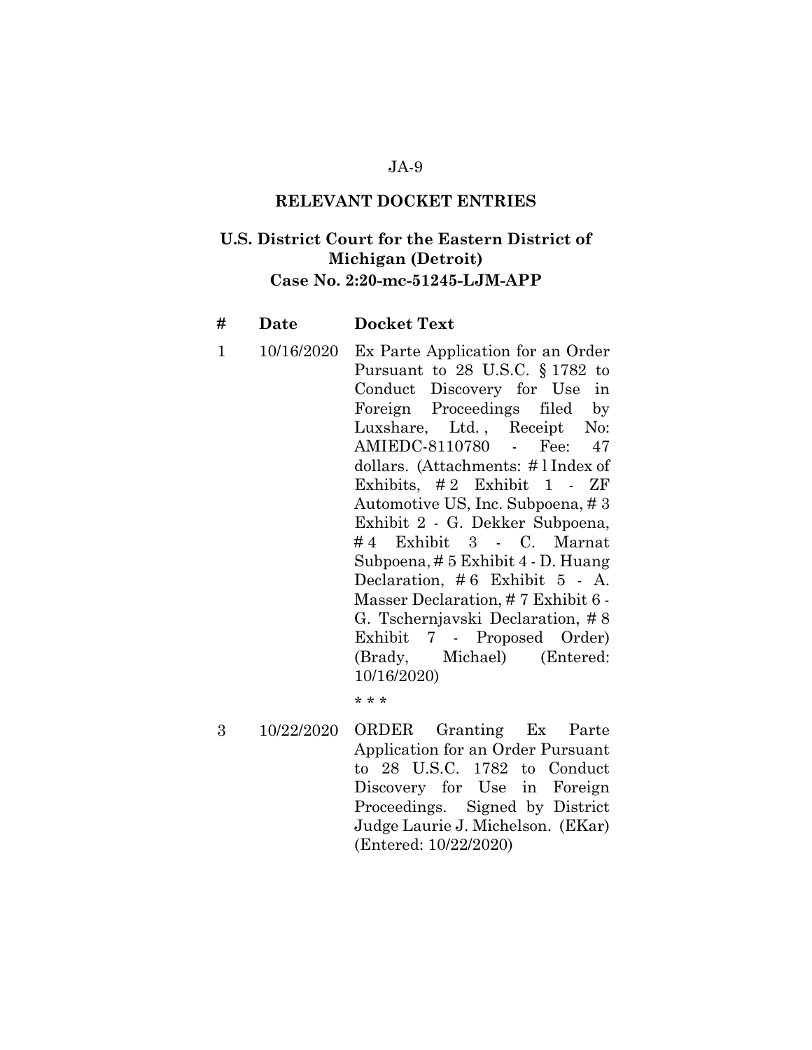JA-9

## RELEVANT DOCKET ENTRIES

### U.S. District Court for the Eastern District of Michigan (Detroit)
### Case No. 2:20-mc-51245-LJM-APP

| # | Date | Docket Text |
|---|---|---|
| 1 | 10/16/2020 | Ex Parte Application for an Order Pursuant to 28 U.S.C. § 1782 to Conduct Discovery for Use in Foreign Proceedings filed by Luxshare, Ltd. , Receipt No: AMIEDC-8110780 - Fee: 47 dollars. (Attachments: # 1 Index of Exhibits, # 2 Exhibit 1 - ZF Automotive US, Inc. Subpoena, # 3 Exhibit 2 - G. Dekker Subpoena, # 4 Exhibit 3 - C. Marnat Subpoena, # 5 Exhibit 4 - D. Huang Declaration, # 6 Exhibit 5 - A. Masser Declaration, # 7 Exhibit 6 - G. Tschernjavski Declaration, # 8 Exhibit 7 - Proposed Order) (Brady, Michael) (Entered: 10/16/2020) |
| | | * * * |
| 3 | 10/22/2020 | ORDER Granting Ex Parte Application for an Order Pursuant to 28 U.S.C. 1782 to Conduct Discovery for Use in Foreign Proceedings. Signed by District Judge Laurie J. Michelson. (EKar) (Entered: 10/22/2020) |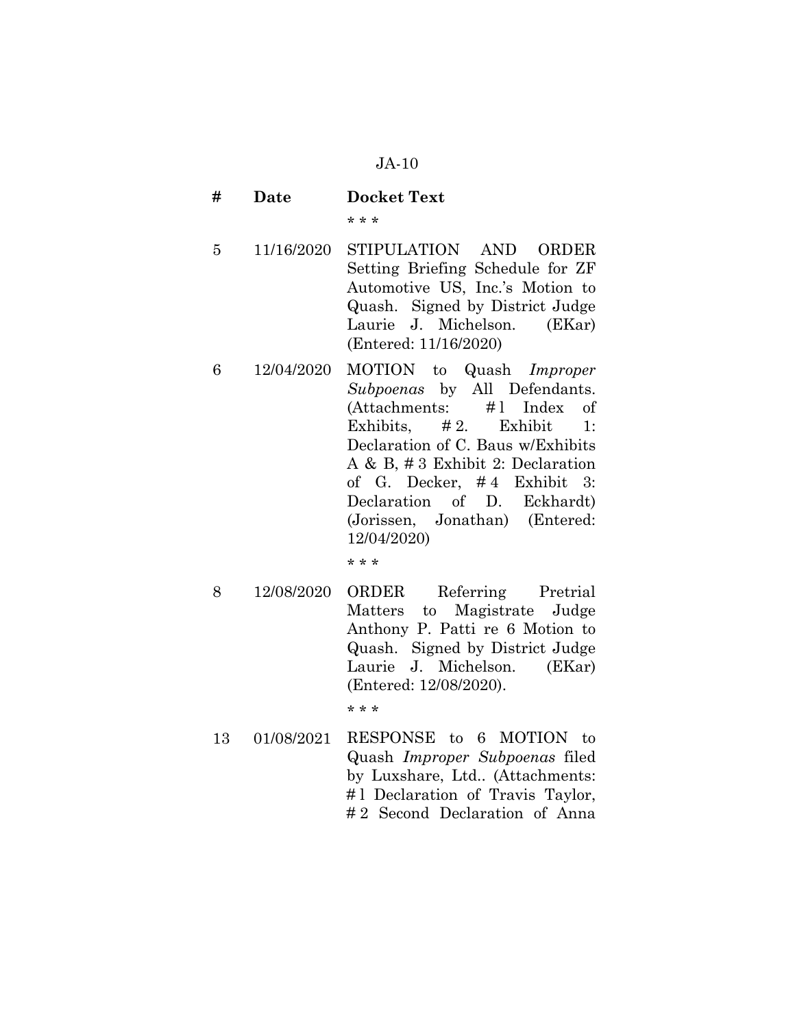| # | Date | Docket Text |
| --- | --- | --- |
| | | * * * |
| 5 | 11/16/2020 | STIPULATION AND ORDER Setting Briefing Schedule for ZF Automotive US, Inc.'s Motion to Quash. Signed by District Judge Laurie J. Michelson. (EKar) (Entered: 11/16/2020) |
| 6 | 12/04/2020 | MOTION to Quash *Improper Subpoenas* by All Defendants. (Attachments: # 1 Index of Exhibits, # 2. Exhibit 1: Declaration of C. Baus w/Exhibits A & B, # 3 Exhibit 2: Declaration of G. Decker, # 4 Exhibit 3: Declaration of D. Eckhardt) (Jorissen, Jonathan) (Entered: 12/04/2020) |
| | | * * * |
| 8 | 12/08/2020 | ORDER Referring Pretrial Matters to Magistrate Judge Anthony P. Patti re 6 Motion to Quash. Signed by District Judge Laurie J. Michelson. (EKar) (Entered: 12/08/2020). |
| | | * * * |
| 13 | 01/08/2021 | RESPONSE to 6 MOTION to Quash *Improper Subpoenas* filed by Luxshare, Ltd.. (Attachments: # 1 Declaration of Travis Taylor, # 2 Second Declaration of Anna |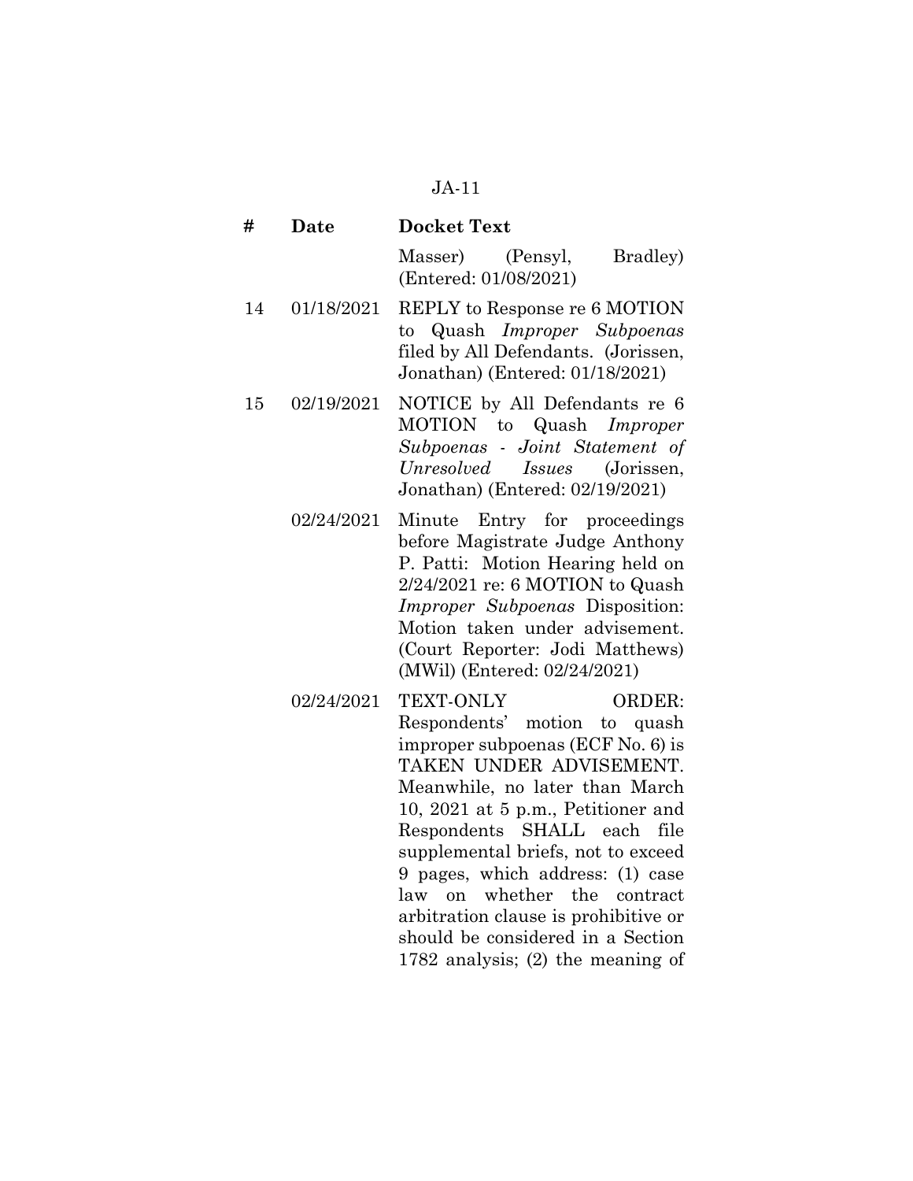| # | Date | Docket Text |
|---|---|---|
| | | Masser) (Pensyl, Bradley) (Entered: 01/08/2021) |
| 14 | 01/18/2021 | REPLY to Response re 6 MOTION to Quash *Improper Subpoenas* filed by All Defendants. (Jorissen, Jonathan) (Entered: 01/18/2021) |
| 15 | 02/19/2021 | NOTICE by All Defendants re 6 MOTION to Quash *Improper Subpoenas - Joint Statement of Unresolved Issues* (Jorissen, Jonathan) (Entered: 02/19/2021) |
| | 02/24/2021 | Minute Entry for proceedings before Magistrate Judge Anthony P. Patti: Motion Hearing held on 2/24/2021 re: 6 MOTION to Quash *Improper Subpoenas* Disposition: Motion taken under advisement. (Court Reporter: Jodi Matthews) (MWil) (Entered: 02/24/2021) |
| | 02/24/2021 | TEXT-ONLY ORDER: Respondents' motion to quash improper subpoenas (ECF No. 6) is TAKEN UNDER ADVISEMENT. Meanwhile, no later than March 10, 2021 at 5 p.m., Petitioner and Respondents SHALL each file supplemental briefs, not to exceed 9 pages, which address: (1) case law on whether the contract arbitration clause is prohibitive or should be considered in a Section 1782 analysis; (2) the meaning of |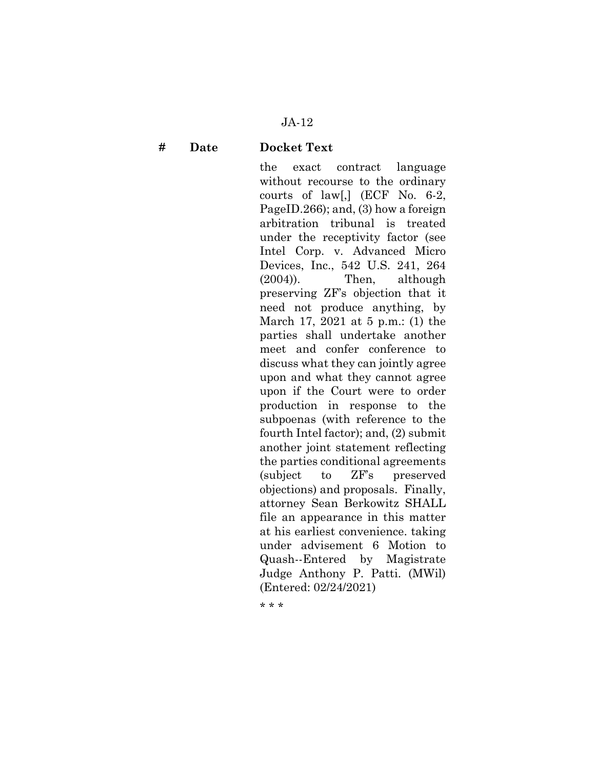| # | Date | Docket Text |
|---|---|---|
| | | the exact contract language without recourse to the ordinary courts of law[,] (ECF No. 6-2, PageID.266); and, (3) how a foreign arbitration tribunal is treated under the receptivity factor (see Intel Corp. v. Advanced Micro Devices, Inc., 542 U.S. 241, 264 (2004)). Then, although preserving ZF's objection that it need not produce anything, by March 17, 2021 at 5 p.m.: (1) the parties shall undertake another meet and confer conference to discuss what they can jointly agree upon and what they cannot agree upon if the Court were to order production in response to the subpoenas (with reference to the fourth Intel factor); and, (2) submit another joint statement reflecting the parties conditional agreements (subject to ZF's preserved objections) and proposals. Finally, attorney Sean Berkowitz SHALL file an appearance in this matter at his earliest convenience. taking under advisement 6 Motion to Quash--Entered by Magistrate Judge Anthony P. Patti. (MWil) (Entered: 02/24/2021) |

\* \* \*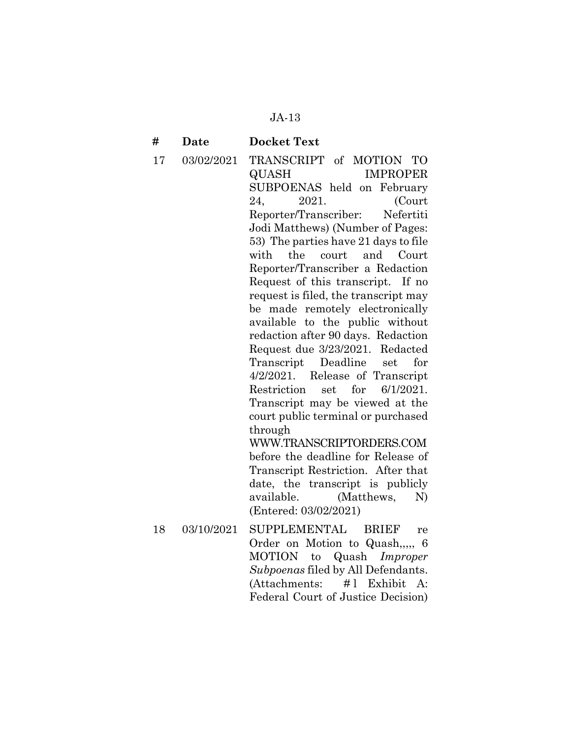| # | Date | Docket Text |
|---|---|---|
| 17 | 03/02/2021 | TRANSCRIPT of MOTION TO QUASH IMPROPER SUBPOENAS held on February 24, 2021. (Court Reporter/Transcriber: Nefertiti Jodi Matthews) (Number of Pages: 53) The parties have 21 days to file with the court and Court Reporter/Transcriber a Redaction Request of this transcript. If no request is filed, the transcript may be made remotely electronically available to the public without redaction after 90 days. Redaction Request due 3/23/2021. Redacted Transcript Deadline set for 4/2/2021. Release of Transcript Restriction set for 6/1/2021. Transcript may be viewed at the court public terminal or purchased through WWW.TRANSCRIPTORDERS.COM before the deadline for Release of Transcript Restriction. After that date, the transcript is publicly available. (Matthews, N) (Entered: 03/02/2021) |
| 18 | 03/10/2021 | SUPPLEMENTAL BRIEF re Order on Motion to Quash,,,,, 6 MOTION to Quash *Improper Subpoenas* filed by All Defendants. (Attachments: # 1 Exhibit A: Federal Court of Justice Decision) |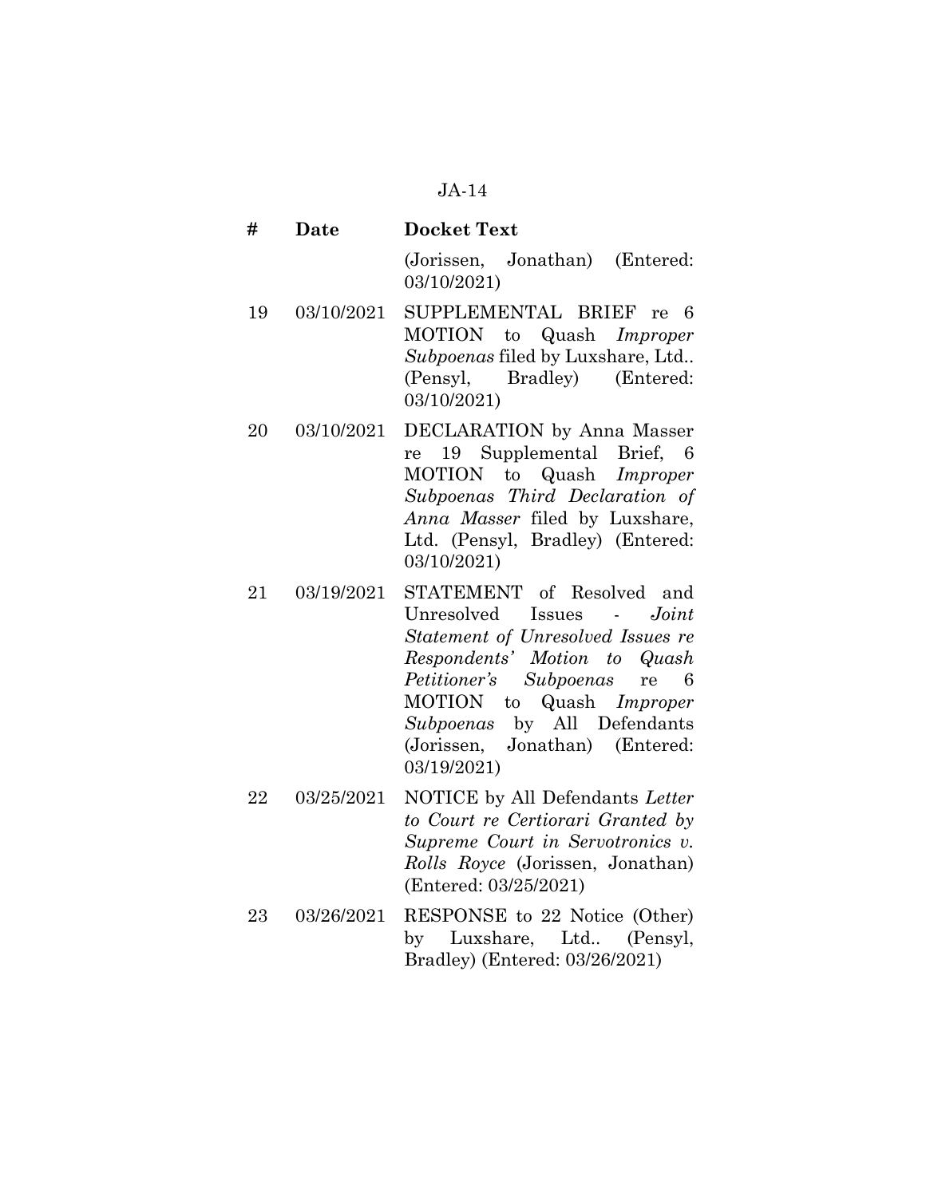| # | Date | Docket Text |
|---|---|---|
| | | (Jorissen, Jonathan) (Entered: 03/10/2021) |
| 19 | 03/10/2021 | SUPPLEMENTAL BRIEF re 6 MOTION to Quash *Improper Subpoenas* filed by Luxshare, Ltd.. (Pensyl, Bradley) (Entered: 03/10/2021) |
| 20 | 03/10/2021 | DECLARATION by Anna Masser re 19 Supplemental Brief, 6 MOTION to Quash *Improper Subpoenas Third Declaration of Anna Masser* filed by Luxshare, Ltd. (Pensyl, Bradley) (Entered: 03/10/2021) |
| 21 | 03/19/2021 | STATEMENT of Resolved and Unresolved Issues - *Joint Statement of Unresolved Issues re Respondents' Motion to Quash Petitioner's Subpoenas* re 6 MOTION to Quash *Improper Subpoenas* by All Defendants (Jorissen, Jonathan) (Entered: 03/19/2021) |
| 22 | 03/25/2021 | NOTICE by All Defendants *Letter to Court re Certiorari Granted by Supreme Court in Servotronics v. Rolls Royce* (Jorissen, Jonathan) (Entered: 03/25/2021) |
| 23 | 03/26/2021 | RESPONSE to 22 Notice (Other) by Luxshare, Ltd.. (Pensyl, Bradley) (Entered: 03/26/2021) |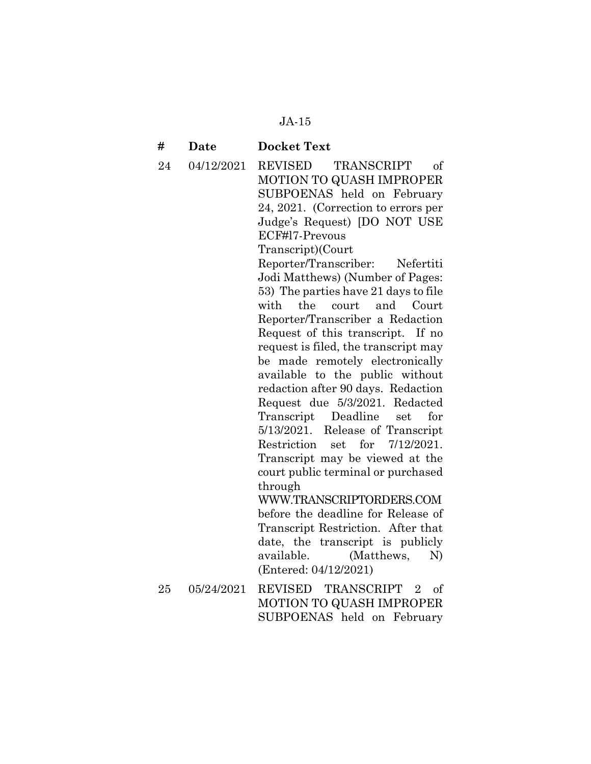| # | Date | Docket Text |
|---|---|---|
| 24 | 04/12/2021 | REVISED TRANSCRIPT of MOTION TO QUASH IMPROPER SUBPOENAS held on February 24, 2021. (Correction to errors per Judge's Request) [DO NOT USE ECF#l7-Prevous Transcript)(Court Reporter/Transcriber: Nefertiti Jodi Matthews) (Number of Pages: 53) The parties have 21 days to file with the court and Court Reporter/Transcriber a Redaction Request of this transcript. If no request is filed, the transcript may be made remotely electronically available to the public without redaction after 90 days. Redaction Request due 5/3/2021. Redacted Transcript Deadline set for 5/13/2021. Release of Transcript Restriction set for 7/12/2021. Transcript may be viewed at the court public terminal or purchased through WWW.TRANSCRIPTORDERS.COM before the deadline for Release of Transcript Restriction. After that date, the transcript is publicly available. (Matthews, N) (Entered: 04/12/2021) |
| 25 | 05/24/2021 | REVISED TRANSCRIPT 2 of MOTION TO QUASH IMPROPER SUBPOENAS held on February |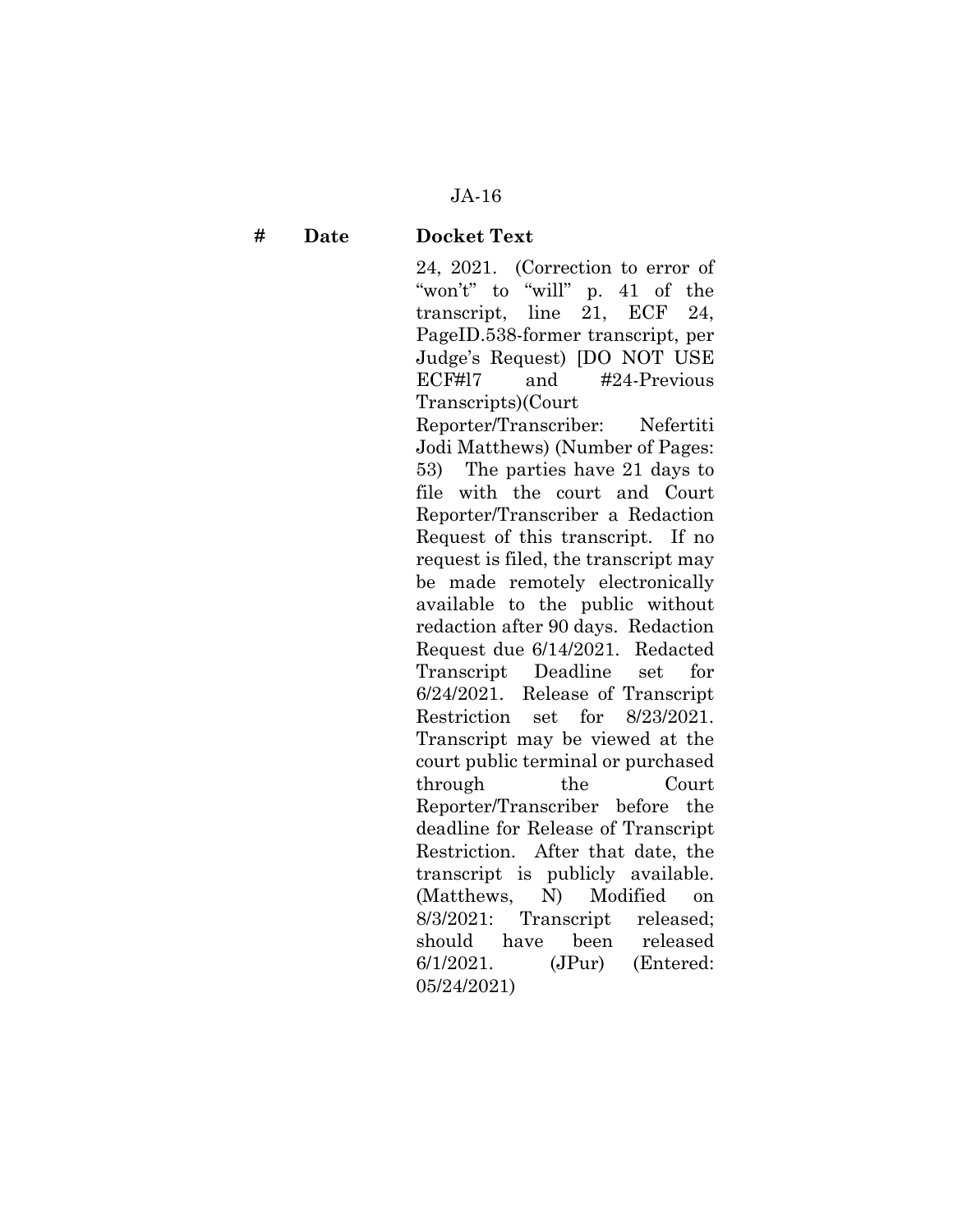| # | Date | Docket Text |
|---|---|---|
| | | 24, 2021. (Correction to error of "won't" to "will" p. 41 of the transcript, line 21, ECF 24, PageID.538-former transcript, per Judge's Request) [DO NOT USE ECF#l7 and #24-Previous Transcripts)(Court Reporter/Transcriber: Nefertiti Jodi Matthews) (Number of Pages: 53) The parties have 21 days to file with the court and Court Reporter/Transcriber a Redaction Request of this transcript. If no request is filed, the transcript may be made remotely electronically available to the public without redaction after 90 days. Redaction Request due 6/14/2021. Redacted Transcript Deadline set for 6/24/2021. Release of Transcript Restriction set for 8/23/2021. Transcript may be viewed at the court public terminal or purchased through the Court Reporter/Transcriber before the deadline for Release of Transcript Restriction. After that date, the transcript is publicly available. (Matthews, N) Modified on 8/3/2021: Transcript released; should have been released 6/1/2021. (JPur) (Entered: 05/24/2021) |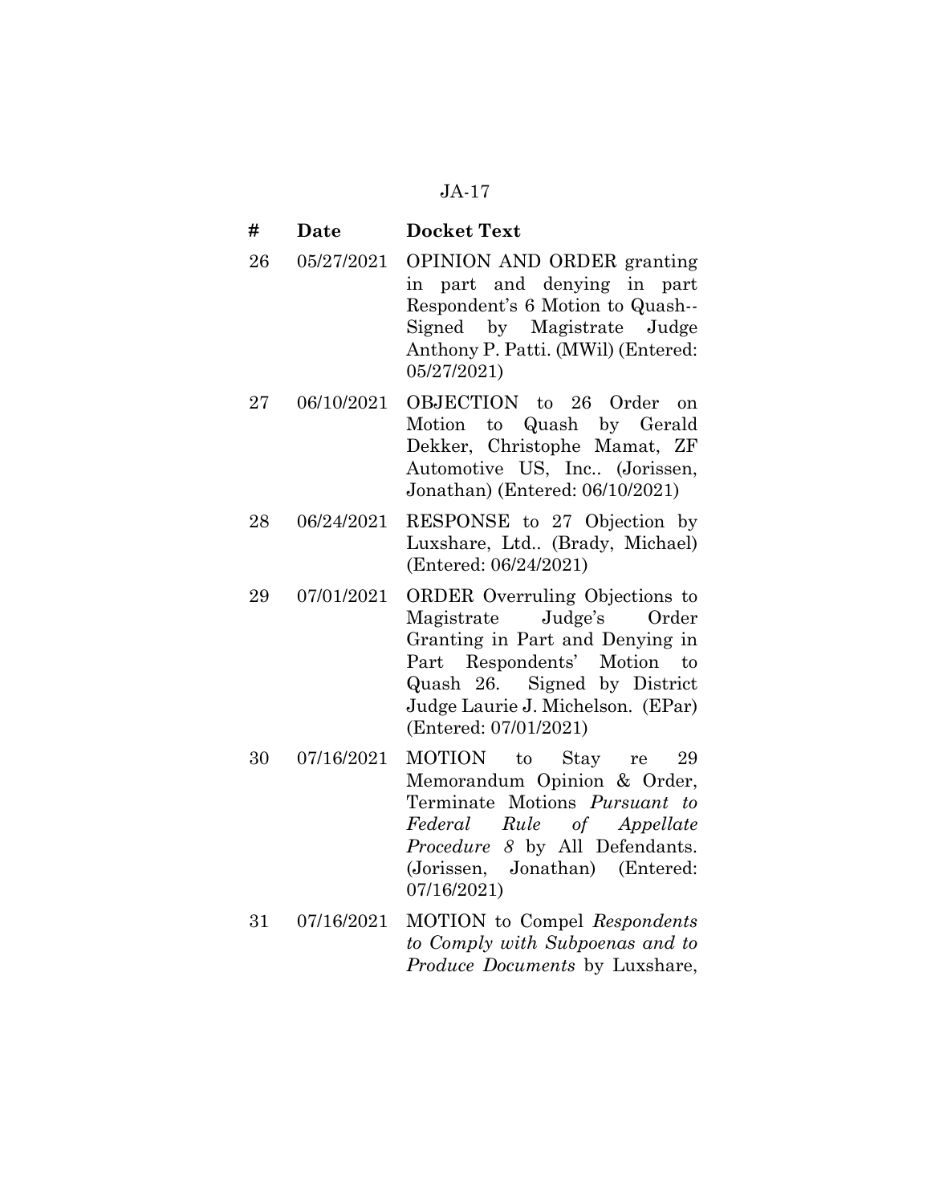| # | Date | Docket Text |
|---|---|---|
| 26 | 05/27/2021 | OPINION AND ORDER granting in part and denying in part Respondent's 6 Motion to Quash--Signed by Magistrate Judge Anthony P. Patti. (MWil) (Entered: 05/27/2021) |
| 27 | 06/10/2021 | OBJECTION to 26 Order on Motion to Quash by Gerald Dekker, Christophe Mamat, ZF Automotive US, Inc.. (Jorissen, Jonathan) (Entered: 06/10/2021) |
| 28 | 06/24/2021 | RESPONSE to 27 Objection by Luxshare, Ltd.. (Brady, Michael) (Entered: 06/24/2021) |
| 29 | 07/01/2021 | ORDER Overruling Objections to Magistrate Judge's Order Granting in Part and Denying in Part Respondents' Motion to Quash 26. Signed by District Judge Laurie J. Michelson. (EPar) (Entered: 07/01/2021) |
| 30 | 07/16/2021 | MOTION to Stay re 29 Memorandum Opinion & Order, Terminate Motions *Pursuant to Federal Rule of Appellate Procedure 8* by All Defendants. (Jorissen, Jonathan) (Entered: 07/16/2021) |
| 31 | 07/16/2021 | MOTION to Compel *Respondents to Comply with Subpoenas and to Produce Documents* by Luxshare, |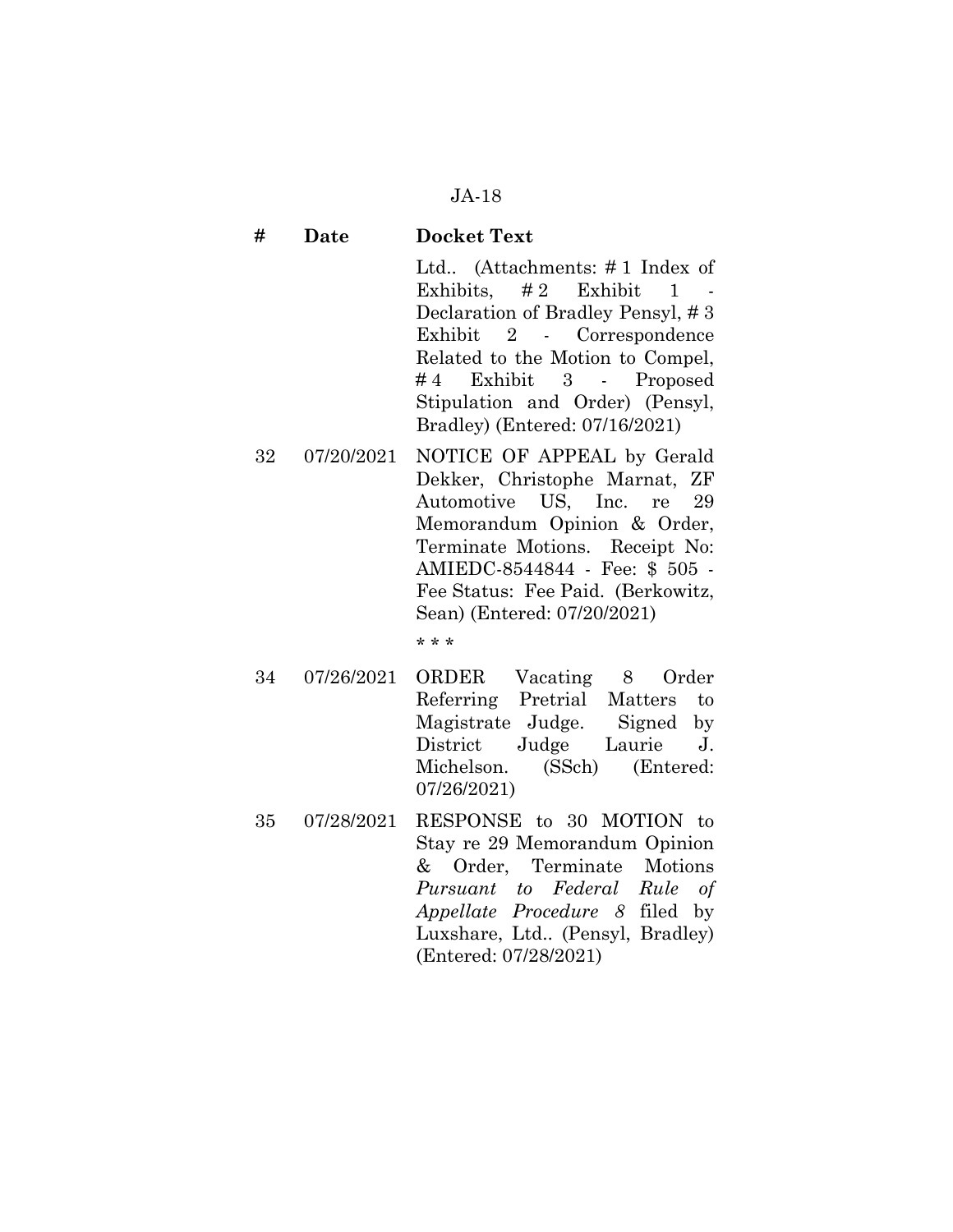| # | Date | Docket Text |
|---|---|---|
| | | Ltd.. (Attachments: # 1 Index of Exhibits, # 2 Exhibit 1 - Declaration of Bradley Pensyl, # 3 Exhibit 2 - Correspondence Related to the Motion to Compel, # 4 Exhibit 3 - Proposed Stipulation and Order) (Pensyl, Bradley) (Entered: 07/16/2021) |
| 32 | 07/20/2021 | NOTICE OF APPEAL by Gerald Dekker, Christophe Marnat, ZF Automotive US, Inc. re 29 Memorandum Opinion & Order, Terminate Motions. Receipt No: AMIEDC-8544844 - Fee: $ 505 - Fee Status: Fee Paid. (Berkowitz, Sean) (Entered: 07/20/2021) |
| | | * * * |
| 34 | 07/26/2021 | ORDER Vacating 8 Order Referring Pretrial Matters to Magistrate Judge. Signed by District Judge Laurie J. Michelson. (SSch) (Entered: 07/26/2021) |
| 35 | 07/28/2021 | RESPONSE to 30 MOTION to Stay re 29 Memorandum Opinion & Order, Terminate Motions *Pursuant to Federal Rule of Appellate Procedure 8* filed by Luxshare, Ltd.. (Pensyl, Bradley) (Entered: 07/28/2021) |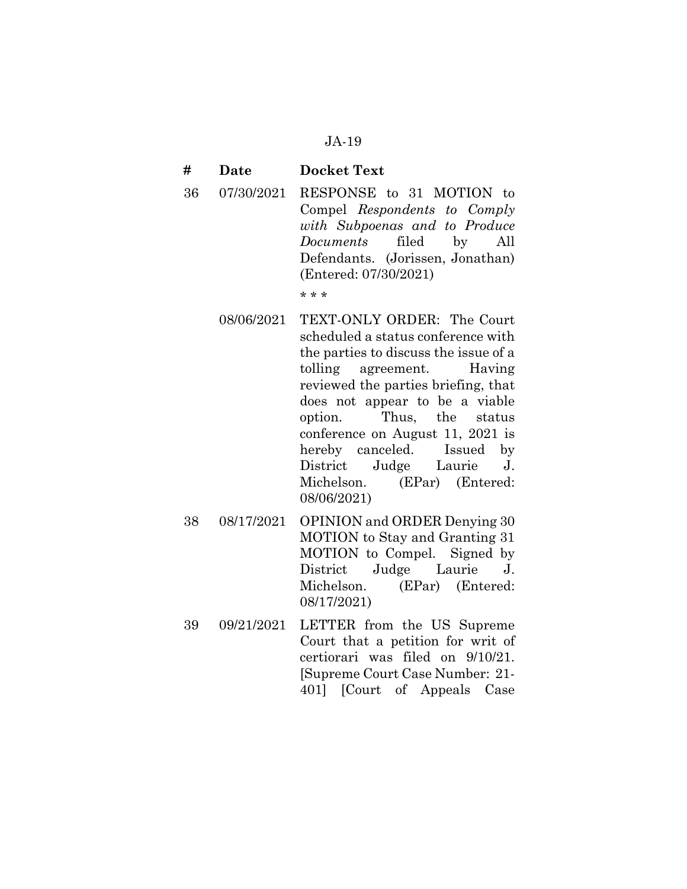| # | Date | Docket Text |
|---|---|---|
| 36 | 07/30/2021 | RESPONSE to 31 MOTION to Compel *Respondents to Comply with Subpoenas and to Produce Documents* filed by All Defendants. (Jorissen, Jonathan) (Entered: 07/30/2021) |

\* \* \*

| # | Date | Docket Text |
|---|---|---|
| | 08/06/2021 | TEXT-ONLY ORDER: The Court scheduled a status conference with the parties to discuss the issue of a tolling agreement. Having reviewed the parties briefing, that does not appear to be a viable option. Thus, the status conference on August 11, 2021 is hereby canceled. Issued by District Judge Laurie J. Michelson. (EPar) (Entered: 08/06/2021) |
| 38 | 08/17/2021 | OPINION and ORDER Denying 30 MOTION to Stay and Granting 31 MOTION to Compel. Signed by District Judge Laurie J. Michelson. (EPar) (Entered: 08/17/2021) |
| 39 | 09/21/2021 | LETTER from the US Supreme Court that a petition for writ of certiorari was filed on 9/10/21. [Supreme Court Case Number: 21-401] [Court of Appeals Case |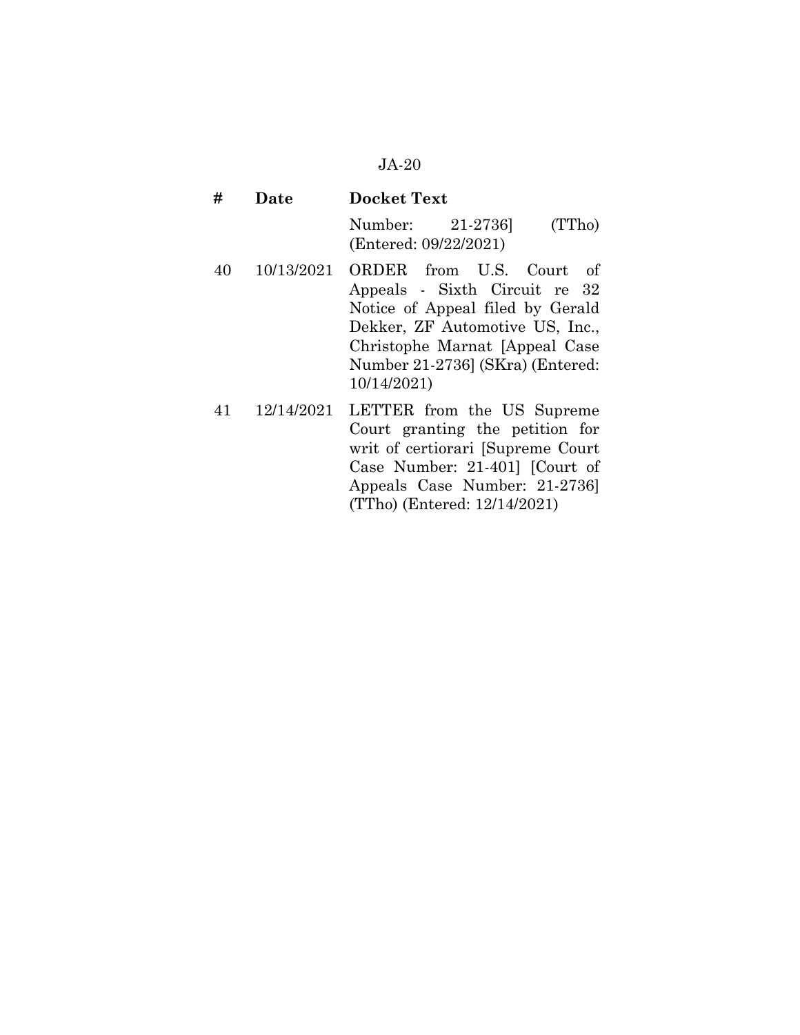| # | Date | Docket Text |
|---|---|---|
| | | Number: 21-2736] (TTho) (Entered: 09/22/2021) |
| 40 | 10/13/2021 | ORDER from U.S. Court of Appeals - Sixth Circuit re 32 Notice of Appeal filed by Gerald Dekker, ZF Automotive US, Inc., Christophe Marnat [Appeal Case Number 21-2736] (SKra) (Entered: 10/14/2021) |
| 41 | 12/14/2021 | LETTER from the US Supreme Court granting the petition for writ of certiorari [Supreme Court Case Number: 21-401] [Court of Appeals Case Number: 21-2736] (TTho) (Entered: 12/14/2021) |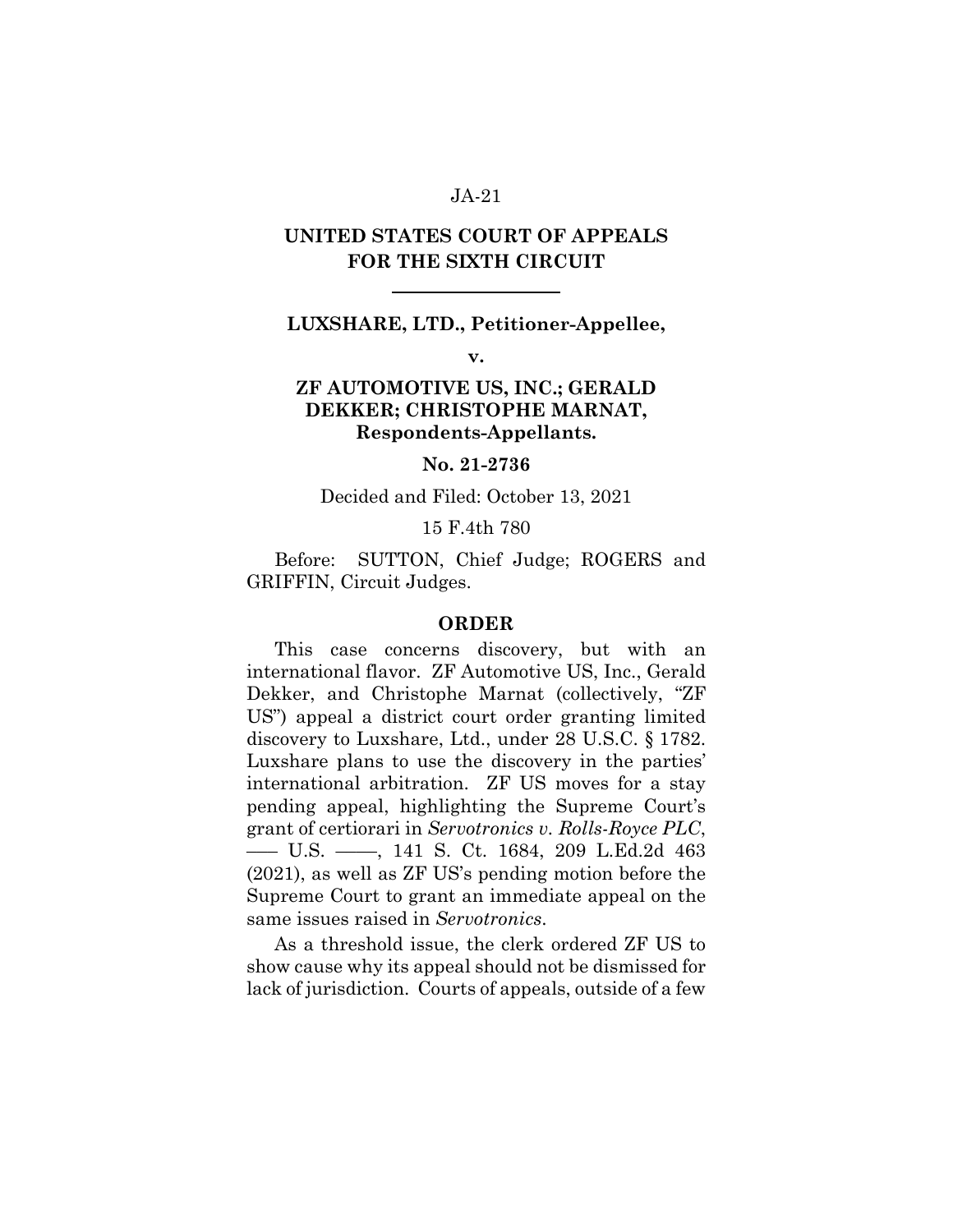**UNITED STATES COURT OF APPEALS FOR THE SIXTH CIRCUIT**

---

**LUXSHARE, LTD., Petitioner-Appellee,**

**v.**

**ZF AUTOMOTIVE US, INC.; GERALD DEKKER; CHRISTOPHE MARNAT, Respondents-Appellants.**

**No. 21-2736**

Decided and Filed: October 13, 2021

15 F.4th 780

Before: SUTTON, Chief Judge; ROGERS and GRIFFIN, Circuit Judges.

**ORDER**

This case concerns discovery, but with an international flavor. ZF Automotive US, Inc., Gerald Dekker, and Christophe Marnat (collectively, "ZF US") appeal a district court order granting limited discovery to Luxshare, Ltd., under 28 U.S.C. § 1782. Luxshare plans to use the discovery in the parties' international arbitration. ZF US moves for a stay pending appeal, highlighting the Supreme Court's grant of certiorari in *Servotronics v. Rolls-Royce PLC*, ––– U.S. ––––, 141 S. Ct. 1684, 209 L.Ed.2d 463 (2021), as well as ZF US's pending motion before the Supreme Court to grant an immediate appeal on the same issues raised in *Servotronics*.

As a threshold issue, the clerk ordered ZF US to show cause why its appeal should not be dismissed for lack of jurisdiction. Courts of appeals, outside of a few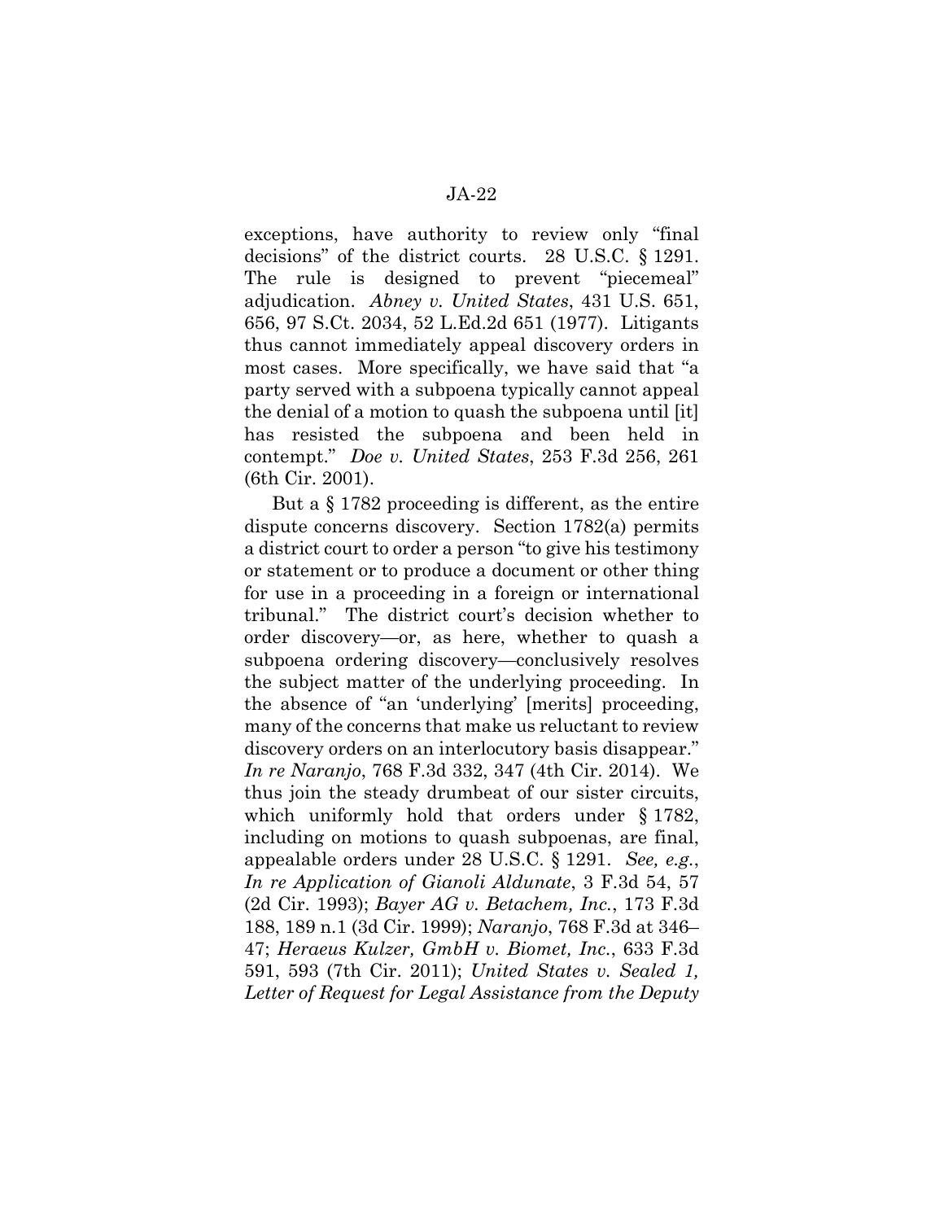exceptions, have authority to review only "final decisions" of the district courts. 28 U.S.C. § 1291. The rule is designed to prevent "piecemeal" adjudication. *Abney v. United States*, 431 U.S. 651, 656, 97 S.Ct. 2034, 52 L.Ed.2d 651 (1977). Litigants thus cannot immediately appeal discovery orders in most cases. More specifically, we have said that "a party served with a subpoena typically cannot appeal the denial of a motion to quash the subpoena until [it] has resisted the subpoena and been held in contempt." *Doe v. United States*, 253 F.3d 256, 261 (6th Cir. 2001).

But a § 1782 proceeding is different, as the entire dispute concerns discovery. Section 1782(a) permits a district court to order a person "to give his testimony or statement or to produce a document or other thing for use in a proceeding in a foreign or international tribunal." The district court's decision whether to order discovery—or, as here, whether to quash a subpoena ordering discovery—conclusively resolves the subject matter of the underlying proceeding. In the absence of "an 'underlying' [merits] proceeding, many of the concerns that make us reluctant to review discovery orders on an interlocutory basis disappear." *In re Naranjo*, 768 F.3d 332, 347 (4th Cir. 2014). We thus join the steady drumbeat of our sister circuits, which uniformly hold that orders under § 1782, including on motions to quash subpoenas, are final, appealable orders under 28 U.S.C. § 1291. *See, e.g.*, *In re Application of Gianoli Aldunate*, 3 F.3d 54, 57 (2d Cir. 1993); *Bayer AG v. Betachem, Inc.*, 173 F.3d 188, 189 n.1 (3d Cir. 1999); *Naranjo*, 768 F.3d at 346–47; *Heraeus Kulzer, GmbH v. Biomet, Inc.*, 633 F.3d 591, 593 (7th Cir. 2011); *United States v. Sealed 1, Letter of Request for Legal Assistance from the Deputy*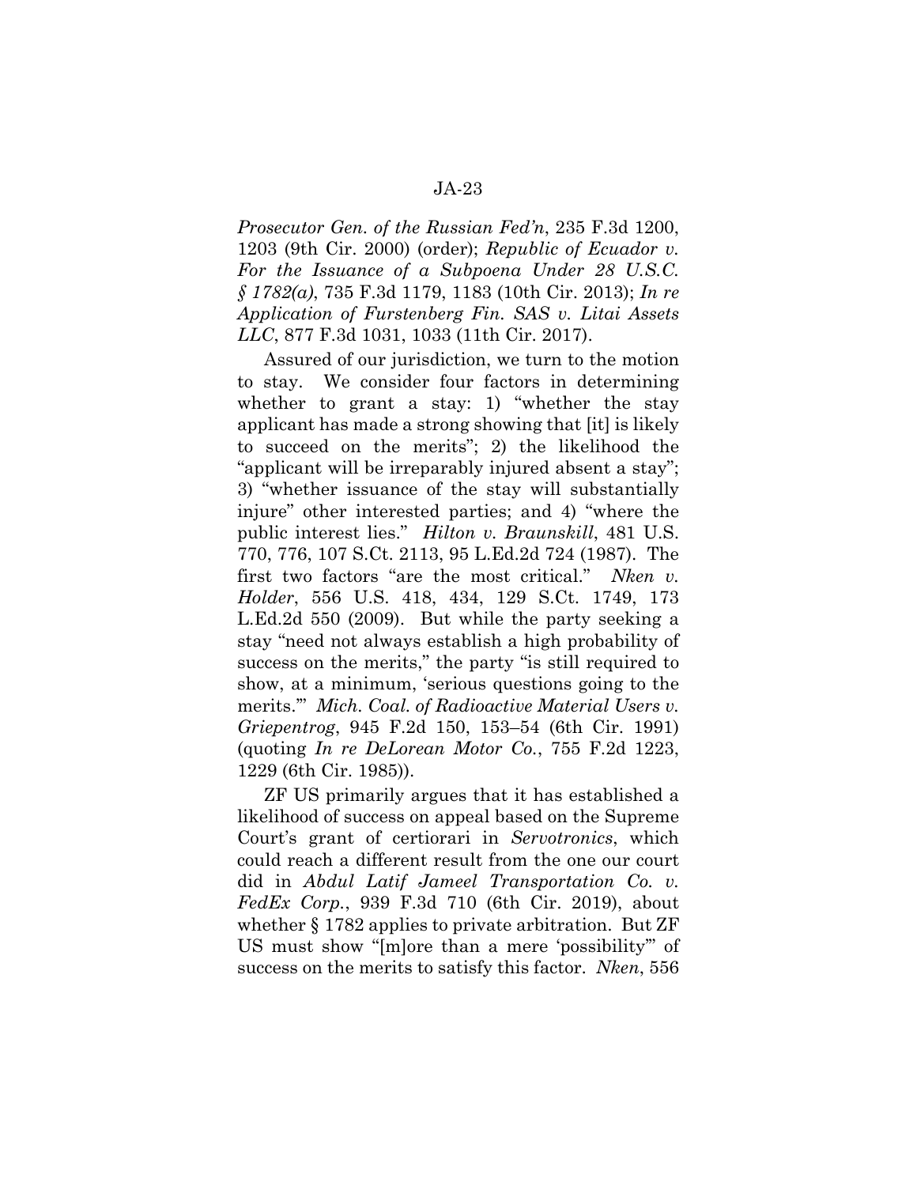*Prosecutor Gen. of the Russian Fed'n*, 235 F.3d 1200, 1203 (9th Cir. 2000) (order); *Republic of Ecuador v. For the Issuance of a Subpoena Under 28 U.S.C. § 1782(a)*, 735 F.3d 1179, 1183 (10th Cir. 2013); *In re Application of Furstenberg Fin. SAS v. Litai Assets LLC*, 877 F.3d 1031, 1033 (11th Cir. 2017).

Assured of our jurisdiction, we turn to the motion to stay. We consider four factors in determining whether to grant a stay: 1) "whether the stay applicant has made a strong showing that [it] is likely to succeed on the merits"; 2) the likelihood the "applicant will be irreparably injured absent a stay"; 3) "whether issuance of the stay will substantially injure" other interested parties; and 4) "where the public interest lies." *Hilton v. Braunskill*, 481 U.S. 770, 776, 107 S.Ct. 2113, 95 L.Ed.2d 724 (1987). The first two factors "are the most critical." *Nken v. Holder*, 556 U.S. 418, 434, 129 S.Ct. 1749, 173 L.Ed.2d 550 (2009). But while the party seeking a stay "need not always establish a high probability of success on the merits," the party "is still required to show, at a minimum, 'serious questions going to the merits.'" *Mich. Coal. of Radioactive Material Users v. Griepentrog*, 945 F.2d 150, 153–54 (6th Cir. 1991) (quoting *In re DeLorean Motor Co.*, 755 F.2d 1223, 1229 (6th Cir. 1985)).

ZF US primarily argues that it has established a likelihood of success on appeal based on the Supreme Court's grant of certiorari in *Servotronics*, which could reach a different result from the one our court did in *Abdul Latif Jameel Transportation Co. v. FedEx Corp.*, 939 F.3d 710 (6th Cir. 2019), about whether § 1782 applies to private arbitration. But ZF US must show "[m]ore than a mere 'possibility'" of success on the merits to satisfy this factor. *Nken*, 556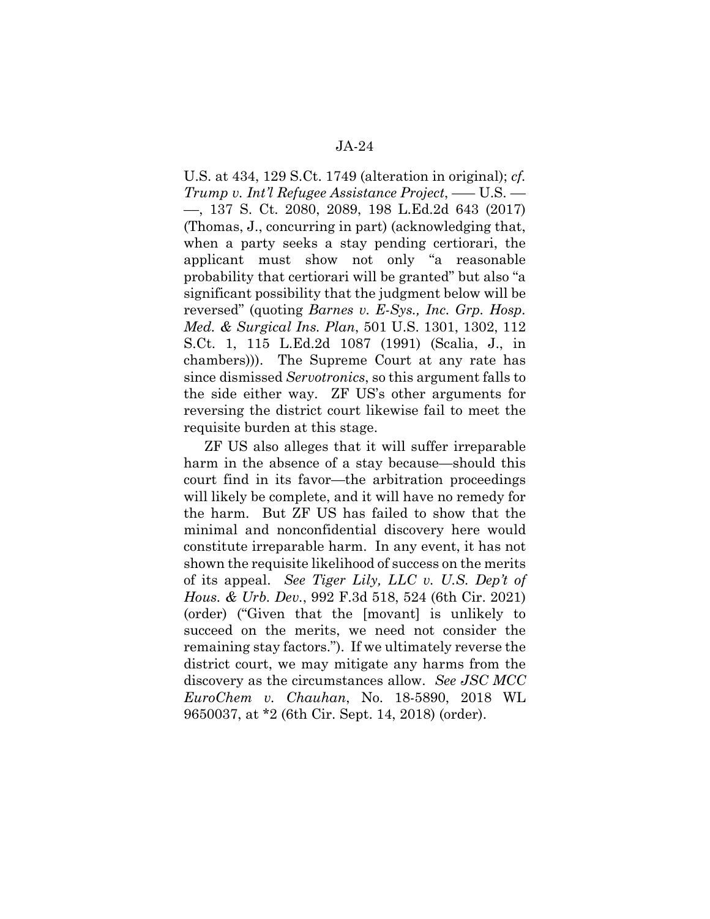U.S. at 434, 129 S.Ct. 1749 (alteration in original); *cf. Trump v. Int'l Refugee Assistance Project*, ––– U.S. ––––, 137 S. Ct. 2080, 2089, 198 L.Ed.2d 643 (2017) (Thomas, J., concurring in part) (acknowledging that, when a party seeks a stay pending certiorari, the applicant must show not only "a reasonable probability that certiorari will be granted" but also "a significant possibility that the judgment below will be reversed" (quoting *Barnes v. E-Sys., Inc. Grp. Hosp. Med. & Surgical Ins. Plan*, 501 U.S. 1301, 1302, 112 S.Ct. 1, 115 L.Ed.2d 1087 (1991) (Scalia, J., in chambers))). The Supreme Court at any rate has since dismissed *Servotronics*, so this argument falls to the side either way. ZF US's other arguments for reversing the district court likewise fail to meet the requisite burden at this stage.

ZF US also alleges that it will suffer irreparable harm in the absence of a stay because—should this court find in its favor—the arbitration proceedings will likely be complete, and it will have no remedy for the harm. But ZF US has failed to show that the minimal and nonconfidential discovery here would constitute irreparable harm. In any event, it has not shown the requisite likelihood of success on the merits of its appeal. *See Tiger Lily, LLC v. U.S. Dep't of Hous. & Urb. Dev.*, 992 F.3d 518, 524 (6th Cir. 2021) (order) ("Given that the [movant] is unlikely to succeed on the merits, we need not consider the remaining stay factors."). If we ultimately reverse the district court, we may mitigate any harms from the discovery as the circumstances allow. *See JSC MCC EuroChem v. Chauhan*, No. 18-5890, 2018 WL 9650037, at *2 (6th Cir. Sept. 14, 2018) (order).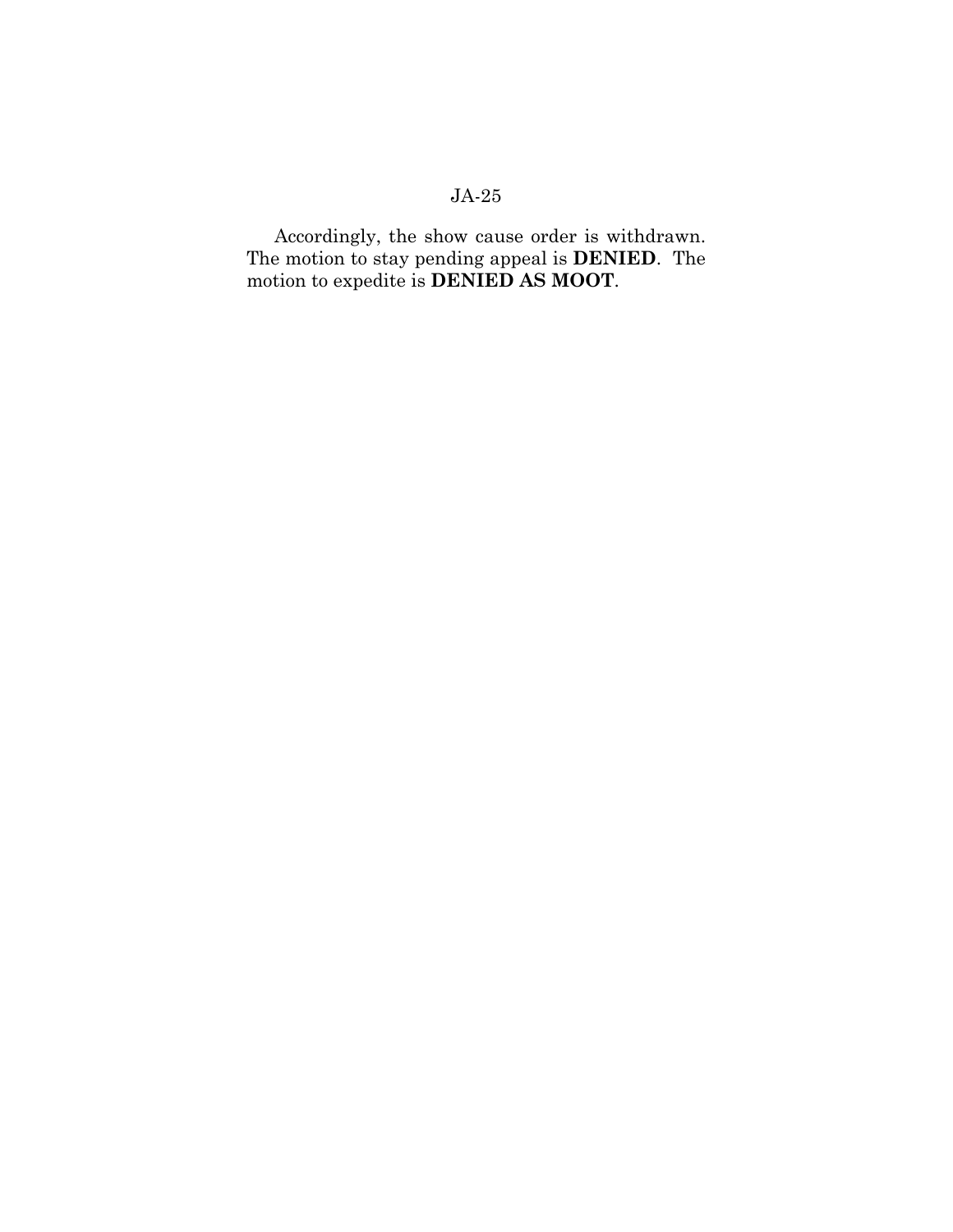Accordingly, the show cause order is withdrawn. The motion to stay pending appeal is **DENIED**. The motion to expedite is **DENIED AS MOOT**.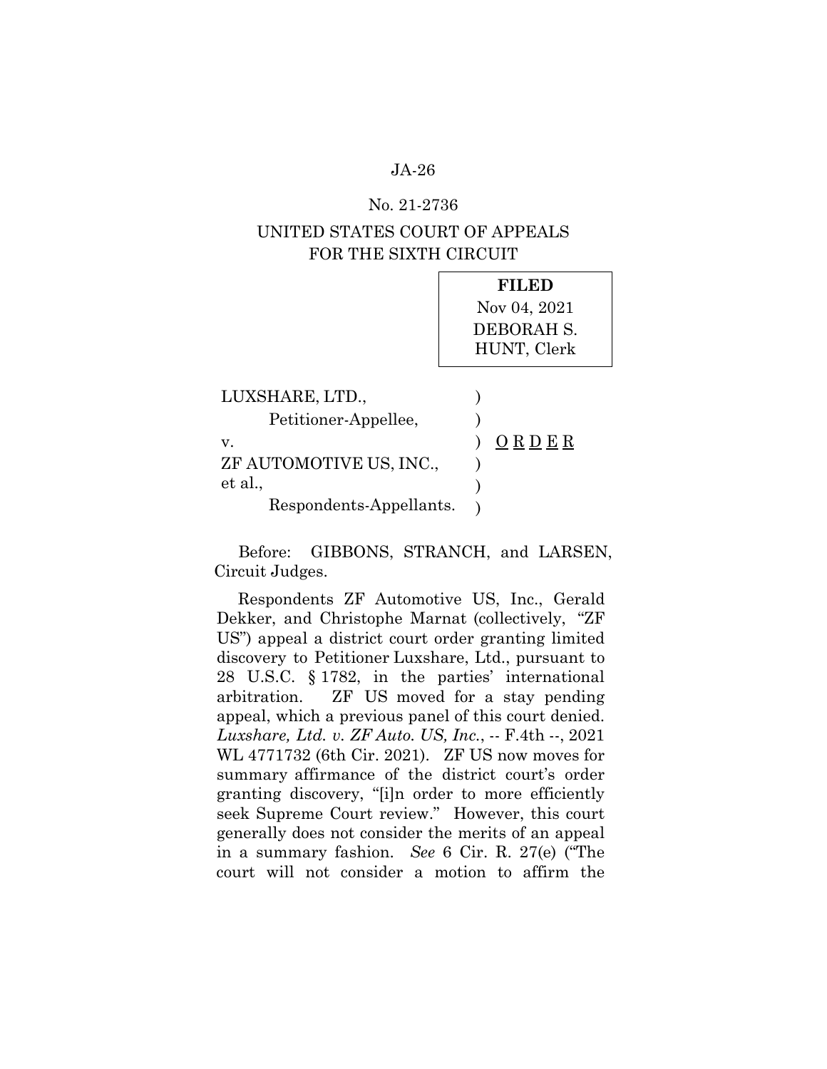No. 21-2736

UNITED STATES COURT OF APPEALS
FOR THE SIXTH CIRCUIT

**FILED**
Nov 04, 2021
DEBORAH S. HUNT, Clerk

| | | |
|---|---|---|
| LUXSHARE, LTD., | ) | |
| Petitioner-Appellee, | ) | |
| v. | ) | O R D E R |
| ZF AUTOMOTIVE US, INC., et al., | ) | |
| Respondents-Appellants. | ) | |

Before: GIBBONS, STRANCH, and LARSEN, Circuit Judges.

Respondents ZF Automotive US, Inc., Gerald Dekker, and Christophe Marnat (collectively, "ZF US") appeal a district court order granting limited discovery to Petitioner Luxshare, Ltd., pursuant to 28 U.S.C. § 1782, in the parties' international arbitration. ZF US moved for a stay pending appeal, which a previous panel of this court denied. *Luxshare, Ltd. v. ZF Auto. US, Inc.*, -- F.4th --, 2021 WL 4771732 (6th Cir. 2021). ZF US now moves for summary affirmance of the district court's order granting discovery, "[i]n order to more efficiently seek Supreme Court review." However, this court generally does not consider the merits of an appeal in a summary fashion. *See* 6 Cir. R. 27(e) ("The court will not consider a motion to affirm the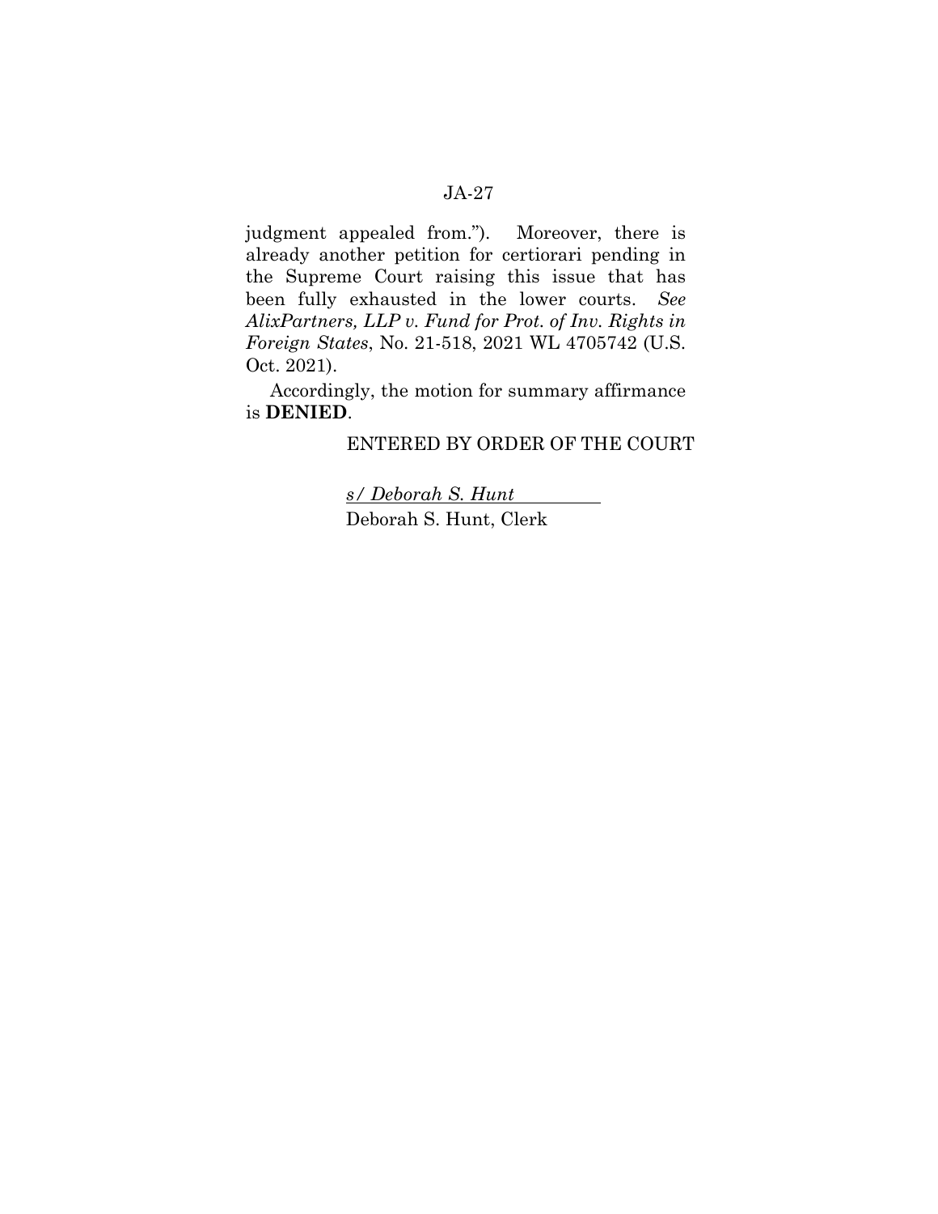judgment appealed from."). Moreover, there is already another petition for certiorari pending in the Supreme Court raising this issue that has been fully exhausted in the lower courts. *See AlixPartners, LLP v. Fund for Prot. of Inv. Rights in Foreign States*, No. 21-518, 2021 WL 4705742 (U.S. Oct. 2021).

Accordingly, the motion for summary affirmance is **DENIED**.

ENTERED BY ORDER OF THE COURT

*s/ Deborah S. Hunt*
Deborah S. Hunt, Clerk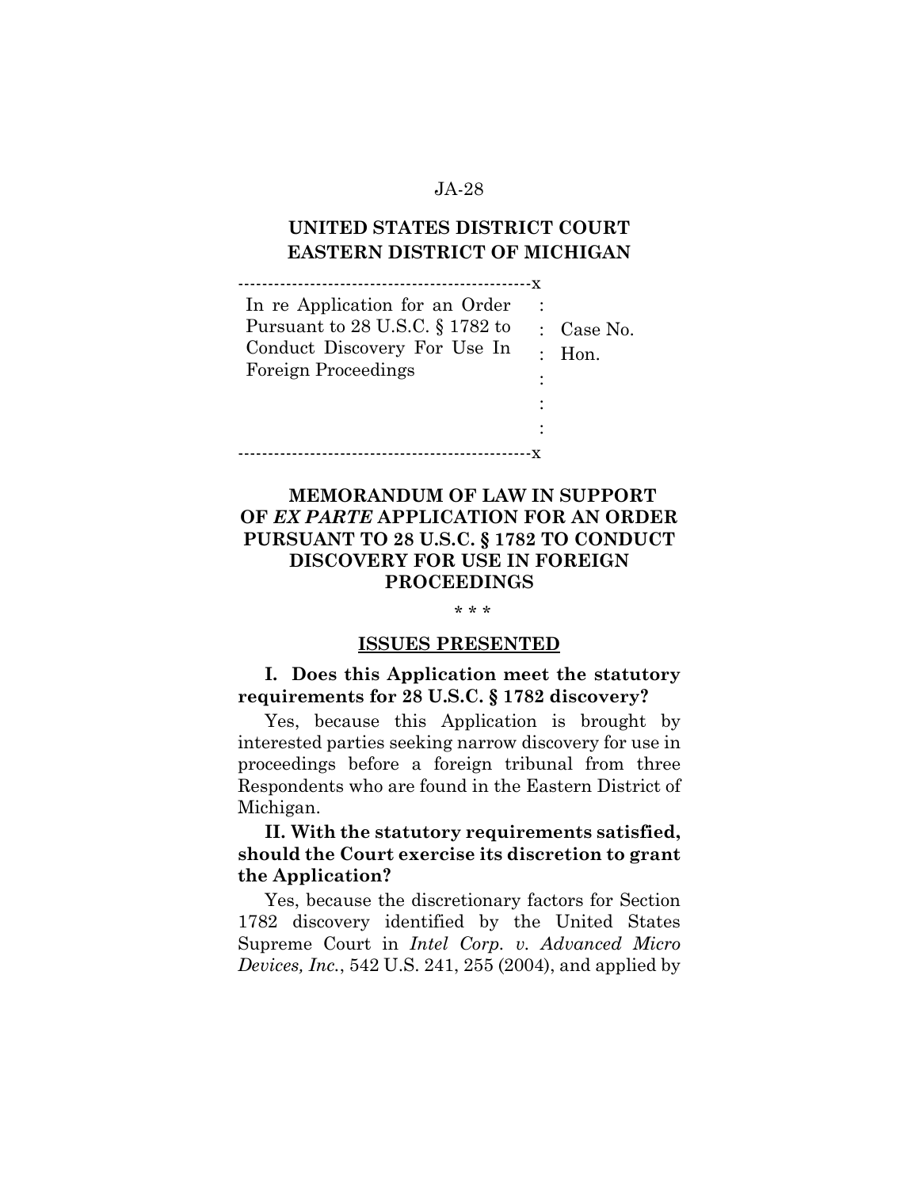**UNITED STATES DISTRICT COURT**
**EASTERN DISTRICT OF MICHIGAN**

| | | |
|---|---|---|
| In re Application for an Order Pursuant to 28 U.S.C. § 1782 to Conduct Discovery For Use In Foreign Proceedings | : : : : : : | Case No. Hon. |

# MEMORANDUM OF LAW IN SUPPORT OF *EX PARTE* APPLICATION FOR AN ORDER PURSUANT TO 28 U.S.C. § 1782 TO CONDUCT DISCOVERY FOR USE IN FOREIGN PROCEEDINGS

\* \* \*

## ISSUES PRESENTED

**I. Does this Application meet the statutory requirements for 28 U.S.C. § 1782 discovery?**

Yes, because this Application is brought by interested parties seeking narrow discovery for use in proceedings before a foreign tribunal from three Respondents who are found in the Eastern District of Michigan.

**II. With the statutory requirements satisfied, should the Court exercise its discretion to grant the Application?**

Yes, because the discretionary factors for Section 1782 discovery identified by the United States Supreme Court in *Intel Corp. v. Advanced Micro Devices, Inc.*, 542 U.S. 241, 255 (2004), and applied by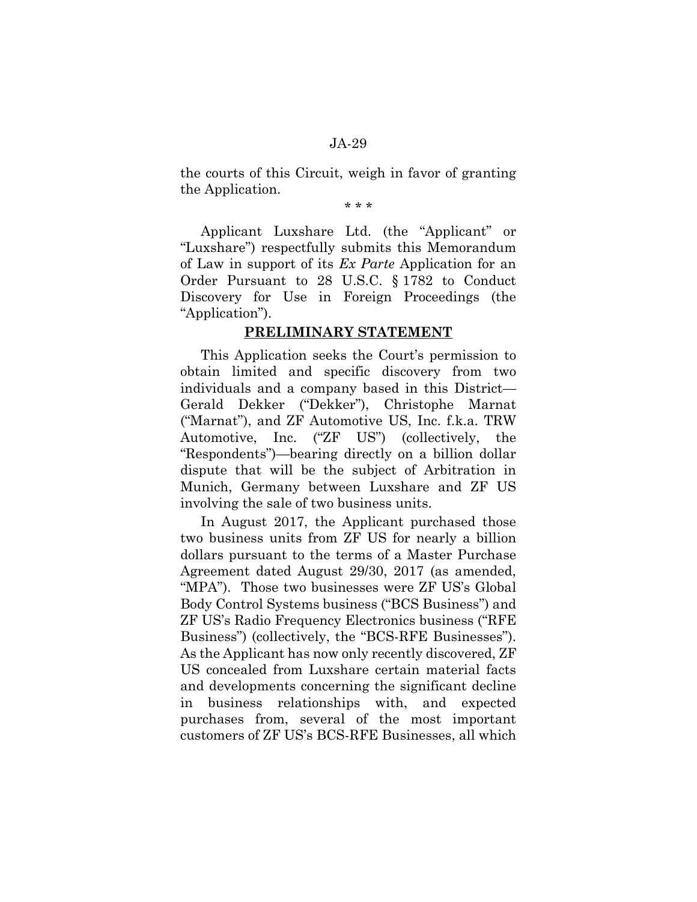the courts of this Circuit, weigh in favor of granting the Application.

\* \* \*

Applicant Luxshare Ltd. (the "Applicant" or "Luxshare") respectfully submits this Memorandum of Law in support of its *Ex Parte* Application for an Order Pursuant to 28 U.S.C. § 1782 to Conduct Discovery for Use in Foreign Proceedings (the "Application").

## PRELIMINARY STATEMENT

This Application seeks the Court's permission to obtain limited and specific discovery from two individuals and a company based in this District—Gerald Dekker ("Dekker"), Christophe Marnat ("Marnat"), and ZF Automotive US, Inc. f.k.a. TRW Automotive, Inc. ("ZF US") (collectively, the "Respondents")—bearing directly on a billion dollar dispute that will be the subject of Arbitration in Munich, Germany between Luxshare and ZF US involving the sale of two business units.

In August 2017, the Applicant purchased those two business units from ZF US for nearly a billion dollars pursuant to the terms of a Master Purchase Agreement dated August 29/30, 2017 (as amended, "MPA"). Those two businesses were ZF US's Global Body Control Systems business ("BCS Business") and ZF US's Radio Frequency Electronics business ("RFE Business") (collectively, the "BCS-RFE Businesses"). As the Applicant has now only recently discovered, ZF US concealed from Luxshare certain material facts and developments concerning the significant decline in business relationships with, and expected purchases from, several of the most important customers of ZF US's BCS-RFE Businesses, all which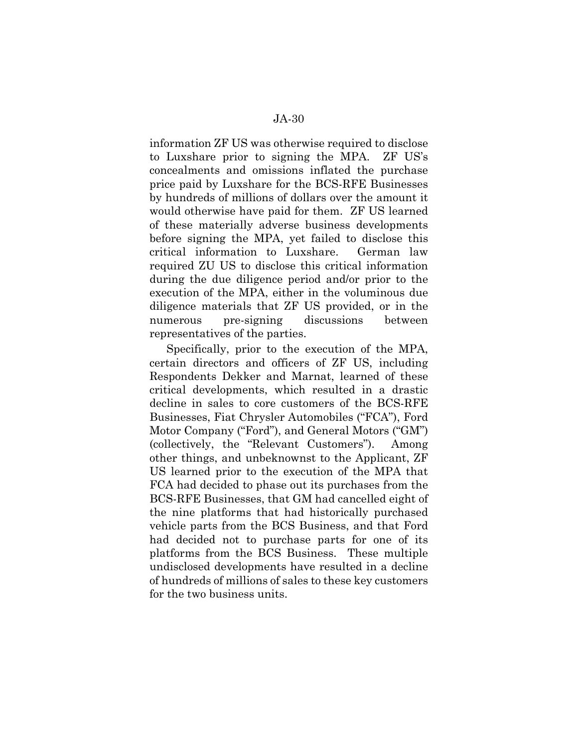information ZF US was otherwise required to disclose to Luxshare prior to signing the MPA. ZF US's concealments and omissions inflated the purchase price paid by Luxshare for the BCS-RFE Businesses by hundreds of millions of dollars over the amount it would otherwise have paid for them. ZF US learned of these materially adverse business developments before signing the MPA, yet failed to disclose this critical information to Luxshare. German law required ZU US to disclose this critical information during the due diligence period and/or prior to the execution of the MPA, either in the voluminous due diligence materials that ZF US provided, or in the numerous pre-signing discussions between representatives of the parties.

Specifically, prior to the execution of the MPA, certain directors and officers of ZF US, including Respondents Dekker and Marnat, learned of these critical developments, which resulted in a drastic decline in sales to core customers of the BCS-RFE Businesses, Fiat Chrysler Automobiles ("FCA"), Ford Motor Company ("Ford"), and General Motors ("GM") (collectively, the "Relevant Customers"). Among other things, and unbeknownst to the Applicant, ZF US learned prior to the execution of the MPA that FCA had decided to phase out its purchases from the BCS-RFE Businesses, that GM had cancelled eight of the nine platforms that had historically purchased vehicle parts from the BCS Business, and that Ford had decided not to purchase parts for one of its platforms from the BCS Business. These multiple undisclosed developments have resulted in a decline of hundreds of millions of sales to these key customers for the two business units.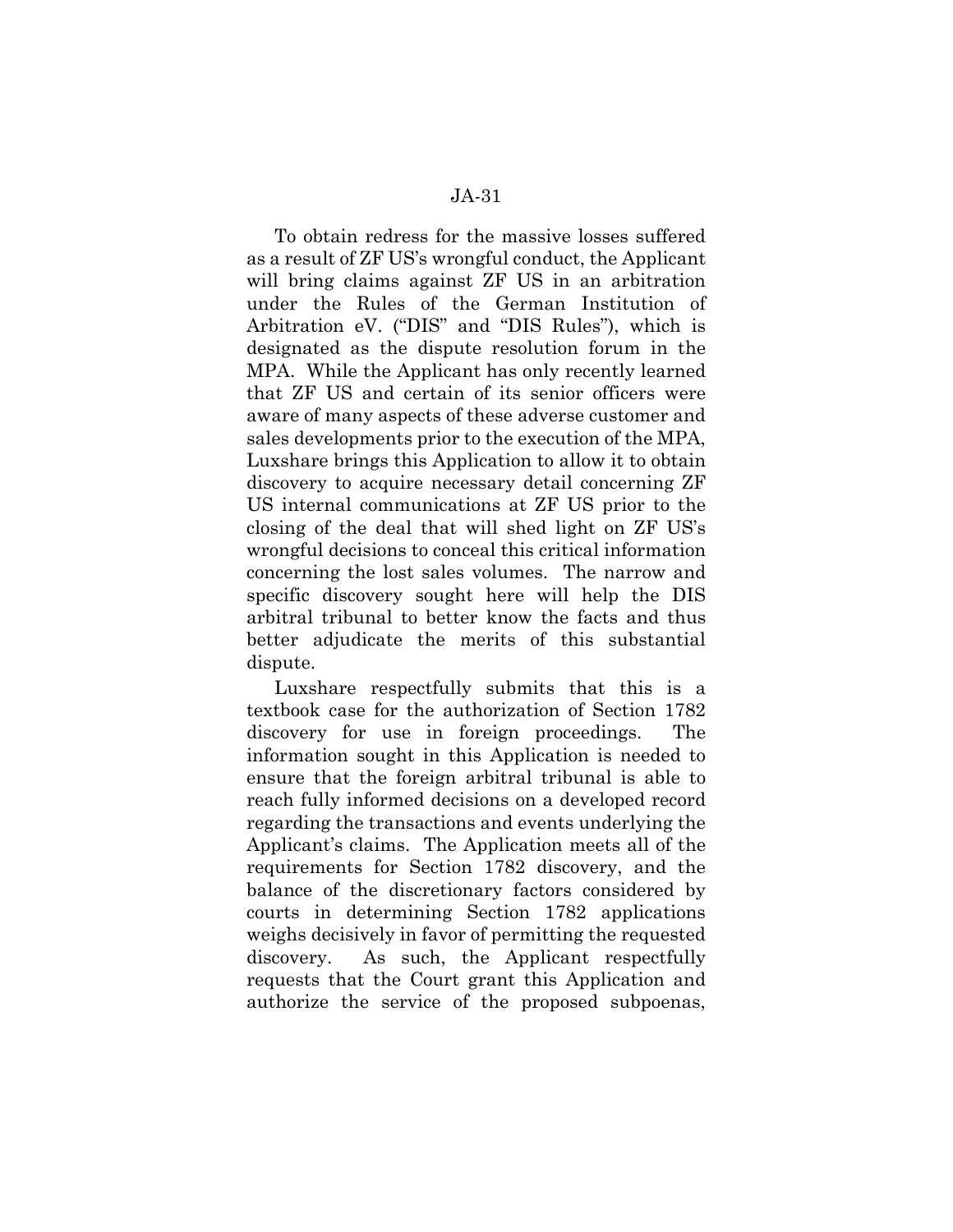To obtain redress for the massive losses suffered as a result of ZF US's wrongful conduct, the Applicant will bring claims against ZF US in an arbitration under the Rules of the German Institution of Arbitration eV. ("DIS" and "DIS Rules"), which is designated as the dispute resolution forum in the MPA. While the Applicant has only recently learned that ZF US and certain of its senior officers were aware of many aspects of these adverse customer and sales developments prior to the execution of the MPA, Luxshare brings this Application to allow it to obtain discovery to acquire necessary detail concerning ZF US internal communications at ZF US prior to the closing of the deal that will shed light on ZF US's wrongful decisions to conceal this critical information concerning the lost sales volumes. The narrow and specific discovery sought here will help the DIS arbitral tribunal to better know the facts and thus better adjudicate the merits of this substantial dispute.

Luxshare respectfully submits that this is a textbook case for the authorization of Section 1782 discovery for use in foreign proceedings. The information sought in this Application is needed to ensure that the foreign arbitral tribunal is able to reach fully informed decisions on a developed record regarding the transactions and events underlying the Applicant's claims. The Application meets all of the requirements for Section 1782 discovery, and the balance of the discretionary factors considered by courts in determining Section 1782 applications weighs decisively in favor of permitting the requested discovery. As such, the Applicant respectfully requests that the Court grant this Application and authorize the service of the proposed subpoenas,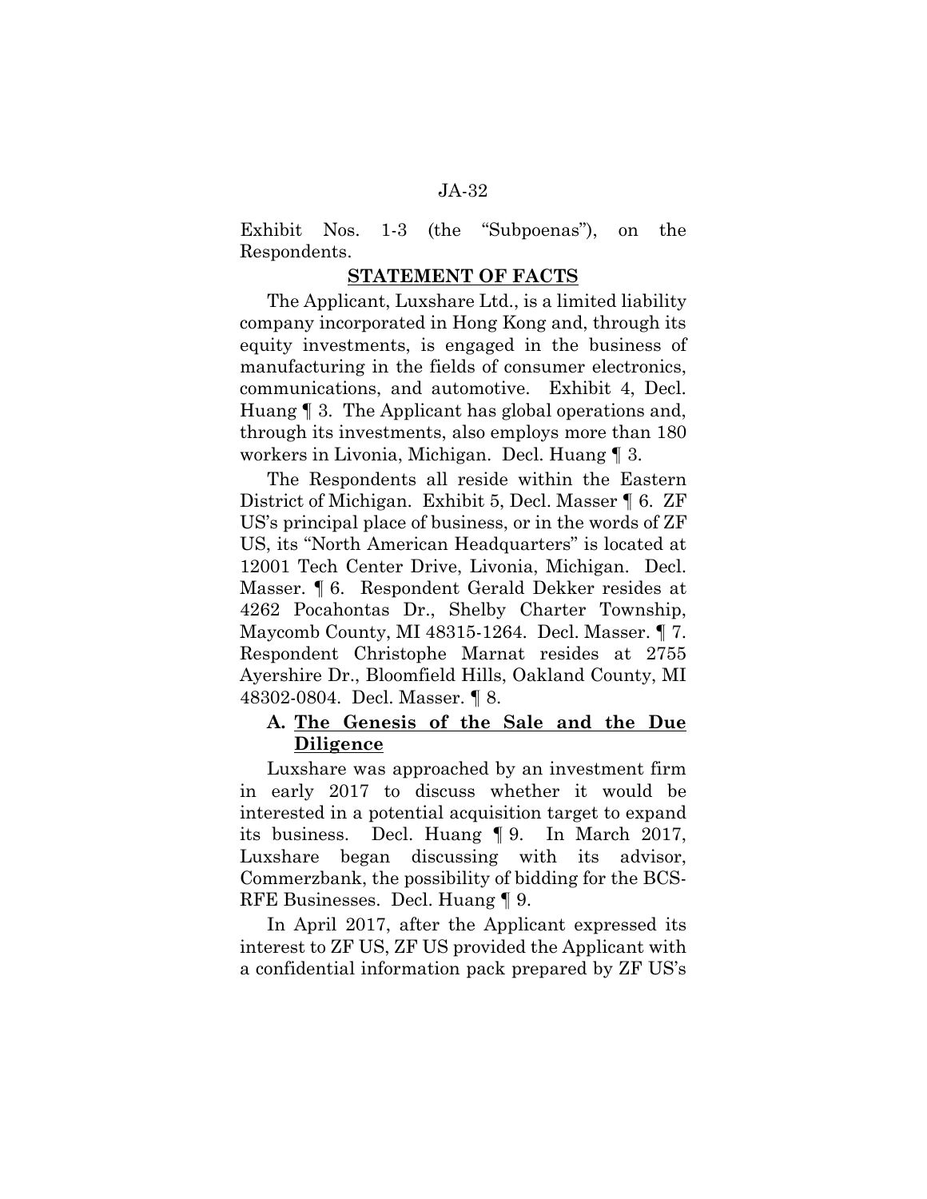Exhibit Nos. 1-3 (the "Subpoenas"), on the Respondents.

## STATEMENT OF FACTS

The Applicant, Luxshare Ltd., is a limited liability company incorporated in Hong Kong and, through its equity investments, is engaged in the business of manufacturing in the fields of consumer electronics, communications, and automotive. Exhibit 4, Decl. Huang ¶ 3. The Applicant has global operations and, through its investments, also employs more than 180 workers in Livonia, Michigan. Decl. Huang ¶ 3.

The Respondents all reside within the Eastern District of Michigan. Exhibit 5, Decl. Masser ¶ 6. ZF US's principal place of business, or in the words of ZF US, its "North American Headquarters" is located at 12001 Tech Center Drive, Livonia, Michigan. Decl. Masser. ¶ 6. Respondent Gerald Dekker resides at 4262 Pocahontas Dr., Shelby Charter Township, Maycomb County, MI 48315-1264. Decl. Masser. ¶ 7. Respondent Christophe Marnat resides at 2755 Ayershire Dr., Bloomfield Hills, Oakland County, MI 48302-0804. Decl. Masser. ¶ 8.

### A. The Genesis of the Sale and the Due Diligence

Luxshare was approached by an investment firm in early 2017 to discuss whether it would be interested in a potential acquisition target to expand its business. Decl. Huang ¶ 9. In March 2017, Luxshare began discussing with its advisor, Commerzbank, the possibility of bidding for the BCS-RFE Businesses. Decl. Huang ¶ 9.

In April 2017, after the Applicant expressed its interest to ZF US, ZF US provided the Applicant with a confidential information pack prepared by ZF US's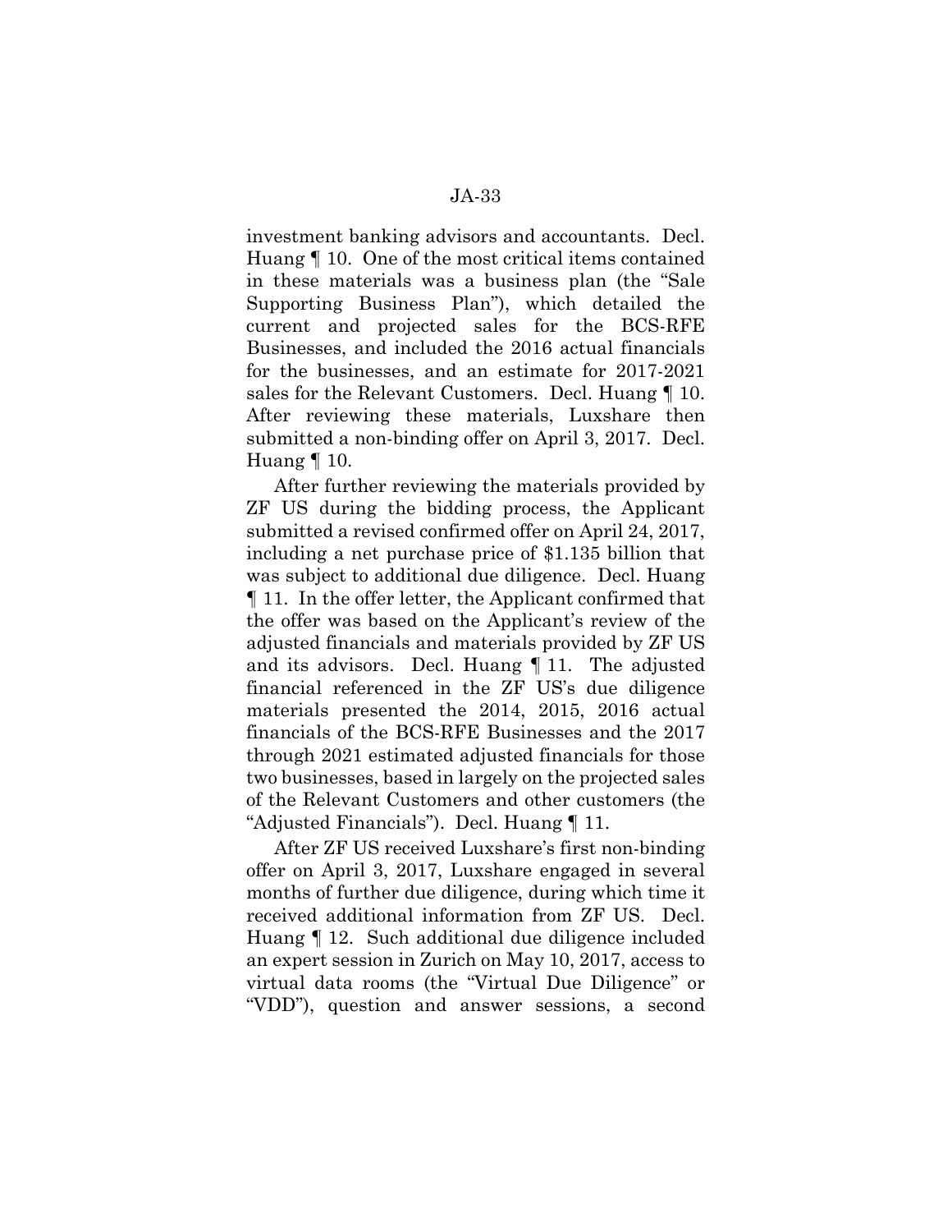investment banking advisors and accountants. Decl. Huang ¶ 10. One of the most critical items contained in these materials was a business plan (the "Sale Supporting Business Plan"), which detailed the current and projected sales for the BCS-RFE Businesses, and included the 2016 actual financials for the businesses, and an estimate for 2017-2021 sales for the Relevant Customers. Decl. Huang ¶ 10. After reviewing these materials, Luxshare then submitted a non-binding offer on April 3, 2017. Decl. Huang ¶ 10.

After further reviewing the materials provided by ZF US during the bidding process, the Applicant submitted a revised confirmed offer on April 24, 2017, including a net purchase price of $1.135 billion that was subject to additional due diligence. Decl. Huang ¶ 11. In the offer letter, the Applicant confirmed that the offer was based on the Applicant's review of the adjusted financials and materials provided by ZF US and its advisors. Decl. Huang ¶ 11. The adjusted financial referenced in the ZF US's due diligence materials presented the 2014, 2015, 2016 actual financials of the BCS-RFE Businesses and the 2017 through 2021 estimated adjusted financials for those two businesses, based in largely on the projected sales of the Relevant Customers and other customers (the "Adjusted Financials"). Decl. Huang ¶ 11.

After ZF US received Luxshare's first non-binding offer on April 3, 2017, Luxshare engaged in several months of further due diligence, during which time it received additional information from ZF US. Decl. Huang ¶ 12. Such additional due diligence included an expert session in Zurich on May 10, 2017, access to virtual data rooms (the "Virtual Due Diligence" or "VDD"), question and answer sessions, a second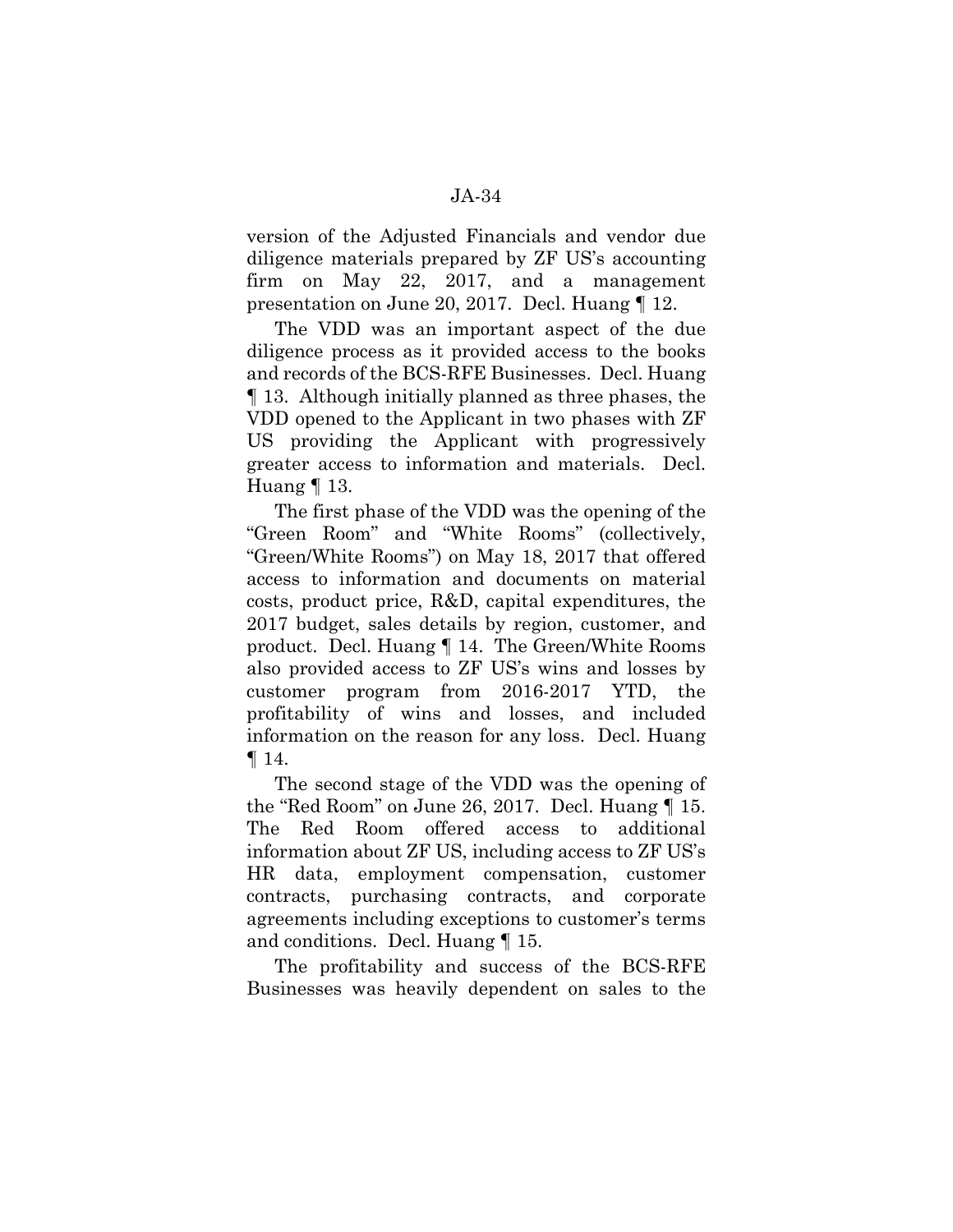version of the Adjusted Financials and vendor due diligence materials prepared by ZF US's accounting firm on May 22, 2017, and a management presentation on June 20, 2017. Decl. Huang ¶ 12.

The VDD was an important aspect of the due diligence process as it provided access to the books and records of the BCS-RFE Businesses. Decl. Huang ¶ 13. Although initially planned as three phases, the VDD opened to the Applicant in two phases with ZF US providing the Applicant with progressively greater access to information and materials. Decl. Huang ¶ 13.

The first phase of the VDD was the opening of the "Green Room" and "White Rooms" (collectively, "Green/White Rooms") on May 18, 2017 that offered access to information and documents on material costs, product price, R&D, capital expenditures, the 2017 budget, sales details by region, customer, and product. Decl. Huang ¶ 14. The Green/White Rooms also provided access to ZF US's wins and losses by customer program from 2016-2017 YTD, the profitability of wins and losses, and included information on the reason for any loss. Decl. Huang ¶ 14.

The second stage of the VDD was the opening of the "Red Room" on June 26, 2017. Decl. Huang ¶ 15. The Red Room offered access to additional information about ZF US, including access to ZF US's HR data, employment compensation, customer contracts, purchasing contracts, and corporate agreements including exceptions to customer's terms and conditions. Decl. Huang ¶ 15.

The profitability and success of the BCS-RFE Businesses was heavily dependent on sales to the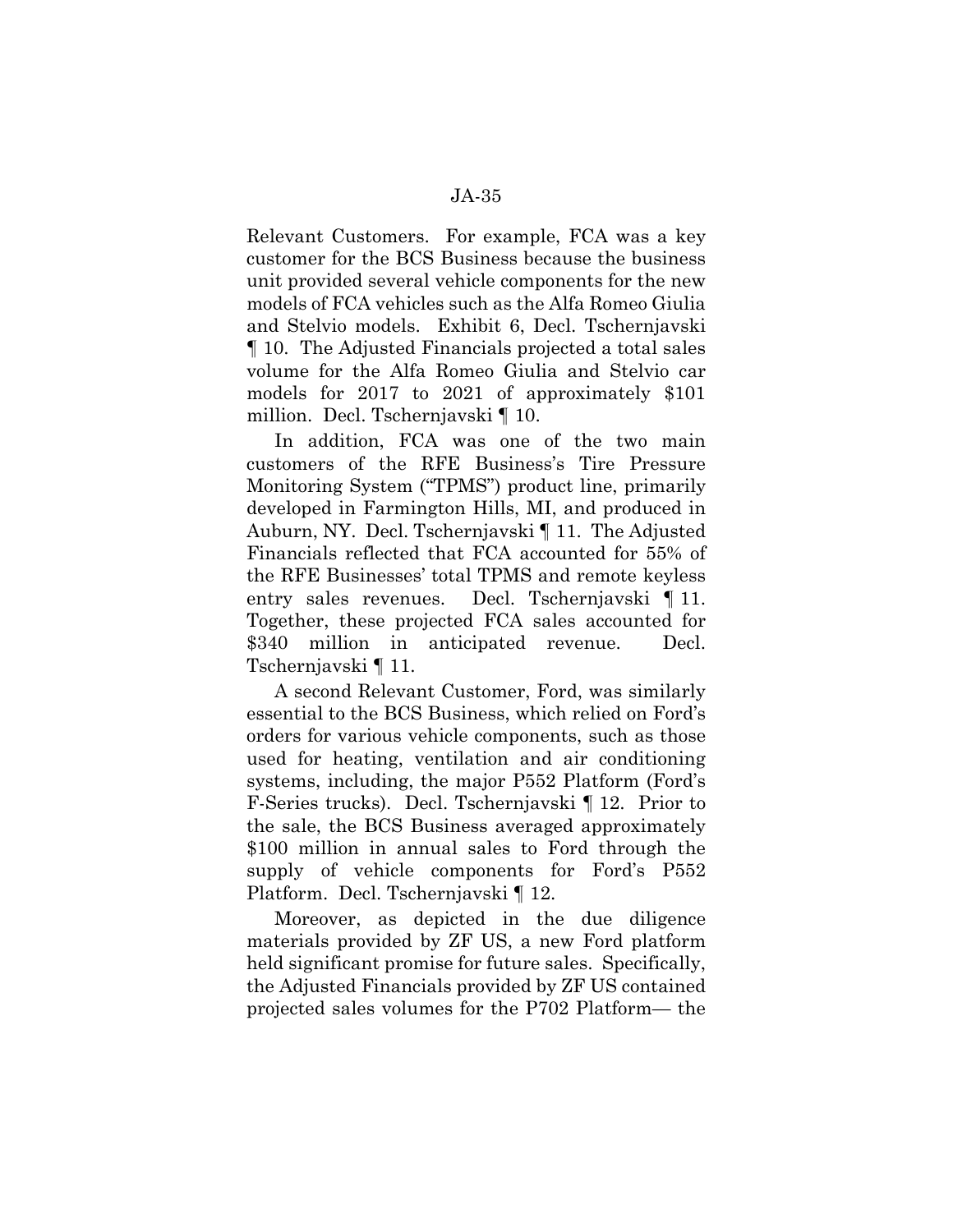Relevant Customers. For example, FCA was a key customer for the BCS Business because the business unit provided several vehicle components for the new models of FCA vehicles such as the Alfa Romeo Giulia and Stelvio models. Exhibit 6, Decl. Tschernjavski ¶ 10. The Adjusted Financials projected a total sales volume for the Alfa Romeo Giulia and Stelvio car models for 2017 to 2021 of approximately $101 million. Decl. Tschernjavski ¶ 10.

In addition, FCA was one of the two main customers of the RFE Business's Tire Pressure Monitoring System ("TPMS") product line, primarily developed in Farmington Hills, MI, and produced in Auburn, NY. Decl. Tschernjavski ¶ 11. The Adjusted Financials reflected that FCA accounted for 55% of the RFE Businesses' total TPMS and remote keyless entry sales revenues. Decl. Tschernjavski ¶ 11. Together, these projected FCA sales accounted for $340 million in anticipated revenue. Decl. Tschernjavski ¶ 11.

A second Relevant Customer, Ford, was similarly essential to the BCS Business, which relied on Ford's orders for various vehicle components, such as those used for heating, ventilation and air conditioning systems, including, the major P552 Platform (Ford's F-Series trucks). Decl. Tschernjavski ¶ 12. Prior to the sale, the BCS Business averaged approximately $100 million in annual sales to Ford through the supply of vehicle components for Ford's P552 Platform. Decl. Tschernjavski ¶ 12.

Moreover, as depicted in the due diligence materials provided by ZF US, a new Ford platform held significant promise for future sales. Specifically, the Adjusted Financials provided by ZF US contained projected sales volumes for the P702 Platform— the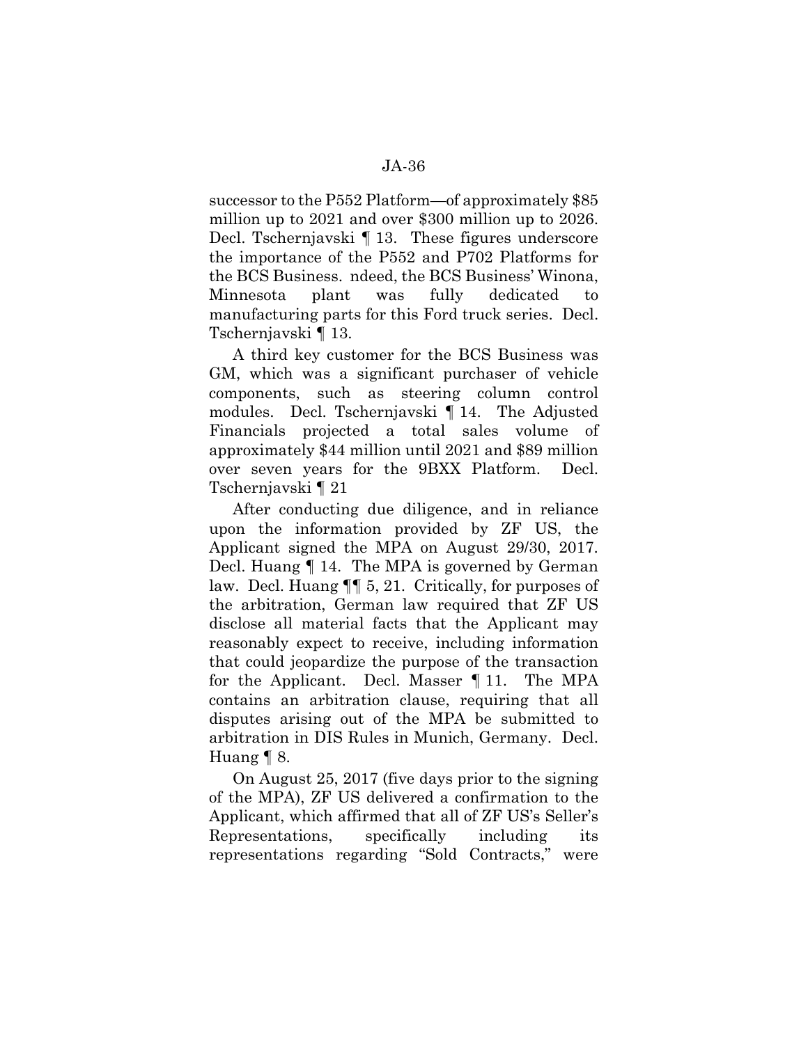successor to the P552 Platform—of approximately $85 million up to 2021 and over $300 million up to 2026. Decl. Tschernjavski ¶ 13. These figures underscore the importance of the P552 and P702 Platforms for the BCS Business. ndeed, the BCS Business' Winona, Minnesota plant was fully dedicated to manufacturing parts for this Ford truck series. Decl. Tschernjavski ¶ 13.

A third key customer for the BCS Business was GM, which was a significant purchaser of vehicle components, such as steering column control modules. Decl. Tschernjavski ¶ 14. The Adjusted Financials projected a total sales volume of approximately $44 million until 2021 and $89 million over seven years for the 9BXX Platform. Decl. Tschernjavski ¶ 21

After conducting due diligence, and in reliance upon the information provided by ZF US, the Applicant signed the MPA on August 29/30, 2017. Decl. Huang ¶ 14. The MPA is governed by German law. Decl. Huang ¶¶ 5, 21. Critically, for purposes of the arbitration, German law required that ZF US disclose all material facts that the Applicant may reasonably expect to receive, including information that could jeopardize the purpose of the transaction for the Applicant. Decl. Masser ¶ 11. The MPA contains an arbitration clause, requiring that all disputes arising out of the MPA be submitted to arbitration in DIS Rules in Munich, Germany. Decl. Huang ¶ 8.

On August 25, 2017 (five days prior to the signing of the MPA), ZF US delivered a confirmation to the Applicant, which affirmed that all of ZF US's Seller's Representations, specifically including its representations regarding "Sold Contracts," were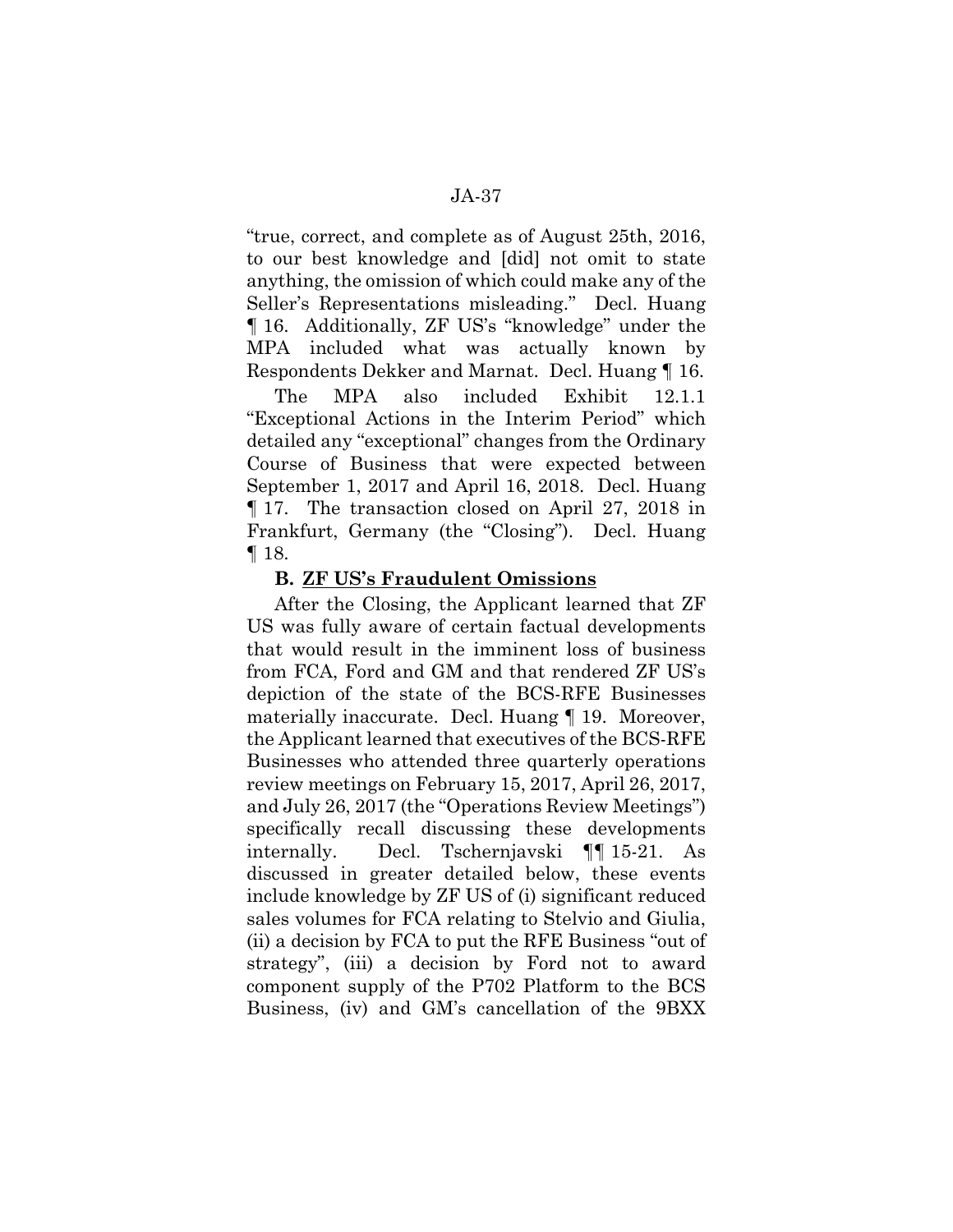"true, correct, and complete as of August 25th, 2016, to our best knowledge and [did] not omit to state anything, the omission of which could make any of the Seller's Representations misleading." Decl. Huang ¶ 16. Additionally, ZF US's "knowledge" under the MPA included what was actually known by Respondents Dekker and Marnat. Decl. Huang ¶ 16.

The MPA also included Exhibit 12.1.1 "Exceptional Actions in the Interim Period" which detailed any "exceptional" changes from the Ordinary Course of Business that were expected between September 1, 2017 and April 16, 2018. Decl. Huang ¶ 17. The transaction closed on April 27, 2018 in Frankfurt, Germany (the "Closing"). Decl. Huang ¶ 18.

### B. ZF US's Fraudulent Omissions

After the Closing, the Applicant learned that ZF US was fully aware of certain factual developments that would result in the imminent loss of business from FCA, Ford and GM and that rendered ZF US's depiction of the state of the BCS-RFE Businesses materially inaccurate. Decl. Huang ¶ 19. Moreover, the Applicant learned that executives of the BCS-RFE Businesses who attended three quarterly operations review meetings on February 15, 2017, April 26, 2017, and July 26, 2017 (the "Operations Review Meetings") specifically recall discussing these developments internally. Decl. Tschernjavski ¶¶ 15-21. As discussed in greater detailed below, these events include knowledge by ZF US of (i) significant reduced sales volumes for FCA relating to Stelvio and Giulia, (ii) a decision by FCA to put the RFE Business "out of strategy", (iii) a decision by Ford not to award component supply of the P702 Platform to the BCS Business, (iv) and GM's cancellation of the 9BXX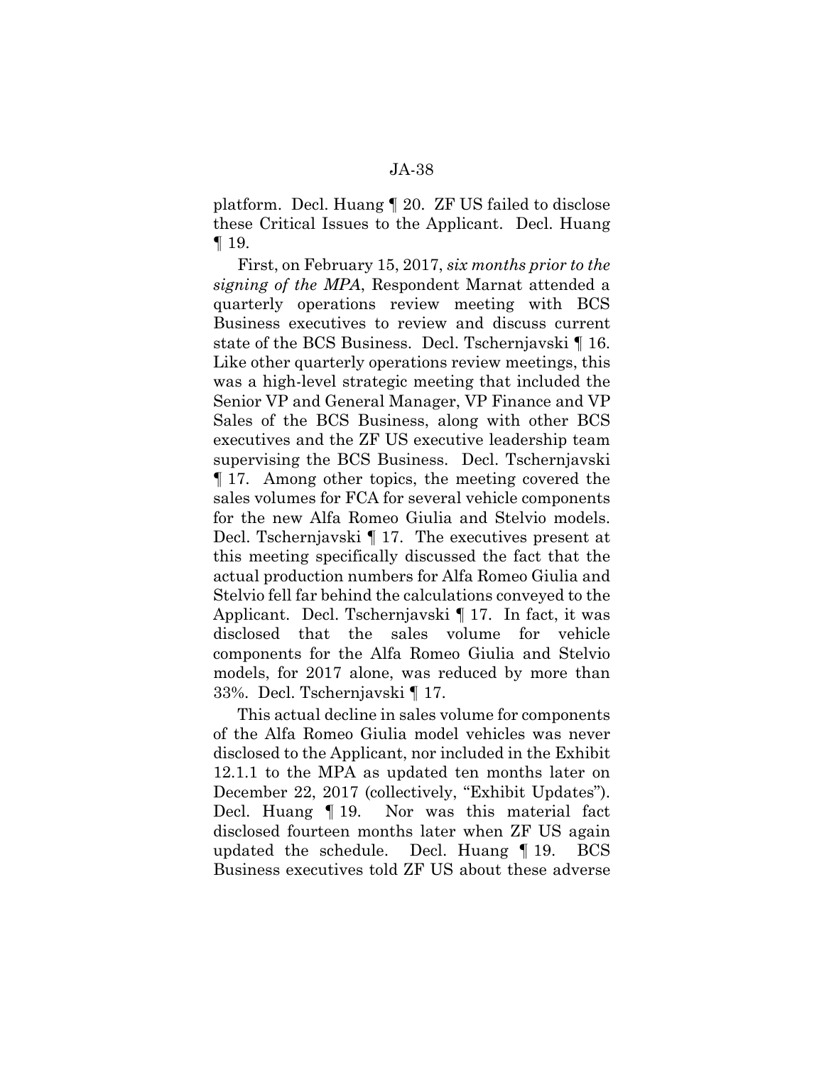platform. Decl. Huang ¶ 20. ZF US failed to disclose these Critical Issues to the Applicant. Decl. Huang ¶ 19.

First, on February 15, 2017, *six months prior to the signing of the MPA*, Respondent Marnat attended a quarterly operations review meeting with BCS Business executives to review and discuss current state of the BCS Business. Decl. Tschernjavski ¶ 16. Like other quarterly operations review meetings, this was a high-level strategic meeting that included the Senior VP and General Manager, VP Finance and VP Sales of the BCS Business, along with other BCS executives and the ZF US executive leadership team supervising the BCS Business. Decl. Tschernjavski ¶ 17. Among other topics, the meeting covered the sales volumes for FCA for several vehicle components for the new Alfa Romeo Giulia and Stelvio models. Decl. Tschernjavski ¶ 17. The executives present at this meeting specifically discussed the fact that the actual production numbers for Alfa Romeo Giulia and Stelvio fell far behind the calculations conveyed to the Applicant. Decl. Tschernjavski ¶ 17. In fact, it was disclosed that the sales volume for vehicle components for the Alfa Romeo Giulia and Stelvio models, for 2017 alone, was reduced by more than 33%. Decl. Tschernjavski ¶ 17.

This actual decline in sales volume for components of the Alfa Romeo Giulia model vehicles was never disclosed to the Applicant, nor included in the Exhibit 12.1.1 to the MPA as updated ten months later on December 22, 2017 (collectively, "Exhibit Updates"). Decl. Huang ¶ 19. Nor was this material fact disclosed fourteen months later when ZF US again updated the schedule. Decl. Huang ¶ 19. BCS Business executives told ZF US about these adverse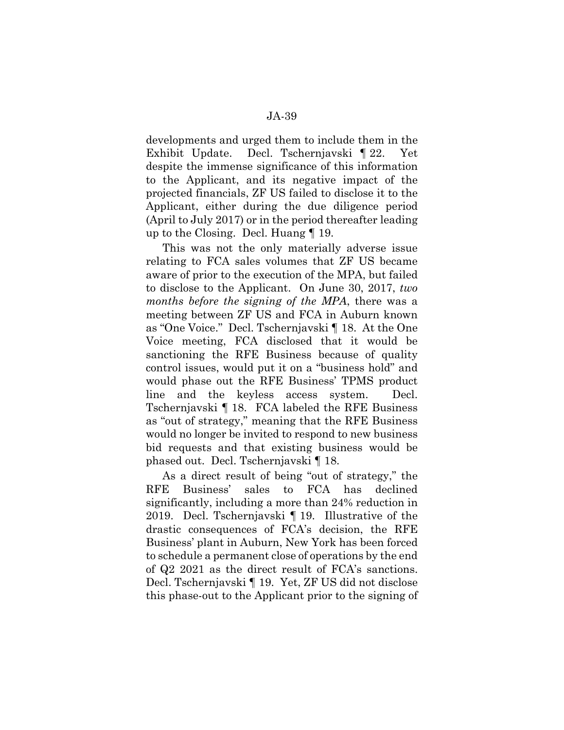developments and urged them to include them in the Exhibit Update. Decl. Tschernjavski ¶ 22. Yet despite the immense significance of this information to the Applicant, and its negative impact of the projected financials, ZF US failed to disclose it to the Applicant, either during the due diligence period (April to July 2017) or in the period thereafter leading up to the Closing. Decl. Huang ¶ 19.

This was not the only materially adverse issue relating to FCA sales volumes that ZF US became aware of prior to the execution of the MPA, but failed to disclose to the Applicant. On June 30, 2017, *two months before the signing of the MPA*, there was a meeting between ZF US and FCA in Auburn known as "One Voice." Decl. Tschernjavski ¶ 18. At the One Voice meeting, FCA disclosed that it would be sanctioning the RFE Business because of quality control issues, would put it on a "business hold" and would phase out the RFE Business' TPMS product line and the keyless access system. Decl. Tschernjavski ¶ 18. FCA labeled the RFE Business as "out of strategy," meaning that the RFE Business would no longer be invited to respond to new business bid requests and that existing business would be phased out. Decl. Tschernjavski ¶ 18.

As a direct result of being "out of strategy," the RFE Business' sales to FCA has declined significantly, including a more than 24% reduction in 2019. Decl. Tschernjavski ¶ 19. Illustrative of the drastic consequences of FCA's decision, the RFE Business' plant in Auburn, New York has been forced to schedule a permanent close of operations by the end of Q2 2021 as the direct result of FCA's sanctions. Decl. Tschernjavski ¶ 19. Yet, ZF US did not disclose this phase-out to the Applicant prior to the signing of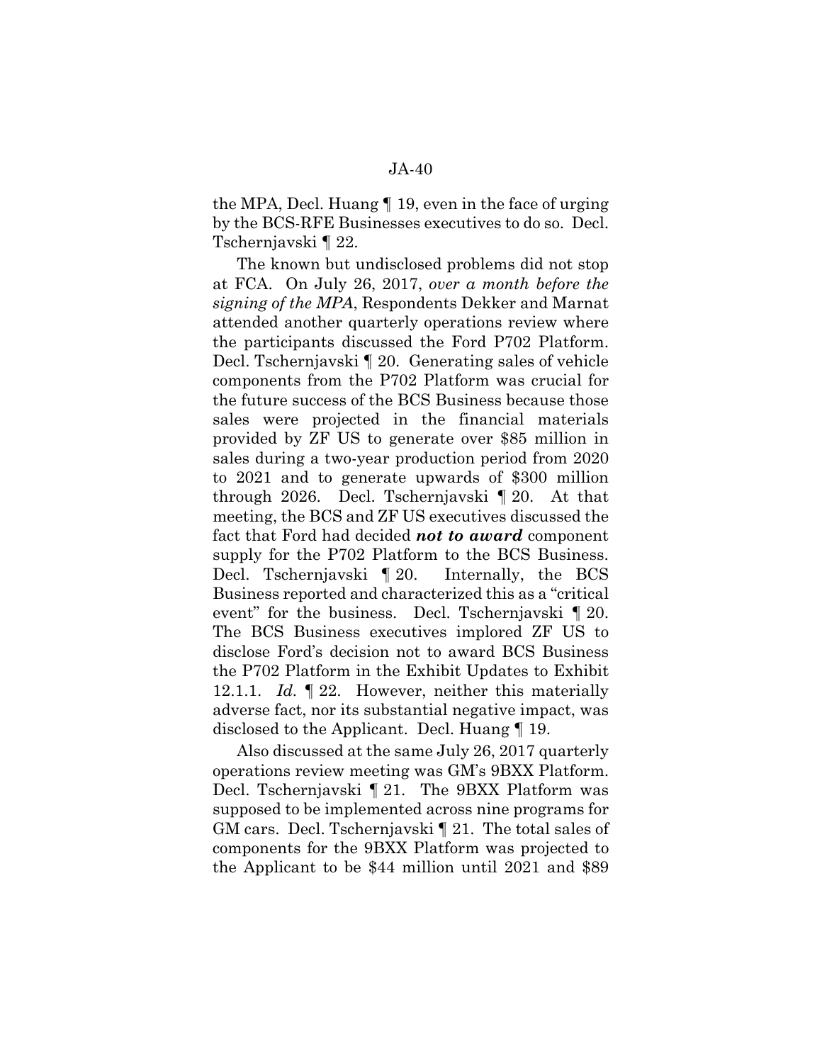the MPA, Decl. Huang ¶ 19, even in the face of urging by the BCS-RFE Businesses executives to do so. Decl. Tschernjavski ¶ 22.

The known but undisclosed problems did not stop at FCA. On July 26, 2017, *over a month before the signing of the MPA*, Respondents Dekker and Marnat attended another quarterly operations review where the participants discussed the Ford P702 Platform. Decl. Tschernjavski ¶ 20. Generating sales of vehicle components from the P702 Platform was crucial for the future success of the BCS Business because those sales were projected in the financial materials provided by ZF US to generate over $85 million in sales during a two-year production period from 2020 to 2021 and to generate upwards of $300 million through 2026. Decl. Tschernjavski ¶ 20. At that meeting, the BCS and ZF US executives discussed the fact that Ford had decided ***not to award*** component supply for the P702 Platform to the BCS Business. Decl. Tschernjavski ¶ 20. Internally, the BCS Business reported and characterized this as a "critical event" for the business. Decl. Tschernjavski ¶ 20. The BCS Business executives implored ZF US to disclose Ford's decision not to award BCS Business the P702 Platform in the Exhibit Updates to Exhibit 12.1.1. *Id.* ¶ 22. However, neither this materially adverse fact, nor its substantial negative impact, was disclosed to the Applicant. Decl. Huang ¶ 19.

Also discussed at the same July 26, 2017 quarterly operations review meeting was GM's 9BXX Platform. Decl. Tschernjavski ¶ 21. The 9BXX Platform was supposed to be implemented across nine programs for GM cars. Decl. Tschernjavski ¶ 21. The total sales of components for the 9BXX Platform was projected to the Applicant to be $44 million until 2021 and $89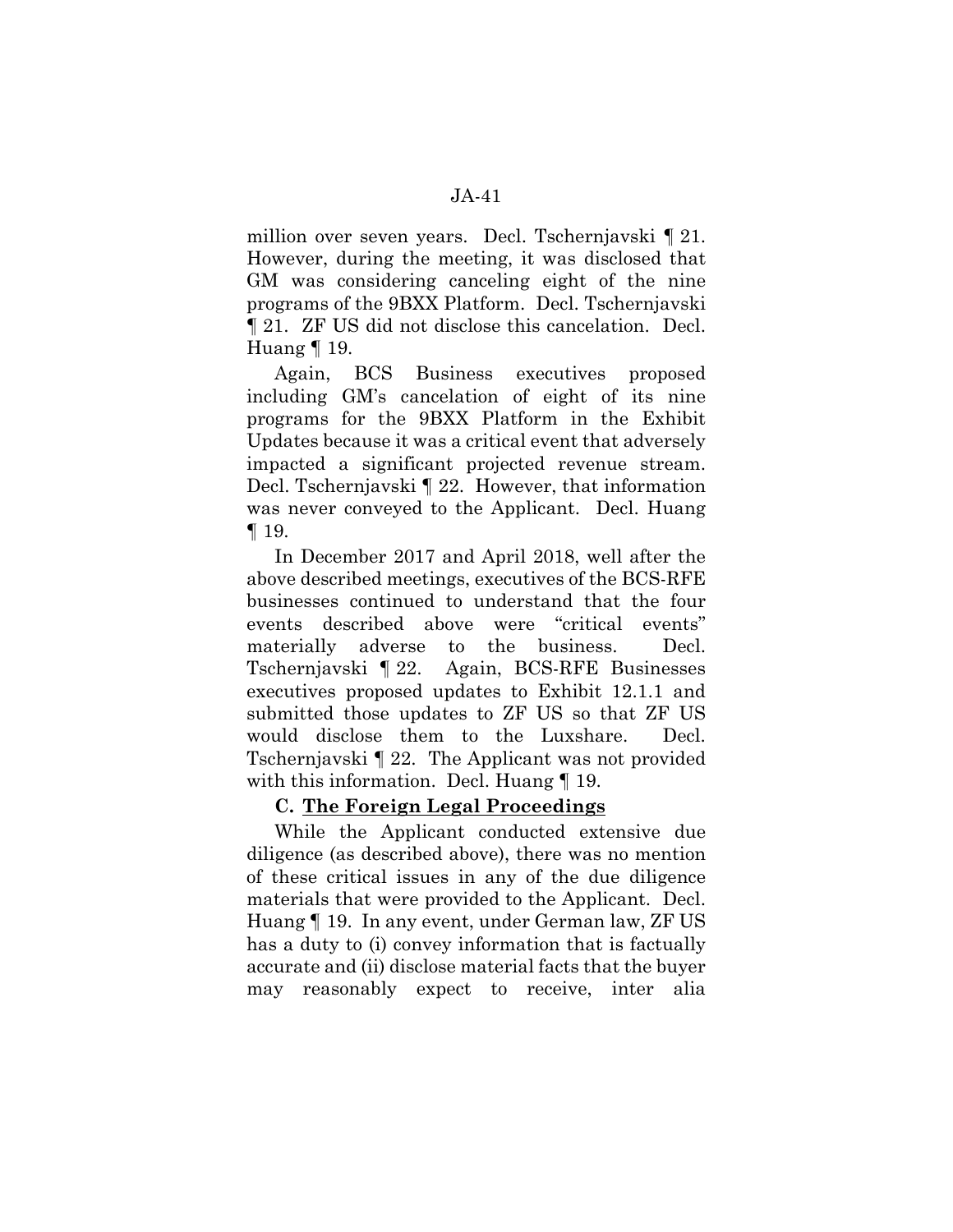million over seven years. Decl. Tschernjavski ¶ 21. However, during the meeting, it was disclosed that GM was considering canceling eight of the nine programs of the 9BXX Platform. Decl. Tschernjavski ¶ 21. ZF US did not disclose this cancelation. Decl. Huang ¶ 19.

Again, BCS Business executives proposed including GM's cancelation of eight of its nine programs for the 9BXX Platform in the Exhibit Updates because it was a critical event that adversely impacted a significant projected revenue stream. Decl. Tschernjavski ¶ 22. However, that information was never conveyed to the Applicant. Decl. Huang ¶ 19.

In December 2017 and April 2018, well after the above described meetings, executives of the BCS-RFE businesses continued to understand that the four events described above were "critical events" materially adverse to the business. Decl. Tschernjavski ¶ 22. Again, BCS-RFE Businesses executives proposed updates to Exhibit 12.1.1 and submitted those updates to ZF US so that ZF US would disclose them to the Luxshare. Decl. Tschernjavski ¶ 22. The Applicant was not provided with this information. Decl. Huang ¶ 19.

### C. <u>The Foreign Legal Proceedings</u>

While the Applicant conducted extensive due diligence (as described above), there was no mention of these critical issues in any of the due diligence materials that were provided to the Applicant. Decl. Huang ¶ 19. In any event, under German law, ZF US has a duty to (i) convey information that is factually accurate and (ii) disclose material facts that the buyer may reasonably expect to receive, inter alia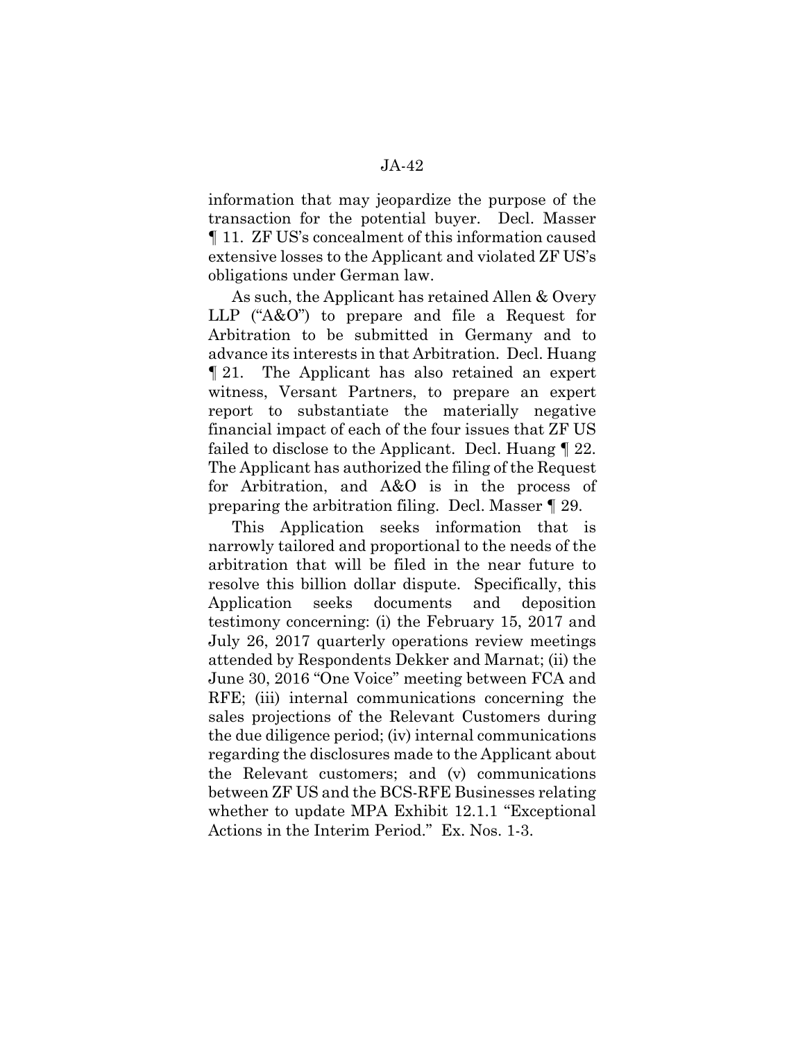information that may jeopardize the purpose of the transaction for the potential buyer. Decl. Masser ¶ 11. ZF US's concealment of this information caused extensive losses to the Applicant and violated ZF US's obligations under German law.

As such, the Applicant has retained Allen & Overy LLP ("A&O") to prepare and file a Request for Arbitration to be submitted in Germany and to advance its interests in that Arbitration. Decl. Huang ¶ 21. The Applicant has also retained an expert witness, Versant Partners, to prepare an expert report to substantiate the materially negative financial impact of each of the four issues that ZF US failed to disclose to the Applicant. Decl. Huang ¶ 22. The Applicant has authorized the filing of the Request for Arbitration, and A&O is in the process of preparing the arbitration filing. Decl. Masser ¶ 29.

This Application seeks information that is narrowly tailored and proportional to the needs of the arbitration that will be filed in the near future to resolve this billion dollar dispute. Specifically, this Application seeks documents and deposition testimony concerning: (i) the February 15, 2017 and July 26, 2017 quarterly operations review meetings attended by Respondents Dekker and Marnat; (ii) the June 30, 2016 "One Voice" meeting between FCA and RFE; (iii) internal communications concerning the sales projections of the Relevant Customers during the due diligence period; (iv) internal communications regarding the disclosures made to the Applicant about the Relevant customers; and (v) communications between ZF US and the BCS-RFE Businesses relating whether to update MPA Exhibit 12.1.1 "Exceptional Actions in the Interim Period." Ex. Nos. 1-3.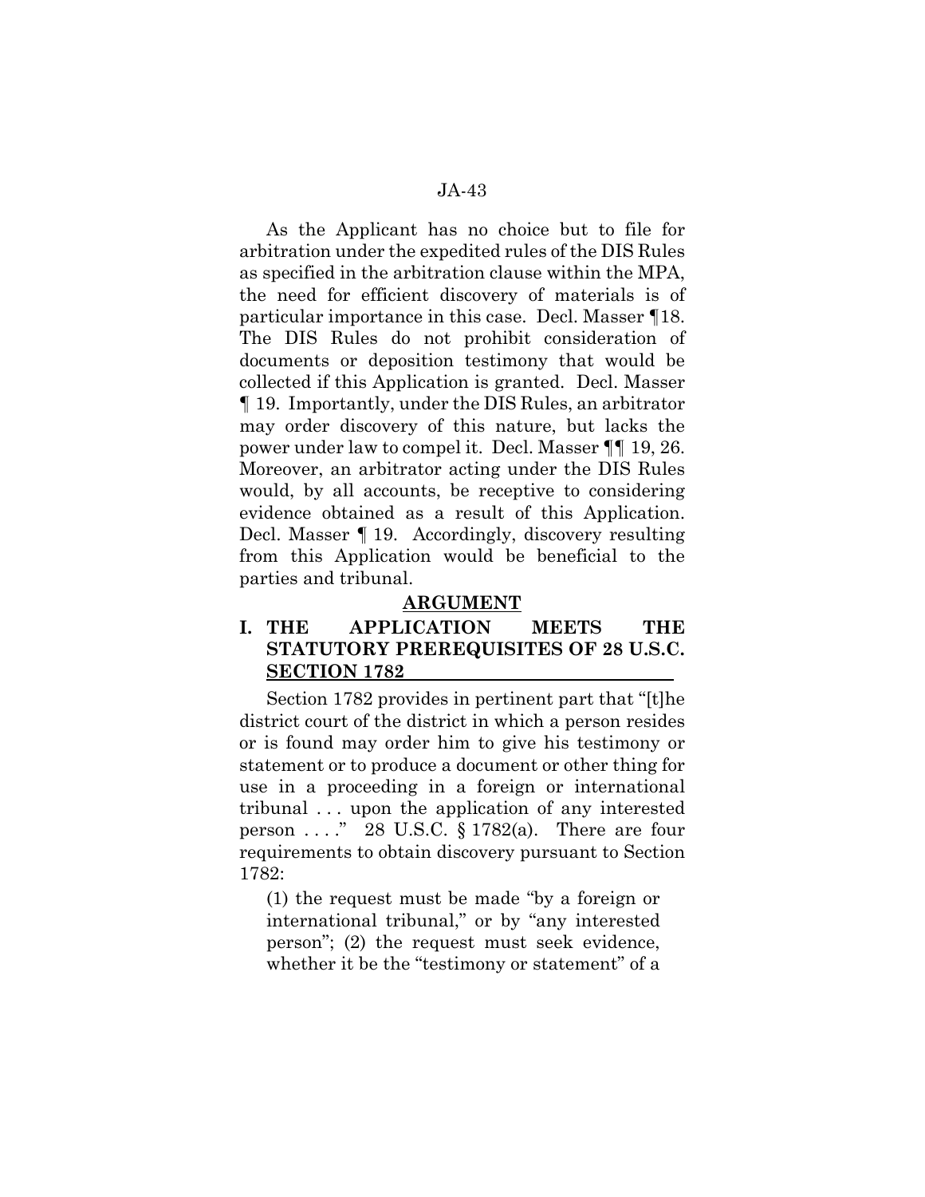As the Applicant has no choice but to file for arbitration under the expedited rules of the DIS Rules as specified in the arbitration clause within the MPA, the need for efficient discovery of materials is of particular importance in this case. Decl. Masser ¶18. The DIS Rules do not prohibit consideration of documents or deposition testimony that would be collected if this Application is granted. Decl. Masser ¶ 19. Importantly, under the DIS Rules, an arbitrator may order discovery of this nature, but lacks the power under law to compel it. Decl. Masser ¶¶ 19, 26. Moreover, an arbitrator acting under the DIS Rules would, by all accounts, be receptive to considering evidence obtained as a result of this Application. Decl. Masser ¶ 19. Accordingly, discovery resulting from this Application would be beneficial to the parties and tribunal.

## ARGUMENT

### I. THE APPLICATION MEETS THE STATUTORY PREREQUISITES OF 28 U.S.C. SECTION 1782

Section 1782 provides in pertinent part that "[t]he district court of the district in which a person resides or is found may order him to give his testimony or statement or to produce a document or other thing for use in a proceeding in a foreign or international tribunal . . . upon the application of any interested person . . . ." 28 U.S.C. § 1782(a). There are four requirements to obtain discovery pursuant to Section 1782:

> (1) the request must be made "by a foreign or international tribunal," or by "any interested person"; (2) the request must seek evidence, whether it be the "testimony or statement" of a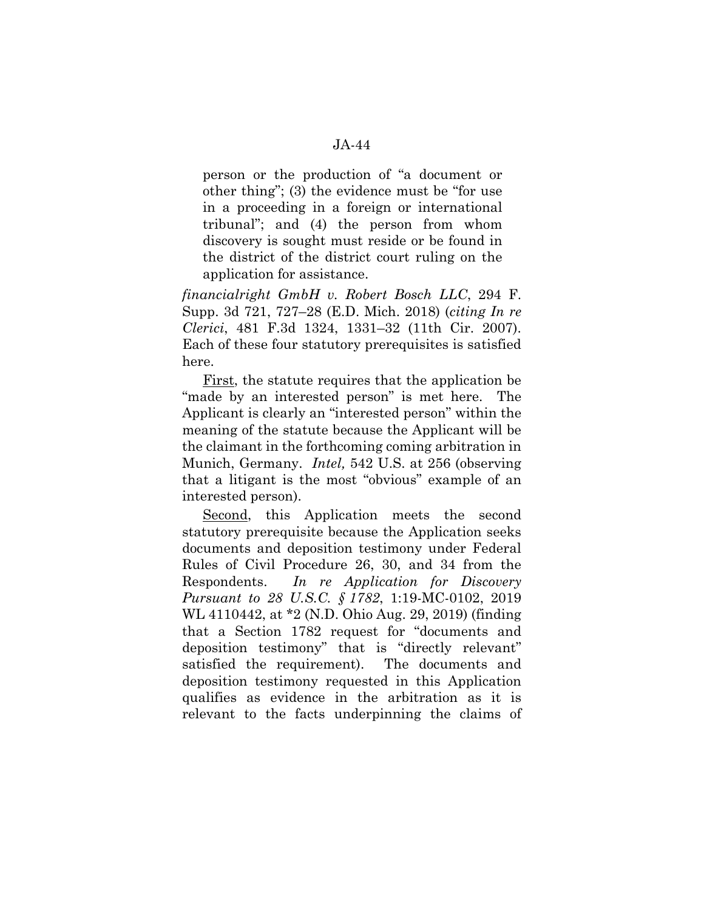> person or the production of "a document or other thing"; (3) the evidence must be "for use in a proceeding in a foreign or international tribunal"; and (4) the person from whom discovery is sought must reside or be found in the district of the district court ruling on the application for assistance.

*financialright GmbH v. Robert Bosch LLC*, 294 F. Supp. 3d 721, 727–28 (E.D. Mich. 2018) (*citing In re Clerici*, 481 F.3d 1324, 1331–32 (11th Cir. 2007). Each of these four statutory prerequisites is satisfied here.

First, the statute requires that the application be "made by an interested person" is met here. The Applicant is clearly an "interested person" within the meaning of the statute because the Applicant will be the claimant in the forthcoming coming arbitration in Munich, Germany. *Intel,* 542 U.S. at 256 (observing that a litigant is the most "obvious" example of an interested person).

Second, this Application meets the second statutory prerequisite because the Application seeks documents and deposition testimony under Federal Rules of Civil Procedure 26, 30, and 34 from the Respondents. *In re Application for Discovery Pursuant to 28 U.S.C. § 1782*, 1:19-MC-0102, 2019 WL 4110442, at *2 (N.D. Ohio Aug. 29, 2019) (finding that a Section 1782 request for "documents and deposition testimony" that is "directly relevant" satisfied the requirement). The documents and deposition testimony requested in this Application qualifies as evidence in the arbitration as it is relevant to the facts underpinning the claims of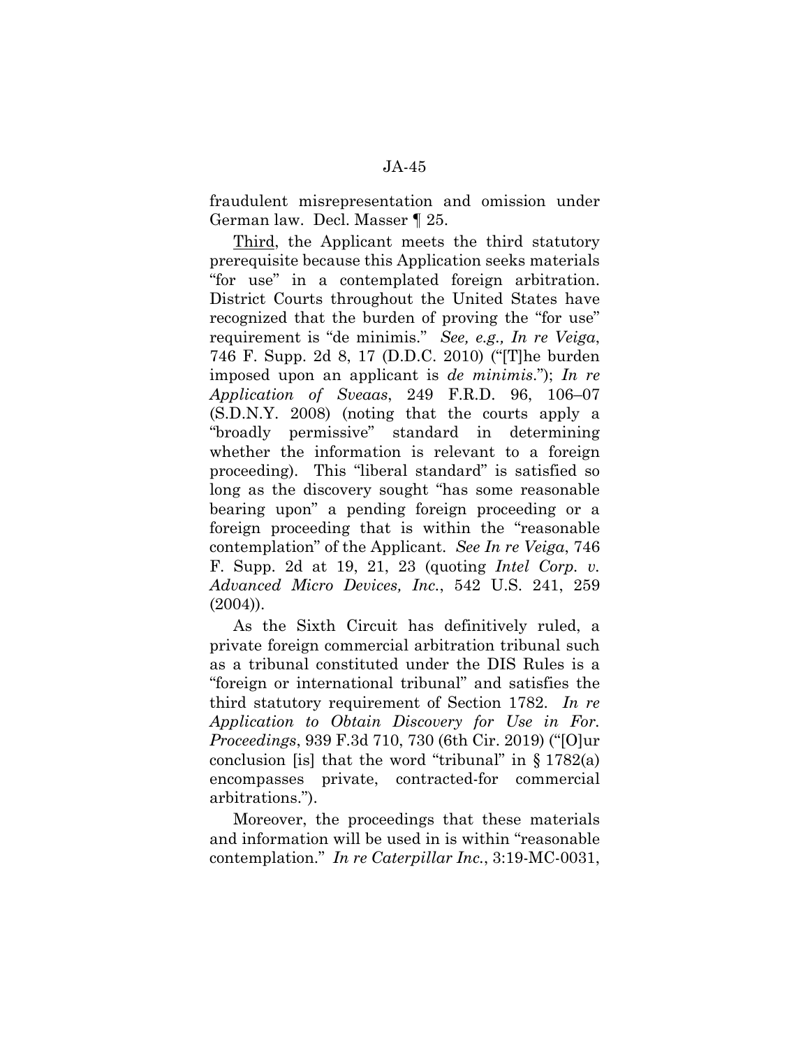fraudulent misrepresentation and omission under German law. Decl. Masser ¶ 25.

Third, the Applicant meets the third statutory prerequisite because this Application seeks materials "for use" in a contemplated foreign arbitration. District Courts throughout the United States have recognized that the burden of proving the "for use" requirement is "de minimis." *See, e.g., In re Veiga*, 746 F. Supp. 2d 8, 17 (D.D.C. 2010) ("[T]he burden imposed upon an applicant is *de minimis*."); *In re Application of Sveaas*, 249 F.R.D. 96, 106–07 (S.D.N.Y. 2008) (noting that the courts apply a "broadly permissive" standard in determining whether the information is relevant to a foreign proceeding). This "liberal standard" is satisfied so long as the discovery sought "has some reasonable bearing upon" a pending foreign proceeding or a foreign proceeding that is within the "reasonable contemplation" of the Applicant. *See In re Veiga*, 746 F. Supp. 2d at 19, 21, 23 (quoting *Intel Corp. v. Advanced Micro Devices, Inc.*, 542 U.S. 241, 259 (2004)).

As the Sixth Circuit has definitively ruled, a private foreign commercial arbitration tribunal such as a tribunal constituted under the DIS Rules is a "foreign or international tribunal" and satisfies the third statutory requirement of Section 1782. *In re Application to Obtain Discovery for Use in For. Proceedings*, 939 F.3d 710, 730 (6th Cir. 2019) ("[O]ur conclusion [is] that the word "tribunal" in § 1782(a) encompasses private, contracted-for commercial arbitrations.").

Moreover, the proceedings that these materials and information will be used in is within "reasonable contemplation." *In re Caterpillar Inc.*, 3:19-MC-0031,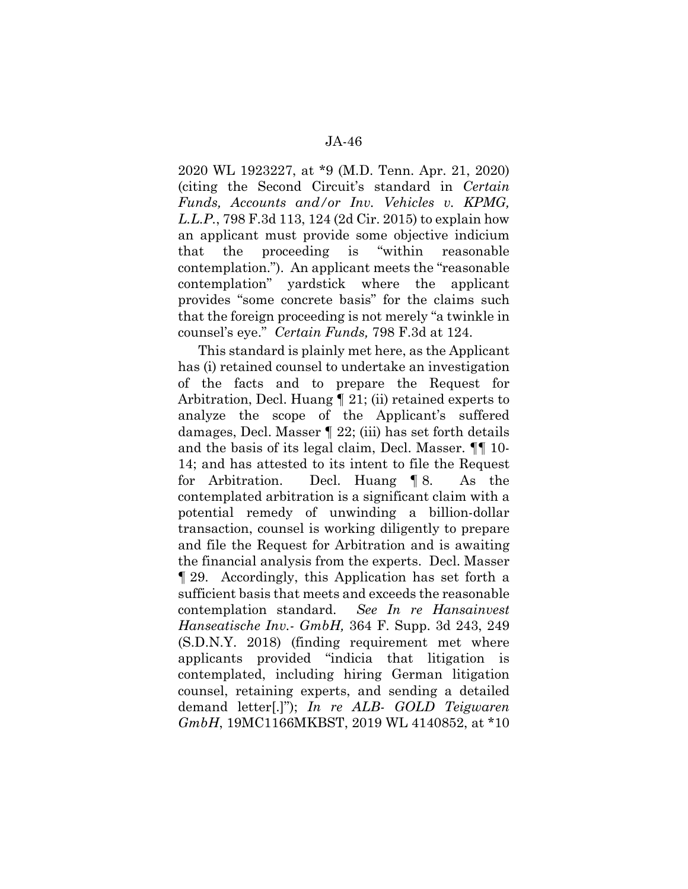2020 WL 1923227, at *9 (M.D. Tenn. Apr. 21, 2020) (citing the Second Circuit's standard in *Certain Funds, Accounts and/or Inv. Vehicles v. KPMG, L.L.P.*, 798 F.3d 113, 124 (2d Cir. 2015) to explain how an applicant must provide some objective indicium that the proceeding is "within reasonable contemplation."). An applicant meets the "reasonable contemplation" yardstick where the applicant provides "some concrete basis" for the claims such that the foreign proceeding is not merely "a twinkle in counsel's eye." *Certain Funds,* 798 F.3d at 124.

This standard is plainly met here, as the Applicant has (i) retained counsel to undertake an investigation of the facts and to prepare the Request for Arbitration, Decl. Huang ¶ 21; (ii) retained experts to analyze the scope of the Applicant's suffered damages, Decl. Masser ¶ 22; (iii) has set forth details and the basis of its legal claim, Decl. Masser. ¶¶ 10-14; and has attested to its intent to file the Request for Arbitration. Decl. Huang ¶ 8. As the contemplated arbitration is a significant claim with a potential remedy of unwinding a billion-dollar transaction, counsel is working diligently to prepare and file the Request for Arbitration and is awaiting the financial analysis from the experts. Decl. Masser ¶ 29. Accordingly, this Application has set forth a sufficient basis that meets and exceeds the reasonable contemplation standard. *See In re Hansainvest Hanseatische Inv.- GmbH,* 364 F. Supp. 3d 243, 249 (S.D.N.Y. 2018) (finding requirement met where applicants provided "indicia that litigation is contemplated, including hiring German litigation counsel, retaining experts, and sending a detailed demand letter[.]"); *In re ALB- GOLD Teigwaren GmbH*, 19MC1166MKBST, 2019 WL 4140852, at *10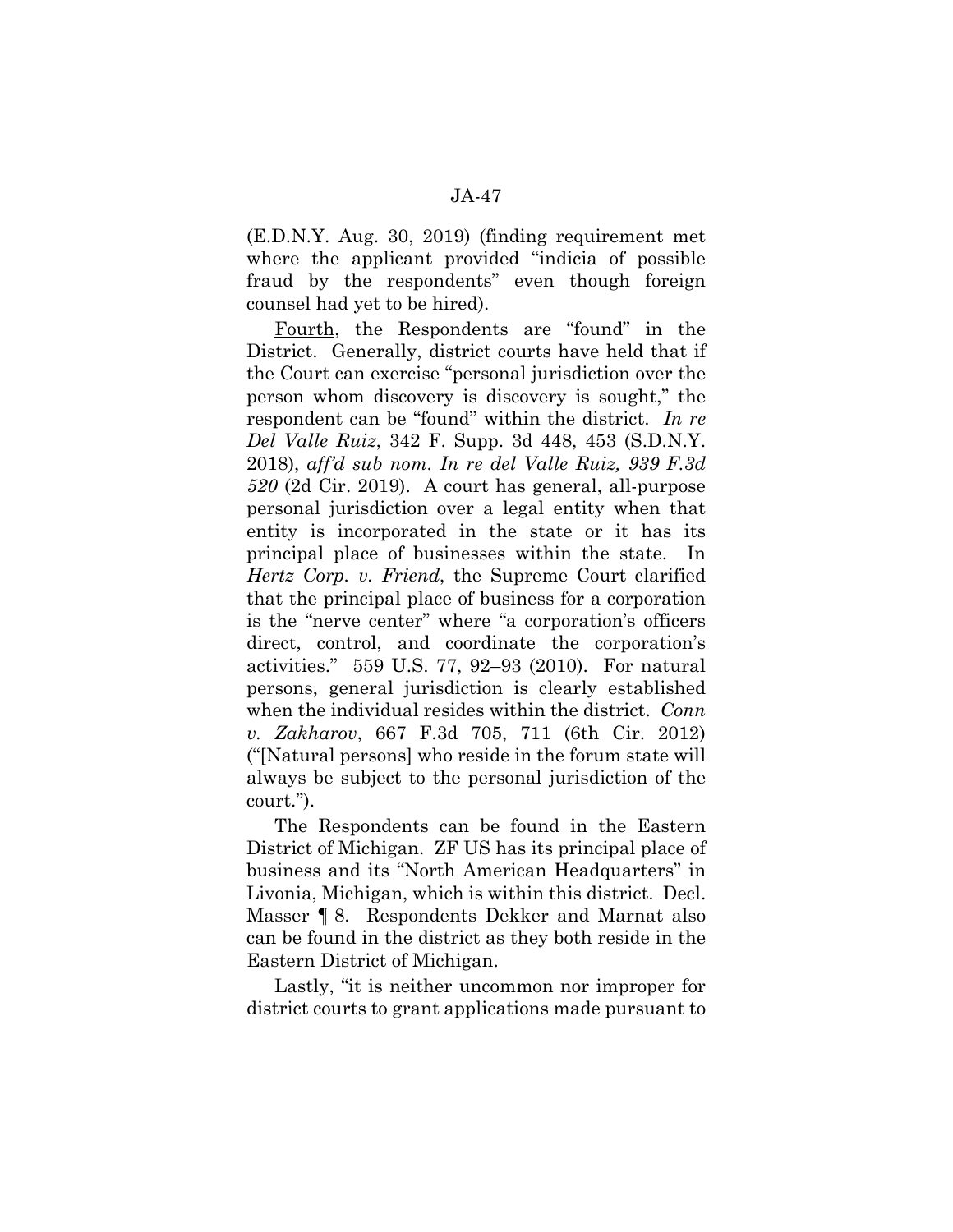(E.D.N.Y. Aug. 30, 2019) (finding requirement met where the applicant provided "indicia of possible fraud by the respondents" even though foreign counsel had yet to be hired).

Fourth, the Respondents are "found" in the District. Generally, district courts have held that if the Court can exercise "personal jurisdiction over the person whom discovery is discovery is sought," the respondent can be "found" within the district. *In re Del Valle Ruiz*, 342 F. Supp. 3d 448, 453 (S.D.N.Y. 2018), *aff'd sub nom. In re del Valle Ruiz, 939 F.3d 520* (2d Cir. 2019). A court has general, all-purpose personal jurisdiction over a legal entity when that entity is incorporated in the state or it has its principal place of businesses within the state. In *Hertz Corp. v. Friend*, the Supreme Court clarified that the principal place of business for a corporation is the "nerve center" where "a corporation's officers direct, control, and coordinate the corporation's activities." 559 U.S. 77, 92–93 (2010). For natural persons, general jurisdiction is clearly established when the individual resides within the district. *Conn v. Zakharov*, 667 F.3d 705, 711 (6th Cir. 2012) ("[Natural persons] who reside in the forum state will always be subject to the personal jurisdiction of the court.").

The Respondents can be found in the Eastern District of Michigan. ZF US has its principal place of business and its "North American Headquarters" in Livonia, Michigan, which is within this district. Decl. Masser ¶ 8. Respondents Dekker and Marnat also can be found in the district as they both reside in the Eastern District of Michigan.

Lastly, "it is neither uncommon nor improper for district courts to grant applications made pursuant to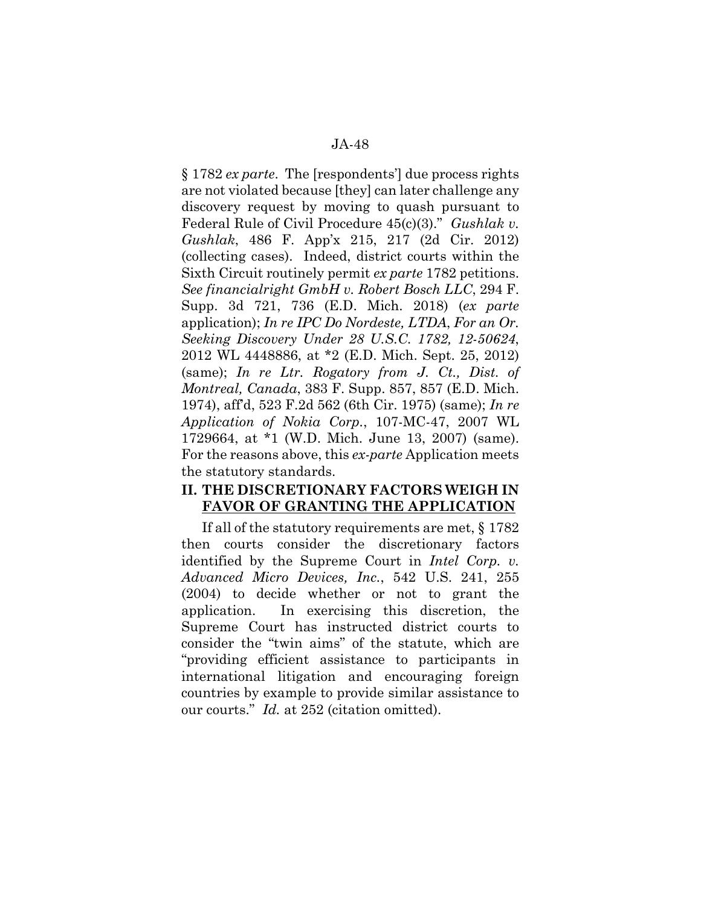§ 1782 *ex parte*. The [respondents'] due process rights are not violated because [they] can later challenge any discovery request by moving to quash pursuant to Federal Rule of Civil Procedure 45(c)(3)." *Gushlak v. Gushlak*, 486 F. App'x 215, 217 (2d Cir. 2012) (collecting cases). Indeed, district courts within the Sixth Circuit routinely permit *ex parte* 1782 petitions. *See financialright GmbH v. Robert Bosch LLC*, 294 F. Supp. 3d 721, 736 (E.D. Mich. 2018) (*ex parte* application); *In re IPC Do Nordeste, LTDA*, *For an Or. Seeking Discovery Under 28 U.S.C. 1782, 12-50624*, 2012 WL 4448886, at *2 (E.D. Mich. Sept. 25, 2012) (same); *In re Ltr. Rogatory from J. Ct., Dist. of Montreal, Canada*, 383 F. Supp. 857, 857 (E.D. Mich. 1974), aff'd, 523 F.2d 562 (6th Cir. 1975) (same); *In re Application of Nokia Corp.*, 107-MC-47, 2007 WL 1729664, at *1 (W.D. Mich. June 13, 2007) (same). For the reasons above, this *ex-parte* Application meets the statutory standards.

## II. THE DISCRETIONARY FACTORS WEIGH IN FAVOR OF GRANTING THE APPLICATION

If all of the statutory requirements are met, § 1782 then courts consider the discretionary factors identified by the Supreme Court in *Intel Corp. v. Advanced Micro Devices, Inc.*, 542 U.S. 241, 255 (2004) to decide whether or not to grant the application. In exercising this discretion, the Supreme Court has instructed district courts to consider the "twin aims" of the statute, which are "providing efficient assistance to participants in international litigation and encouraging foreign countries by example to provide similar assistance to our courts." *Id.* at 252 (citation omitted).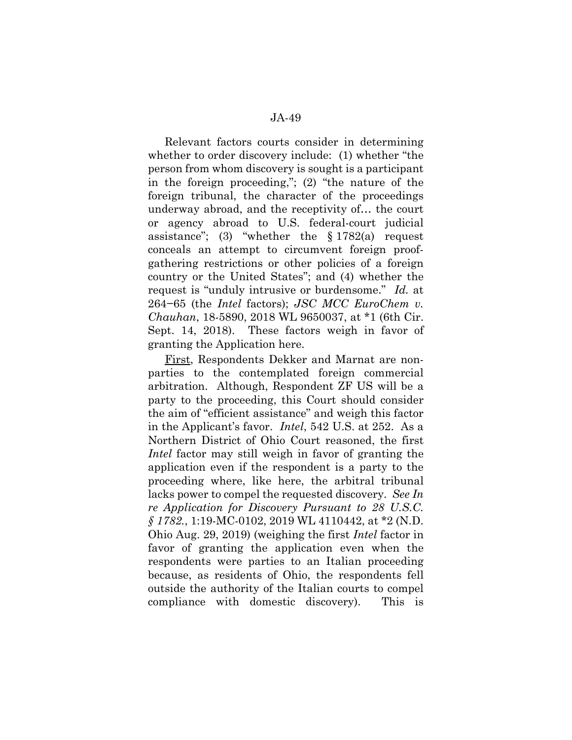Relevant factors courts consider in determining whether to order discovery include: (1) whether "the person from whom discovery is sought is a participant in the foreign proceeding,"; (2) "the nature of the foreign tribunal, the character of the proceedings underway abroad, and the receptivity of… the court or agency abroad to U.S. federal-court judicial assistance"; (3) "whether the § 1782(a) request conceals an attempt to circumvent foreign proof-gathering restrictions or other policies of a foreign country or the United States"; and (4) whether the request is "unduly intrusive or burdensome." *Id.* at 264–65 (the *Intel* factors); *JSC MCC EuroChem v. Chauhan*, 18-5890, 2018 WL 9650037, at *1 (6th Cir. Sept. 14, 2018). These factors weigh in favor of granting the Application here.

First, Respondents Dekker and Marnat are non-parties to the contemplated foreign commercial arbitration. Although, Respondent ZF US will be a party to the proceeding, this Court should consider the aim of "efficient assistance" and weigh this factor in the Applicant's favor. *Intel*, 542 U.S. at 252. As a Northern District of Ohio Court reasoned, the first *Intel* factor may still weigh in favor of granting the application even if the respondent is a party to the proceeding where, like here, the arbitral tribunal lacks power to compel the requested discovery. *See In re Application for Discovery Pursuant to 28 U.S.C. § 1782.*, 1:19-MC-0102, 2019 WL 4110442, at *2 (N.D. Ohio Aug. 29, 2019) (weighing the first *Intel* factor in favor of granting the application even when the respondents were parties to an Italian proceeding because, as residents of Ohio, the respondents fell outside the authority of the Italian courts to compel compliance with domestic discovery). This is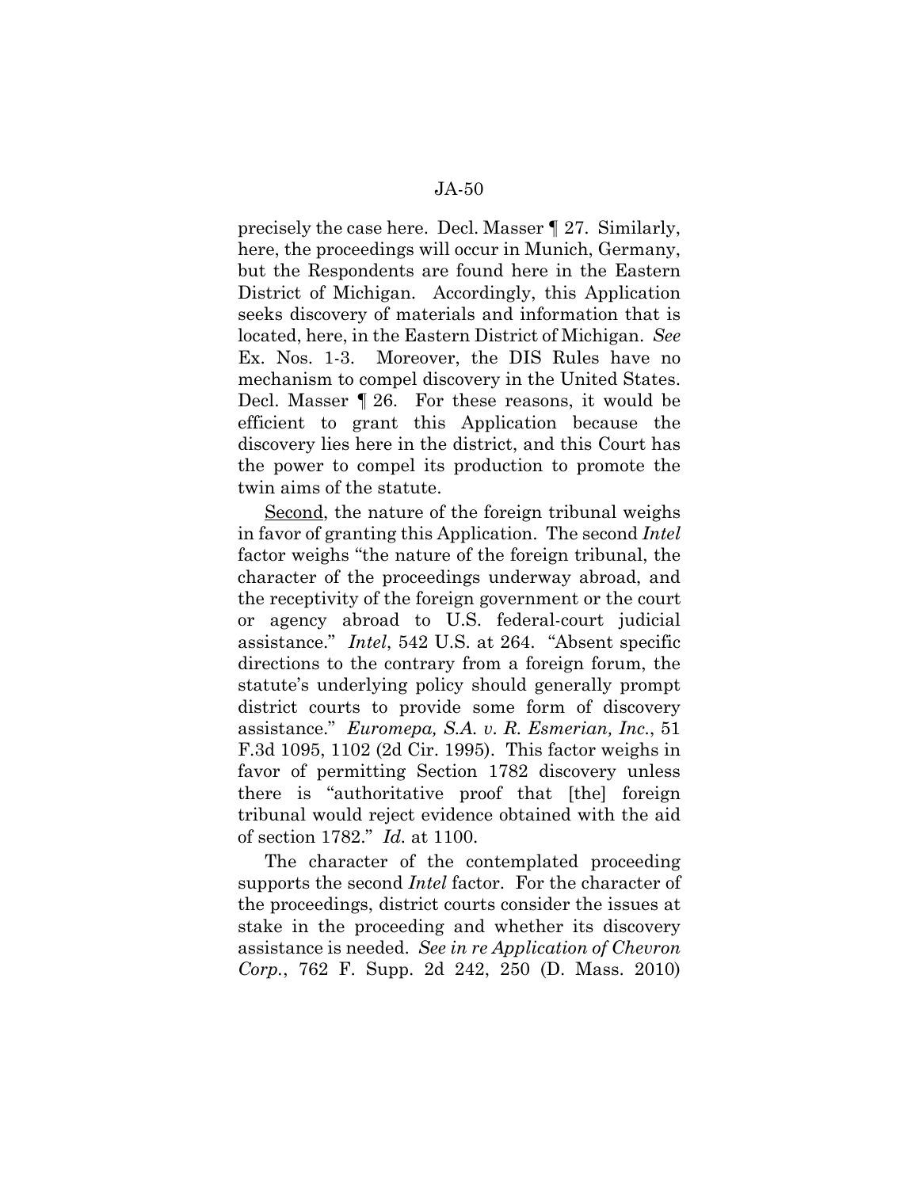precisely the case here. Decl. Masser ¶ 27. Similarly, here, the proceedings will occur in Munich, Germany, but the Respondents are found here in the Eastern District of Michigan. Accordingly, this Application seeks discovery of materials and information that is located, here, in the Eastern District of Michigan. *See* Ex. Nos. 1-3. Moreover, the DIS Rules have no mechanism to compel discovery in the United States. Decl. Masser ¶ 26. For these reasons, it would be efficient to grant this Application because the discovery lies here in the district, and this Court has the power to compel its production to promote the twin aims of the statute.

Second, the nature of the foreign tribunal weighs in favor of granting this Application. The second *Intel* factor weighs "the nature of the foreign tribunal, the character of the proceedings underway abroad, and the receptivity of the foreign government or the court or agency abroad to U.S. federal-court judicial assistance." *Intel*, 542 U.S. at 264. "Absent specific directions to the contrary from a foreign forum, the statute's underlying policy should generally prompt district courts to provide some form of discovery assistance." *Euromepa, S.A. v. R. Esmerian, Inc.*, 51 F.3d 1095, 1102 (2d Cir. 1995). This factor weighs in favor of permitting Section 1782 discovery unless there is "authoritative proof that [the] foreign tribunal would reject evidence obtained with the aid of section 1782." *Id.* at 1100.

The character of the contemplated proceeding supports the second *Intel* factor. For the character of the proceedings, district courts consider the issues at stake in the proceeding and whether its discovery assistance is needed. *See in re Application of Chevron Corp.*, 762 F. Supp. 2d 242, 250 (D. Mass. 2010)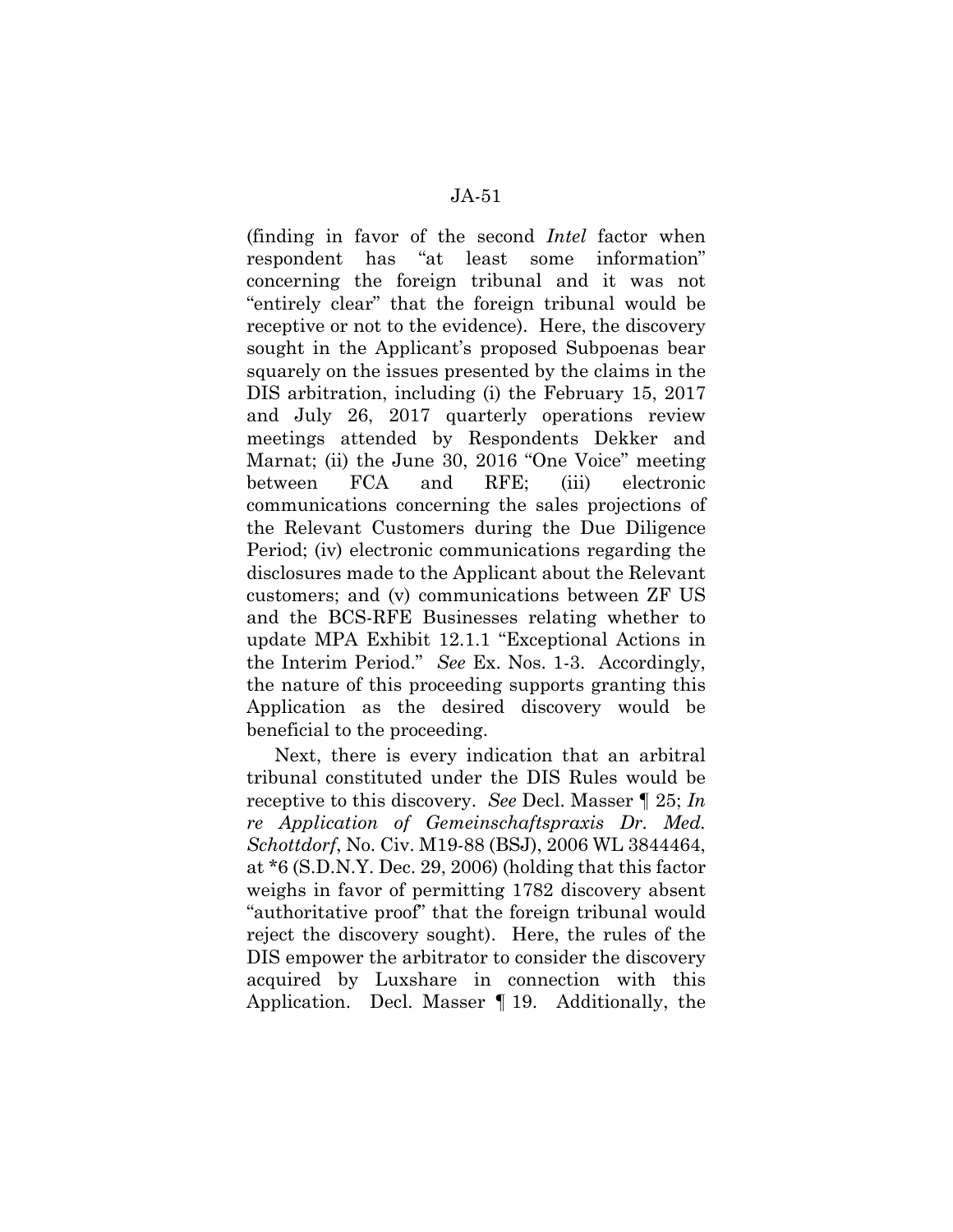(finding in favor of the second *Intel* factor when respondent has "at least some information" concerning the foreign tribunal and it was not "entirely clear" that the foreign tribunal would be receptive or not to the evidence). Here, the discovery sought in the Applicant's proposed Subpoenas bear squarely on the issues presented by the claims in the DIS arbitration, including (i) the February 15, 2017 and July 26, 2017 quarterly operations review meetings attended by Respondents Dekker and Marnat; (ii) the June 30, 2016 "One Voice" meeting between FCA and RFE; (iii) electronic communications concerning the sales projections of the Relevant Customers during the Due Diligence Period; (iv) electronic communications regarding the disclosures made to the Applicant about the Relevant customers; and (v) communications between ZF US and the BCS-RFE Businesses relating whether to update MPA Exhibit 12.1.1 "Exceptional Actions in the Interim Period." *See* Ex. Nos. 1-3. Accordingly, the nature of this proceeding supports granting this Application as the desired discovery would be beneficial to the proceeding.

Next, there is every indication that an arbitral tribunal constituted under the DIS Rules would be receptive to this discovery. *See* Decl. Masser ¶ 25; *In re Application of Gemeinschaftspraxis Dr. Med. Schottdorf*, No. Civ. M19-88 (BSJ), 2006 WL 3844464, at *6 (S.D.N.Y. Dec. 29, 2006) (holding that this factor weighs in favor of permitting 1782 discovery absent "authoritative proof" that the foreign tribunal would reject the discovery sought). Here, the rules of the DIS empower the arbitrator to consider the discovery acquired by Luxshare in connection with this Application. Decl. Masser ¶ 19. Additionally, the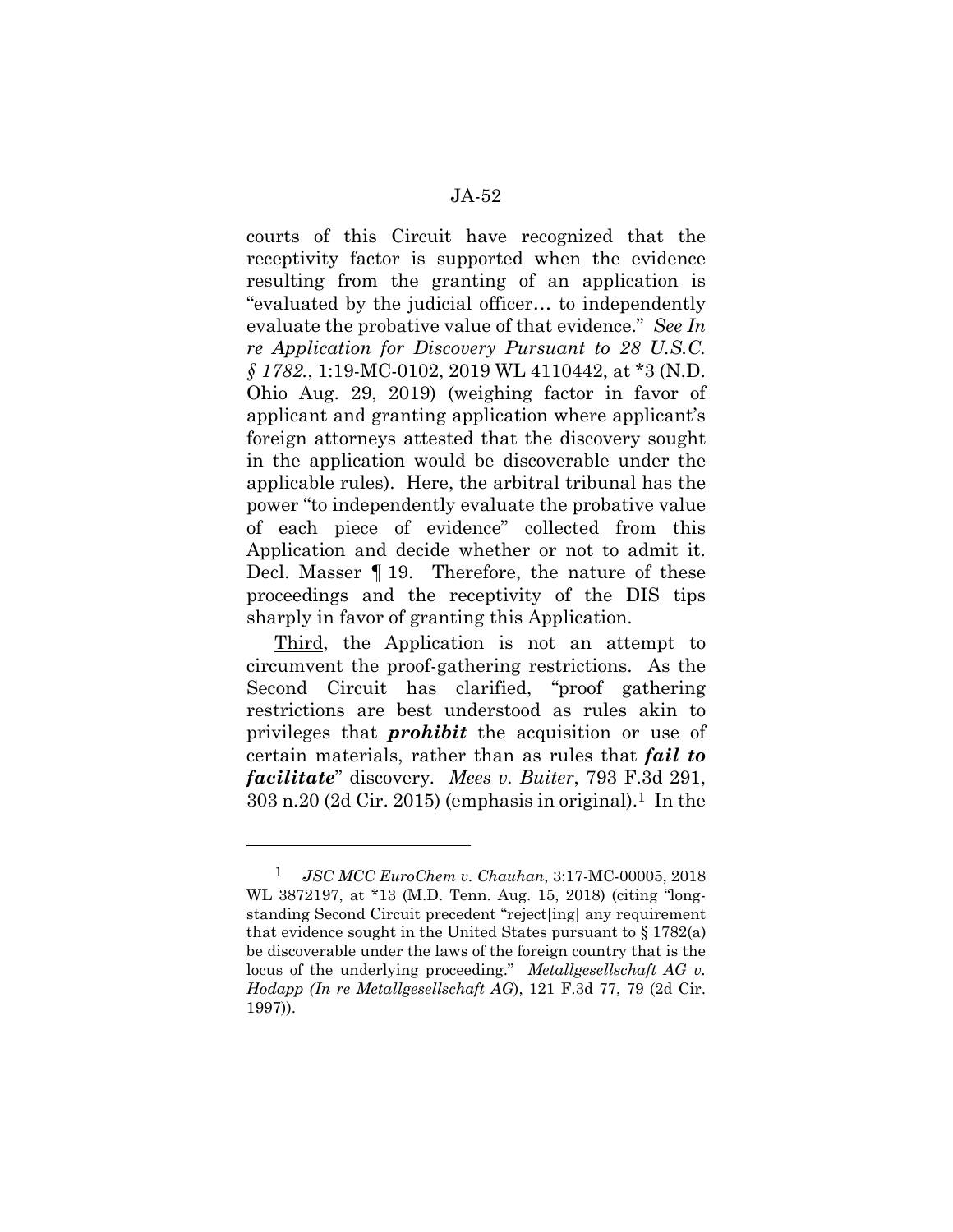courts of this Circuit have recognized that the receptivity factor is supported when the evidence resulting from the granting of an application is "evaluated by the judicial officer… to independently evaluate the probative value of that evidence." *See In re Application for Discovery Pursuant to 28 U.S.C. § 1782.*, 1:19-MC-0102, 2019 WL 4110442, at *3 (N.D. Ohio Aug. 29, 2019) (weighing factor in favor of applicant and granting application where applicant's foreign attorneys attested that the discovery sought in the application would be discoverable under the applicable rules). Here, the arbitral tribunal has the power "to independently evaluate the probative value of each piece of evidence" collected from this Application and decide whether or not to admit it. Decl. Masser ¶ 19. Therefore, the nature of these proceedings and the receptivity of the DIS tips sharply in favor of granting this Application.

<u>Third</u>, the Application is not an attempt to circumvent the proof-gathering restrictions. As the Second Circuit has clarified, "proof gathering restrictions are best understood as rules akin to privileges that ***prohibit*** the acquisition or use of certain materials, rather than as rules that ***fail to facilitate***" discovery. *Mees v. Buiter*, 793 F.3d 291, 303 n.20 (2d Cir. 2015) (emphasis in original).[1] In the

---

[1] *JSC MCC EuroChem v. Chauhan*, 3:17-MC-00005, 2018 WL 3872197, at *13 (M.D. Tenn. Aug. 15, 2018) (citing "long-standing Second Circuit precedent "reject[ing] any requirement that evidence sought in the United States pursuant to § 1782(a) be discoverable under the laws of the foreign country that is the locus of the underlying proceeding." *Metallgesellschaft AG v. Hodapp (In re Metallgesellschaft AG*), 121 F.3d 77, 79 (2d Cir. 1997)).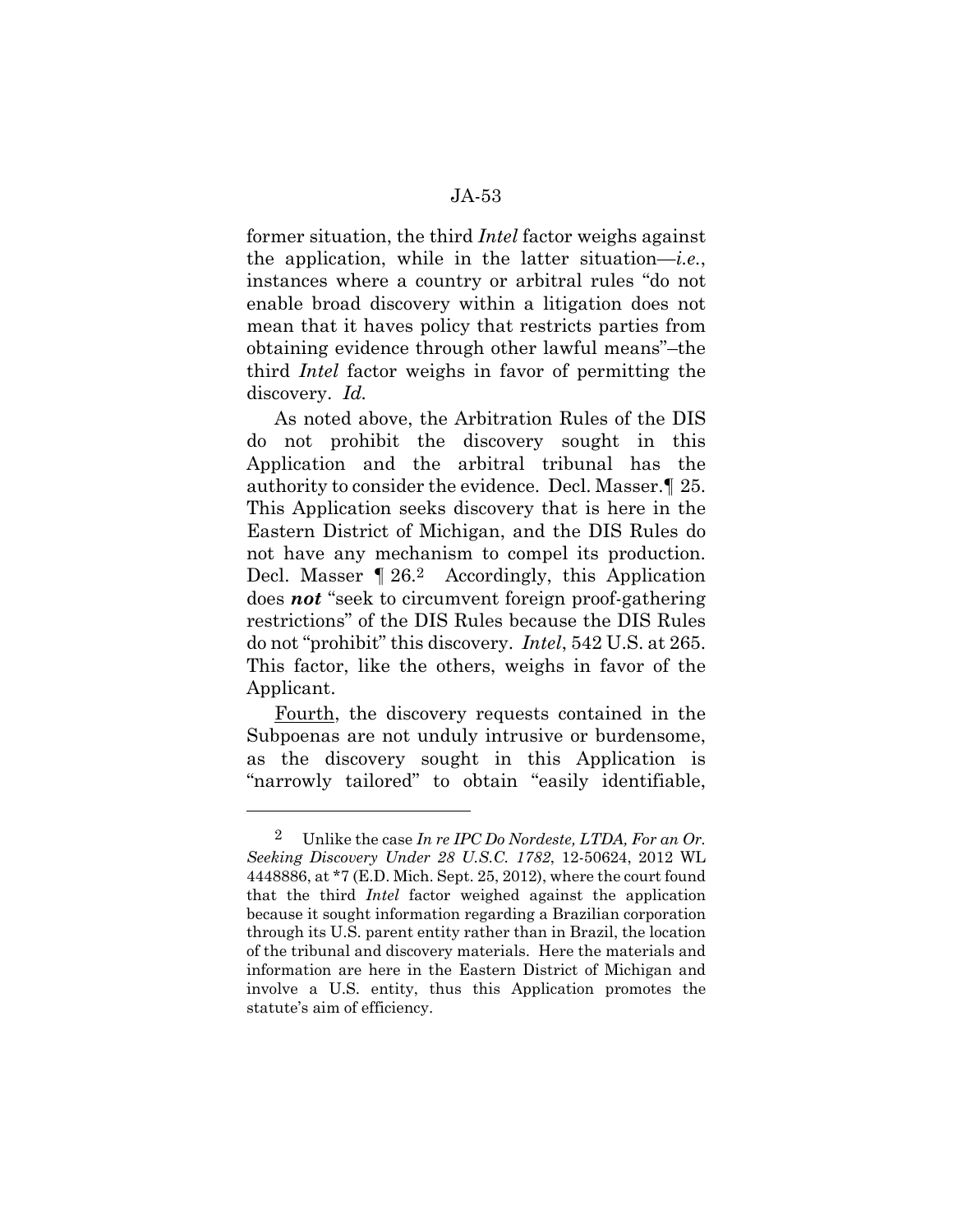former situation, the third *Intel* factor weighs against the application, while in the latter situation—*i.e.*, instances where a country or arbitral rules "do not enable broad discovery within a litigation does not mean that it haves policy that restricts parties from obtaining evidence through other lawful means"–the third *Intel* factor weighs in favor of permitting the discovery. *Id.*

As noted above, the Arbitration Rules of the DIS do not prohibit the discovery sought in this Application and the arbitral tribunal has the authority to consider the evidence. Decl. Masser.¶ 25. This Application seeks discovery that is here in the Eastern District of Michigan, and the DIS Rules do not have any mechanism to compel its production. Decl. Masser ¶ 26.[2] Accordingly, this Application does ***not*** "seek to circumvent foreign proof-gathering restrictions" of the DIS Rules because the DIS Rules do not "prohibit" this discovery. *Intel*, 542 U.S. at 265. This factor, like the others, weighs in favor of the Applicant.

<u>Fourth</u>, the discovery requests contained in the Subpoenas are not unduly intrusive or burdensome, as the discovery sought in this Application is "narrowly tailored" to obtain "easily identifiable,

---

[2] Unlike the case *In re IPC Do Nordeste, LTDA, For an Or. Seeking Discovery Under 28 U.S.C. 1782*, 12-50624, 2012 WL 4448886, at *7 (E.D. Mich. Sept. 25, 2012), where the court found that the third *Intel* factor weighed against the application because it sought information regarding a Brazilian corporation through its U.S. parent entity rather than in Brazil, the location of the tribunal and discovery materials. Here the materials and information are here in the Eastern District of Michigan and involve a U.S. entity, thus this Application promotes the statute's aim of efficiency.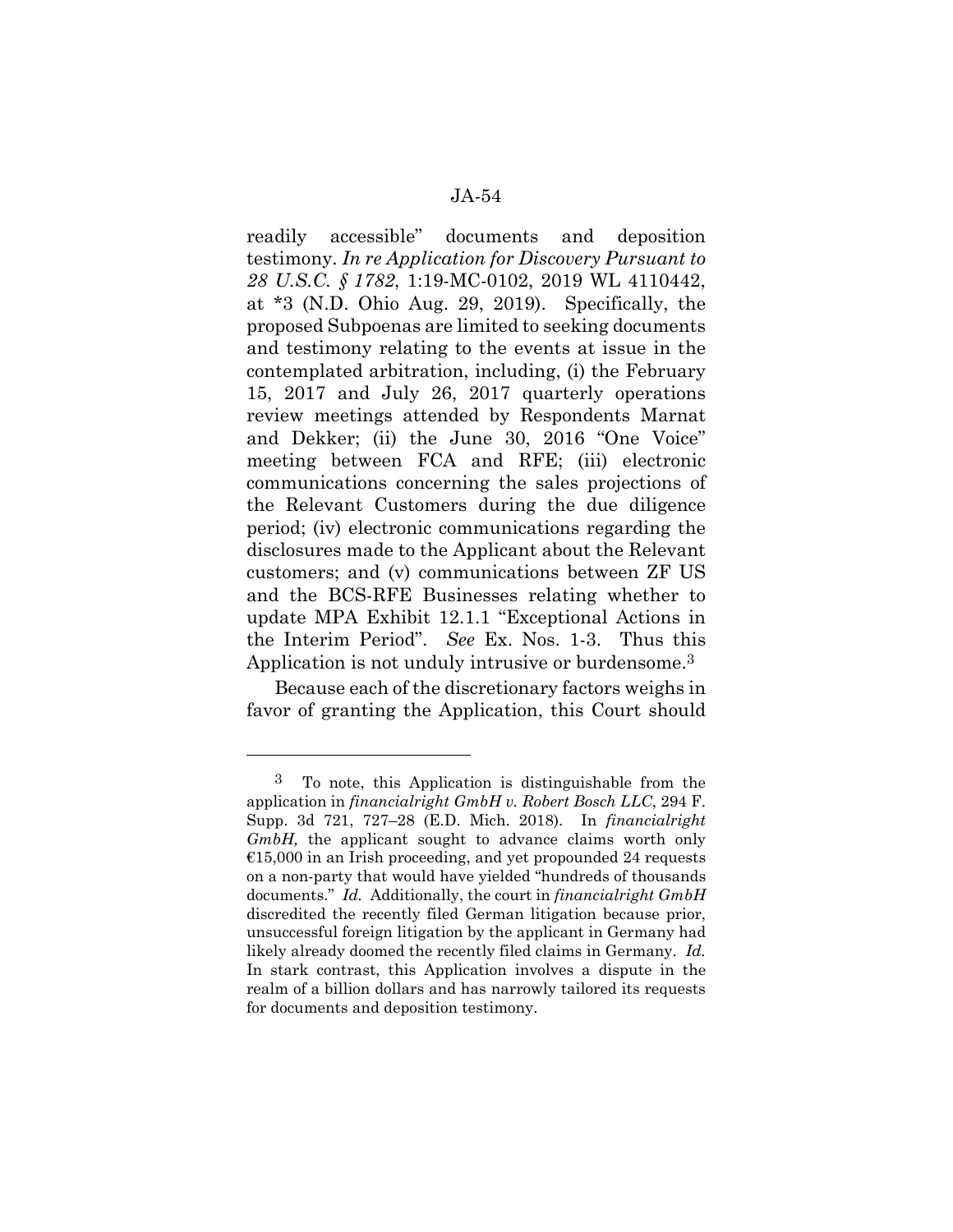readily accessible" documents and deposition testimony. *In re Application for Discovery Pursuant to 28 U.S.C. § 1782*, 1:19-MC-0102, 2019 WL 4110442, at *3 (N.D. Ohio Aug. 29, 2019). Specifically, the proposed Subpoenas are limited to seeking documents and testimony relating to the events at issue in the contemplated arbitration, including, (i) the February 15, 2017 and July 26, 2017 quarterly operations review meetings attended by Respondents Marnat and Dekker; (ii) the June 30, 2016 "One Voice" meeting between FCA and RFE; (iii) electronic communications concerning the sales projections of the Relevant Customers during the due diligence period; (iv) electronic communications regarding the disclosures made to the Applicant about the Relevant customers; and (v) communications between ZF US and the BCS-RFE Businesses relating whether to update MPA Exhibit 12.1.1 "Exceptional Actions in the Interim Period". *See* Ex. Nos. 1-3. Thus this Application is not unduly intrusive or burdensome.[3]

Because each of the discretionary factors weighs in favor of granting the Application, this Court should

---

[3] To note, this Application is distinguishable from the application in *financialright GmbH v. Robert Bosch LLC*, 294 F. Supp. 3d 721, 727–28 (E.D. Mich. 2018). In *financialright GmbH,* the applicant sought to advance claims worth only €15,000 in an Irish proceeding, and yet propounded 24 requests on a non-party that would have yielded "hundreds of thousands documents." *Id.* Additionally, the court in *financialright GmbH* discredited the recently filed German litigation because prior, unsuccessful foreign litigation by the applicant in Germany had likely already doomed the recently filed claims in Germany. *Id.* In stark contrast, this Application involves a dispute in the realm of a billion dollars and has narrowly tailored its requests for documents and deposition testimony.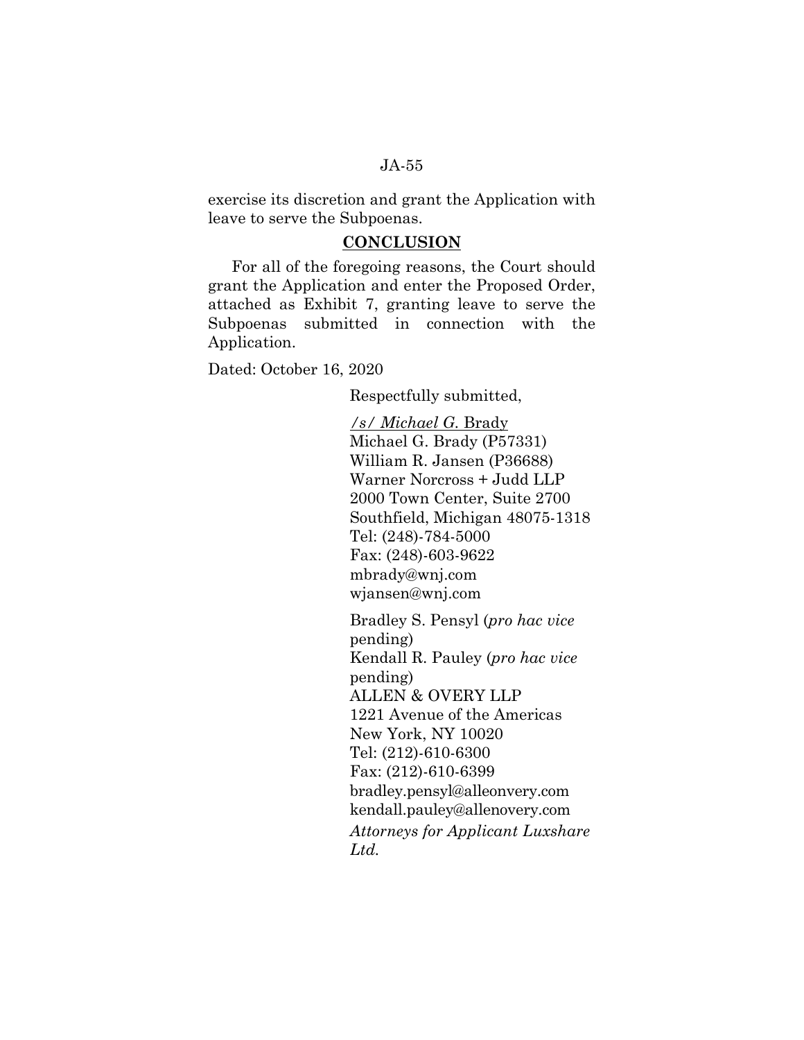exercise its discretion and grant the Application with leave to serve the Subpoenas.

## **CONCLUSION**

For all of the foregoing reasons, the Court should grant the Application and enter the Proposed Order, attached as Exhibit 7, granting leave to serve the Subpoenas submitted in connection with the Application.

Dated: October 16, 2020

Respectfully submitted,

*/s/ Michael G.* Brady
Michael G. Brady (P57331)
William R. Jansen (P36688)
Warner Norcross + Judd LLP
2000 Town Center, Suite 2700
Southfield, Michigan 48075-1318
Tel: (248)-784-5000
Fax: (248)-603-9622
mbrady@wnj.com
wjansen@wnj.com

Bradley S. Pensyl (*pro hac vice* pending)
Kendall R. Pauley (*pro hac vice* pending)
ALLEN & OVERY LLP
1221 Avenue of the Americas
New York, NY 10020
Tel: (212)-610-6300
Fax: (212)-610-6399
bradley.pensyl@alleonvery.com
kendall.pauley@allenovery.com
*Attorneys for Applicant Luxshare Ltd.*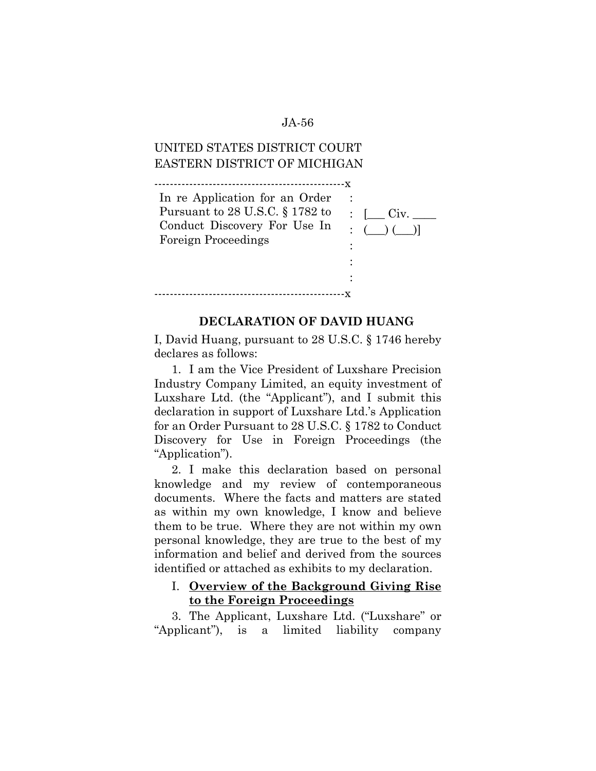UNITED STATES DISTRICT COURT
EASTERN DISTRICT OF MICHIGAN

| In re Application for an Order Pursuant to 28 U.S.C. § 1782 to Conduct Discovery For Use In Foreign Proceedings | [___ Civ. ____ (___) (___)] |
|---|---|

**DECLARATION OF DAVID HUANG**

I, David Huang, pursuant to 28 U.S.C. § 1746 hereby declares as follows:

1. I am the Vice President of Luxshare Precision Industry Company Limited, an equity investment of Luxshare Ltd. (the "Applicant"), and I submit this declaration in support of Luxshare Ltd.'s Application for an Order Pursuant to 28 U.S.C. § 1782 to Conduct Discovery for Use in Foreign Proceedings (the "Application").

2. I make this declaration based on personal knowledge and my review of contemporaneous documents. Where the facts and matters are stated as within my own knowledge, I know and believe them to be true. Where they are not within my own personal knowledge, they are true to the best of my information and belief and derived from the sources identified or attached as exhibits to my declaration.

## I. **Overview of the Background Giving Rise to the Foreign Proceedings**

3. The Applicant, Luxshare Ltd. ("Luxshare" or "Applicant"), is a limited liability company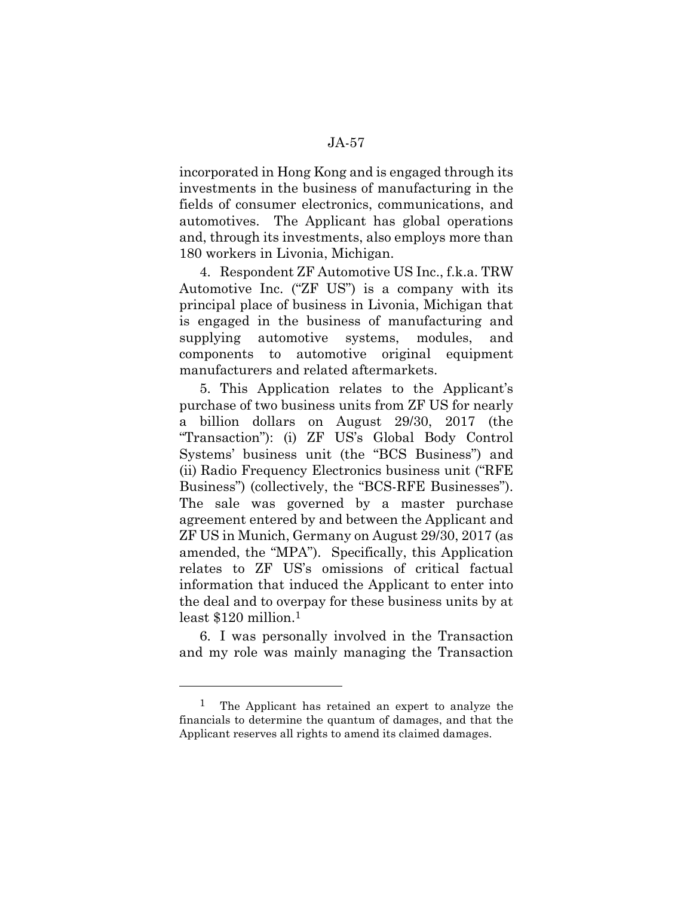incorporated in Hong Kong and is engaged through its investments in the business of manufacturing in the fields of consumer electronics, communications, and automotives. The Applicant has global operations and, through its investments, also employs more than 180 workers in Livonia, Michigan.

4. Respondent ZF Automotive US Inc., f.k.a. TRW Automotive Inc. ("ZF US") is a company with its principal place of business in Livonia, Michigan that is engaged in the business of manufacturing and supplying automotive systems, modules, and components to automotive original equipment manufacturers and related aftermarkets.

5. This Application relates to the Applicant's purchase of two business units from ZF US for nearly a billion dollars on August 29/30, 2017 (the "Transaction"): (i) ZF US's Global Body Control Systems' business unit (the "BCS Business") and (ii) Radio Frequency Electronics business unit ("RFE Business") (collectively, the "BCS-RFE Businesses"). The sale was governed by a master purchase agreement entered by and between the Applicant and ZF US in Munich, Germany on August 29/30, 2017 (as amended, the "MPA"). Specifically, this Application relates to ZF US's omissions of critical factual information that induced the Applicant to enter into the deal and to overpay for these business units by at least $120 million.[1]

6. I was personally involved in the Transaction and my role was mainly managing the Transaction

[1] The Applicant has retained an expert to analyze the financials to determine the quantum of damages, and that the Applicant reserves all rights to amend its claimed damages.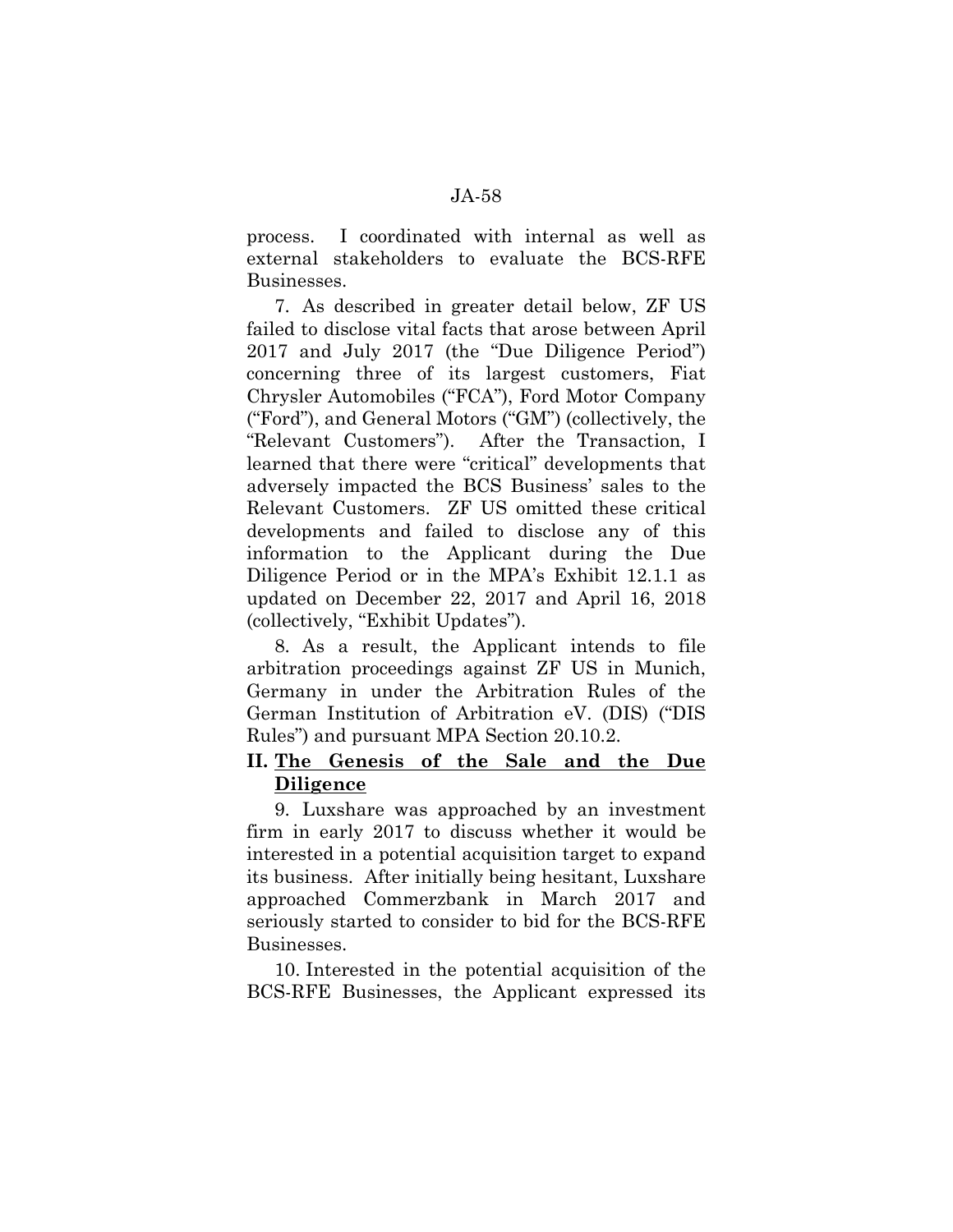process. I coordinated with internal as well as external stakeholders to evaluate the BCS-RFE Businesses.

7. As described in greater detail below, ZF US failed to disclose vital facts that arose between April 2017 and July 2017 (the "Due Diligence Period") concerning three of its largest customers, Fiat Chrysler Automobiles ("FCA"), Ford Motor Company ("Ford"), and General Motors ("GM") (collectively, the "Relevant Customers"). After the Transaction, I learned that there were "critical" developments that adversely impacted the BCS Business' sales to the Relevant Customers. ZF US omitted these critical developments and failed to disclose any of this information to the Applicant during the Due Diligence Period or in the MPA's Exhibit 12.1.1 as updated on December 22, 2017 and April 16, 2018 (collectively, "Exhibit Updates").

8. As a result, the Applicant intends to file arbitration proceedings against ZF US in Munich, Germany in under the Arbitration Rules of the German Institution of Arbitration eV. (DIS) ("DIS Rules") and pursuant MPA Section 20.10.2.

## II. <u>The Genesis of the Sale and the Due Diligence</u>

9. Luxshare was approached by an investment firm in early 2017 to discuss whether it would be interested in a potential acquisition target to expand its business. After initially being hesitant, Luxshare approached Commerzbank in March 2017 and seriously started to consider to bid for the BCS-RFE Businesses.

10. Interested in the potential acquisition of the BCS-RFE Businesses, the Applicant expressed its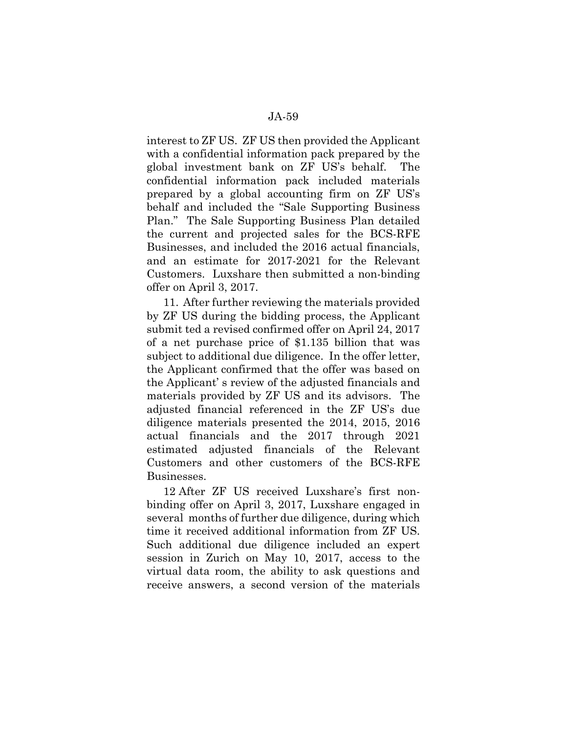interest to ZF US. ZF US then provided the Applicant with a confidential information pack prepared by the global investment bank on ZF US's behalf. The confidential information pack included materials prepared by a global accounting firm on ZF US's behalf and included the "Sale Supporting Business Plan." The Sale Supporting Business Plan detailed the current and projected sales for the BCS-RFE Businesses, and included the 2016 actual financials, and an estimate for 2017-2021 for the Relevant Customers. Luxshare then submitted a non-binding offer on April 3, 2017.

11. After further reviewing the materials provided by ZF US during the bidding process, the Applicant submit ted a revised confirmed offer on April 24, 2017 of a net purchase price of $1.135 billion that was subject to additional due diligence. In the offer letter, the Applicant confirmed that the offer was based on the Applicant' s review of the adjusted financials and materials provided by ZF US and its advisors. The adjusted financial referenced in the ZF US's due diligence materials presented the 2014, 2015, 2016 actual financials and the 2017 through 2021 estimated adjusted financials of the Relevant Customers and other customers of the BCS-RFE Businesses.

12 After ZF US received Luxshare's first non-binding offer on April 3, 2017, Luxshare engaged in several months of further due diligence, during which time it received additional information from ZF US. Such additional due diligence included an expert session in Zurich on May 10, 2017, access to the virtual data room, the ability to ask questions and receive answers, a second version of the materials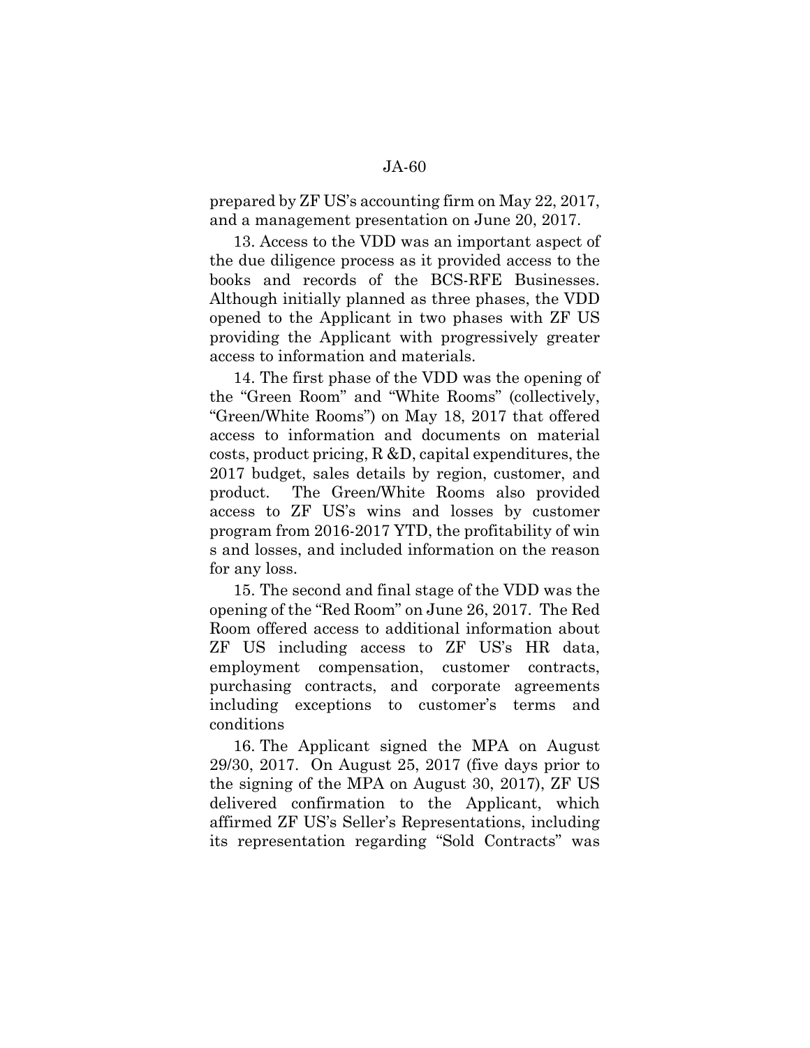prepared by ZF US's accounting firm on May 22, 2017, and a management presentation on June 20, 2017.

13. Access to the VDD was an important aspect of the due diligence process as it provided access to the books and records of the BCS-RFE Businesses. Although initially planned as three phases, the VDD opened to the Applicant in two phases with ZF US providing the Applicant with progressively greater access to information and materials.

14. The first phase of the VDD was the opening of the "Green Room" and "White Rooms" (collectively, "Green/White Rooms") on May 18, 2017 that offered access to information and documents on material costs, product pricing, R &D, capital expenditures, the 2017 budget, sales details by region, customer, and product. The Green/White Rooms also provided access to ZF US's wins and losses by customer program from 2016-2017 YTD, the profitability of win s and losses, and included information on the reason for any loss.

15. The second and final stage of the VDD was the opening of the "Red Room" on June 26, 2017. The Red Room offered access to additional information about ZF US including access to ZF US's HR data, employment compensation, customer contracts, purchasing contracts, and corporate agreements including exceptions to customer's terms and conditions

16. The Applicant signed the MPA on August 29/30, 2017. On August 25, 2017 (five days prior to the signing of the MPA on August 30, 2017), ZF US delivered confirmation to the Applicant, which affirmed ZF US's Seller's Representations, including its representation regarding "Sold Contracts" was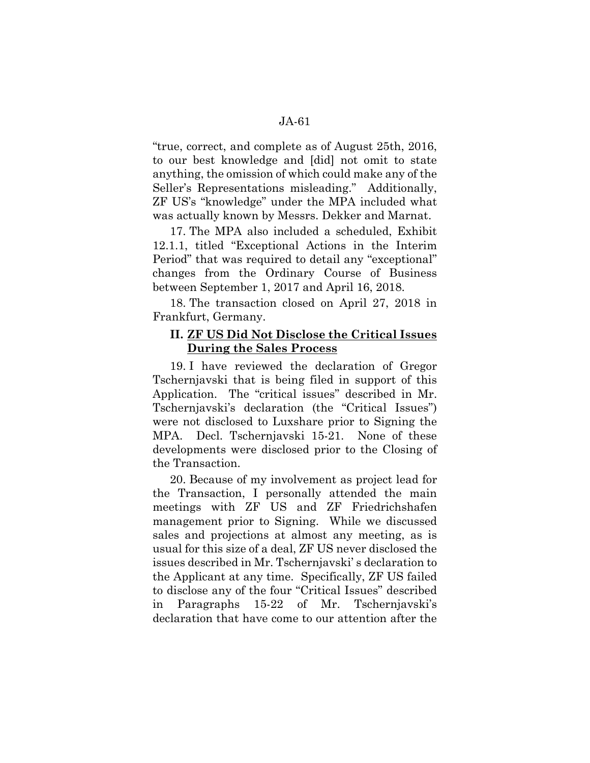"true, correct, and complete as of August 25th, 2016, to our best knowledge and [did] not omit to state anything, the omission of which could make any of the Seller's Representations misleading." Additionally, ZF US's "knowledge" under the MPA included what was actually known by Messrs. Dekker and Marnat.

17. The MPA also included a scheduled, Exhibit 12.1.1, titled "Exceptional Actions in the Interim Period" that was required to detail any "exceptional" changes from the Ordinary Course of Business between September 1, 2017 and April 16, 2018.

18. The transaction closed on April 27, 2018 in Frankfurt, Germany.

## II. <u>ZF US Did Not Disclose the Critical Issues During the Sales Process</u>

19. I have reviewed the declaration of Gregor Tschernjavski that is being filed in support of this Application. The "critical issues" described in Mr. Tschernjavski's declaration (the "Critical Issues") were not disclosed to Luxshare prior to Signing the MPA. Decl. Tschernjavski 15-21. None of these developments were disclosed prior to the Closing of the Transaction.

20. Because of my involvement as project lead for the Transaction, I personally attended the main meetings with ZF US and ZF Friedrichshafen management prior to Signing. While we discussed sales and projections at almost any meeting, as is usual for this size of a deal, ZF US never disclosed the issues described in Mr. Tschernjavski' s declaration to the Applicant at any time. Specifically, ZF US failed to disclose any of the four "Critical Issues" described in Paragraphs 15-22 of Mr. Tschernjavski's declaration that have come to our attention after the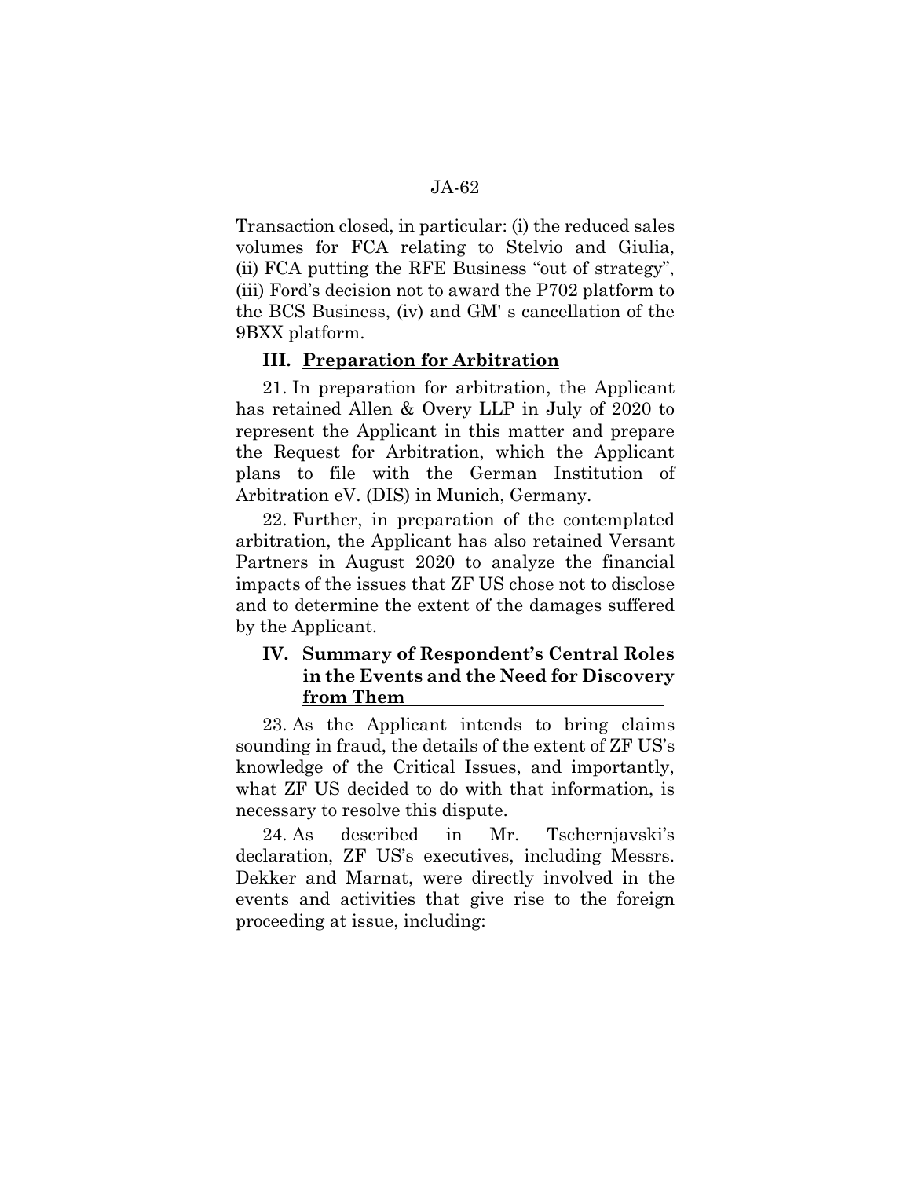Transaction closed, in particular: (i) the reduced sales volumes for FCA relating to Stelvio and Giulia, (ii) FCA putting the RFE Business "out of strategy", (iii) Ford's decision not to award the P702 platform to the BCS Business, (iv) and GM' s cancellation of the 9BXX platform.

### III. Preparation for Arbitration

21. In preparation for arbitration, the Applicant has retained Allen & Overy LLP in July of 2020 to represent the Applicant in this matter and prepare the Request for Arbitration, which the Applicant plans to file with the German Institution of Arbitration eV. (DIS) in Munich, Germany.

22. Further, in preparation of the contemplated arbitration, the Applicant has also retained Versant Partners in August 2020 to analyze the financial impacts of the issues that ZF US chose not to disclose and to determine the extent of the damages suffered by the Applicant.

### IV. Summary of Respondent's Central Roles in the Events and the Need for Discovery from Them

23. As the Applicant intends to bring claims sounding in fraud, the details of the extent of ZF US's knowledge of the Critical Issues, and importantly, what ZF US decided to do with that information, is necessary to resolve this dispute.

24. As described in Mr. Tschernjavski's declaration, ZF US's executives, including Messrs. Dekker and Marnat, were directly involved in the events and activities that give rise to the foreign proceeding at issue, including: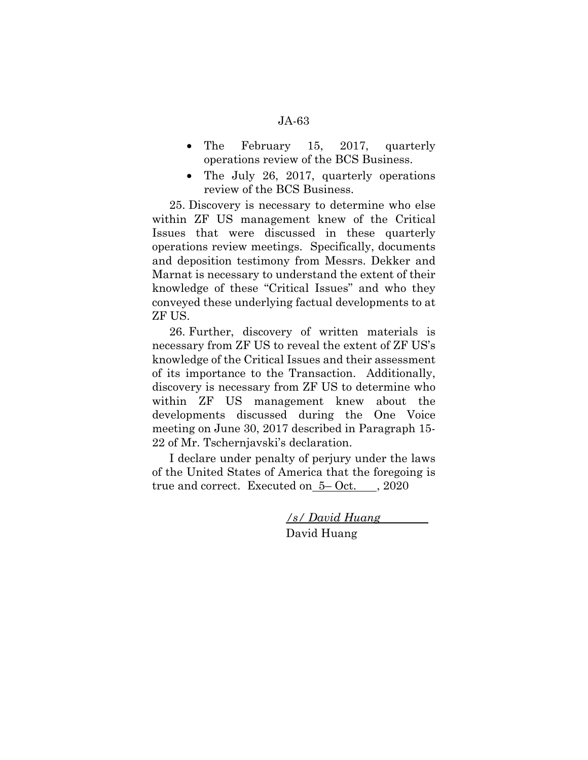- The February 15, 2017, quarterly operations review of the BCS Business.
- The July 26, 2017, quarterly operations review of the BCS Business.

25. Discovery is necessary to determine who else within ZF US management knew of the Critical Issues that were discussed in these quarterly operations review meetings. Specifically, documents and deposition testimony from Messrs. Dekker and Marnat is necessary to understand the extent of their knowledge of these "Critical Issues" and who they conveyed these underlying factual developments to at ZF US.

26. Further, discovery of written materials is necessary from ZF US to reveal the extent of ZF US's knowledge of the Critical Issues and their assessment of its importance to the Transaction. Additionally, discovery is necessary from ZF US to determine who within ZF US management knew about the developments discussed during the One Voice meeting on June 30, 2017 described in Paragraph 15-22 of Mr. Tschernjavski's declaration.

I declare under penalty of perjury under the laws of the United States of America that the foregoing is true and correct. Executed on 5– Oct., 2020

*/s/ David Huang*
David Huang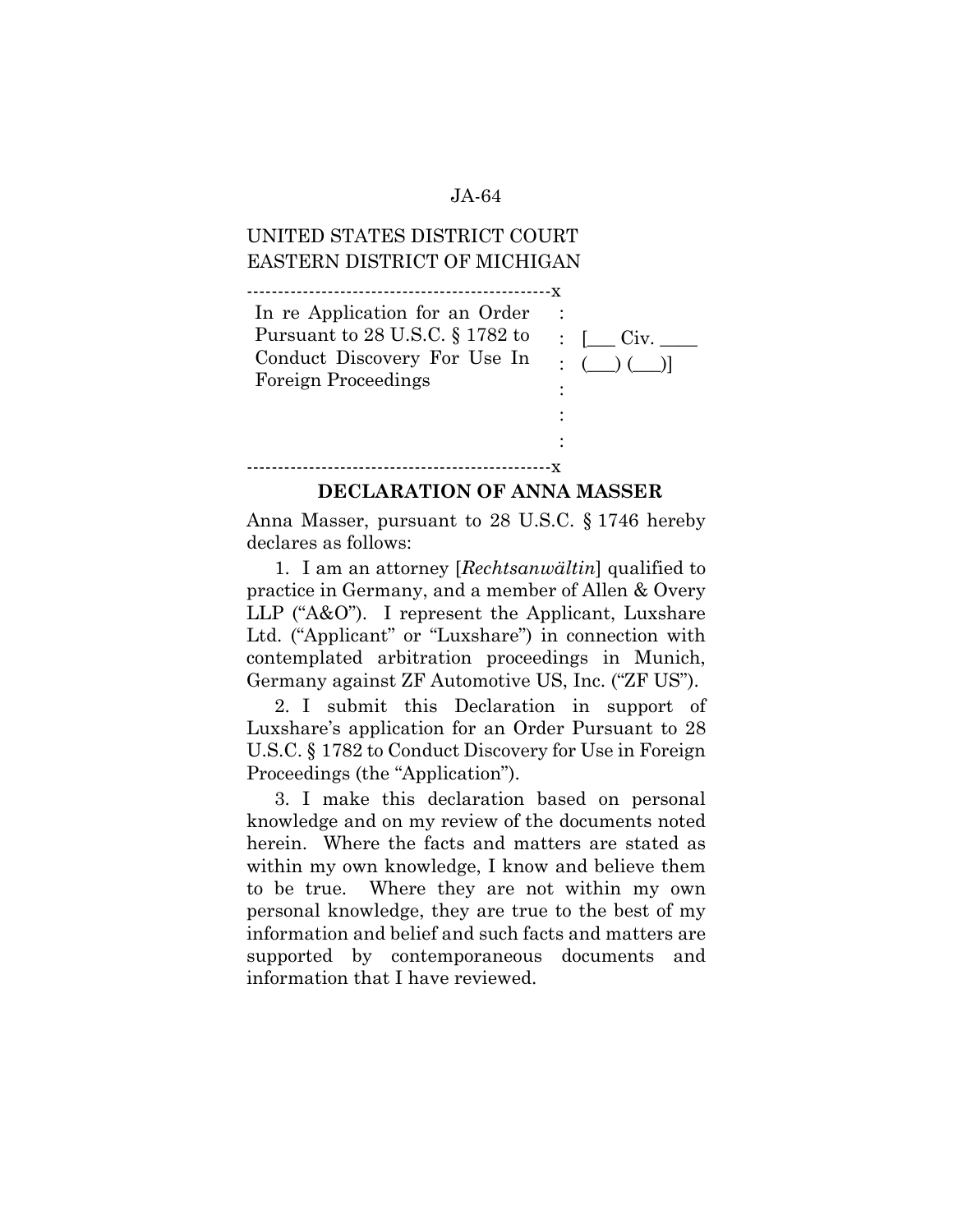UNITED STATES DISTRICT COURT
EASTERN DISTRICT OF MICHIGAN

| | |
|---|---|
| In re Application for an Order Pursuant to 28 U.S.C. § 1782 to Conduct Discovery For Use In Foreign Proceedings | [___ Civ. ____ (___) (___)] |

**DECLARATION OF ANNA MASSER**

Anna Masser, pursuant to 28 U.S.C. § 1746 hereby declares as follows:

1. I am an attorney [*Rechtsanwältin*] qualified to practice in Germany, and a member of Allen & Overy LLP ("A&O"). I represent the Applicant, Luxshare Ltd. ("Applicant" or "Luxshare") in connection with contemplated arbitration proceedings in Munich, Germany against ZF Automotive US, Inc. ("ZF US").

2. I submit this Declaration in support of Luxshare's application for an Order Pursuant to 28 U.S.C. § 1782 to Conduct Discovery for Use in Foreign Proceedings (the "Application").

3. I make this declaration based on personal knowledge and on my review of the documents noted herein. Where the facts and matters are stated as within my own knowledge, I know and believe them to be true. Where they are not within my own personal knowledge, they are true to the best of my information and belief and such facts and matters are supported by contemporaneous documents and information that I have reviewed.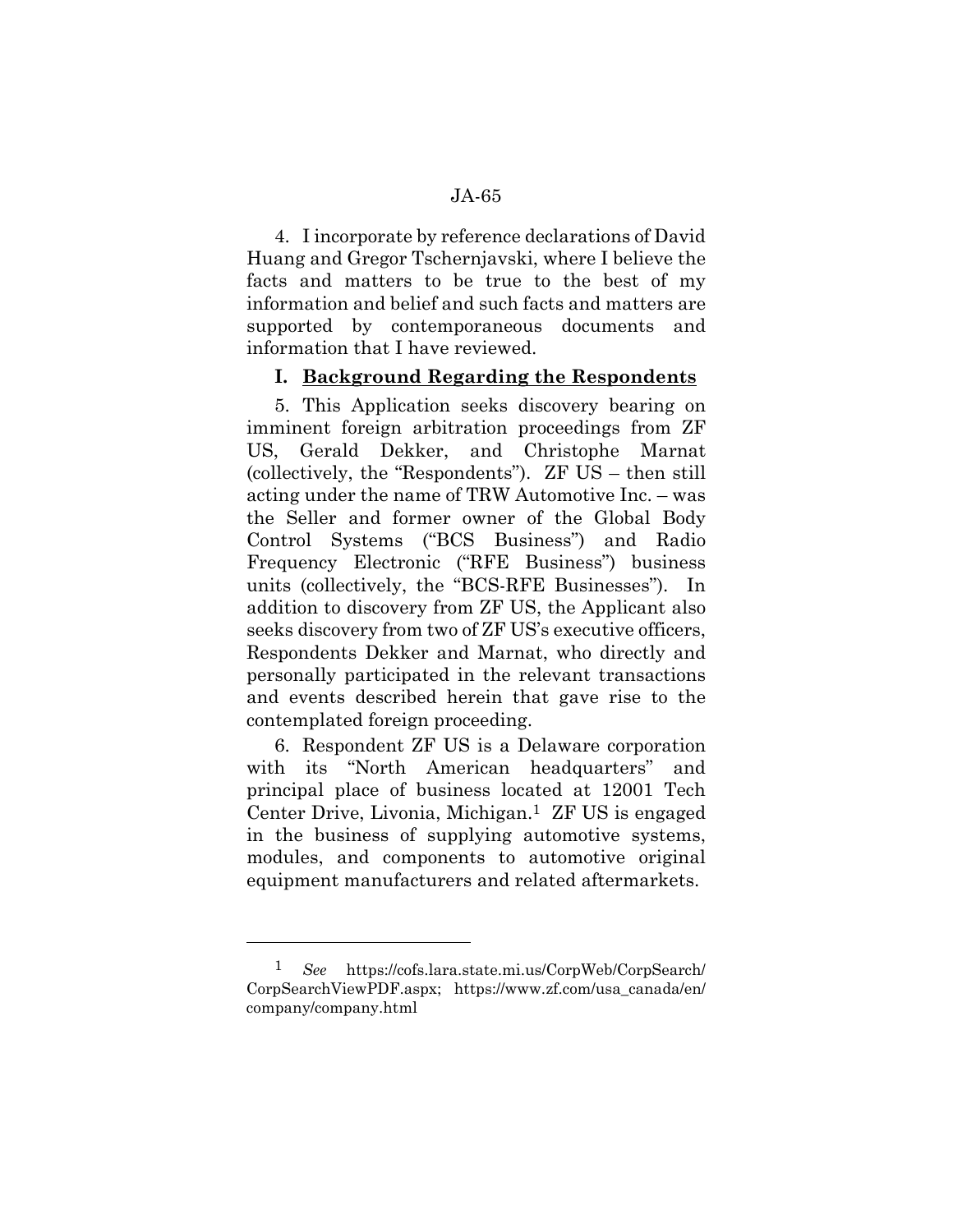4. I incorporate by reference declarations of David Huang and Gregor Tschernjavski, where I believe the facts and matters to be true to the best of my information and belief and such facts and matters are supported by contemporaneous documents and information that I have reviewed.

## I. Background Regarding the Respondents

5. This Application seeks discovery bearing on imminent foreign arbitration proceedings from ZF US, Gerald Dekker, and Christophe Marnat (collectively, the "Respondents"). ZF US – then still acting under the name of TRW Automotive Inc. – was the Seller and former owner of the Global Body Control Systems ("BCS Business") and Radio Frequency Electronic ("RFE Business") business units (collectively, the "BCS-RFE Businesses"). In addition to discovery from ZF US, the Applicant also seeks discovery from two of ZF US's executive officers, Respondents Dekker and Marnat, who directly and personally participated in the relevant transactions and events described herein that gave rise to the contemplated foreign proceeding.

6. Respondent ZF US is a Delaware corporation with its "North American headquarters" and principal place of business located at 12001 Tech Center Drive, Livonia, Michigan.[1] ZF US is engaged in the business of supplying automotive systems, modules, and components to automotive original equipment manufacturers and related aftermarkets.

---

[1] *See* https://cofs.lara.state.mi.us/CorpWeb/CorpSearch/CorpSearchViewPDF.aspx; https://www.zf.com/usa_canada/en/company/company.html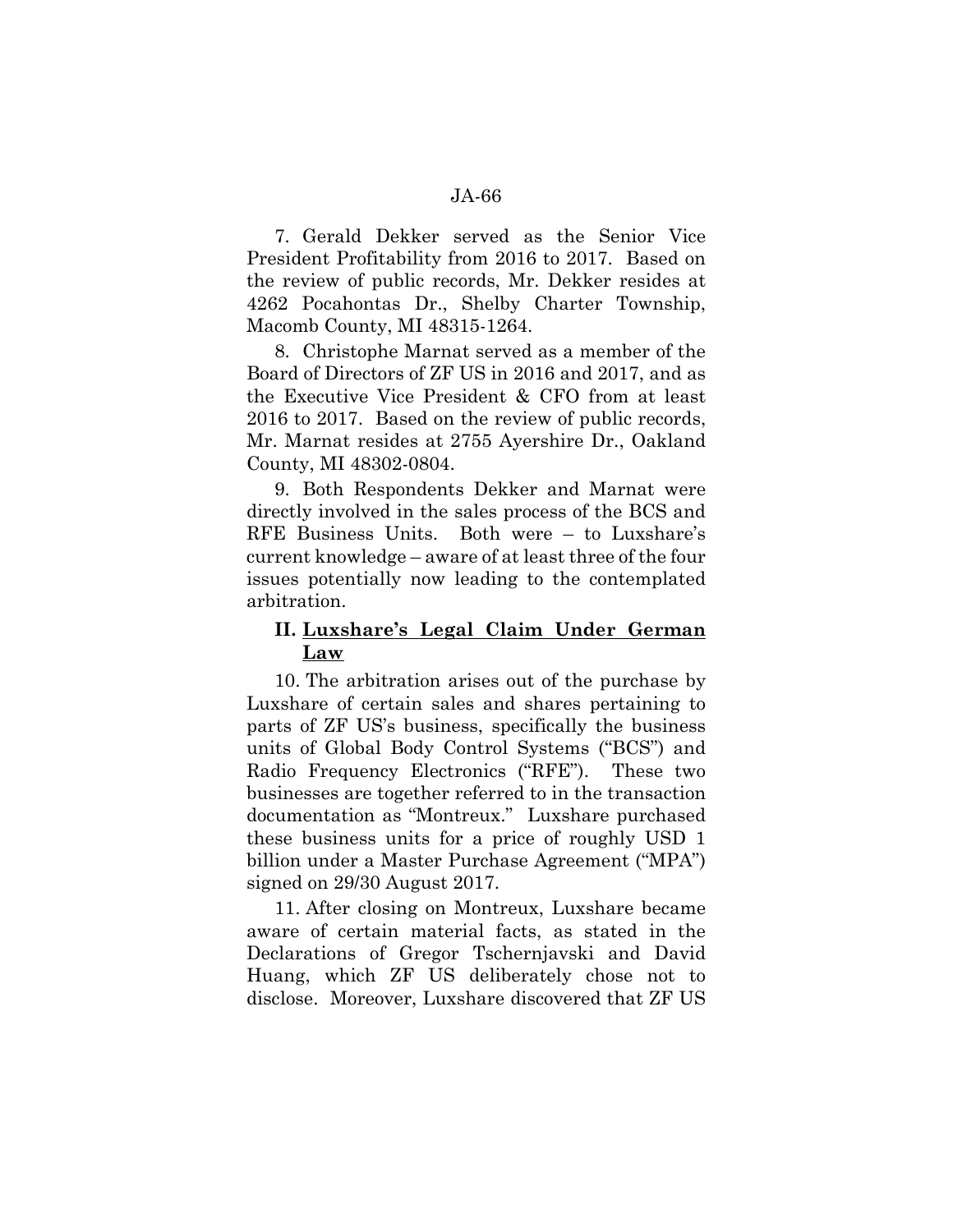7. Gerald Dekker served as the Senior Vice President Profitability from 2016 to 2017. Based on the review of public records, Mr. Dekker resides at 4262 Pocahontas Dr., Shelby Charter Township, Macomb County, MI 48315-1264.

8. Christophe Marnat served as a member of the Board of Directors of ZF US in 2016 and 2017, and as the Executive Vice President & CFO from at least 2016 to 2017. Based on the review of public records, Mr. Marnat resides at 2755 Ayershire Dr., Oakland County, MI 48302-0804.

9. Both Respondents Dekker and Marnat were directly involved in the sales process of the BCS and RFE Business Units. Both were – to Luxshare's current knowledge – aware of at least three of the four issues potentially now leading to the contemplated arbitration.

## II. <u>Luxshare's Legal Claim Under German Law</u>

10. The arbitration arises out of the purchase by Luxshare of certain sales and shares pertaining to parts of ZF US's business, specifically the business units of Global Body Control Systems ("BCS") and Radio Frequency Electronics ("RFE"). These two businesses are together referred to in the transaction documentation as "Montreux." Luxshare purchased these business units for a price of roughly USD 1 billion under a Master Purchase Agreement ("MPA") signed on 29/30 August 2017.

11. After closing on Montreux, Luxshare became aware of certain material facts, as stated in the Declarations of Gregor Tschernjavski and David Huang, which ZF US deliberately chose not to disclose. Moreover, Luxshare discovered that ZF US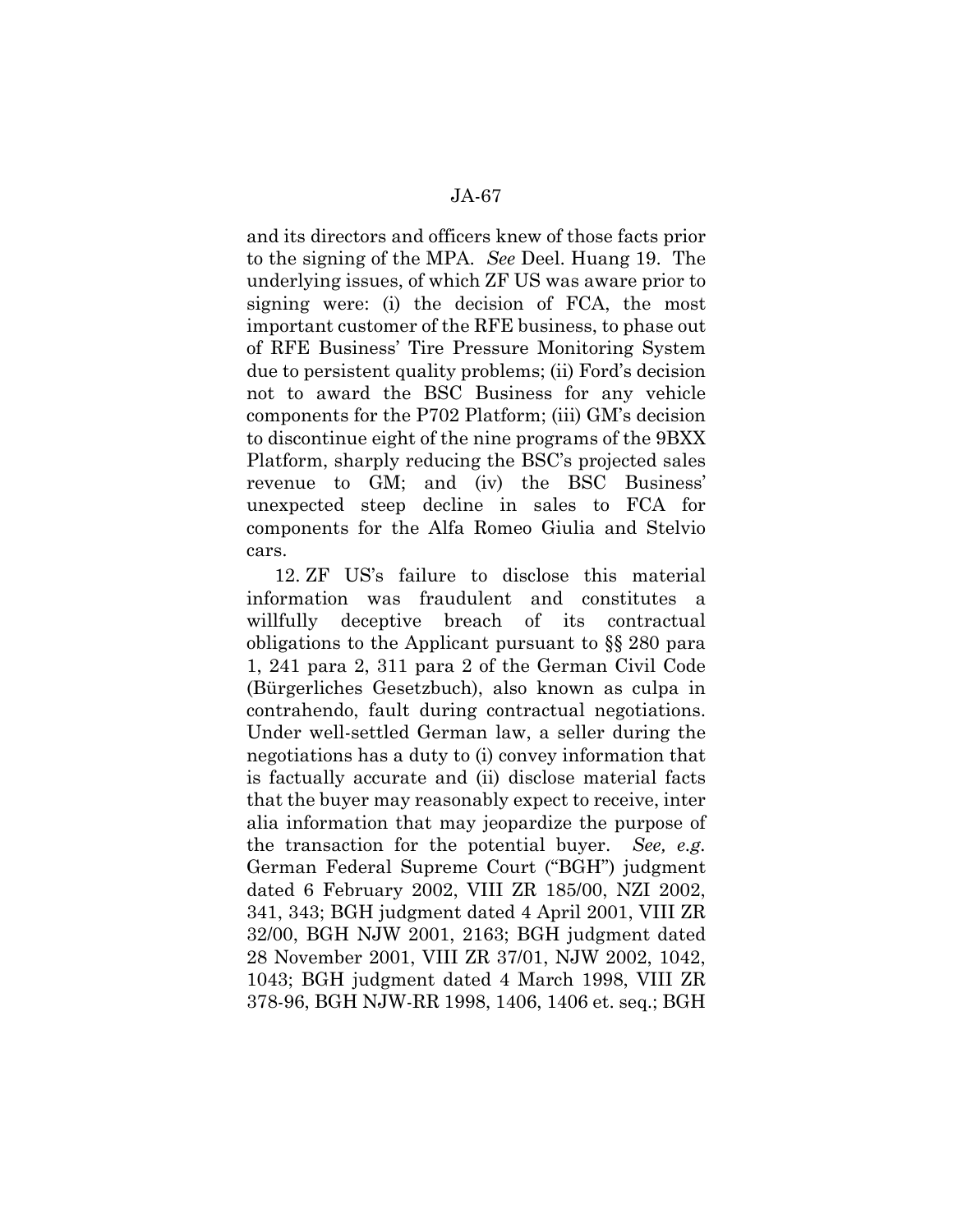and its directors and officers knew of those facts prior to the signing of the MPA. *See* Deel. Huang 19. The underlying issues, of which ZF US was aware prior to signing were: (i) the decision of FCA, the most important customer of the RFE business, to phase out of RFE Business' Tire Pressure Monitoring System due to persistent quality problems; (ii) Ford's decision not to award the BSC Business for any vehicle components for the P702 Platform; (iii) GM's decision to discontinue eight of the nine programs of the 9BXX Platform, sharply reducing the BSC's projected sales revenue to GM; and (iv) the BSC Business' unexpected steep decline in sales to FCA for components for the Alfa Romeo Giulia and Stelvio cars.

12. ZF US's failure to disclose this material information was fraudulent and constitutes a willfully deceptive breach of its contractual obligations to the Applicant pursuant to §§ 280 para 1, 241 para 2, 311 para 2 of the German Civil Code (Bürgerliches Gesetzbuch), also known as culpa in contrahendo, fault during contractual negotiations. Under well-settled German law, a seller during the negotiations has a duty to (i) convey information that is factually accurate and (ii) disclose material facts that the buyer may reasonably expect to receive, inter alia information that may jeopardize the purpose of the transaction for the potential buyer. *See, e.g.* German Federal Supreme Court ("BGH") judgment dated 6 February 2002, VIII ZR 185/00, NZI 2002, 341, 343; BGH judgment dated 4 April 2001, VIII ZR 32/00, BGH NJW 2001, 2163; BGH judgment dated 28 November 2001, VIII ZR 37/01, NJW 2002, 1042, 1043; BGH judgment dated 4 March 1998, VIII ZR 378-96, BGH NJW-RR 1998, 1406, 1406 et. seq.; BGH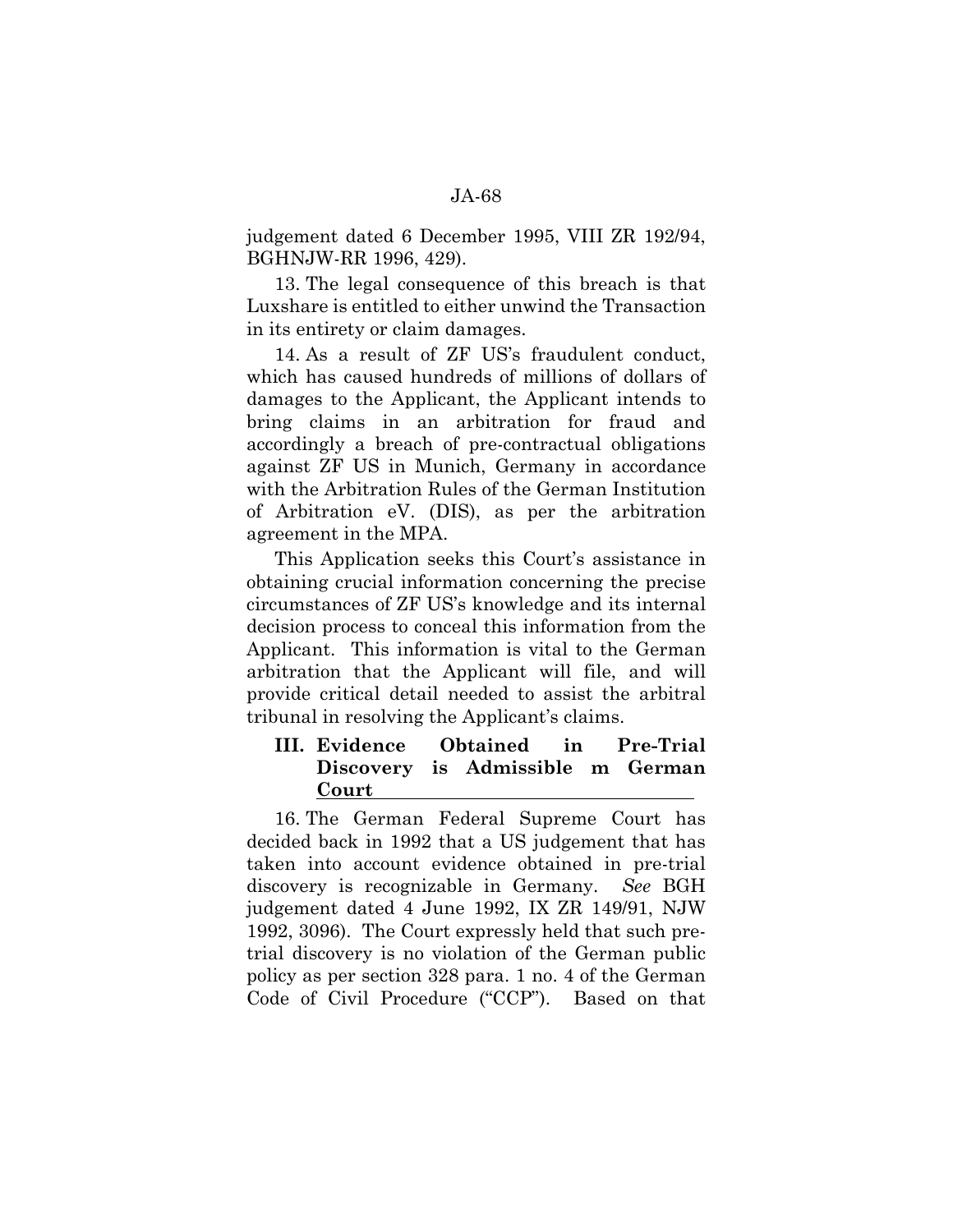judgement dated 6 December 1995, VIII ZR 192/94, BGHNJW-RR 1996, 429).

13. The legal consequence of this breach is that Luxshare is entitled to either unwind the Transaction in its entirety or claim damages.

14. As a result of ZF US's fraudulent conduct, which has caused hundreds of millions of dollars of damages to the Applicant, the Applicant intends to bring claims in an arbitration for fraud and accordingly a breach of pre-contractual obligations against ZF US in Munich, Germany in accordance with the Arbitration Rules of the German Institution of Arbitration eV. (DIS), as per the arbitration agreement in the MPA.

This Application seeks this Court's assistance in obtaining crucial information concerning the precise circumstances of ZF US's knowledge and its internal decision process to conceal this information from the Applicant. This information is vital to the German arbitration that the Applicant will file, and will provide critical detail needed to assist the arbitral tribunal in resolving the Applicant's claims.

### III. Evidence Obtained in Pre-Trial Discovery is Admissible m German Court

16. The German Federal Supreme Court has decided back in 1992 that a US judgement that has taken into account evidence obtained in pre-trial discovery is recognizable in Germany. *See* BGH judgement dated 4 June 1992, IX ZR 149/91, NJW 1992, 3096). The Court expressly held that such pre-trial discovery is no violation of the German public policy as per section 328 para. 1 no. 4 of the German Code of Civil Procedure ("CCP"). Based on that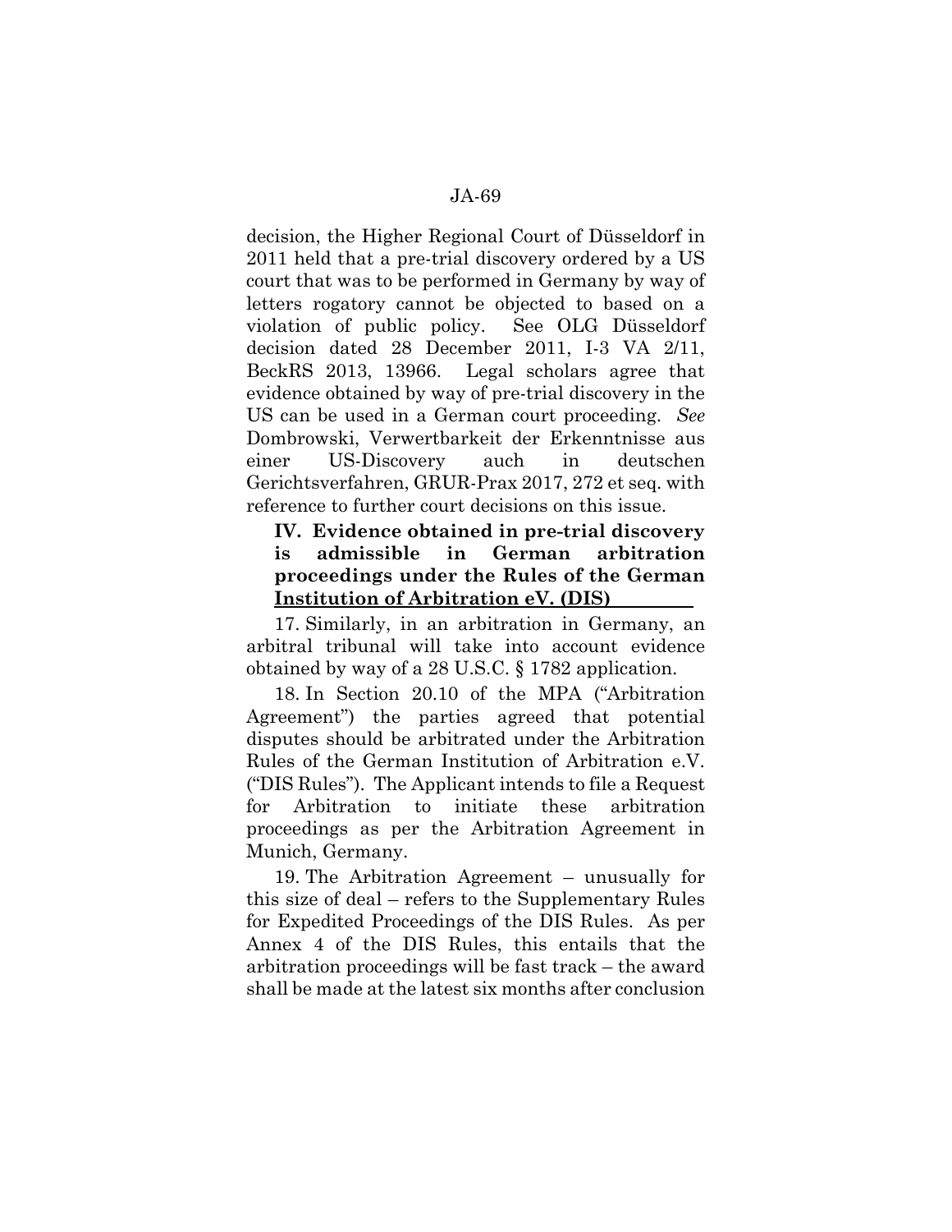decision, the Higher Regional Court of Düsseldorf in 2011 held that a pre-trial discovery ordered by a US court that was to be performed in Germany by way of letters rogatory cannot be objected to based on a violation of public policy. See OLG Düsseldorf decision dated 28 December 2011, I-3 VA 2/11, BeckRS 2013, 13966. Legal scholars agree that evidence obtained by way of pre-trial discovery in the US can be used in a German court proceeding. *See* Dombrowski, Verwertbarkeit der Erkenntnisse aus einer US-Discovery auch in deutschen Gerichtsverfahren, GRUR-Prax 2017, 272 et seq. with reference to further court decisions on this issue.

## IV. Evidence obtained in pre-trial discovery is admissible in German arbitration proceedings under the Rules of the German Institution of Arbitration eV. (DIS)

17. Similarly, in an arbitration in Germany, an arbitral tribunal will take into account evidence obtained by way of a 28 U.S.C. § 1782 application.

18. In Section 20.10 of the MPA ("Arbitration Agreement") the parties agreed that potential disputes should be arbitrated under the Arbitration Rules of the German Institution of Arbitration e.V. ("DIS Rules"). The Applicant intends to file a Request for Arbitration to initiate these arbitration proceedings as per the Arbitration Agreement in Munich, Germany.

19. The Arbitration Agreement – unusually for this size of deal – refers to the Supplementary Rules for Expedited Proceedings of the DIS Rules. As per Annex 4 of the DIS Rules, this entails that the arbitration proceedings will be fast track – the award shall be made at the latest six months after conclusion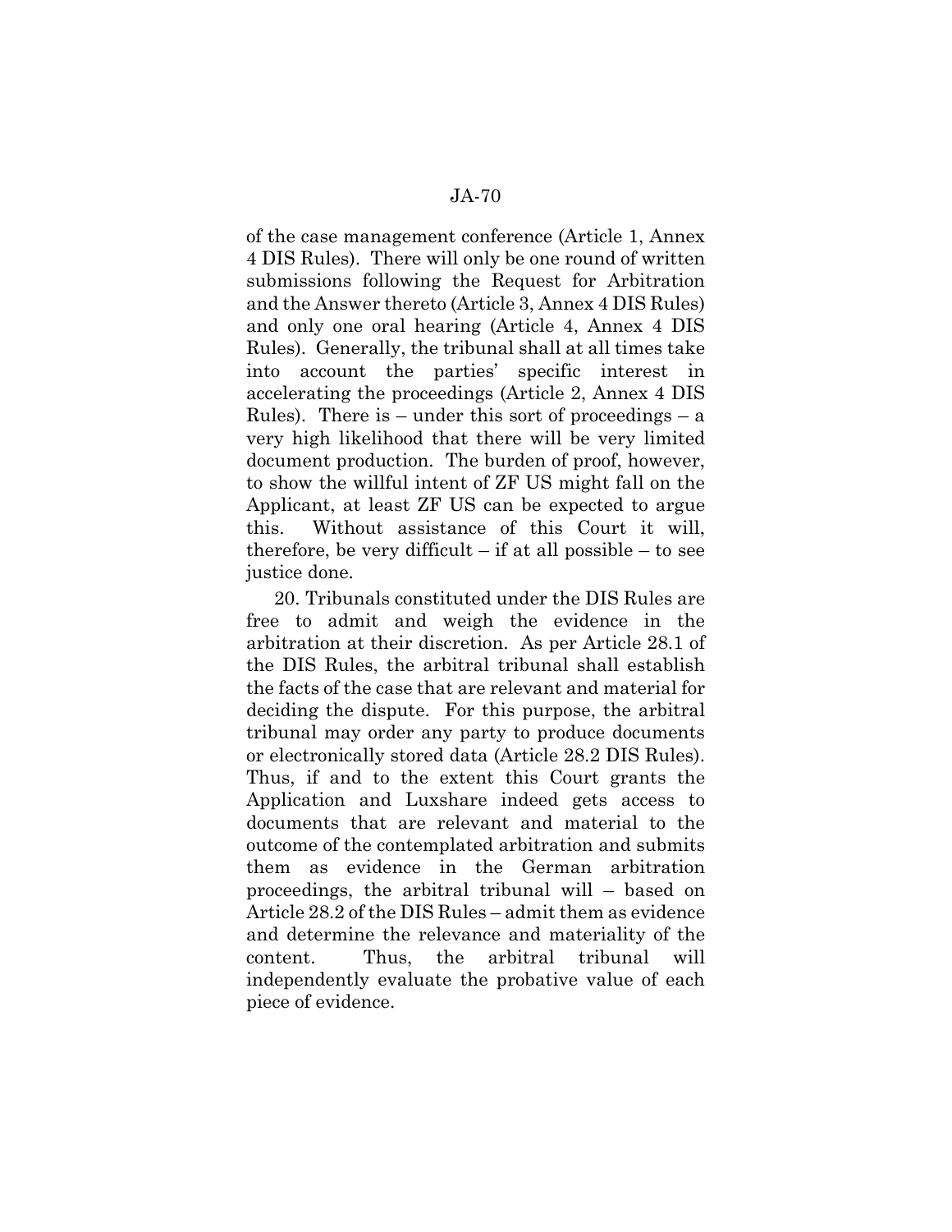of the case management conference (Article 1, Annex 4 DIS Rules). There will only be one round of written submissions following the Request for Arbitration and the Answer thereto (Article 3, Annex 4 DIS Rules) and only one oral hearing (Article 4, Annex 4 DIS Rules). Generally, the tribunal shall at all times take into account the parties' specific interest in accelerating the proceedings (Article 2, Annex 4 DIS Rules). There is – under this sort of proceedings – a very high likelihood that there will be very limited document production. The burden of proof, however, to show the willful intent of ZF US might fall on the Applicant, at least ZF US can be expected to argue this. Without assistance of this Court it will, therefore, be very difficult – if at all possible – to see justice done.

20. Tribunals constituted under the DIS Rules are free to admit and weigh the evidence in the arbitration at their discretion. As per Article 28.1 of the DIS Rules, the arbitral tribunal shall establish the facts of the case that are relevant and material for deciding the dispute. For this purpose, the arbitral tribunal may order any party to produce documents or electronically stored data (Article 28.2 DIS Rules). Thus, if and to the extent this Court grants the Application and Luxshare indeed gets access to documents that are relevant and material to the outcome of the contemplated arbitration and submits them as evidence in the German arbitration proceedings, the arbitral tribunal will – based on Article 28.2 of the DIS Rules – admit them as evidence and determine the relevance and materiality of the content. Thus, the arbitral tribunal will independently evaluate the probative value of each piece of evidence.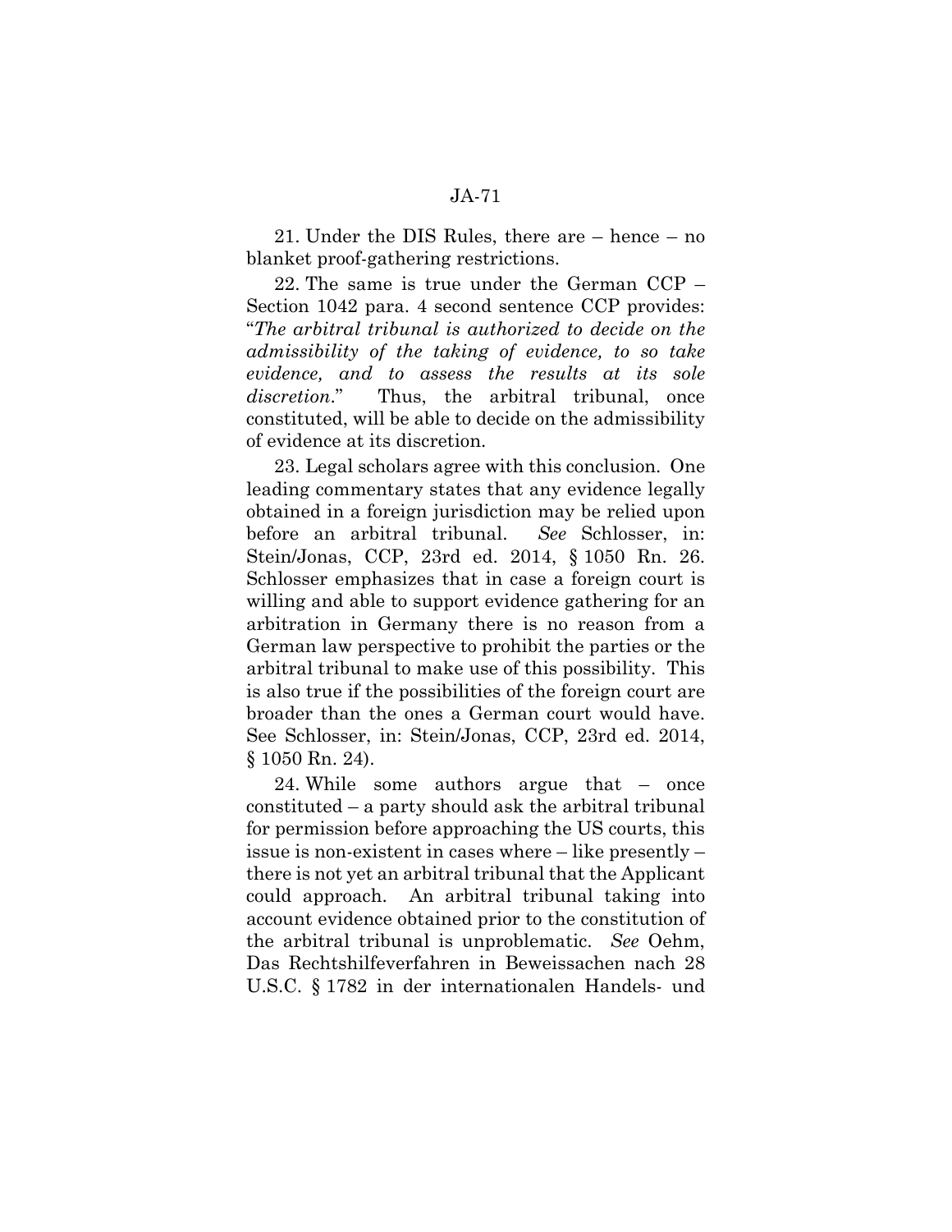21. Under the DIS Rules, there are – hence – no blanket proof-gathering restrictions.

22. The same is true under the German CCP – Section 1042 para. 4 second sentence CCP provides: "*The arbitral tribunal is authorized to decide on the admissibility of the taking of evidence, to so take evidence, and to assess the results at its sole discretion*." Thus, the arbitral tribunal, once constituted, will be able to decide on the admissibility of evidence at its discretion.

23. Legal scholars agree with this conclusion. One leading commentary states that any evidence legally obtained in a foreign jurisdiction may be relied upon before an arbitral tribunal. *See* Schlosser, in: Stein/Jonas, CCP, 23rd ed. 2014, § 1050 Rn. 26. Schlosser emphasizes that in case a foreign court is willing and able to support evidence gathering for an arbitration in Germany there is no reason from a German law perspective to prohibit the parties or the arbitral tribunal to make use of this possibility. This is also true if the possibilities of the foreign court are broader than the ones a German court would have. See Schlosser, in: Stein/Jonas, CCP, 23rd ed. 2014, § 1050 Rn. 24).

24. While some authors argue that – once constituted – a party should ask the arbitral tribunal for permission before approaching the US courts, this issue is non-existent in cases where – like presently – there is not yet an arbitral tribunal that the Applicant could approach. An arbitral tribunal taking into account evidence obtained prior to the constitution of the arbitral tribunal is unproblematic. *See* Oehm, Das Rechtshilfeverfahren in Beweissachen nach 28 U.S.C. § 1782 in der internationalen Handels- und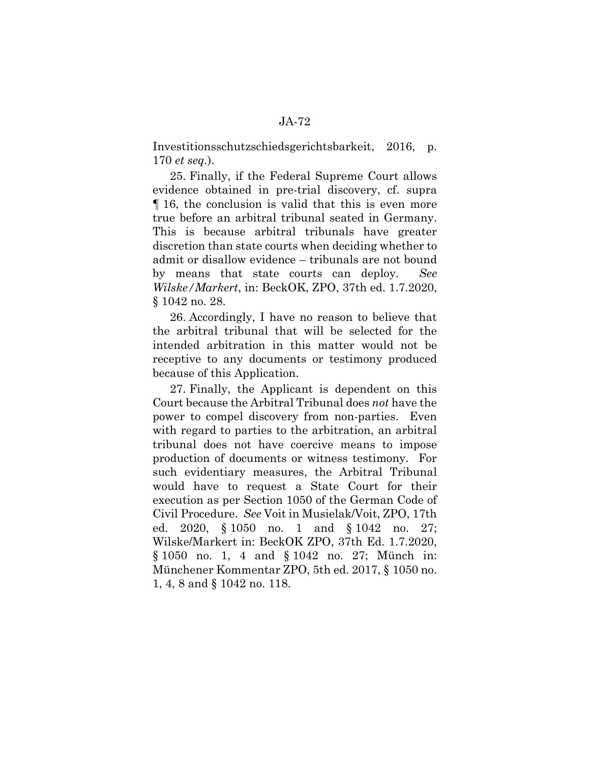Investitionsschutzschiedsgerichtsbarkeit, 2016, p. 170 *et seq.*).

25. Finally, if the Federal Supreme Court allows evidence obtained in pre-trial discovery, cf. supra ¶ 16, the conclusion is valid that this is even more true before an arbitral tribunal seated in Germany. This is because arbitral tribunals have greater discretion than state courts when deciding whether to admit or disallow evidence – tribunals are not bound by means that state courts can deploy. *See Wilske/Markert*, in: BeckOK, ZPO, 37th ed. 1.7.2020, § 1042 no. 28.

26. Accordingly, I have no reason to believe that the arbitral tribunal that will be selected for the intended arbitration in this matter would not be receptive to any documents or testimony produced because of this Application.

27. Finally, the Applicant is dependent on this Court because the Arbitral Tribunal does *not* have the power to compel discovery from non-parties. Even with regard to parties to the arbitration, an arbitral tribunal does not have coercive means to impose production of documents or witness testimony. For such evidentiary measures, the Arbitral Tribunal would have to request a State Court for their execution as per Section 1050 of the German Code of Civil Procedure. *See* Voit in Musielak/Voit, ZPO, 17th ed. 2020, § 1050 no. 1 and § 1042 no. 27; Wilske/Markert in: BeckOK ZPO, 37th Ed. 1.7.2020, § 1050 no. 1, 4 and § 1042 no. 27; Münch in: Münchener Kommentar ZPO, 5th ed. 2017, § 1050 no. 1, 4, 8 and § 1042 no. 118.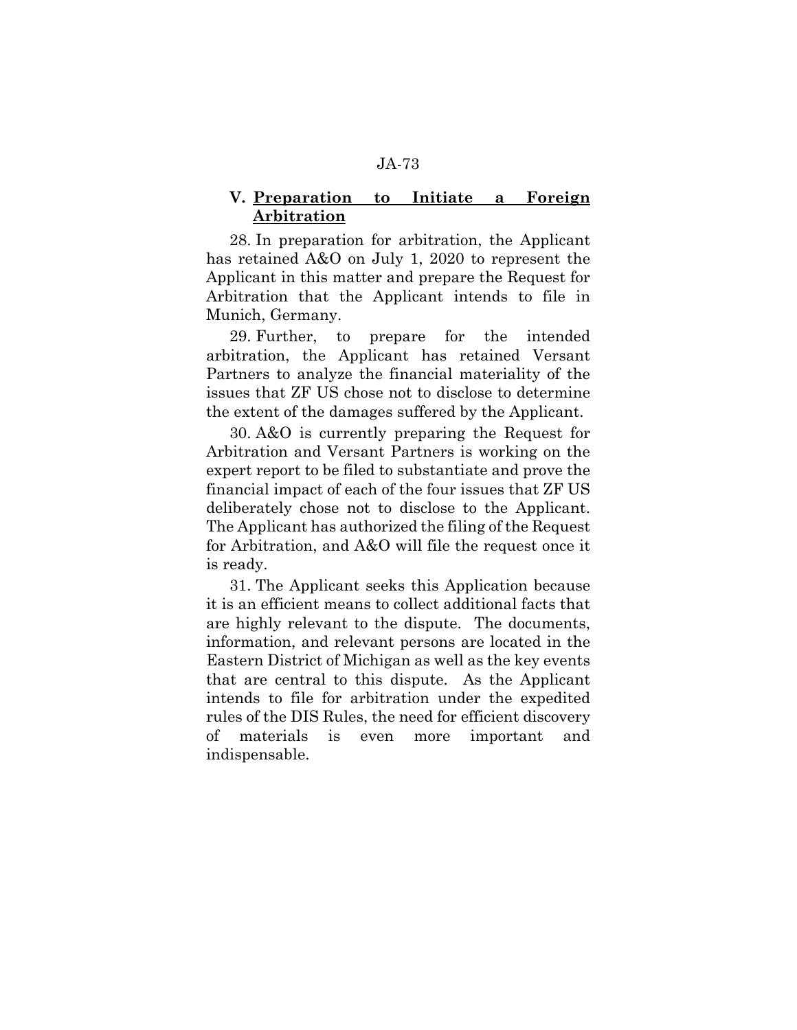## V. Preparation to Initiate a Foreign Arbitration

28. In preparation for arbitration, the Applicant has retained A&O on July 1, 2020 to represent the Applicant in this matter and prepare the Request for Arbitration that the Applicant intends to file in Munich, Germany.

29. Further, to prepare for the intended arbitration, the Applicant has retained Versant Partners to analyze the financial materiality of the issues that ZF US chose not to disclose to determine the extent of the damages suffered by the Applicant.

30. A&O is currently preparing the Request for Arbitration and Versant Partners is working on the expert report to be filed to substantiate and prove the financial impact of each of the four issues that ZF US deliberately chose not to disclose to the Applicant. The Applicant has authorized the filing of the Request for Arbitration, and A&O will file the request once it is ready.

31. The Applicant seeks this Application because it is an efficient means to collect additional facts that are highly relevant to the dispute. The documents, information, and relevant persons are located in the Eastern District of Michigan as well as the key events that are central to this dispute. As the Applicant intends to file for arbitration under the expedited rules of the DIS Rules, the need for efficient discovery of materials is even more important and indispensable.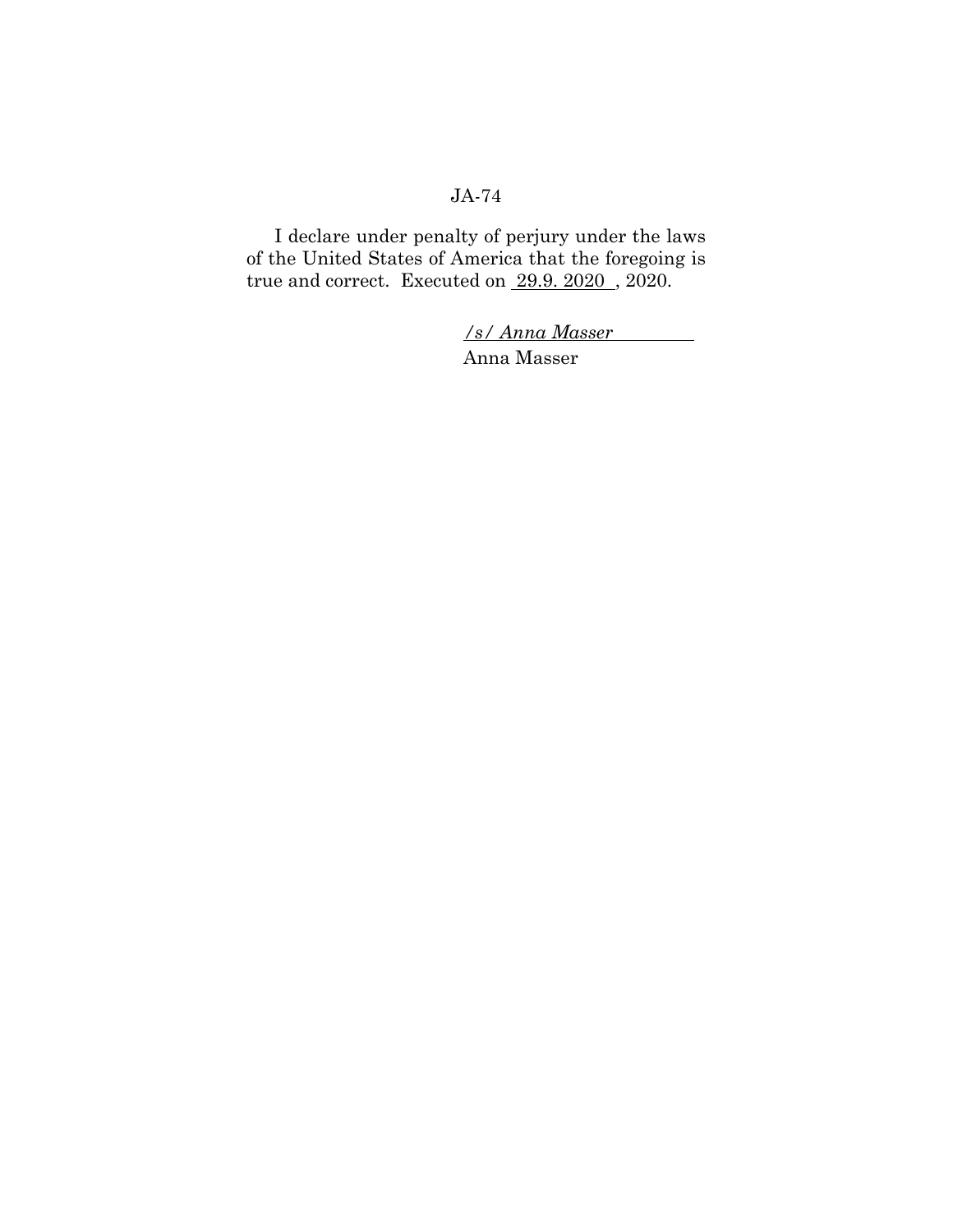I declare under penalty of perjury under the laws of the United States of America that the foregoing is true and correct. Executed on 29.9. 2020 , 2020.

*/s/ Anna Masser*
Anna Masser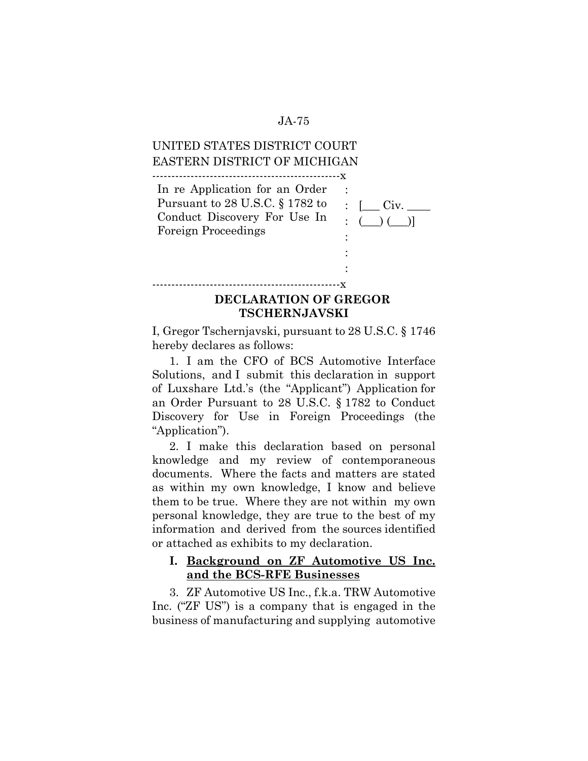UNITED STATES DISTRICT COURT
EASTERN DISTRICT OF MICHIGAN

| In re Application for an Order Pursuant to 28 U.S.C. § 1782 to Conduct Discovery For Use In Foreign Proceedings | [___ Civ. ____ (___) (___)] |
|---|---|

## DECLARATION OF GREGOR TSCHERNJAVSKI

I, Gregor Tschernjavski, pursuant to 28 U.S.C. § 1746 hereby declares as follows:

1. I am the CFO of BCS Automotive Interface Solutions, and I submit this declaration in support of Luxshare Ltd.'s (the "Applicant") Application for an Order Pursuant to 28 U.S.C. § 1782 to Conduct Discovery for Use in Foreign Proceedings (the "Application").

2. I make this declaration based on personal knowledge and my review of contemporaneous documents. Where the facts and matters are stated as within my own knowledge, I know and believe them to be true. Where they are not within my own personal knowledge, they are true to the best of my information and derived from the sources identified or attached as exhibits to my declaration.

### I. Background on ZF Automotive US Inc. and the BCS-RFE Businesses

3. ZF Automotive US Inc., f.k.a. TRW Automotive Inc. ("ZF US") is a company that is engaged in the business of manufacturing and supplying automotive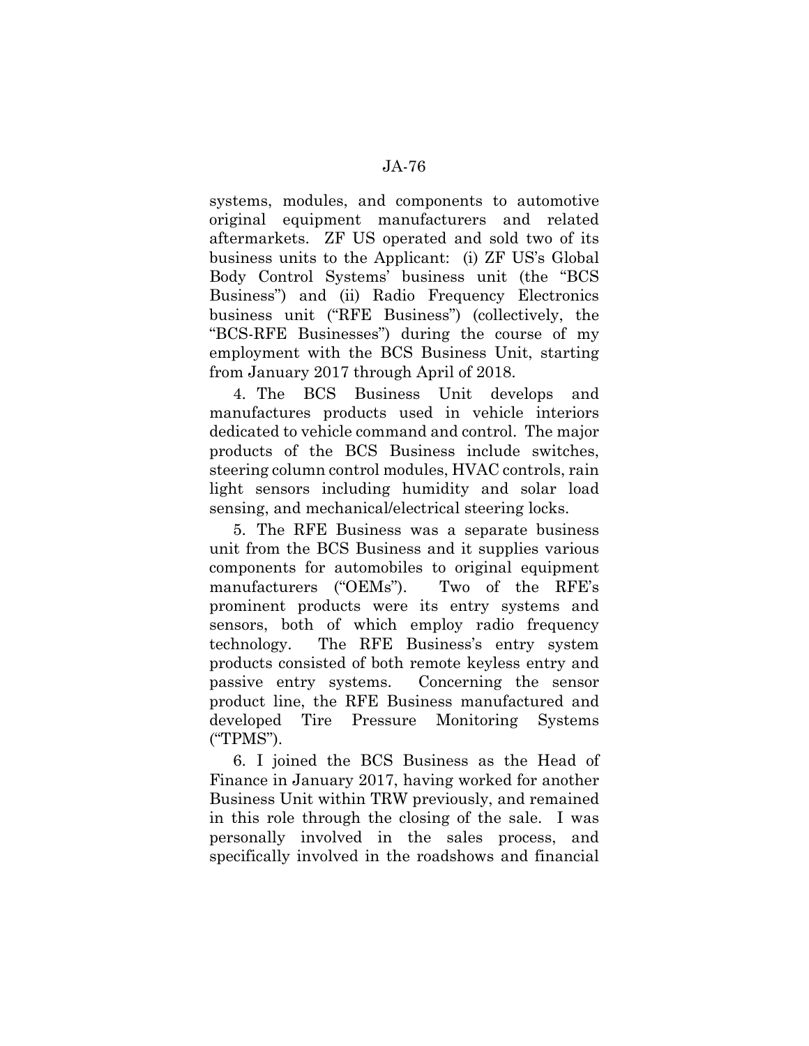systems, modules, and components to automotive original equipment manufacturers and related aftermarkets. ZF US operated and sold two of its business units to the Applicant: (i) ZF US's Global Body Control Systems' business unit (the "BCS Business") and (ii) Radio Frequency Electronics business unit ("RFE Business") (collectively, the "BCS-RFE Businesses") during the course of my employment with the BCS Business Unit, starting from January 2017 through April of 2018.

4. The BCS Business Unit develops and manufactures products used in vehicle interiors dedicated to vehicle command and control. The major products of the BCS Business include switches, steering column control modules, HVAC controls, rain light sensors including humidity and solar load sensing, and mechanical/electrical steering locks.

5. The RFE Business was a separate business unit from the BCS Business and it supplies various components for automobiles to original equipment manufacturers ("OEMs"). Two of the RFE's prominent products were its entry systems and sensors, both of which employ radio frequency technology. The RFE Business's entry system products consisted of both remote keyless entry and passive entry systems. Concerning the sensor product line, the RFE Business manufactured and developed Tire Pressure Monitoring Systems ("TPMS").

6. I joined the BCS Business as the Head of Finance in January 2017, having worked for another Business Unit within TRW previously, and remained in this role through the closing of the sale. I was personally involved in the sales process, and specifically involved in the roadshows and financial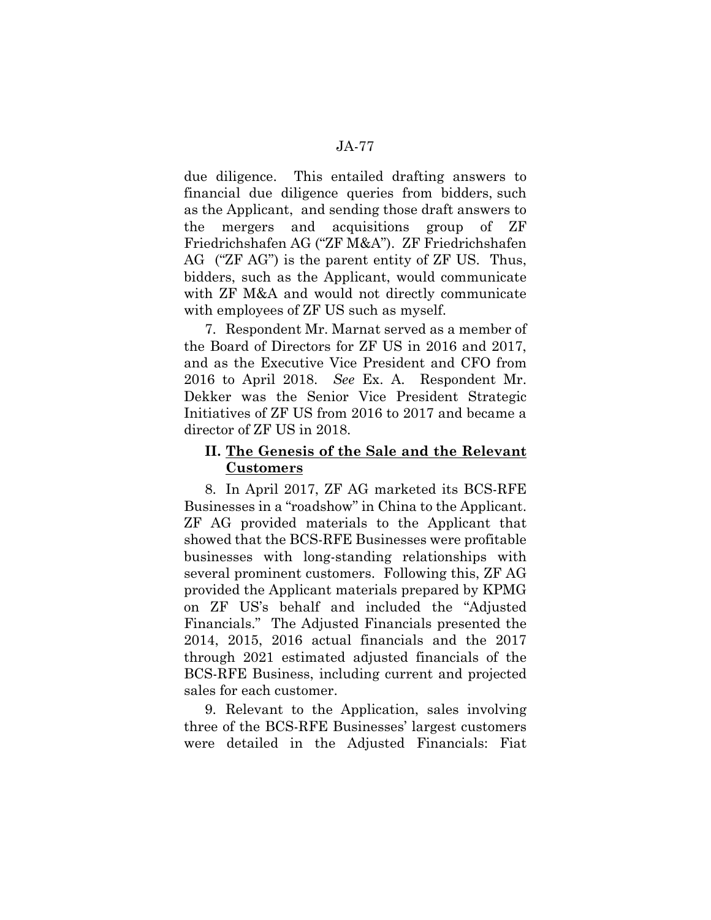due diligence. This entailed drafting answers to financial due diligence queries from bidders, such as the Applicant, and sending those draft answers to the mergers and acquisitions group of ZF Friedrichshafen AG ("ZF M&A"). ZF Friedrichshafen AG ("ZF AG") is the parent entity of ZF US. Thus, bidders, such as the Applicant, would communicate with ZF M&A and would not directly communicate with employees of ZF US such as myself.

7. Respondent Mr. Marnat served as a member of the Board of Directors for ZF US in 2016 and 2017, and as the Executive Vice President and CFO from 2016 to April 2018. *See* Ex. A. Respondent Mr. Dekker was the Senior Vice President Strategic Initiatives of ZF US from 2016 to 2017 and became a director of ZF US in 2018.

## II. <u>The Genesis of the Sale and the Relevant Customers</u>

8. In April 2017, ZF AG marketed its BCS-RFE Businesses in a "roadshow" in China to the Applicant. ZF AG provided materials to the Applicant that showed that the BCS-RFE Businesses were profitable businesses with long-standing relationships with several prominent customers. Following this, ZF AG provided the Applicant materials prepared by KPMG on ZF US's behalf and included the "Adjusted Financials." The Adjusted Financials presented the 2014, 2015, 2016 actual financials and the 2017 through 2021 estimated adjusted financials of the BCS-RFE Business, including current and projected sales for each customer.

9. Relevant to the Application, sales involving three of the BCS-RFE Businesses' largest customers were detailed in the Adjusted Financials: Fiat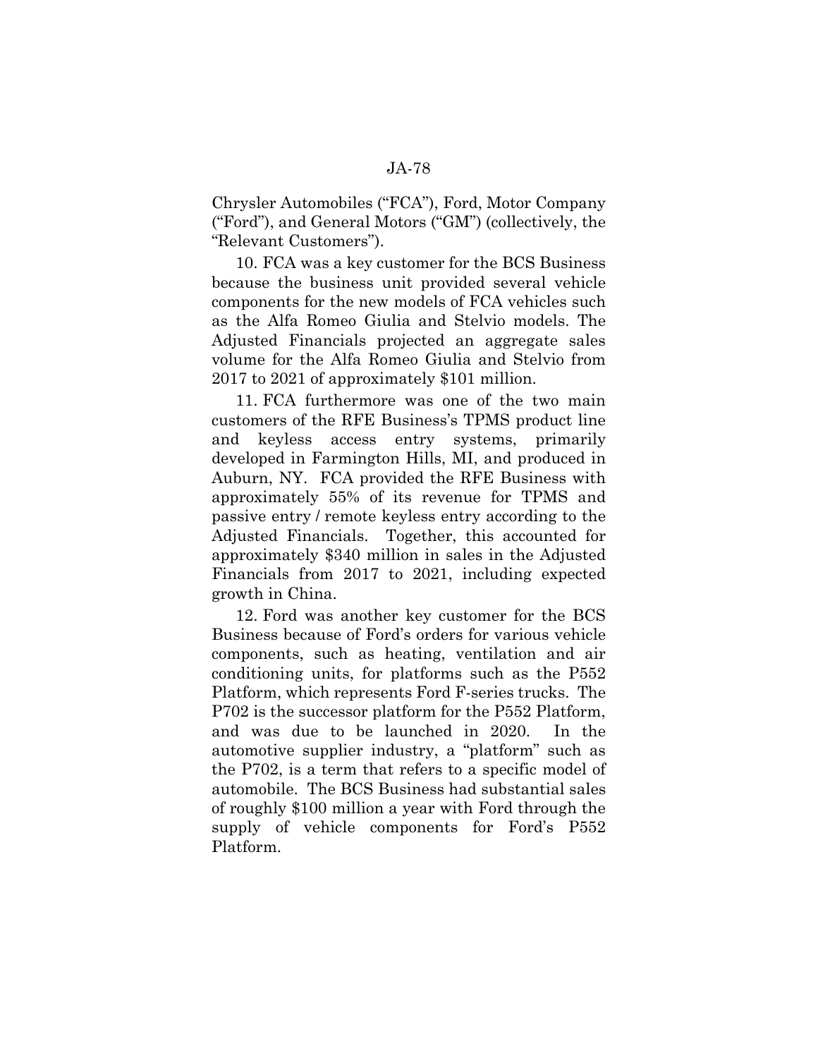Chrysler Automobiles ("FCA"), Ford, Motor Company ("Ford"), and General Motors ("GM") (collectively, the "Relevant Customers").

10. FCA was a key customer for the BCS Business because the business unit provided several vehicle components for the new models of FCA vehicles such as the Alfa Romeo Giulia and Stelvio models. The Adjusted Financials projected an aggregate sales volume for the Alfa Romeo Giulia and Stelvio from 2017 to 2021 of approximately $101 million.

11. FCA furthermore was one of the two main customers of the RFE Business's TPMS product line and keyless access entry systems, primarily developed in Farmington Hills, MI, and produced in Auburn, NY. FCA provided the RFE Business with approximately 55% of its revenue for TPMS and passive entry / remote keyless entry according to the Adjusted Financials. Together, this accounted for approximately $340 million in sales in the Adjusted Financials from 2017 to 2021, including expected growth in China.

12. Ford was another key customer for the BCS Business because of Ford's orders for various vehicle components, such as heating, ventilation and air conditioning units, for platforms such as the P552 Platform, which represents Ford F-series trucks. The P702 is the successor platform for the P552 Platform, and was due to be launched in 2020. In the automotive supplier industry, a "platform" such as the P702, is a term that refers to a specific model of automobile. The BCS Business had substantial sales of roughly $100 million a year with Ford through the supply of vehicle components for Ford's P552 Platform.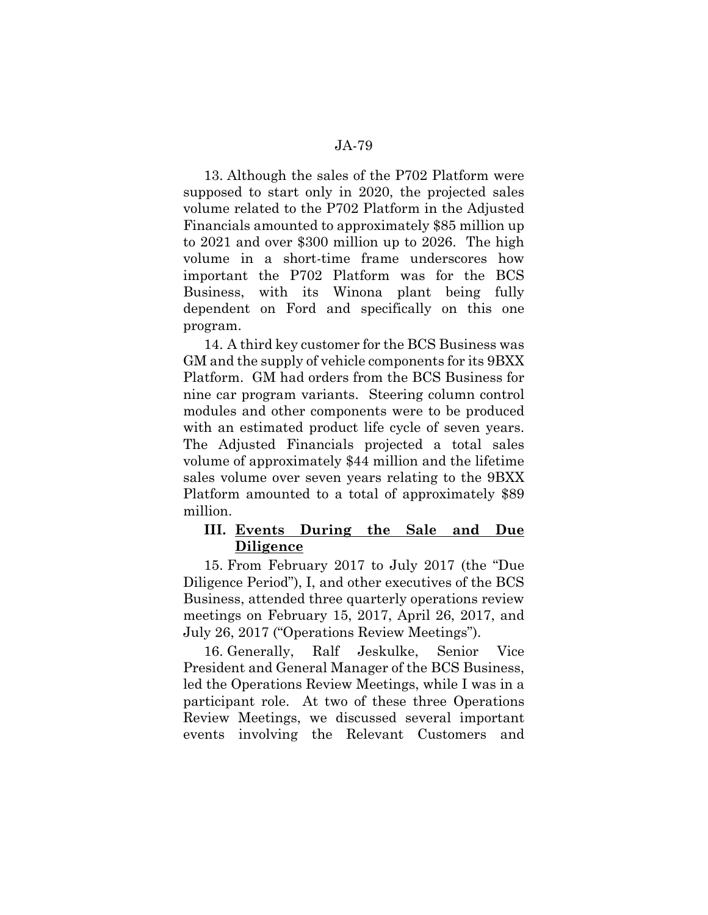13. Although the sales of the P702 Platform were supposed to start only in 2020, the projected sales volume related to the P702 Platform in the Adjusted Financials amounted to approximately $85 million up to 2021 and over $300 million up to 2026. The high volume in a short-time frame underscores how important the P702 Platform was for the BCS Business, with its Winona plant being fully dependent on Ford and specifically on this one program.

14. A third key customer for the BCS Business was GM and the supply of vehicle components for its 9BXX Platform. GM had orders from the BCS Business for nine car program variants. Steering column control modules and other components were to be produced with an estimated product life cycle of seven years. The Adjusted Financials projected a total sales volume of approximately $44 million and the lifetime sales volume over seven years relating to the 9BXX Platform amounted to a total of approximately $89 million.

### III. **<u>Events During the Sale and Due Diligence</u>**

15. From February 2017 to July 2017 (the "Due Diligence Period"), I, and other executives of the BCS Business, attended three quarterly operations review meetings on February 15, 2017, April 26, 2017, and July 26, 2017 ("Operations Review Meetings").

16. Generally, Ralf Jeskulke, Senior Vice President and General Manager of the BCS Business, led the Operations Review Meetings, while I was in a participant role. At two of these three Operations Review Meetings, we discussed several important events involving the Relevant Customers and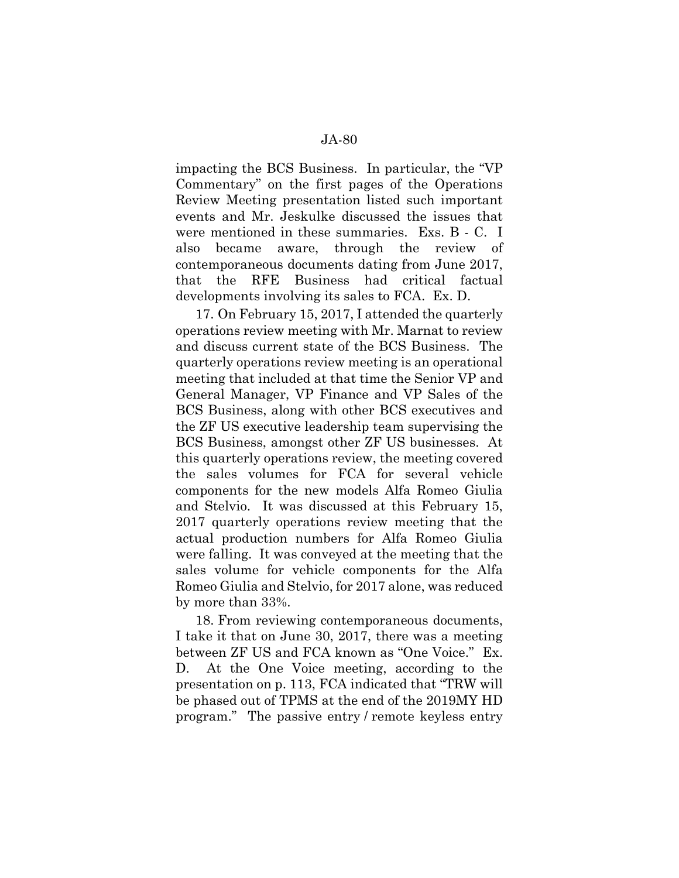impacting the BCS Business. In particular, the "VP Commentary" on the first pages of the Operations Review Meeting presentation listed such important events and Mr. Jeskulke discussed the issues that were mentioned in these summaries. Exs. B - C. I also became aware, through the review of contemporaneous documents dating from June 2017, that the RFE Business had critical factual developments involving its sales to FCA. Ex. D.

17. On February 15, 2017, I attended the quarterly operations review meeting with Mr. Marnat to review and discuss current state of the BCS Business. The quarterly operations review meeting is an operational meeting that included at that time the Senior VP and General Manager, VP Finance and VP Sales of the BCS Business, along with other BCS executives and the ZF US executive leadership team supervising the BCS Business, amongst other ZF US businesses. At this quarterly operations review, the meeting covered the sales volumes for FCA for several vehicle components for the new models Alfa Romeo Giulia and Stelvio. It was discussed at this February 15, 2017 quarterly operations review meeting that the actual production numbers for Alfa Romeo Giulia were falling. It was conveyed at the meeting that the sales volume for vehicle components for the Alfa Romeo Giulia and Stelvio, for 2017 alone, was reduced by more than 33%.

18. From reviewing contemporaneous documents, I take it that on June 30, 2017, there was a meeting between ZF US and FCA known as "One Voice." Ex. D. At the One Voice meeting, according to the presentation on p. 113, FCA indicated that "TRW will be phased out of TPMS at the end of the 2019MY HD program." The passive entry / remote keyless entry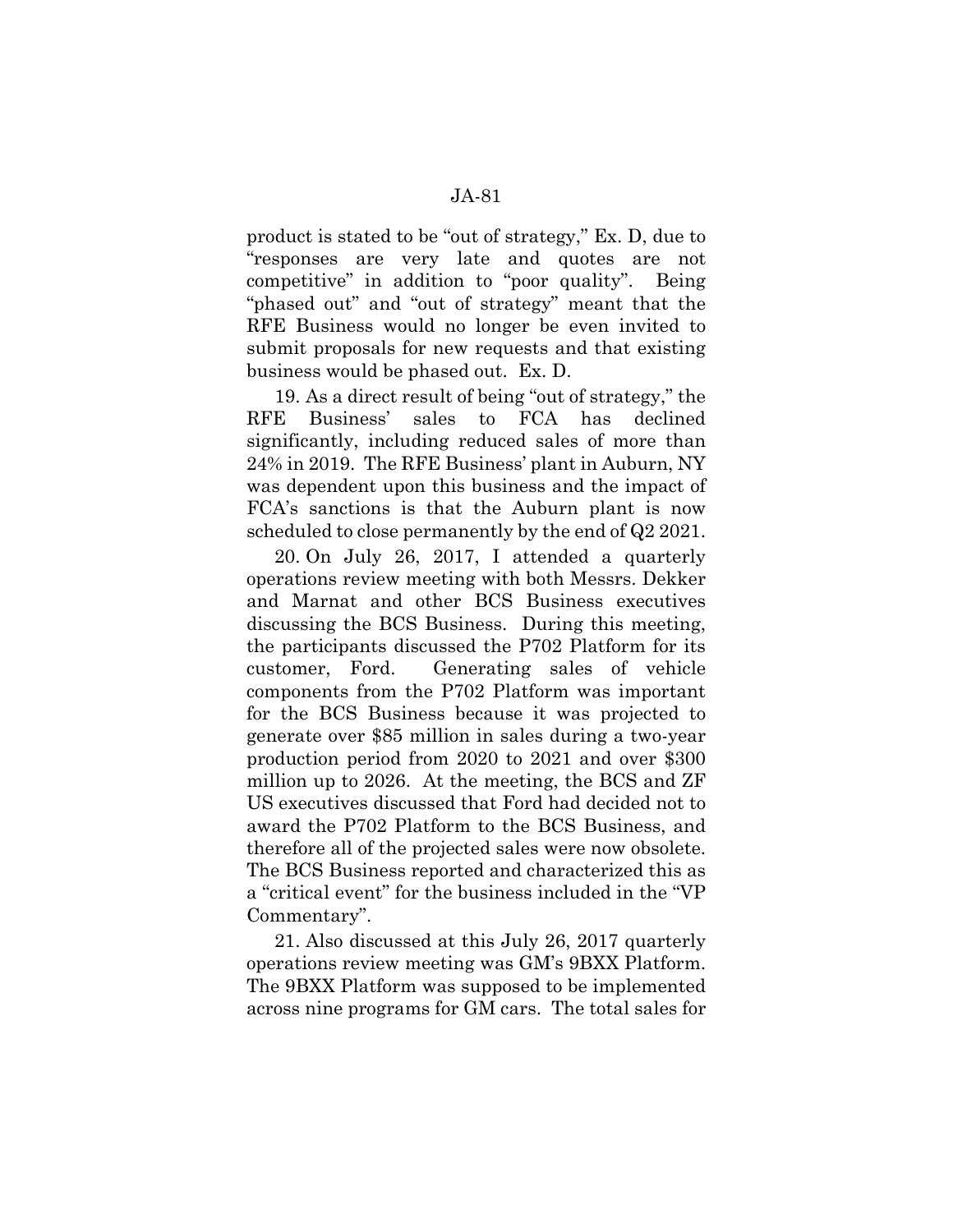product is stated to be "out of strategy," Ex. D, due to "responses are very late and quotes are not competitive" in addition to "poor quality". Being "phased out" and "out of strategy" meant that the RFE Business would no longer be even invited to submit proposals for new requests and that existing business would be phased out. Ex. D.

19. As a direct result of being "out of strategy," the RFE Business' sales to FCA has declined significantly, including reduced sales of more than 24% in 2019. The RFE Business' plant in Auburn, NY was dependent upon this business and the impact of FCA's sanctions is that the Auburn plant is now scheduled to close permanently by the end of Q2 2021.

20. On July 26, 2017, I attended a quarterly operations review meeting with both Messrs. Dekker and Marnat and other BCS Business executives discussing the BCS Business. During this meeting, the participants discussed the P702 Platform for its customer, Ford. Generating sales of vehicle components from the P702 Platform was important for the BCS Business because it was projected to generate over $85 million in sales during a two-year production period from 2020 to 2021 and over $300 million up to 2026. At the meeting, the BCS and ZF US executives discussed that Ford had decided not to award the P702 Platform to the BCS Business, and therefore all of the projected sales were now obsolete. The BCS Business reported and characterized this as a "critical event" for the business included in the "VP Commentary".

21. Also discussed at this July 26, 2017 quarterly operations review meeting was GM's 9BXX Platform. The 9BXX Platform was supposed to be implemented across nine programs for GM cars. The total sales for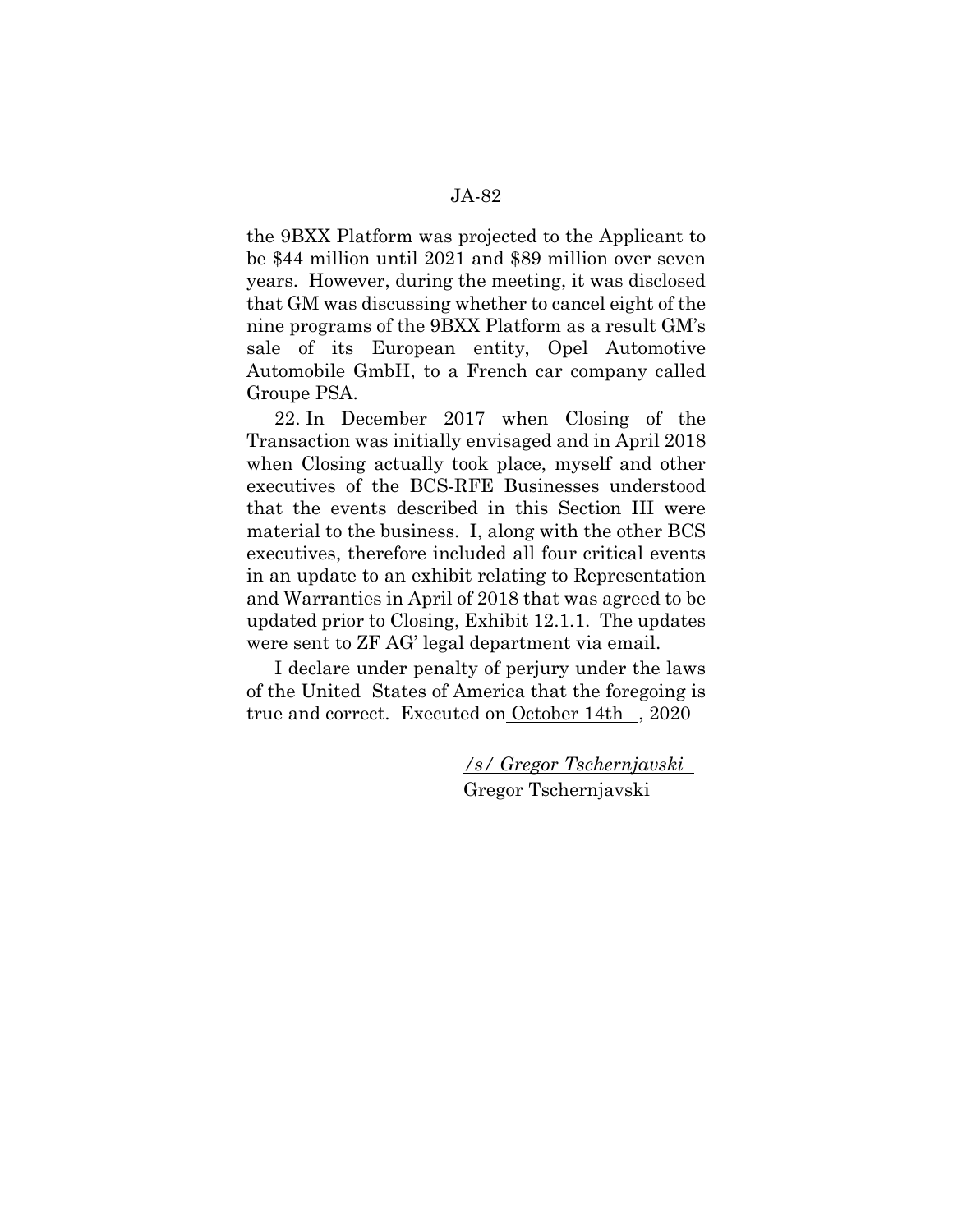the 9BXX Platform was projected to the Applicant to be $44 million until 2021 and $89 million over seven years. However, during the meeting, it was disclosed that GM was discussing whether to cancel eight of the nine programs of the 9BXX Platform as a result GM's sale of its European entity, Opel Automotive Automobile GmbH, to a French car company called Groupe PSA.

22. In December 2017 when Closing of the Transaction was initially envisaged and in April 2018 when Closing actually took place, myself and other executives of the BCS-RFE Businesses understood that the events described in this Section III were material to the business. I, along with the other BCS executives, therefore included all four critical events in an update to an exhibit relating to Representation and Warranties in April of 2018 that was agreed to be updated prior to Closing, Exhibit 12.1.1. The updates were sent to ZF AG' legal department via email.

I declare under penalty of perjury under the laws of the United States of America that the foregoing is true and correct. Executed on October 14th , 2020

*/s/ Gregor Tschernjavski*
Gregor Tschernjavski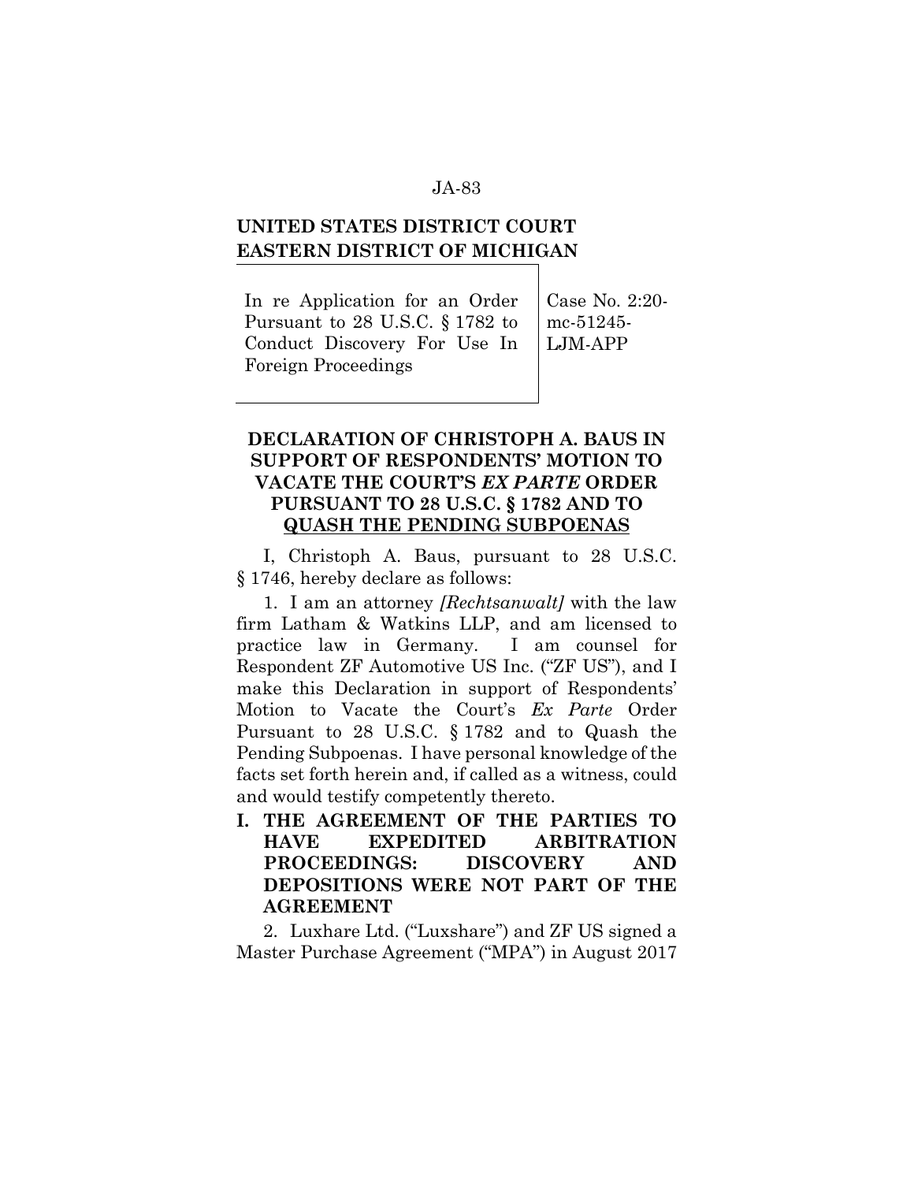**UNITED STATES DISTRICT COURT**
**EASTERN DISTRICT OF MICHIGAN**

| In re Application for an Order Pursuant to 28 U.S.C. § 1782 to Conduct Discovery For Use In Foreign Proceedings | Case No. 2:20-mc-51245-LJM-APP |
|---|---|

**DECLARATION OF CHRISTOPH A. BAUS IN SUPPORT OF RESPONDENTS' MOTION TO VACATE THE COURT'S *EX PARTE* ORDER PURSUANT TO 28 U.S.C. § 1782 AND TO QUASH THE PENDING SUBPOENAS**

I, Christoph A. Baus, pursuant to 28 U.S.C. § 1746, hereby declare as follows:

1. I am an attorney *[Rechtsanwalt]* with the law firm Latham & Watkins LLP, and am licensed to practice law in Germany. I am counsel for Respondent ZF Automotive US Inc. ("ZF US"), and I make this Declaration in support of Respondents' Motion to Vacate the Court's *Ex Parte* Order Pursuant to 28 U.S.C. § 1782 and to Quash the Pending Subpoenas. I have personal knowledge of the facts set forth herein and, if called as a witness, could and would testify competently thereto.

## I. THE AGREEMENT OF THE PARTIES TO HAVE EXPEDITED ARBITRATION PROCEEDINGS: DISCOVERY AND DEPOSITIONS WERE NOT PART OF THE AGREEMENT

2. Luxhare Ltd. ("Luxshare") and ZF US signed a Master Purchase Agreement ("MPA") in August 2017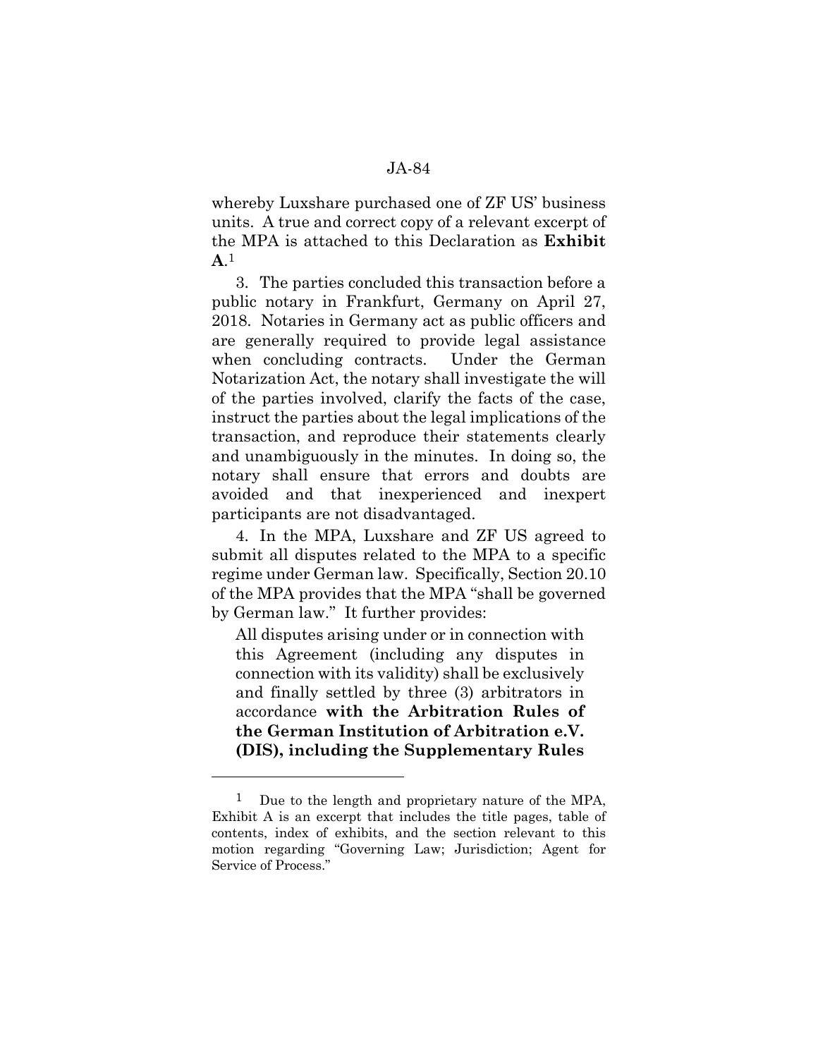whereby Luxshare purchased one of ZF US' business units. A true and correct copy of a relevant excerpt of the MPA is attached to this Declaration as **Exhibit A**.[1]

3. The parties concluded this transaction before a public notary in Frankfurt, Germany on April 27, 2018. Notaries in Germany act as public officers and are generally required to provide legal assistance when concluding contracts. Under the German Notarization Act, the notary shall investigate the will of the parties involved, clarify the facts of the case, instruct the parties about the legal implications of the transaction, and reproduce their statements clearly and unambiguously in the minutes. In doing so, the notary shall ensure that errors and doubts are avoided and that inexperienced and inexpert participants are not disadvantaged.

4. In the MPA, Luxshare and ZF US agreed to submit all disputes related to the MPA to a specific regime under German law. Specifically, Section 20.10 of the MPA provides that the MPA "shall be governed by German law." It further provides:

> All disputes arising under or in connection with this Agreement (including any disputes in connection with its validity) shall be exclusively and finally settled by three (3) arbitrators in accordance **with the Arbitration Rules of the German Institution of Arbitration e.V. (DIS), including the Supplementary Rules**

---

[1] Due to the length and proprietary nature of the MPA, Exhibit A is an excerpt that includes the title pages, table of contents, index of exhibits, and the section relevant to this motion regarding "Governing Law; Jurisdiction; Agent for Service of Process."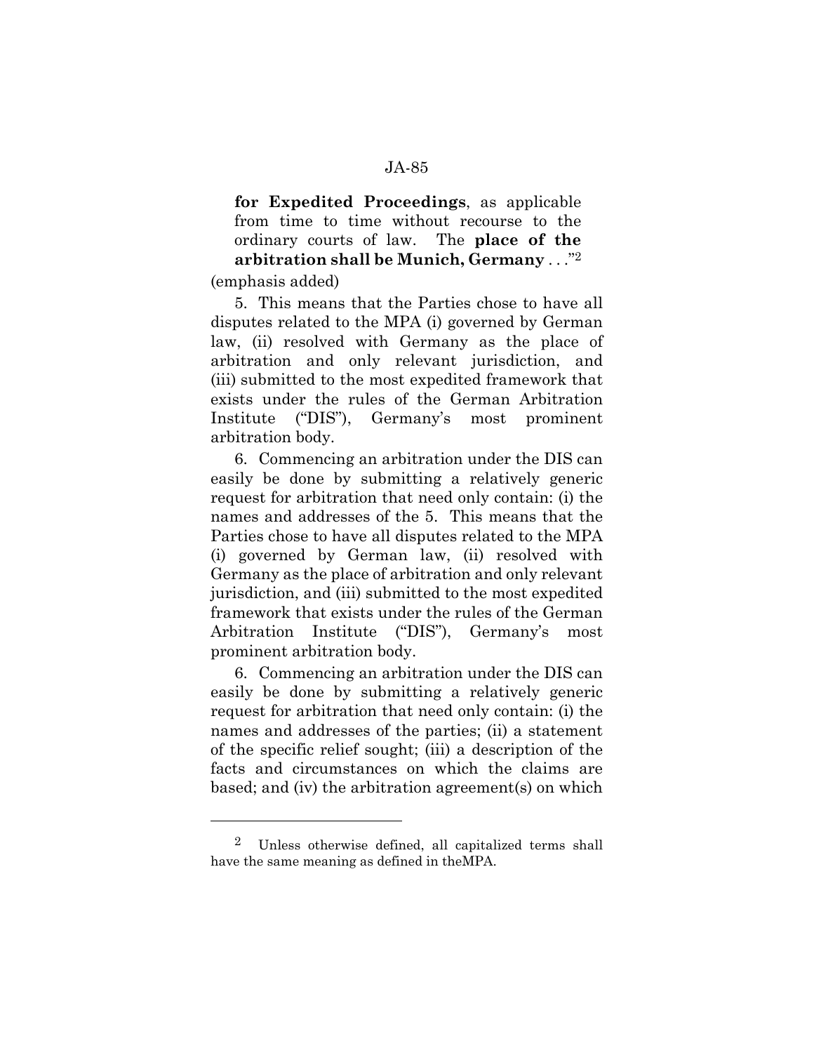**for Expedited Proceedings**, as applicable from time to time without recourse to the ordinary courts of law. The **place of the arbitration shall be Munich, Germany** . . ."[2]

(emphasis added)

5. This means that the Parties chose to have all disputes related to the MPA (i) governed by German law, (ii) resolved with Germany as the place of arbitration and only relevant jurisdiction, and (iii) submitted to the most expedited framework that exists under the rules of the German Arbitration Institute ("DIS"), Germany's most prominent arbitration body.

6. Commencing an arbitration under the DIS can easily be done by submitting a relatively generic request for arbitration that need only contain: (i) the names and addresses of the 5. This means that the Parties chose to have all disputes related to the MPA (i) governed by German law, (ii) resolved with Germany as the place of arbitration and only relevant jurisdiction, and (iii) submitted to the most expedited framework that exists under the rules of the German Arbitration Institute ("DIS"), Germany's most prominent arbitration body.

6. Commencing an arbitration under the DIS can easily be done by submitting a relatively generic request for arbitration that need only contain: (i) the names and addresses of the parties; (ii) a statement of the specific relief sought; (iii) a description of the facts and circumstances on which the claims are based; and (iv) the arbitration agreement(s) on which

---

[2] Unless otherwise defined, all capitalized terms shall have the same meaning as defined in theMPA.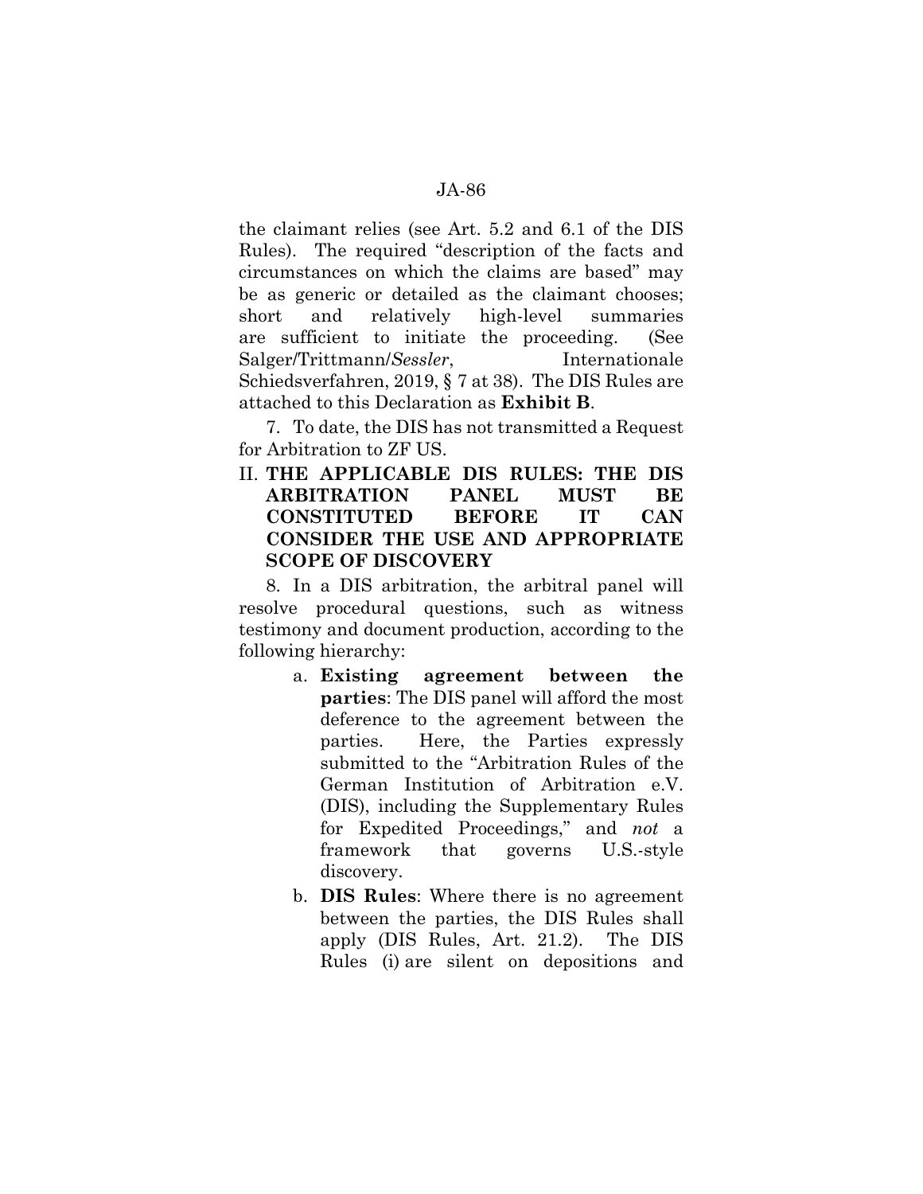the claimant relies (see Art. 5.2 and 6.1 of the DIS Rules). The required "description of the facts and circumstances on which the claims are based" may be as generic or detailed as the claimant chooses; short and relatively high-level summaries are sufficient to initiate the proceeding. (See Salger/Trittmann/*Sessler*, Internationale Schiedsverfahren, 2019, § 7 at 38). The DIS Rules are attached to this Declaration as **Exhibit B**.

7. To date, the DIS has not transmitted a Request for Arbitration to ZF US.

## II. THE APPLICABLE DIS RULES: THE DIS ARBITRATION PANEL MUST BE CONSTITUTED BEFORE IT CAN CONSIDER THE USE AND APPROPRIATE SCOPE OF DISCOVERY

8. In a DIS arbitration, the arbitral panel will resolve procedural questions, such as witness testimony and document production, according to the following hierarchy:

a. **Existing agreement between the parties**: The DIS panel will afford the most deference to the agreement between the parties. Here, the Parties expressly submitted to the "Arbitration Rules of the German Institution of Arbitration e.V. (DIS), including the Supplementary Rules for Expedited Proceedings," and *not* a framework that governs U.S.-style discovery.

b. **DIS Rules**: Where there is no agreement between the parties, the DIS Rules shall apply (DIS Rules, Art. 21.2). The DIS Rules (i) are silent on depositions and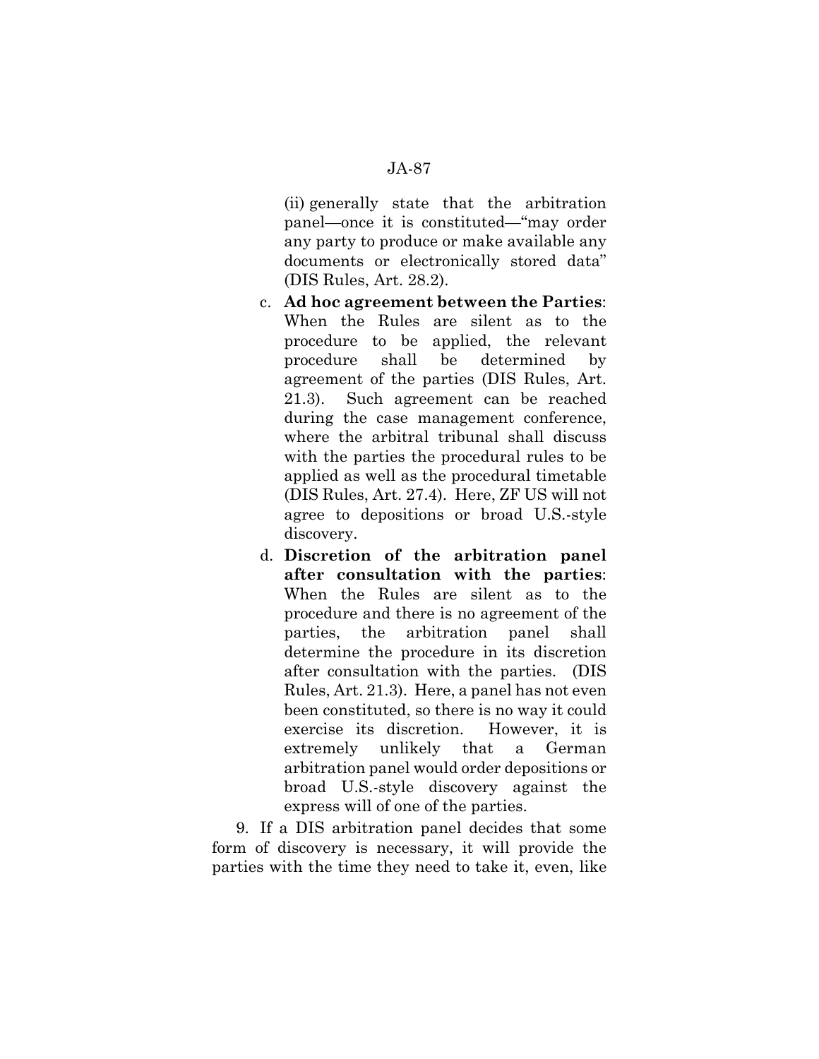(ii) generally state that the arbitration panel—once it is constituted—"may order any party to produce or make available any documents or electronically stored data" (DIS Rules, Art. 28.2).

c. **Ad hoc agreement between the Parties**: When the Rules are silent as to the procedure to be applied, the relevant procedure shall be determined by agreement of the parties (DIS Rules, Art. 21.3). Such agreement can be reached during the case management conference, where the arbitral tribunal shall discuss with the parties the procedural rules to be applied as well as the procedural timetable (DIS Rules, Art. 27.4). Here, ZF US will not agree to depositions or broad U.S.-style discovery.

d. **Discretion of the arbitration panel after consultation with the parties**: When the Rules are silent as to the procedure and there is no agreement of the parties, the arbitration panel shall determine the procedure in its discretion after consultation with the parties. (DIS Rules, Art. 21.3). Here, a panel has not even been constituted, so there is no way it could exercise its discretion. However, it is extremely unlikely that a German arbitration panel would order depositions or broad U.S.-style discovery against the express will of one of the parties.

9. If a DIS arbitration panel decides that some form of discovery is necessary, it will provide the parties with the time they need to take it, even, like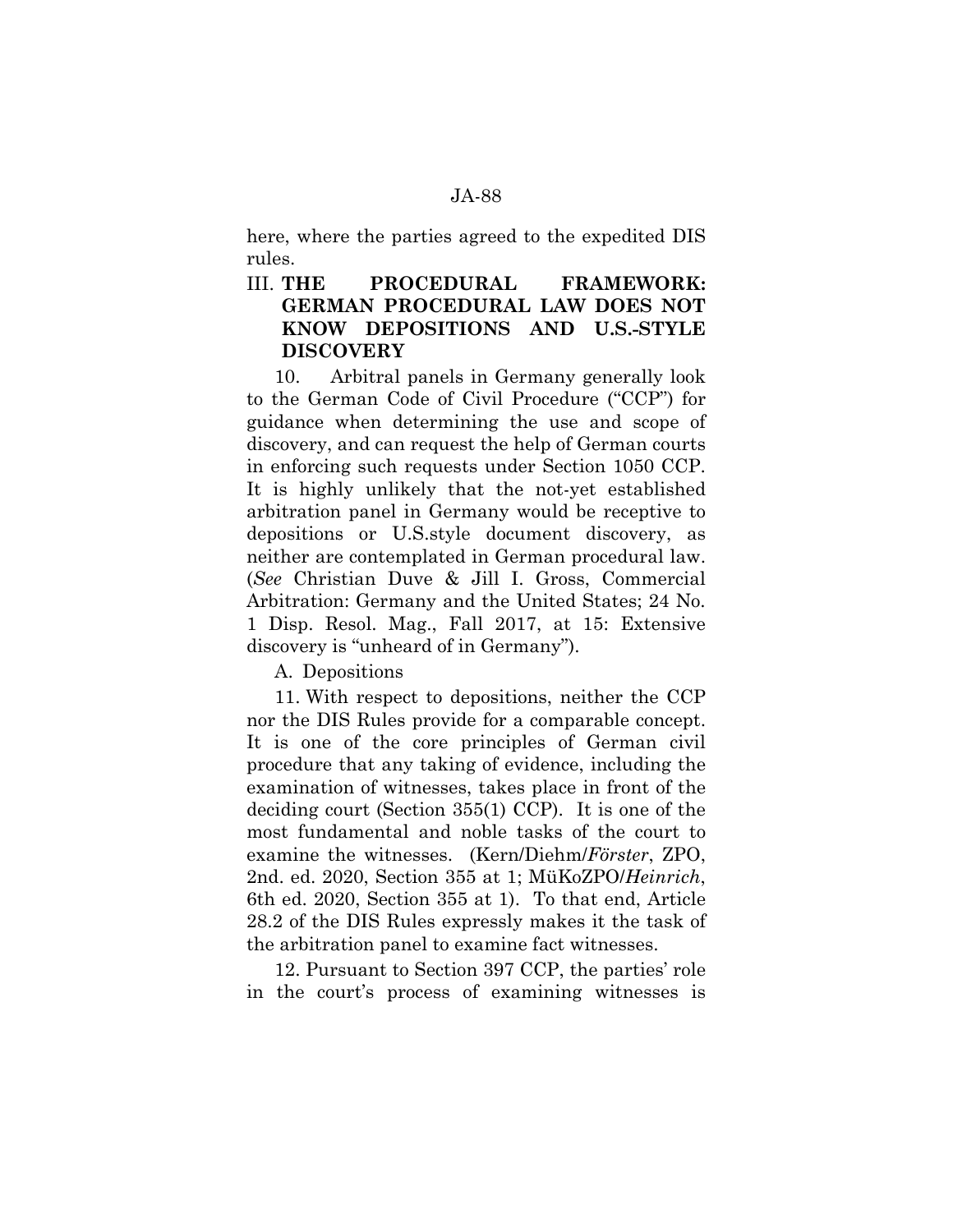here, where the parties agreed to the expedited DIS rules.

## III. THE PROCEDURAL FRAMEWORK: GERMAN PROCEDURAL LAW DOES NOT KNOW DEPOSITIONS AND U.S.-STYLE DISCOVERY

10. Arbitral panels in Germany generally look to the German Code of Civil Procedure ("CCP") for guidance when determining the use and scope of discovery, and can request the help of German courts in enforcing such requests under Section 1050 CCP. It is highly unlikely that the not-yet established arbitration panel in Germany would be receptive to depositions or U.S.style document discovery, as neither are contemplated in German procedural law. (*See* Christian Duve & Jill I. Gross, Commercial Arbitration: Germany and the United States; 24 No. 1 Disp. Resol. Mag., Fall 2017, at 15: Extensive discovery is "unheard of in Germany").

### A. Depositions

11. With respect to depositions, neither the CCP nor the DIS Rules provide for a comparable concept. It is one of the core principles of German civil procedure that any taking of evidence, including the examination of witnesses, takes place in front of the deciding court (Section 355(1) CCP). It is one of the most fundamental and noble tasks of the court to examine the witnesses. (Kern/Diehm/*Förster*, ZPO, 2nd. ed. 2020, Section 355 at 1; MüKoZPO/*Heinrich*, 6th ed. 2020, Section 355 at 1). To that end, Article 28.2 of the DIS Rules expressly makes it the task of the arbitration panel to examine fact witnesses.

12. Pursuant to Section 397 CCP, the parties' role in the court's process of examining witnesses is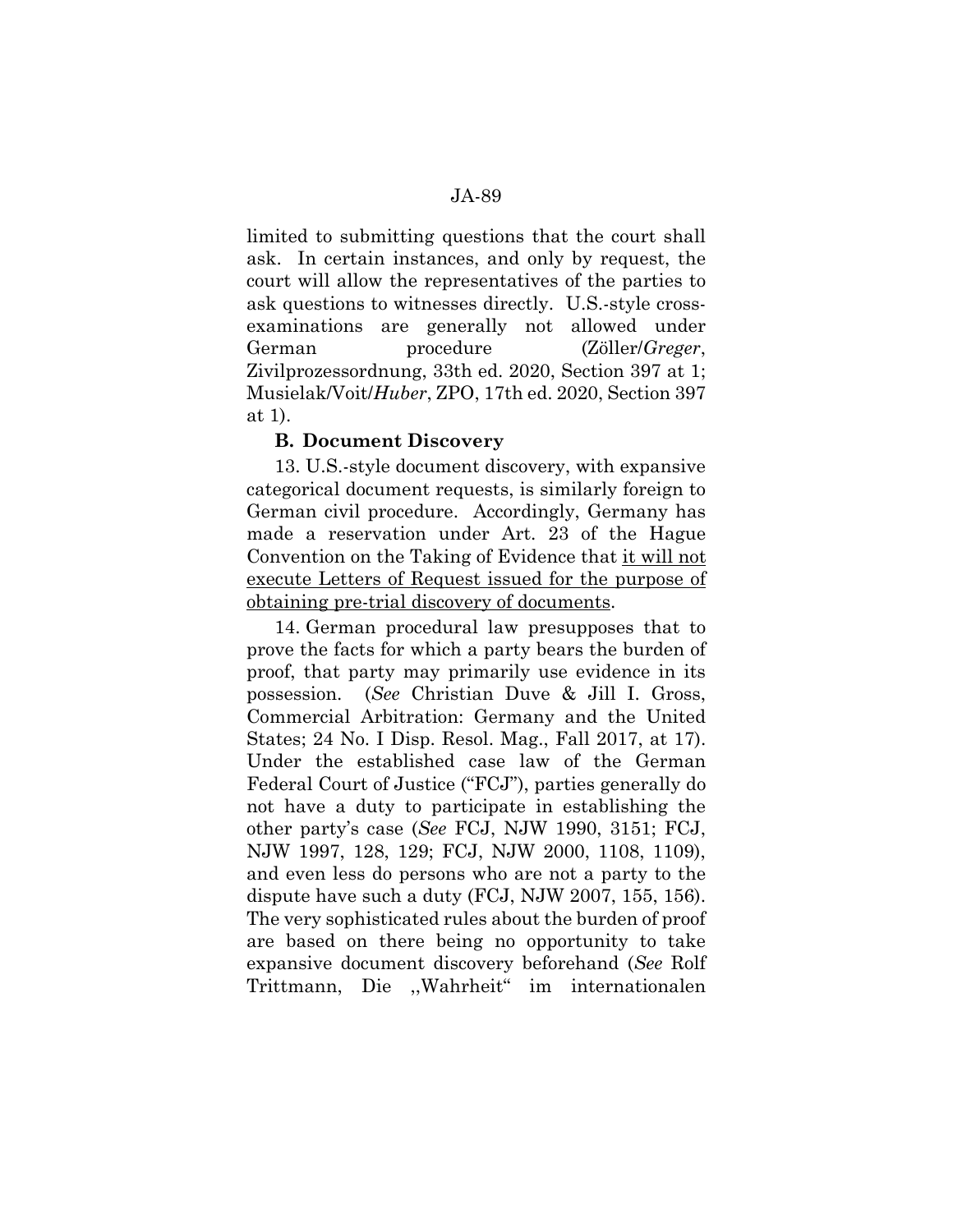limited to submitting questions that the court shall ask. In certain instances, and only by request, the court will allow the representatives of the parties to ask questions to witnesses directly. U.S.-style cross-examinations are generally not allowed under German procedure (Zöller/*Greger*, Zivilprozessordnung, 33th ed. 2020, Section 397 at 1; Musielak/Voit/*Huber*, ZPO, 17th ed. 2020, Section 397 at 1).

**B. Document Discovery**

13. U.S.-style document discovery, with expansive categorical document requests, is similarly foreign to German civil procedure. Accordingly, Germany has made a reservation under Art. 23 of the Hague Convention on the Taking of Evidence that <u>it will not execute Letters of Request issued for the purpose of obtaining pre-trial discovery of documents</u>.

14. German procedural law presupposes that to prove the facts for which a party bears the burden of proof, that party may primarily use evidence in its possession. (*See* Christian Duve & Jill I. Gross, Commercial Arbitration: Germany and the United States; 24 No. I Disp. Resol. Mag., Fall 2017, at 17). Under the established case law of the German Federal Court of Justice ("FCJ"), parties generally do not have a duty to participate in establishing the other party's case (*See* FCJ, NJW 1990, 3151; FCJ, NJW 1997, 128, 129; FCJ, NJW 2000, 1108, 1109), and even less do persons who are not a party to the dispute have such a duty (FCJ, NJW 2007, 155, 156). The very sophisticated rules about the burden of proof are based on there being no opportunity to take expansive document discovery beforehand (*See* Rolf Trittmann, Die ,,Wahrheit" im internationalen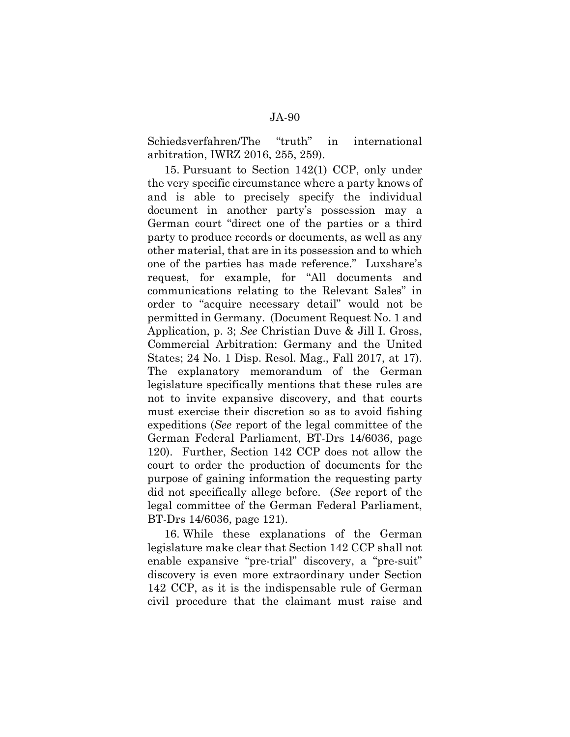Schiedsverfahren/The "truth" in international arbitration, IWRZ 2016, 255, 259).

15. Pursuant to Section 142(1) CCP, only under the very specific circumstance where a party knows of and is able to precisely specify the individual document in another party's possession may a German court "direct one of the parties or a third party to produce records or documents, as well as any other material, that are in its possession and to which one of the parties has made reference." Luxshare's request, for example, for "All documents and communications relating to the Relevant Sales" in order to "acquire necessary detail" would not be permitted in Germany. (Document Request No. 1 and Application, p. 3; *See* Christian Duve & Jill I. Gross, Commercial Arbitration: Germany and the United States; 24 No. 1 Disp. Resol. Mag., Fall 2017, at 17). The explanatory memorandum of the German legislature specifically mentions that these rules are not to invite expansive discovery, and that courts must exercise their discretion so as to avoid fishing expeditions (*See* report of the legal committee of the German Federal Parliament, BT-Drs 14/6036, page 120). Further, Section 142 CCP does not allow the court to order the production of documents for the purpose of gaining information the requesting party did not specifically allege before. (*See* report of the legal committee of the German Federal Parliament, BT-Drs 14/6036, page 121).

16. While these explanations of the German legislature make clear that Section 142 CCP shall not enable expansive "pre-trial" discovery, a "pre-suit" discovery is even more extraordinary under Section 142 CCP, as it is the indispensable rule of German civil procedure that the claimant must raise and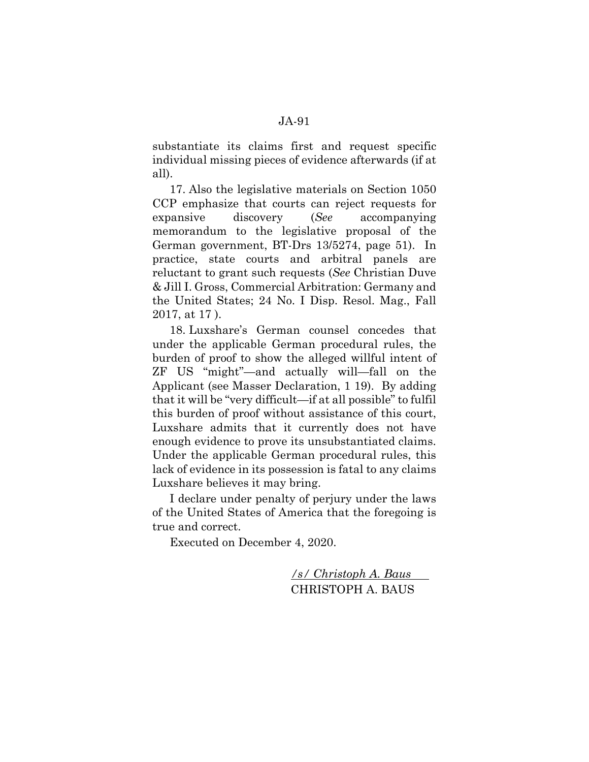substantiate its claims first and request specific individual missing pieces of evidence afterwards (if at all).

17. Also the legislative materials on Section 1050 CCP emphasize that courts can reject requests for expansive discovery (*See* accompanying memorandum to the legislative proposal of the German government, BT-Drs 13/5274, page 51). In practice, state courts and arbitral panels are reluctant to grant such requests (*See* Christian Duve & Jill I. Gross, Commercial Arbitration: Germany and the United States; 24 No. I Disp. Resol. Mag., Fall 2017, at 17 ).

18. Luxshare's German counsel concedes that under the applicable German procedural rules, the burden of proof to show the alleged willful intent of ZF US "might"—and actually will—fall on the Applicant (see Masser Declaration, 1 19). By adding that it will be "very difficult—if at all possible" to fulfil this burden of proof without assistance of this court, Luxshare admits that it currently does not have enough evidence to prove its unsubstantiated claims. Under the applicable German procedural rules, this lack of evidence in its possession is fatal to any claims Luxshare believes it may bring.

I declare under penalty of perjury under the laws of the United States of America that the foregoing is true and correct.

Executed on December 4, 2020.

*/s/ Christoph A. Baus*
CHRISTOPH A. BAUS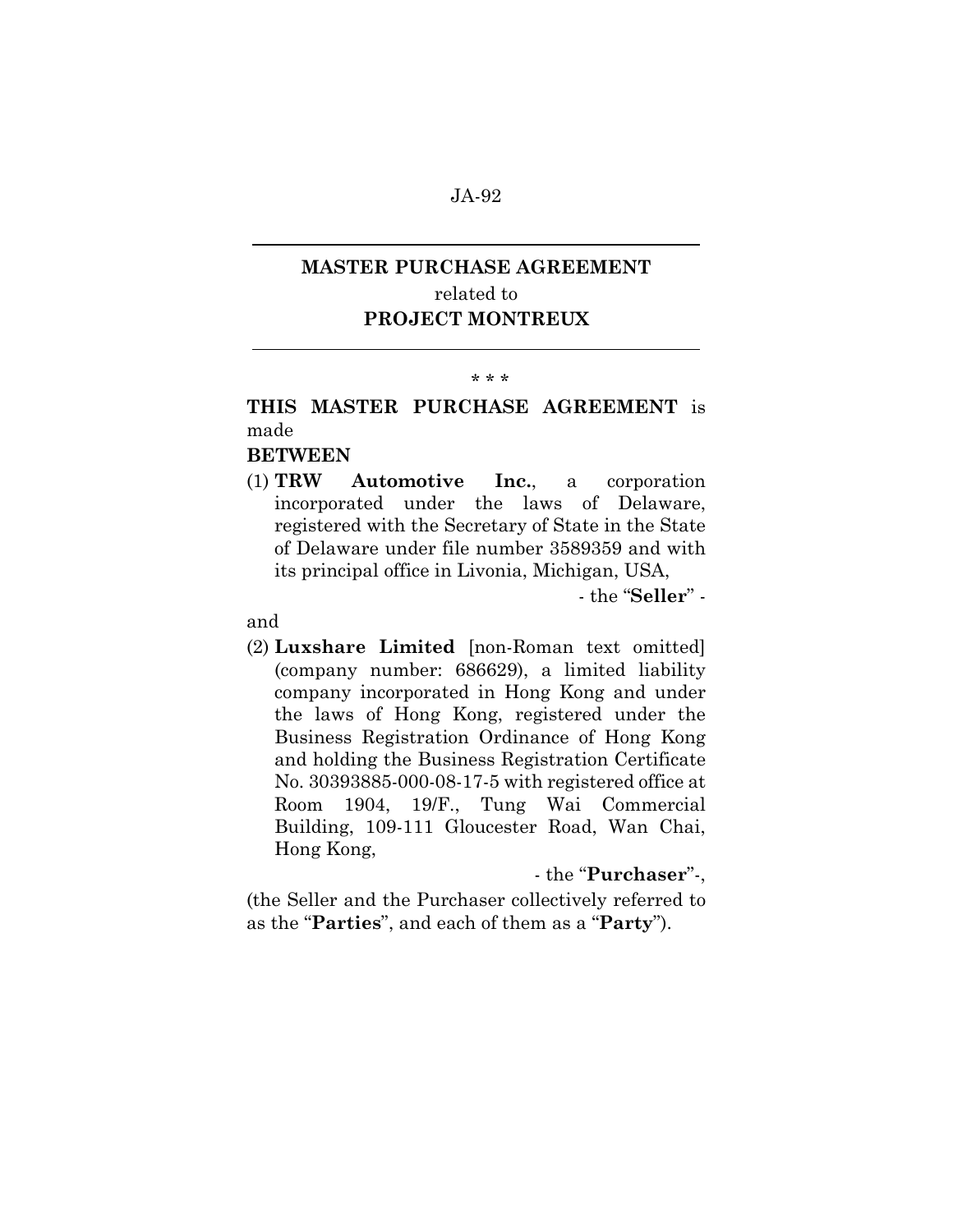# MASTER PURCHASE AGREEMENT

related to

## PROJECT MONTREUX

* * *

**THIS MASTER PURCHASE AGREEMENT** is made

**BETWEEN**

(1) **TRW Automotive Inc.**, a corporation incorporated under the laws of Delaware, registered with the Secretary of State in the State of Delaware under file number 3589359 and with its principal office in Livonia, Michigan, USA,

- the "**Seller**" -

and

(2) **Luxshare Limited** [non-Roman text omitted] (company number: 686629), a limited liability company incorporated in Hong Kong and under the laws of Hong Kong, registered under the Business Registration Ordinance of Hong Kong and holding the Business Registration Certificate No. 30393885-000-08-17-5 with registered office at Room 1904, 19/F., Tung Wai Commercial Building, 109-111 Gloucester Road, Wan Chai, Hong Kong,

- the "**Purchaser**"-,

(the Seller and the Purchaser collectively referred to as the "**Parties**", and each of them as a "**Party**").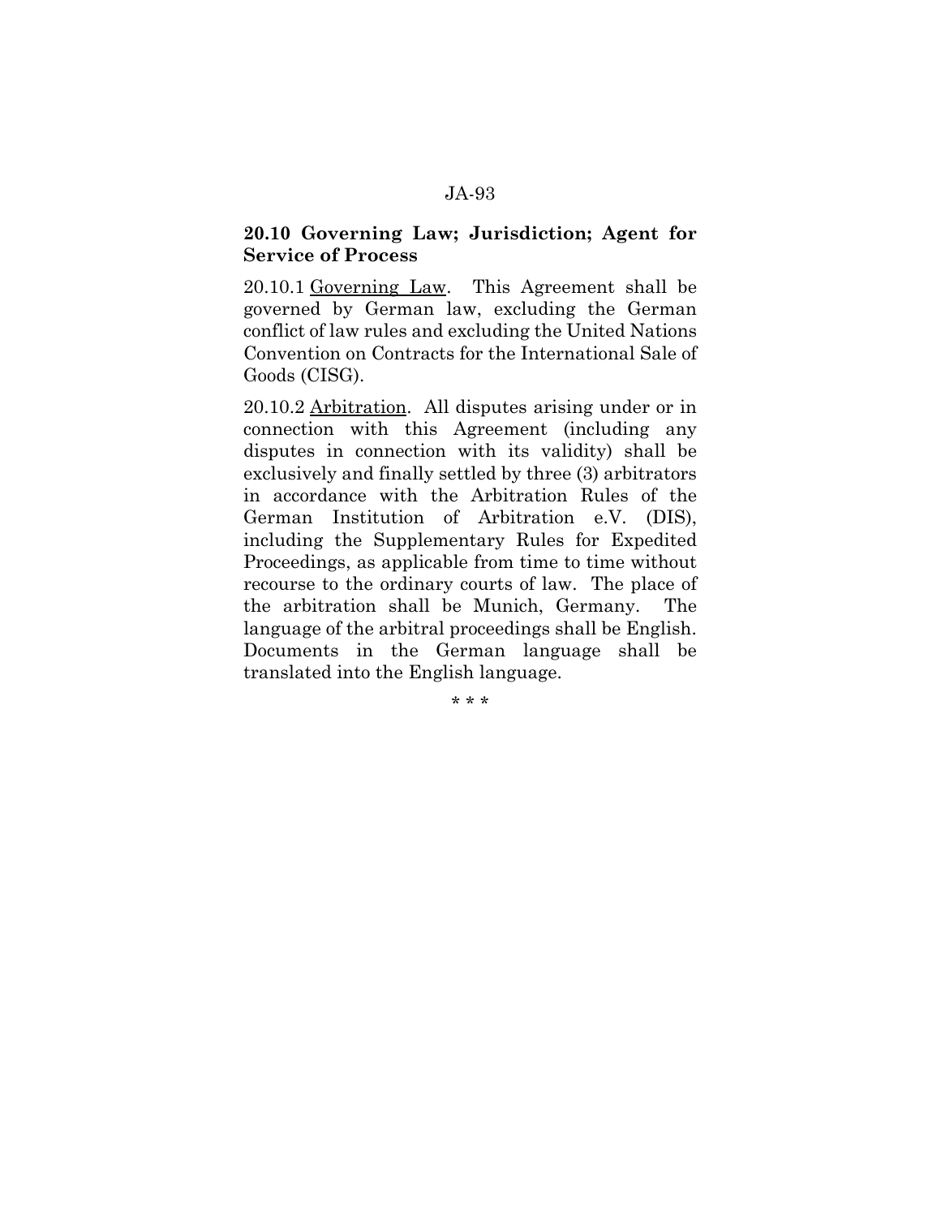**20.10 Governing Law; Jurisdiction; Agent for Service of Process**

20.10.1 Governing Law. This Agreement shall be governed by German law, excluding the German conflict of law rules and excluding the United Nations Convention on Contracts for the International Sale of Goods (CISG).

20.10.2 Arbitration. All disputes arising under or in connection with this Agreement (including any disputes in connection with its validity) shall be exclusively and finally settled by three (3) arbitrators in accordance with the Arbitration Rules of the German Institution of Arbitration e.V. (DIS), including the Supplementary Rules for Expedited Proceedings, as applicable from time to time without recourse to the ordinary courts of law. The place of the arbitration shall be Munich, Germany. The language of the arbitral proceedings shall be English. Documents in the German language shall be translated into the English language.

\* \* \*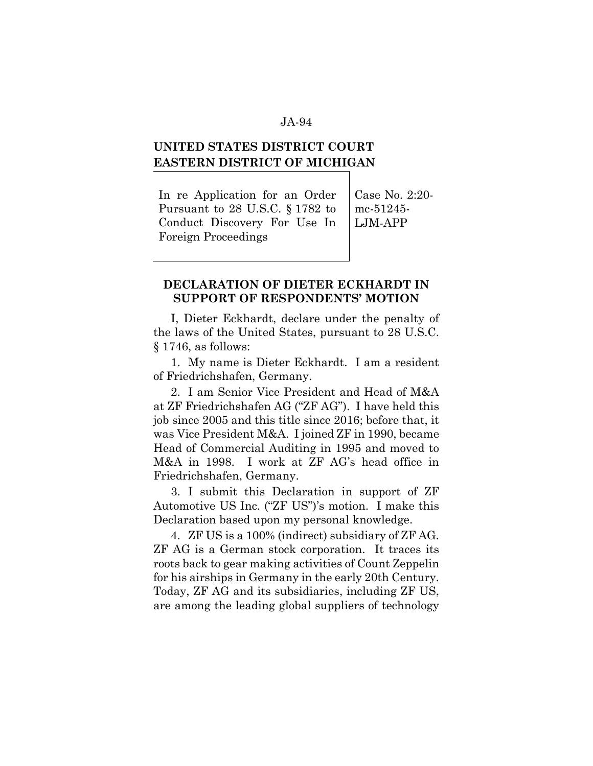**UNITED STATES DISTRICT COURT**
**EASTERN DISTRICT OF MICHIGAN**

| In re Application for an Order Pursuant to 28 U.S.C. § 1782 to Conduct Discovery For Use In Foreign Proceedings | Case No. 2:20-mc-51245-LJM-APP |
|---|---|

**DECLARATION OF DIETER ECKHARDT IN SUPPORT OF RESPONDENTS' MOTION**

I, Dieter Eckhardt, declare under the penalty of the laws of the United States, pursuant to 28 U.S.C. § 1746, as follows:

1. My name is Dieter Eckhardt. I am a resident of Friedrichshafen, Germany.

2. I am Senior Vice President and Head of M&A at ZF Friedrichshafen AG ("ZF AG"). I have held this job since 2005 and this title since 2016; before that, it was Vice President M&A. I joined ZF in 1990, became Head of Commercial Auditing in 1995 and moved to M&A in 1998. I work at ZF AG's head office in Friedrichshafen, Germany.

3. I submit this Declaration in support of ZF Automotive US Inc. ("ZF US")'s motion. I make this Declaration based upon my personal knowledge.

4. ZF US is a 100% (indirect) subsidiary of ZF AG. ZF AG is a German stock corporation. It traces its roots back to gear making activities of Count Zeppelin for his airships in Germany in the early 20th Century. Today, ZF AG and its subsidiaries, including ZF US, are among the leading global suppliers of technology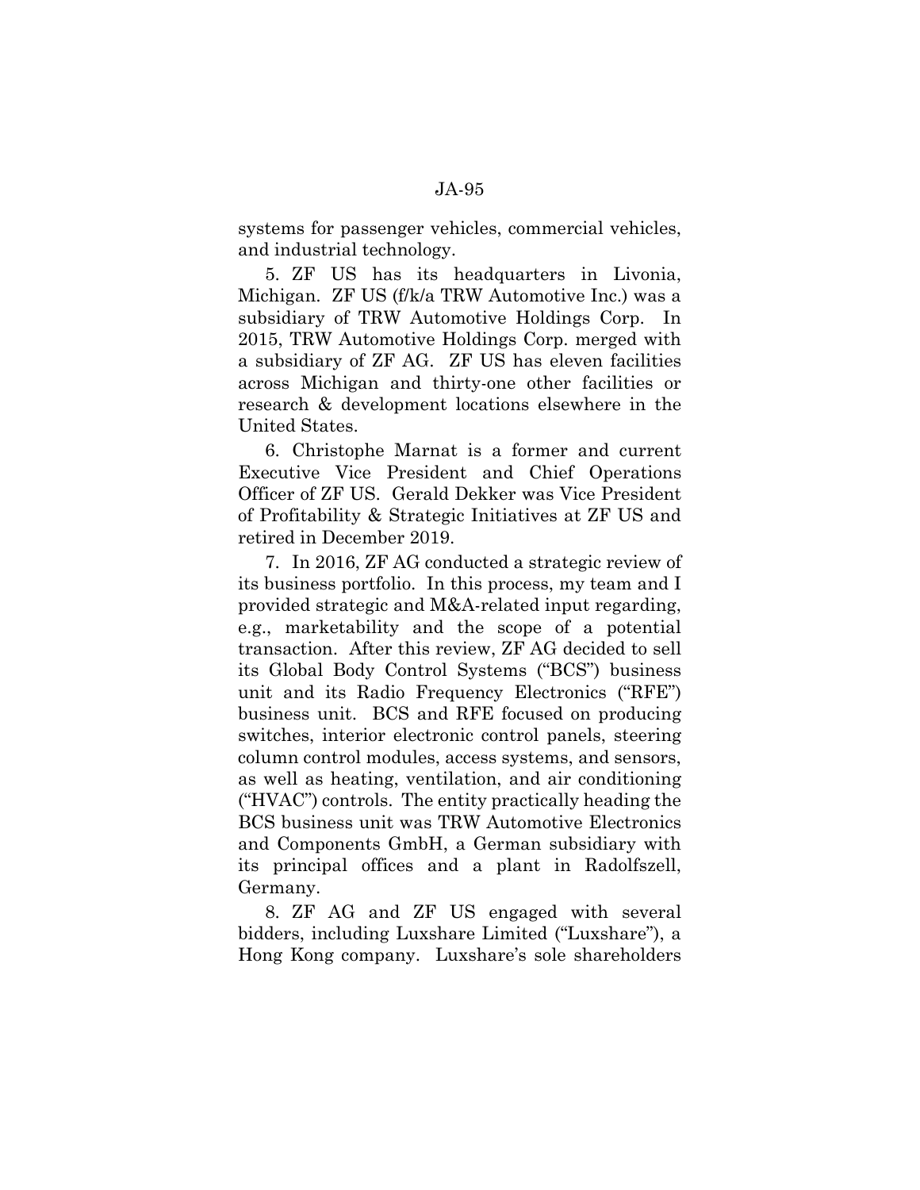systems for passenger vehicles, commercial vehicles, and industrial technology.

5. ZF US has its headquarters in Livonia, Michigan. ZF US (f/k/a TRW Automotive Inc.) was a subsidiary of TRW Automotive Holdings Corp. In 2015, TRW Automotive Holdings Corp. merged with a subsidiary of ZF AG. ZF US has eleven facilities across Michigan and thirty-one other facilities or research & development locations elsewhere in the United States.

6. Christophe Marnat is a former and current Executive Vice President and Chief Operations Officer of ZF US. Gerald Dekker was Vice President of Profitability & Strategic Initiatives at ZF US and retired in December 2019.

7. In 2016, ZF AG conducted a strategic review of its business portfolio. In this process, my team and I provided strategic and M&A-related input regarding, e.g., marketability and the scope of a potential transaction. After this review, ZF AG decided to sell its Global Body Control Systems ("BCS") business unit and its Radio Frequency Electronics ("RFE") business unit. BCS and RFE focused on producing switches, interior electronic control panels, steering column control modules, access systems, and sensors, as well as heating, ventilation, and air conditioning ("HVAC") controls. The entity practically heading the BCS business unit was TRW Automotive Electronics and Components GmbH, a German subsidiary with its principal offices and a plant in Radolfszell, Germany.

8. ZF AG and ZF US engaged with several bidders, including Luxshare Limited ("Luxshare"), a Hong Kong company. Luxshare's sole shareholders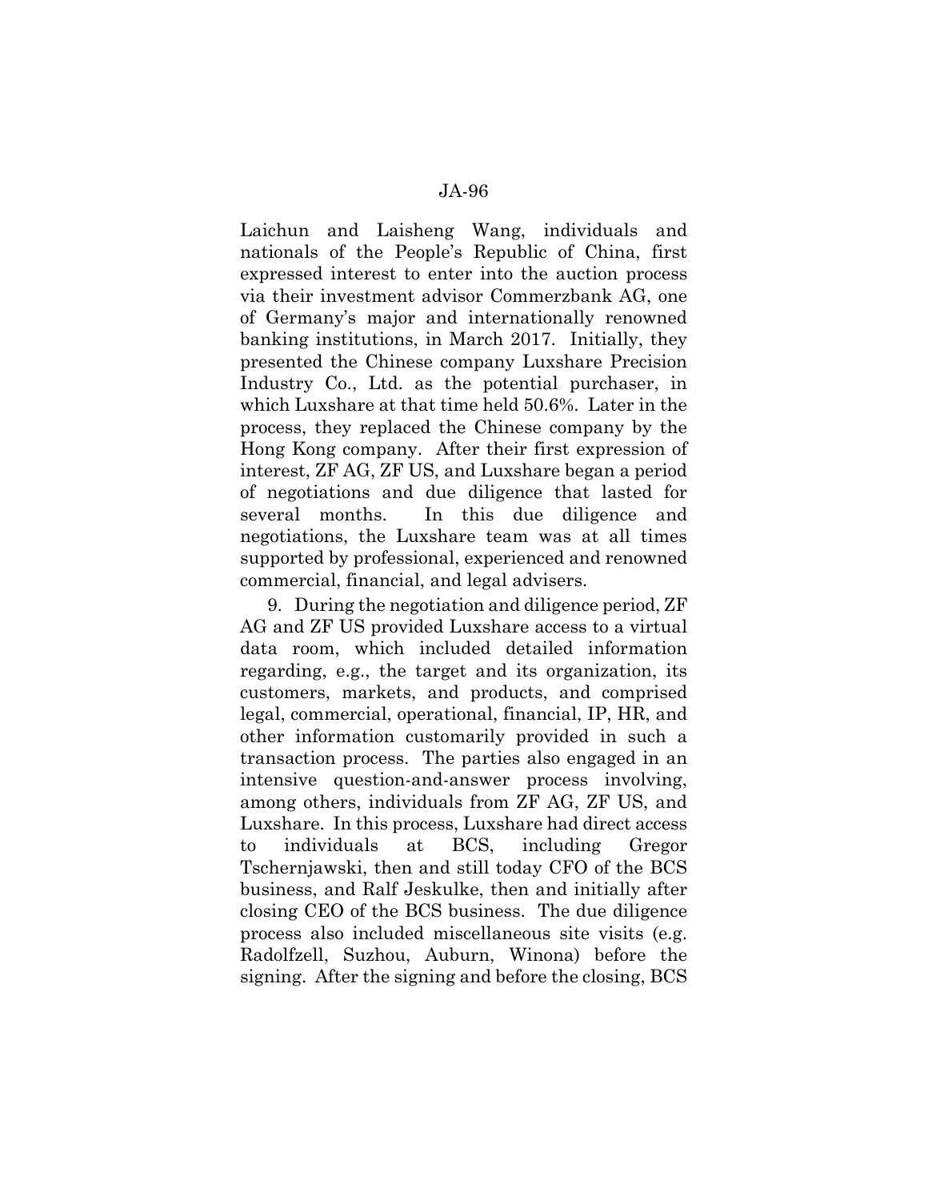Laichun and Laisheng Wang, individuals and nationals of the People's Republic of China, first expressed interest to enter into the auction process via their investment advisor Commerzbank AG, one of Germany's major and internationally renowned banking institutions, in March 2017. Initially, they presented the Chinese company Luxshare Precision Industry Co., Ltd. as the potential purchaser, in which Luxshare at that time held 50.6%. Later in the process, they replaced the Chinese company by the Hong Kong company. After their first expression of interest, ZF AG, ZF US, and Luxshare began a period of negotiations and due diligence that lasted for several months. In this due diligence and negotiations, the Luxshare team was at all times supported by professional, experienced and renowned commercial, financial, and legal advisers.

9. During the negotiation and diligence period, ZF AG and ZF US provided Luxshare access to a virtual data room, which included detailed information regarding, e.g., the target and its organization, its customers, markets, and products, and comprised legal, commercial, operational, financial, IP, HR, and other information customarily provided in such a transaction process. The parties also engaged in an intensive question-and-answer process involving, among others, individuals from ZF AG, ZF US, and Luxshare. In this process, Luxshare had direct access to individuals at BCS, including Gregor Tschernjawski, then and still today CFO of the BCS business, and Ralf Jeskulke, then and initially after closing CEO of the BCS business. The due diligence process also included miscellaneous site visits (e.g. Radolfzell, Suzhou, Auburn, Winona) before the signing. After the signing and before the closing, BCS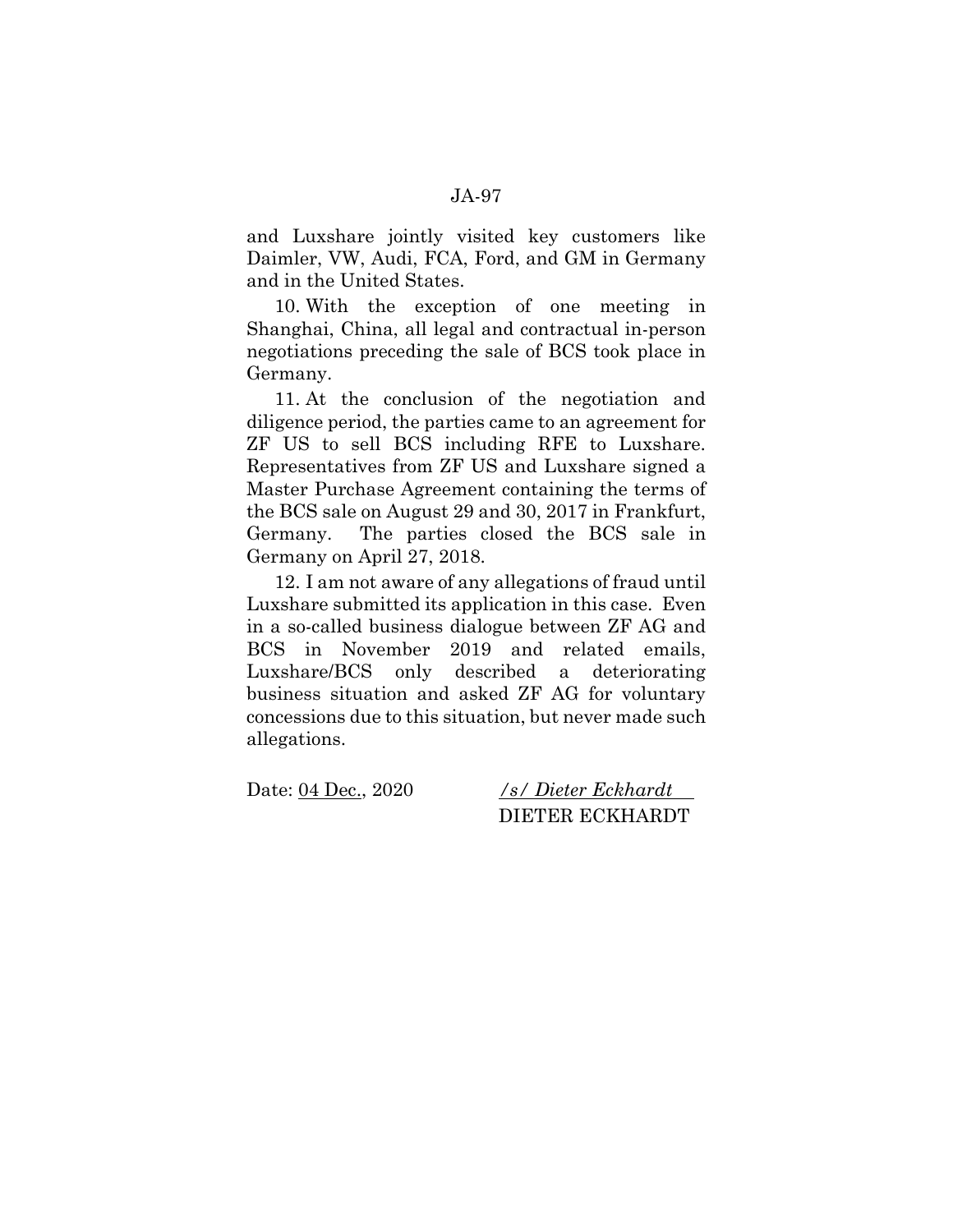and Luxshare jointly visited key customers like Daimler, VW, Audi, FCA, Ford, and GM in Germany and in the United States.

10. With the exception of one meeting in Shanghai, China, all legal and contractual in-person negotiations preceding the sale of BCS took place in Germany.

11. At the conclusion of the negotiation and diligence period, the parties came to an agreement for ZF US to sell BCS including RFE to Luxshare. Representatives from ZF US and Luxshare signed a Master Purchase Agreement containing the terms of the BCS sale on August 29 and 30, 2017 in Frankfurt, Germany. The parties closed the BCS sale in Germany on April 27, 2018.

12. I am not aware of any allegations of fraud until Luxshare submitted its application in this case. Even in a so-called business dialogue between ZF AG and BCS in November 2019 and related emails, Luxshare/BCS only described a deteriorating business situation and asked ZF AG for voluntary concessions due to this situation, but never made such allegations.

Date: 04 Dec., 2020

*/s/ Dieter Eckhardt*
DIETER ECKHARDT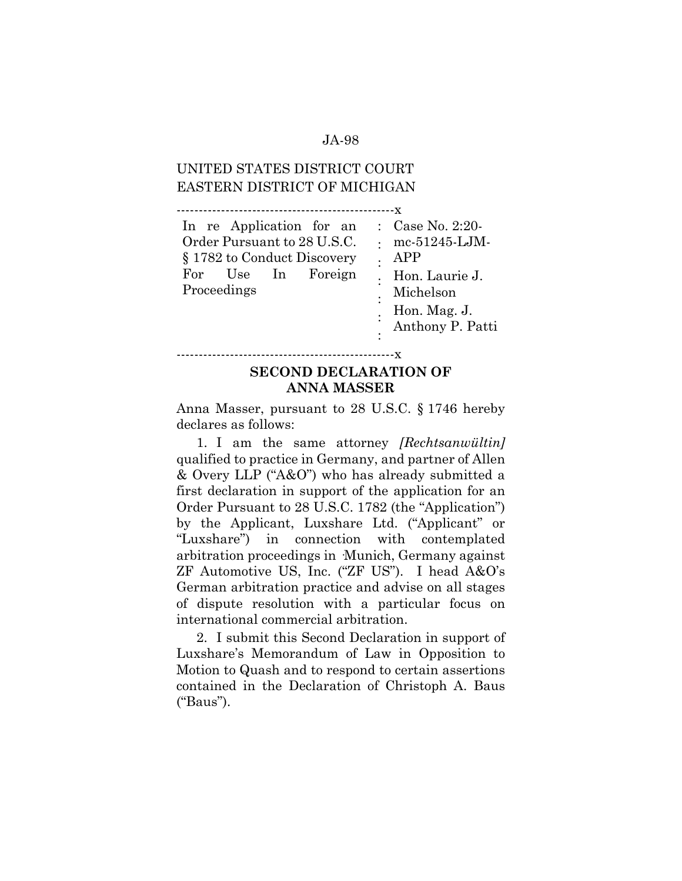UNITED STATES DISTRICT COURT
EASTERN DISTRICT OF MICHIGAN

| In re Application for an Order Pursuant to 28 U.S.C. § 1782 to Conduct Discovery For Use In Foreign Proceedings | Case No. 2:20-mc-51245-LJM-APP<br>Hon. Laurie J. Michelson<br>Hon. Mag. J. Anthony P. Patti |
|---|---|

## SECOND DECLARATION OF ANNA MASSER

Anna Masser, pursuant to 28 U.S.C. § 1746 hereby declares as follows:

1. I am the same attorney *[Rechtsanwültin]* qualified to practice in Germany, and partner of Allen & Overy LLP ("A&O") who has already submitted a first declaration in support of the application for an Order Pursuant to 28 U.S.C. 1782 (the "Application") by the Applicant, Luxshare Ltd. ("Applicant" or "Luxshare") in connection with contemplated arbitration proceedings in Munich, Germany against ZF Automotive US, Inc. ("ZF US"). I head A&O's German arbitration practice and advise on all stages of dispute resolution with a particular focus on international commercial arbitration.

2. I submit this Second Declaration in support of Luxshare's Memorandum of Law in Opposition to Motion to Quash and to respond to certain assertions contained in the Declaration of Christoph A. Baus ("Baus").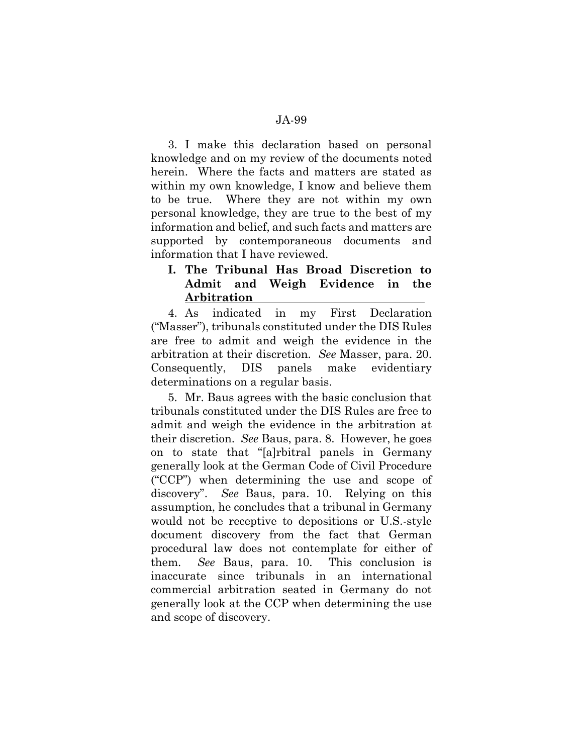3. I make this declaration based on personal knowledge and on my review of the documents noted herein. Where the facts and matters are stated as within my own knowledge, I know and believe them to be true. Where they are not within my own personal knowledge, they are true to the best of my information and belief, and such facts and matters are supported by contemporaneous documents and information that I have reviewed.

## I. The Tribunal Has Broad Discretion to Admit and Weigh Evidence in the Arbitration

4. As indicated in my First Declaration ("Masser"), tribunals constituted under the DIS Rules are free to admit and weigh the evidence in the arbitration at their discretion. *See* Masser, para. 20. Consequently, DIS panels make evidentiary determinations on a regular basis.

5. Mr. Baus agrees with the basic conclusion that tribunals constituted under the DIS Rules are free to admit and weigh the evidence in the arbitration at their discretion. *See* Baus, para. 8. However, he goes on to state that "[a]rbitral panels in Germany generally look at the German Code of Civil Procedure ("CCP") when determining the use and scope of discovery". *See* Baus, para. 10. Relying on this assumption, he concludes that a tribunal in Germany would not be receptive to depositions or U.S.-style document discovery from the fact that German procedural law does not contemplate for either of them. *See* Baus, para. 10. This conclusion is inaccurate since tribunals in an international commercial arbitration seated in Germany do not generally look at the CCP when determining the use and scope of discovery.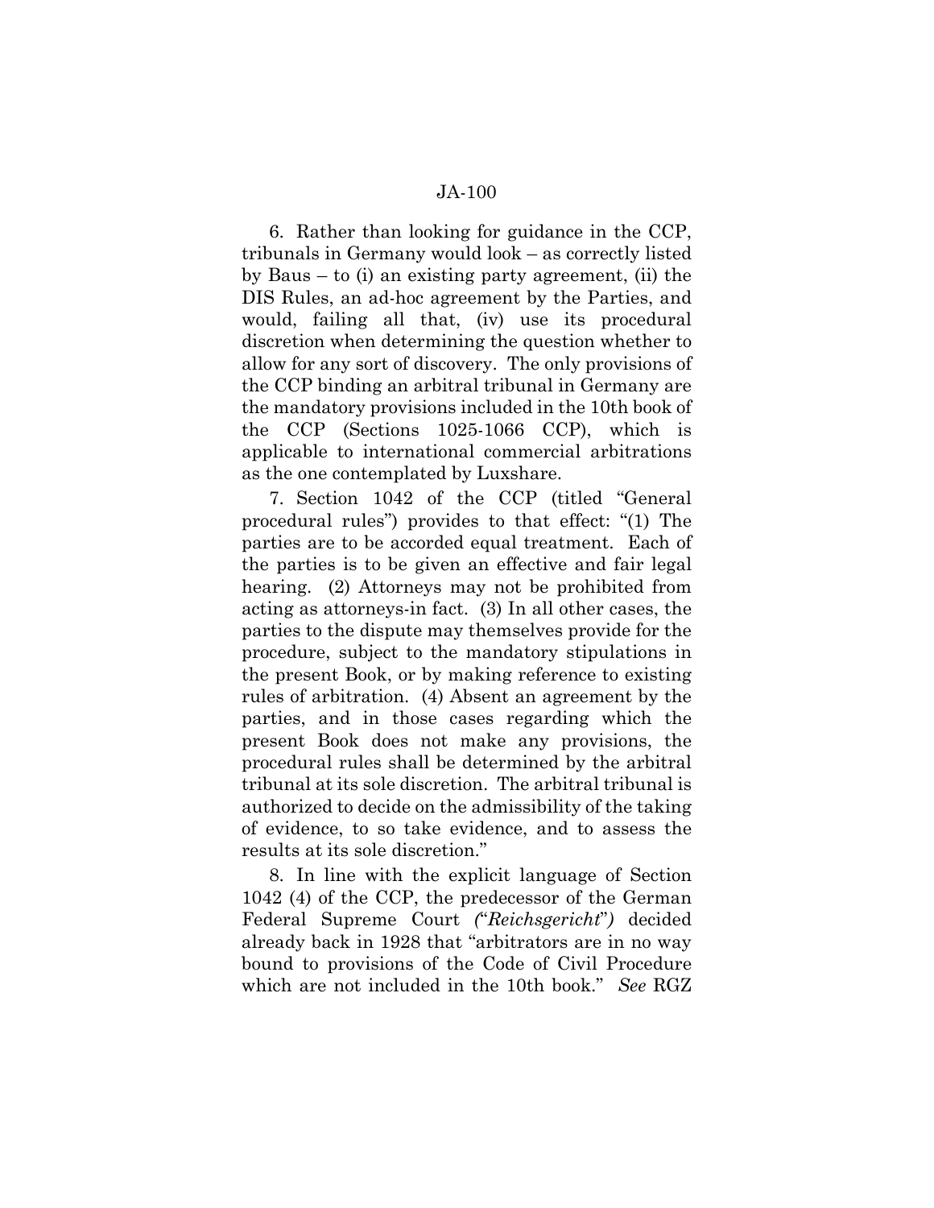6. Rather than looking for guidance in the CCP, tribunals in Germany would look – as correctly listed by Baus – to (i) an existing party agreement, (ii) the DIS Rules, an ad-hoc agreement by the Parties, and would, failing all that, (iv) use its procedural discretion when determining the question whether to allow for any sort of discovery. The only provisions of the CCP binding an arbitral tribunal in Germany are the mandatory provisions included in the 10th book of the CCP (Sections 1025-1066 CCP), which is applicable to international commercial arbitrations as the one contemplated by Luxshare.

7. Section 1042 of the CCP (titled "General procedural rules") provides to that effect: "(1) The parties are to be accorded equal treatment. Each of the parties is to be given an effective and fair legal hearing. (2) Attorneys may not be prohibited from acting as attorneys-in fact. (3) In all other cases, the parties to the dispute may themselves provide for the procedure, subject to the mandatory stipulations in the present Book, or by making reference to existing rules of arbitration. (4) Absent an agreement by the parties, and in those cases regarding which the present Book does not make any provisions, the procedural rules shall be determined by the arbitral tribunal at its sole discretion. The arbitral tribunal is authorized to decide on the admissibility of the taking of evidence, to so take evidence, and to assess the results at its sole discretion."

8. In line with the explicit language of Section 1042 (4) of the CCP, the predecessor of the German Federal Supreme Court *("Reichsgericht")* decided already back in 1928 that "arbitrators are in no way bound to provisions of the Code of Civil Procedure which are not included in the 10th book." *See* RGZ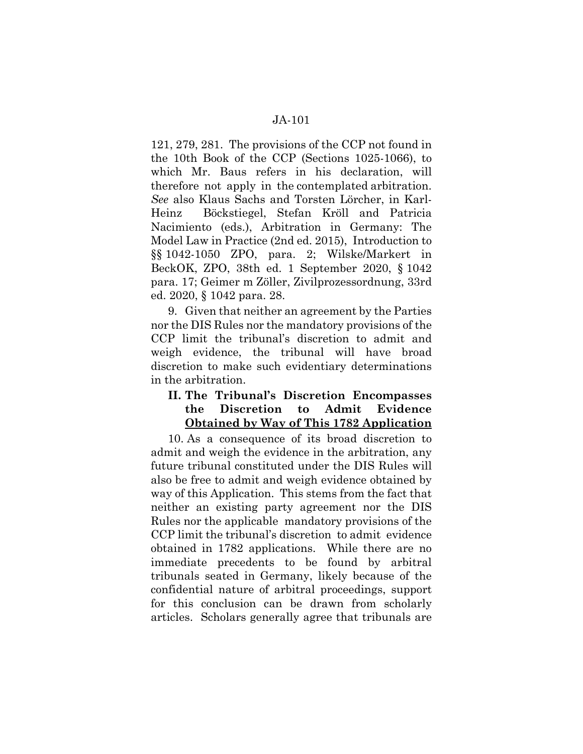121, 279, 281. The provisions of the CCP not found in the 10th Book of the CCP (Sections 1025-1066), to which Mr. Baus refers in his declaration, will therefore not apply in the contemplated arbitration. *See* also Klaus Sachs and Torsten Lörcher, in Karl-Heinz Böckstiegel, Stefan Kröll and Patricia Nacimiento (eds.), Arbitration in Germany: The Model Law in Practice (2nd ed. 2015), Introduction to §§ 1042-1050 ZPO, para. 2; Wilske/Markert in BeckOK, ZPO, 38th ed. 1 September 2020, § 1042 para. 17; Geimer m Zöller, Zivilprozessordnung, 33rd ed. 2020, § 1042 para. 28.

9. Given that neither an agreement by the Parties nor the DIS Rules nor the mandatory provisions of the CCP limit the tribunal's discretion to admit and weigh evidence, the tribunal will have broad discretion to make such evidentiary determinations in the arbitration.

## II. The Tribunal's Discretion Encompasses the Discretion to Admit Evidence Obtained by Way of This 1782 Application

10. As a consequence of its broad discretion to admit and weigh the evidence in the arbitration, any future tribunal constituted under the DIS Rules will also be free to admit and weigh evidence obtained by way of this Application. This stems from the fact that neither an existing party agreement nor the DIS Rules nor the applicable mandatory provisions of the CCP limit the tribunal's discretion to admit evidence obtained in 1782 applications. While there are no immediate precedents to be found by arbitral tribunals seated in Germany, likely because of the confidential nature of arbitral proceedings, support for this conclusion can be drawn from scholarly articles. Scholars generally agree that tribunals are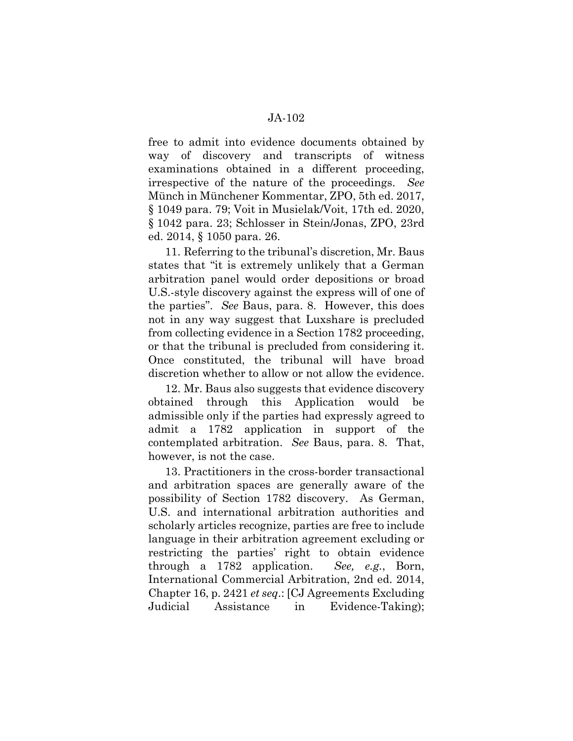free to admit into evidence documents obtained by way of discovery and transcripts of witness examinations obtained in a different proceeding, irrespective of the nature of the proceedings. *See* Münch in Münchener Kommentar, ZPO, 5th ed. 2017, § 1049 para. 79; Voit in Musielak/Voit, 17th ed. 2020, § 1042 para. 23; Schlosser in Stein/Jonas, ZPO, 23rd ed. 2014, § 1050 para. 26.

11. Referring to the tribunal's discretion, Mr. Baus states that "it is extremely unlikely that a German arbitration panel would order depositions or broad U.S.-style discovery against the express will of one of the parties". *See* Baus, para. 8. However, this does not in any way suggest that Luxshare is precluded from collecting evidence in a Section 1782 proceeding, or that the tribunal is precluded from considering it. Once constituted, the tribunal will have broad discretion whether to allow or not allow the evidence.

12. Mr. Baus also suggests that evidence discovery obtained through this Application would be admissible only if the parties had expressly agreed to admit a 1782 application in support of the contemplated arbitration. *See* Baus, para. 8. That, however, is not the case.

13. Practitioners in the cross-border transactional and arbitration spaces are generally aware of the possibility of Section 1782 discovery. As German, U.S. and international arbitration authorities and scholarly articles recognize, parties are free to include language in their arbitration agreement excluding or restricting the parties' right to obtain evidence through a 1782 application. *See, e.g.*, Born, International Commercial Arbitration, 2nd ed. 2014, Chapter 16, p. 2421 *et seq.*: [CJ Agreements Excluding Judicial Assistance in Evidence-Taking);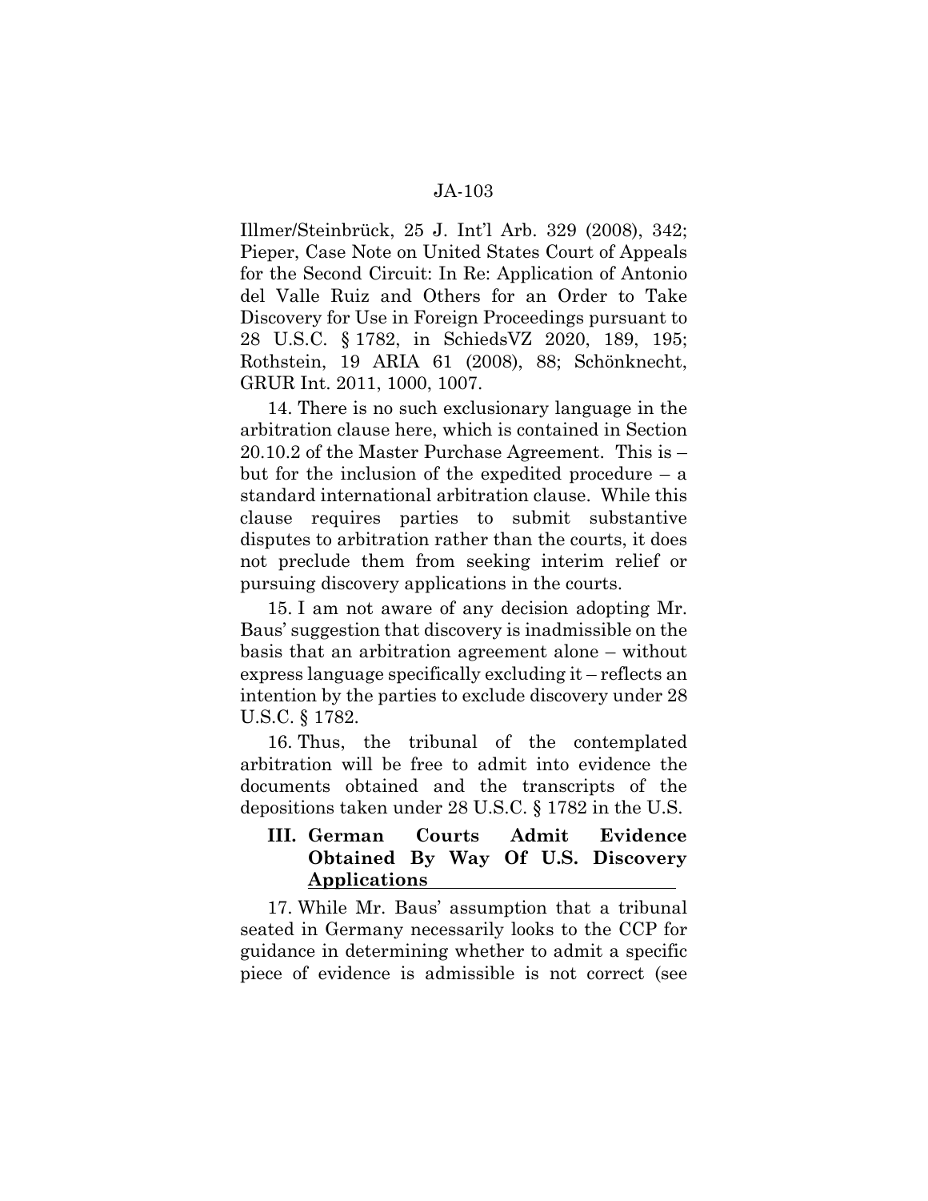Illmer/Steinbrück, 25 J. Int'l Arb. 329 (2008), 342; Pieper, Case Note on United States Court of Appeals for the Second Circuit: In Re: Application of Antonio del Valle Ruiz and Others for an Order to Take Discovery for Use in Foreign Proceedings pursuant to 28 U.S.C. § 1782, in SchiedsVZ 2020, 189, 195; Rothstein, 19 ARIA 61 (2008), 88; Schönknecht, GRUR Int. 2011, 1000, 1007.

14. There is no such exclusionary language in the arbitration clause here, which is contained in Section 20.10.2 of the Master Purchase Agreement. This is – but for the inclusion of the expedited procedure – a standard international arbitration clause. While this clause requires parties to submit substantive disputes to arbitration rather than the courts, it does not preclude them from seeking interim relief or pursuing discovery applications in the courts.

15. I am not aware of any decision adopting Mr. Baus' suggestion that discovery is inadmissible on the basis that an arbitration agreement alone – without express language specifically excluding it – reflects an intention by the parties to exclude discovery under 28 U.S.C. § 1782.

16. Thus, the tribunal of the contemplated arbitration will be free to admit into evidence the documents obtained and the transcripts of the depositions taken under 28 U.S.C. § 1782 in the U.S.

## III. German Courts Admit Evidence Obtained By Way Of U.S. Discovery Applications

17. While Mr. Baus' assumption that a tribunal seated in Germany necessarily looks to the CCP for guidance in determining whether to admit a specific piece of evidence is admissible is not correct (see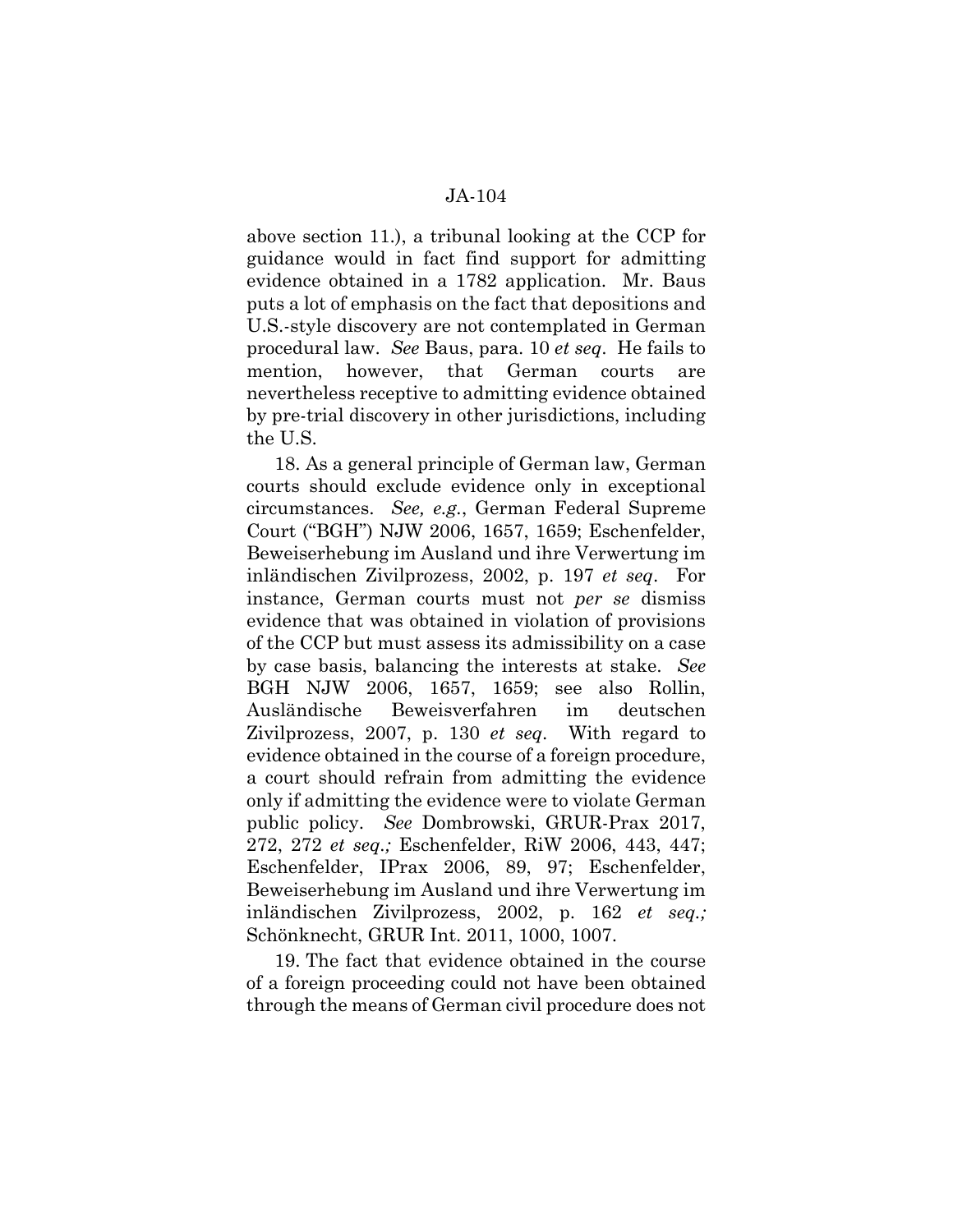above section 11.), a tribunal looking at the CCP for guidance would in fact find support for admitting evidence obtained in a 1782 application. Mr. Baus puts a lot of emphasis on the fact that depositions and U.S.-style discovery are not contemplated in German procedural law. *See* Baus, para. 10 *et seq*. He fails to mention, however, that German courts are nevertheless receptive to admitting evidence obtained by pre-trial discovery in other jurisdictions, including the U.S.

18. As a general principle of German law, German courts should exclude evidence only in exceptional circumstances. *See, e.g.*, German Federal Supreme Court ("BGH") NJW 2006, 1657, 1659; Eschenfelder, Beweiserhebung im Ausland und ihre Verwertung im inländischen Zivilprozess, 2002, p. 197 *et seq*. For instance, German courts must not *per se* dismiss evidence that was obtained in violation of provisions of the CCP but must assess its admissibility on a case by case basis, balancing the interests at stake. *See* BGH NJW 2006, 1657, 1659; see also Rollin, Ausländische Beweisverfahren im deutschen Zivilprozess, 2007, p. 130 *et seq*. With regard to evidence obtained in the course of a foreign procedure, a court should refrain from admitting the evidence only if admitting the evidence were to violate German public policy. *See* Dombrowski, GRUR-Prax 2017, 272, 272 *et seq.;* Eschenfelder, RiW 2006, 443, 447; Eschenfelder, IPrax 2006, 89, 97; Eschenfelder, Beweiserhebung im Ausland und ihre Verwertung im inländischen Zivilprozess, 2002, p. 162 *et seq.;* Schönknecht, GRUR Int. 2011, 1000, 1007.

19. The fact that evidence obtained in the course of a foreign proceeding could not have been obtained through the means of German civil procedure does not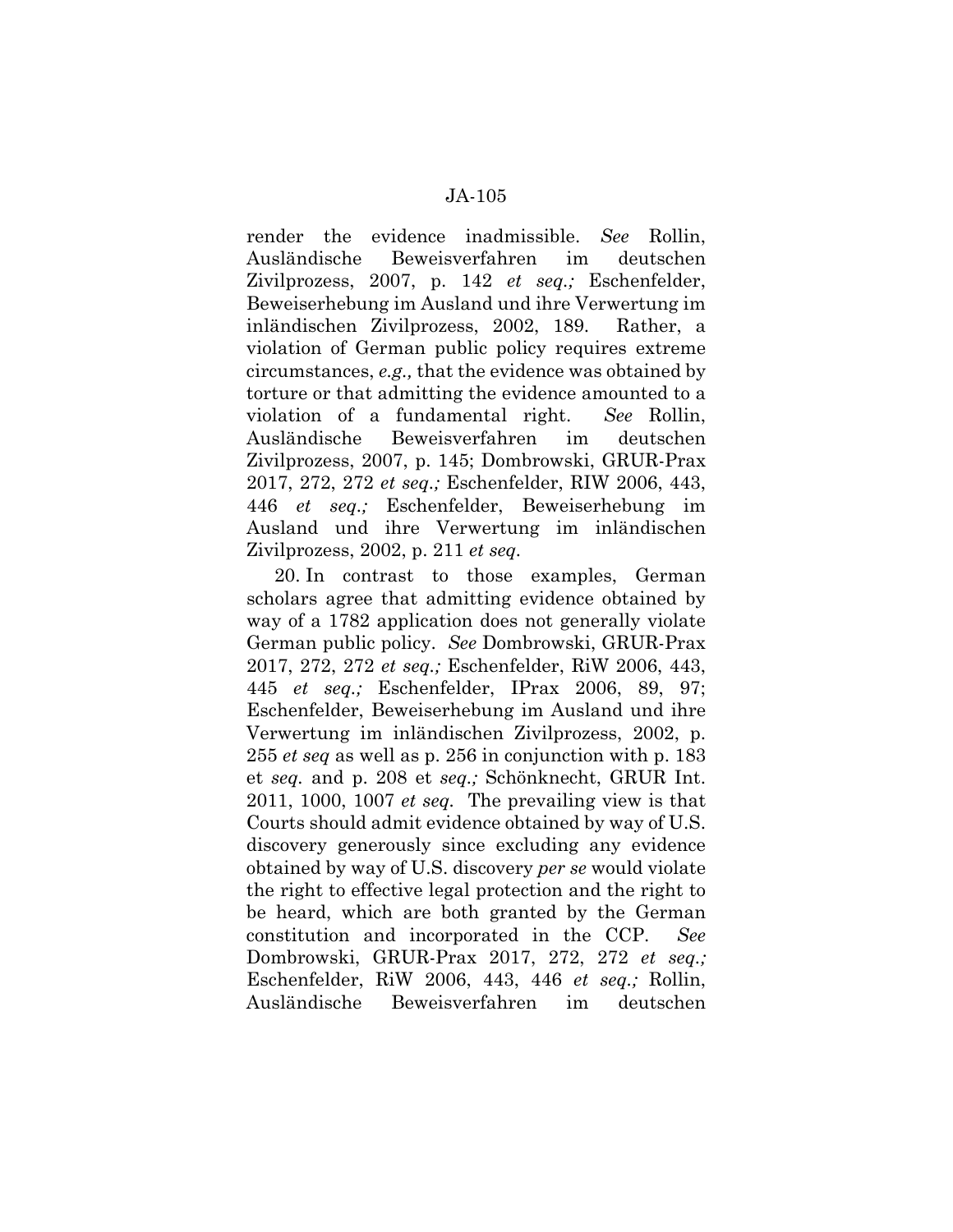render the evidence inadmissible. *See* Rollin, Ausländische Beweisverfahren im deutschen Zivilprozess, 2007, p. 142 *et seq.;* Eschenfelder, Beweiserhebung im Ausland und ihre Verwertung im inländischen Zivilprozess, 2002, 189. Rather, a violation of German public policy requires extreme circumstances, *e.g.,* that the evidence was obtained by torture or that admitting the evidence amounted to a violation of a fundamental right. *See* Rollin, Ausländische Beweisverfahren im deutschen Zivilprozess, 2007, p. 145; Dombrowski, GRUR-Prax 2017, 272, 272 *et seq.;* Eschenfelder, RIW 2006, 443, 446 *et seq.;* Eschenfelder, Beweiserhebung im Ausland und ihre Verwertung im inländischen Zivilprozess, 2002, p. 211 *et seq.*

20. In contrast to those examples, German scholars agree that admitting evidence obtained by way of a 1782 application does not generally violate German public policy. *See* Dombrowski, GRUR-Prax 2017, 272, 272 *et seq.;* Eschenfelder, RiW 2006, 443, 445 *et seq.;* Eschenfelder, IPrax 2006, 89, 97; Eschenfelder, Beweiserhebung im Ausland und ihre Verwertung im inländischen Zivilprozess, 2002, p. 255 *et seq* as well as p. 256 in conjunction with p. 183 et *seq.* and p. 208 et *seq.;* Schönknecht, GRUR Int. 2011, 1000, 1007 *et seq.* The prevailing view is that Courts should admit evidence obtained by way of U.S. discovery generously since excluding any evidence obtained by way of U.S. discovery *per se* would violate the right to effective legal protection and the right to be heard, which are both granted by the German constitution and incorporated in the CCP. *See* Dombrowski, GRUR-Prax 2017, 272, 272 *et seq.;* Eschenfelder, RiW 2006, 443, 446 *et seq.;* Rollin, Ausländische Beweisverfahren im deutschen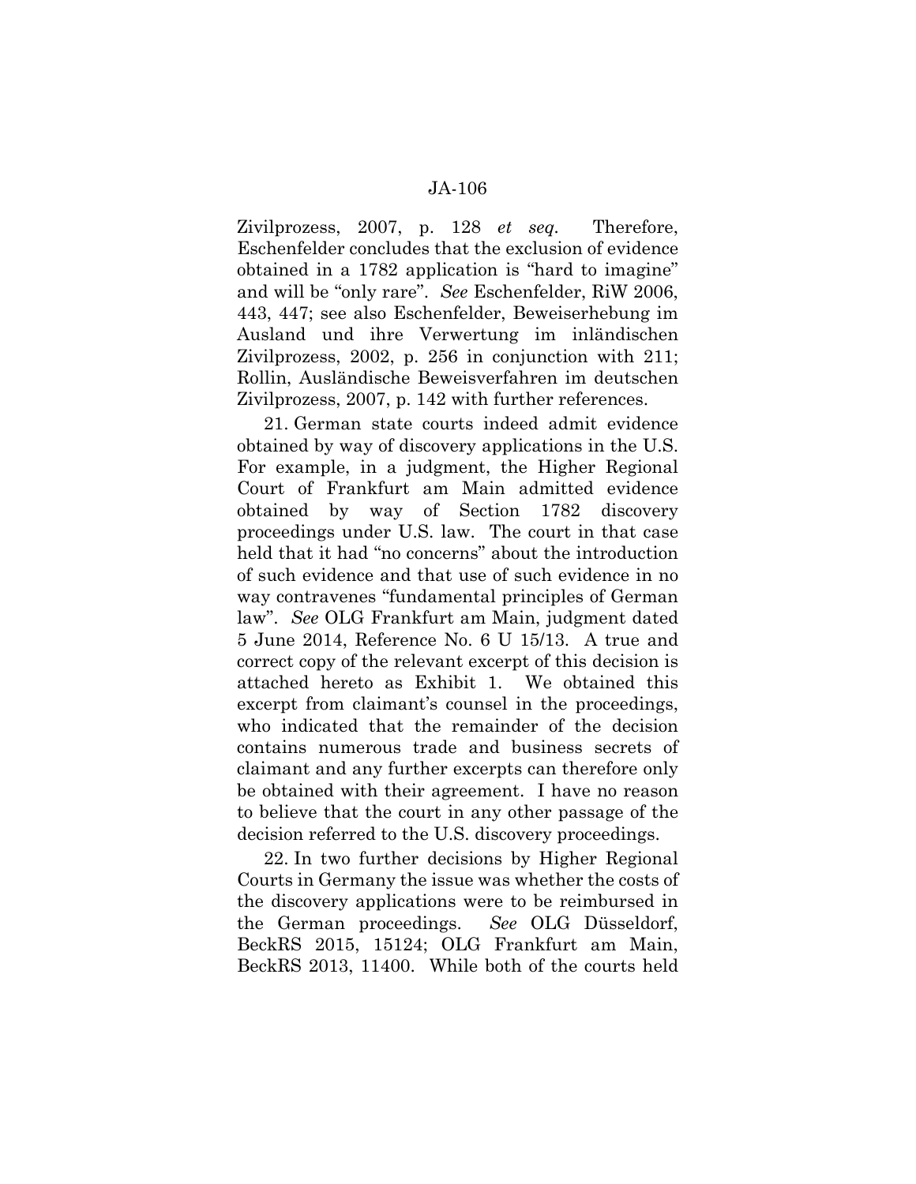Zivilprozess, 2007, p. 128 *et seq.* Therefore, Eschenfelder concludes that the exclusion of evidence obtained in a 1782 application is "hard to imagine" and will be "only rare". *See* Eschenfelder, RiW 2006, 443, 447; see also Eschenfelder, Beweiserhebung im Ausland und ihre Verwertung im inländischen Zivilprozess, 2002, p. 256 in conjunction with 211; Rollin, Ausländische Beweisverfahren im deutschen Zivilprozess, 2007, p. 142 with further references.

21. German state courts indeed admit evidence obtained by way of discovery applications in the U.S. For example, in a judgment, the Higher Regional Court of Frankfurt am Main admitted evidence obtained by way of Section 1782 discovery proceedings under U.S. law. The court in that case held that it had "no concerns" about the introduction of such evidence and that use of such evidence in no way contravenes "fundamental principles of German law". *See* OLG Frankfurt am Main, judgment dated 5 June 2014, Reference No. 6 U 15/13. A true and correct copy of the relevant excerpt of this decision is attached hereto as Exhibit 1. We obtained this excerpt from claimant's counsel in the proceedings, who indicated that the remainder of the decision contains numerous trade and business secrets of claimant and any further excerpts can therefore only be obtained with their agreement. I have no reason to believe that the court in any other passage of the decision referred to the U.S. discovery proceedings.

22. In two further decisions by Higher Regional Courts in Germany the issue was whether the costs of the discovery applications were to be reimbursed in the German proceedings. *See* OLG Düsseldorf, BeckRS 2015, 15124; OLG Frankfurt am Main, BeckRS 2013, 11400. While both of the courts held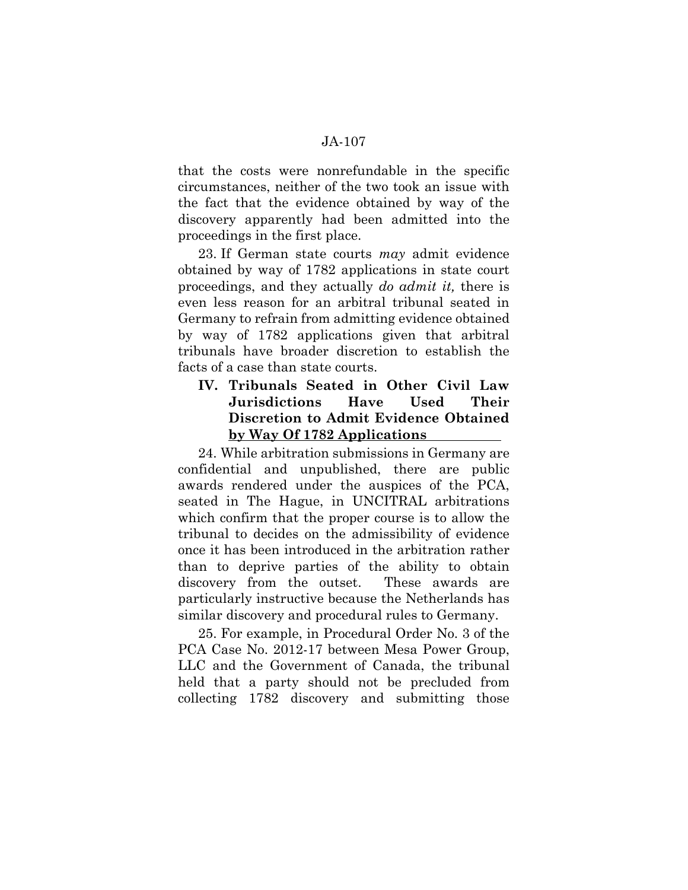that the costs were nonrefundable in the specific circumstances, neither of the two took an issue with the fact that the evidence obtained by way of the discovery apparently had been admitted into the proceedings in the first place.

23. If German state courts *may* admit evidence obtained by way of 1782 applications in state court proceedings, and they actually *do admit it,* there is even less reason for an arbitral tribunal seated in Germany to refrain from admitting evidence obtained by way of 1782 applications given that arbitral tribunals have broader discretion to establish the facts of a case than state courts.

## IV. Tribunals Seated in Other Civil Law Jurisdictions Have Used Their Discretion to Admit Evidence Obtained by Way Of 1782 Applications

24. While arbitration submissions in Germany are confidential and unpublished, there are public awards rendered under the auspices of the PCA, seated in The Hague, in UNCITRAL arbitrations which confirm that the proper course is to allow the tribunal to decides on the admissibility of evidence once it has been introduced in the arbitration rather than to deprive parties of the ability to obtain discovery from the outset. These awards are particularly instructive because the Netherlands has similar discovery and procedural rules to Germany.

25. For example, in Procedural Order No. 3 of the PCA Case No. 2012-17 between Mesa Power Group, LLC and the Government of Canada, the tribunal held that a party should not be precluded from collecting 1782 discovery and submitting those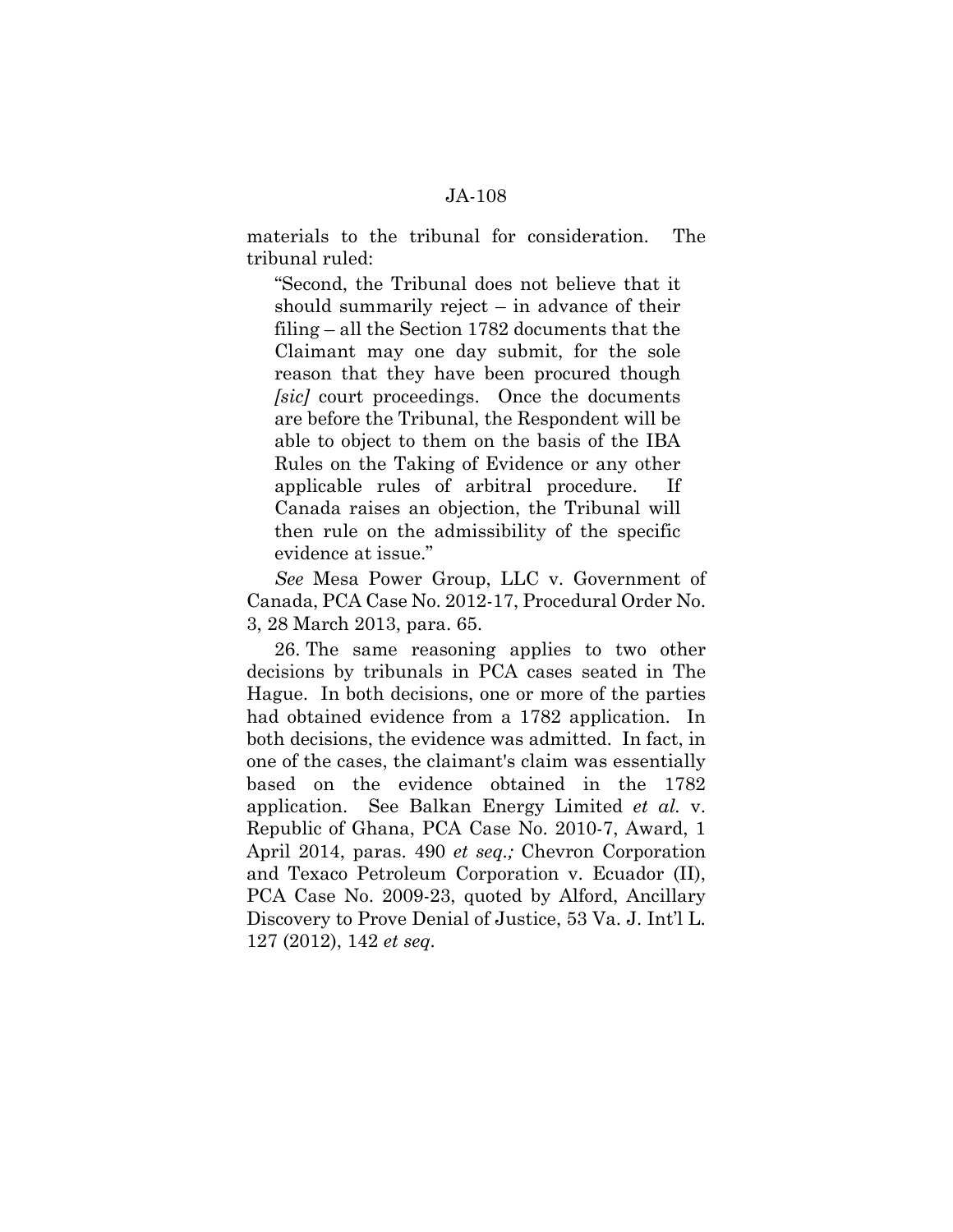materials to the tribunal for consideration. The tribunal ruled:

> "Second, the Tribunal does not believe that it should summarily reject – in advance of their filing – all the Section 1782 documents that the Claimant may one day submit, for the sole reason that they have been procured though *[sic]* court proceedings. Once the documents are before the Tribunal, the Respondent will be able to object to them on the basis of the IBA Rules on the Taking of Evidence or any other applicable rules of arbitral procedure. If Canada raises an objection, the Tribunal will then rule on the admissibility of the specific evidence at issue."

*See* Mesa Power Group, LLC v. Government of Canada, PCA Case No. 2012-17, Procedural Order No. 3, 28 March 2013, para. 65.

26. The same reasoning applies to two other decisions by tribunals in PCA cases seated in The Hague. In both decisions, one or more of the parties had obtained evidence from a 1782 application. In both decisions, the evidence was admitted. In fact, in one of the cases, the claimant's claim was essentially based on the evidence obtained in the 1782 application. See Balkan Energy Limited *et al.* v. Republic of Ghana, PCA Case No. 2010-7, Award, 1 April 2014, paras. 490 *et seq.;* Chevron Corporation and Texaco Petroleum Corporation v. Ecuador (II), PCA Case No. 2009-23, quoted by Alford, Ancillary Discovery to Prove Denial of Justice, 53 Va. J. Int'l L. 127 (2012), 142 *et seq.*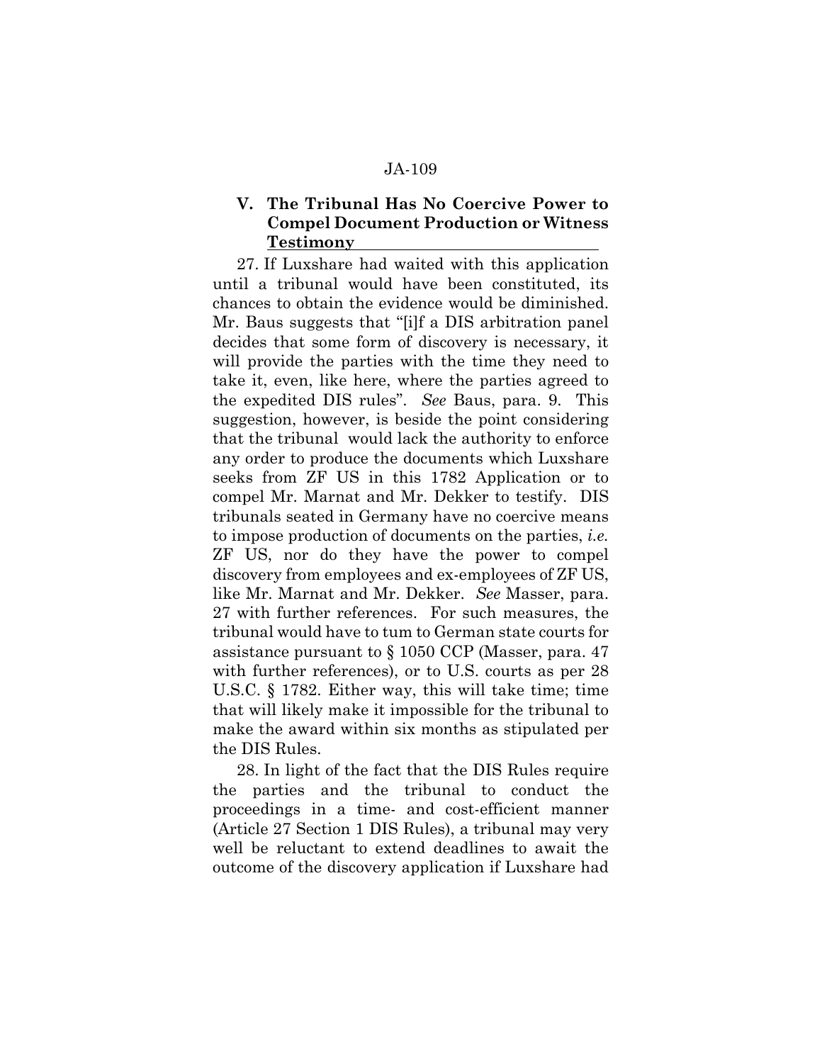## V. The Tribunal Has No Coercive Power to Compel Document Production or Witness Testimony

27. If Luxshare had waited with this application until a tribunal would have been constituted, its chances to obtain the evidence would be diminished. Mr. Baus suggests that "[i]f a DIS arbitration panel decides that some form of discovery is necessary, it will provide the parties with the time they need to take it, even, like here, where the parties agreed to the expedited DIS rules". *See* Baus, para. 9. This suggestion, however, is beside the point considering that the tribunal would lack the authority to enforce any order to produce the documents which Luxshare seeks from ZF US in this 1782 Application or to compel Mr. Marnat and Mr. Dekker to testify. DIS tribunals seated in Germany have no coercive means to impose production of documents on the parties, *i.e.* ZF US, nor do they have the power to compel discovery from employees and ex-employees of ZF US, like Mr. Marnat and Mr. Dekker. *See* Masser, para. 27 with further references. For such measures, the tribunal would have to tum to German state courts for assistance pursuant to § 1050 CCP (Masser, para. 47 with further references), or to U.S. courts as per 28 U.S.C. § 1782. Either way, this will take time; time that will likely make it impossible for the tribunal to make the award within six months as stipulated per the DIS Rules.

28. In light of the fact that the DIS Rules require the parties and the tribunal to conduct the proceedings in a time- and cost-efficient manner (Article 27 Section 1 DIS Rules), a tribunal may very well be reluctant to extend deadlines to await the outcome of the discovery application if Luxshare had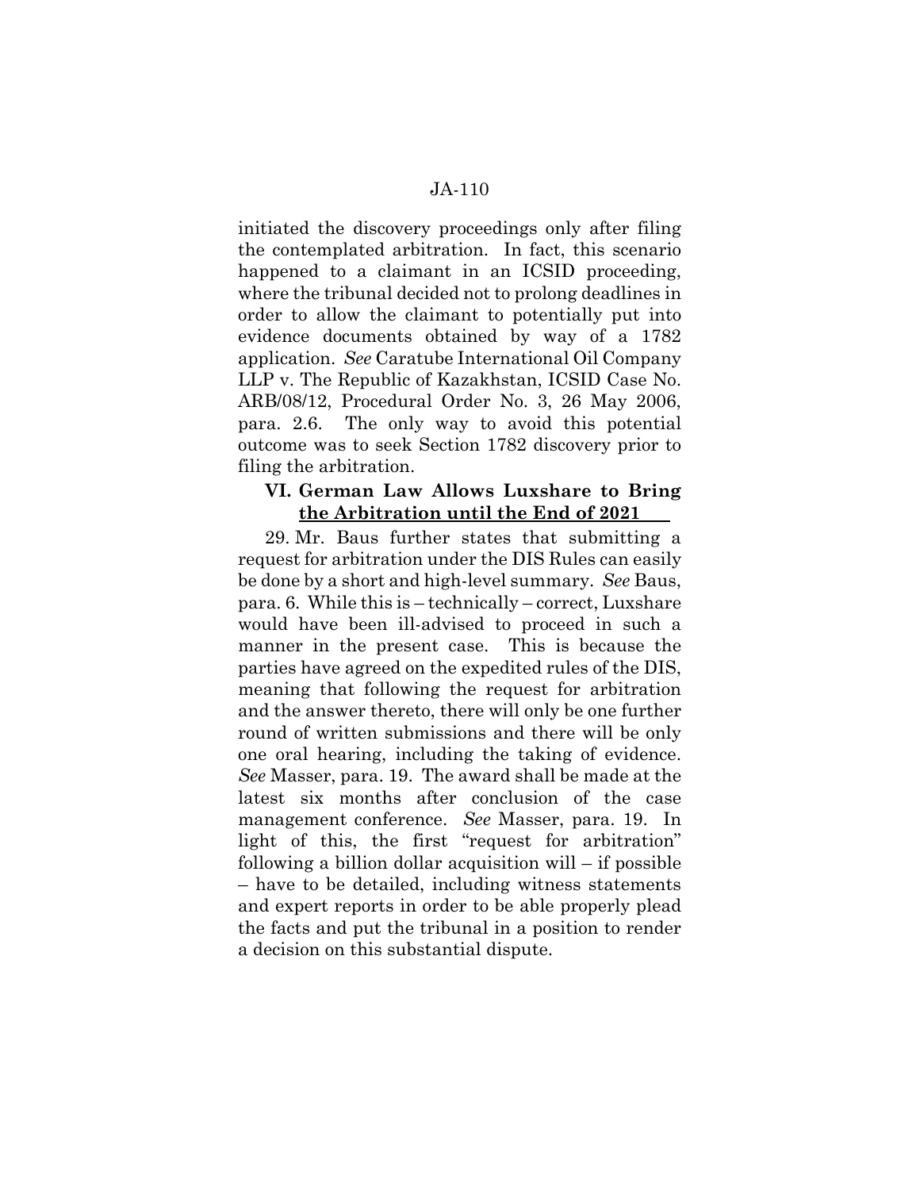initiated the discovery proceedings only after filing the contemplated arbitration. In fact, this scenario happened to a claimant in an ICSID proceeding, where the tribunal decided not to prolong deadlines in order to allow the claimant to potentially put into evidence documents obtained by way of a 1782 application. *See* Caratube International Oil Company LLP v. The Republic of Kazakhstan, ICSID Case No. ARB/08/12, Procedural Order No. 3, 26 May 2006, para. 2.6. The only way to avoid this potential outcome was to seek Section 1782 discovery prior to filing the arbitration.

### VI. German Law Allows Luxshare to Bring the Arbitration until the End of 2021

29. Mr. Baus further states that submitting a request for arbitration under the DIS Rules can easily be done by a short and high-level summary. *See* Baus, para. 6. While this is – technically – correct, Luxshare would have been ill-advised to proceed in such a manner in the present case. This is because the parties have agreed on the expedited rules of the DIS, meaning that following the request for arbitration and the answer thereto, there will only be one further round of written submissions and there will be only one oral hearing, including the taking of evidence. *See* Masser, para. 19. The award shall be made at the latest six months after conclusion of the case management conference. *See* Masser, para. 19. In light of this, the first "request for arbitration" following a billion dollar acquisition will – if possible – have to be detailed, including witness statements and expert reports in order to be able properly plead the facts and put the tribunal in a position to render a decision on this substantial dispute.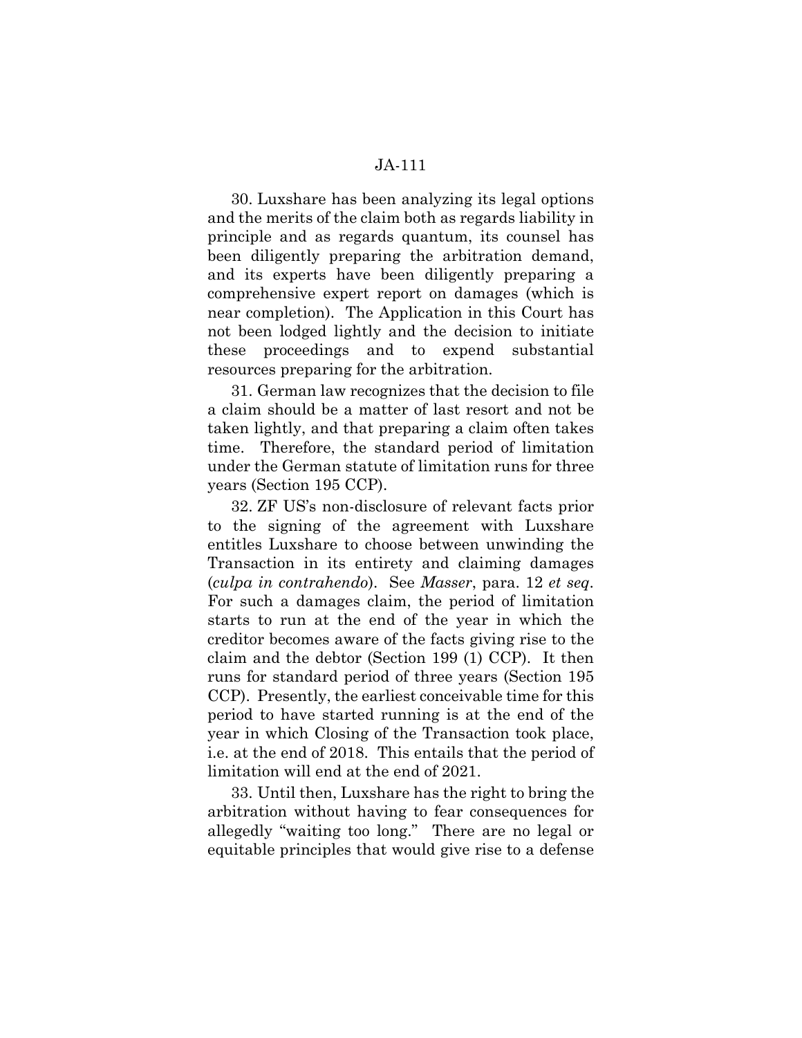30. Luxshare has been analyzing its legal options and the merits of the claim both as regards liability in principle and as regards quantum, its counsel has been diligently preparing the arbitration demand, and its experts have been diligently preparing a comprehensive expert report on damages (which is near completion). The Application in this Court has not been lodged lightly and the decision to initiate these proceedings and to expend substantial resources preparing for the arbitration.

31. German law recognizes that the decision to file a claim should be a matter of last resort and not be taken lightly, and that preparing a claim often takes time. Therefore, the standard period of limitation under the German statute of limitation runs for three years (Section 195 CCP).

32. ZF US's non-disclosure of relevant facts prior to the signing of the agreement with Luxshare entitles Luxshare to choose between unwinding the Transaction in its entirety and claiming damages (*culpa in contrahendo*). See *Masser*, para. 12 *et seq*. For such a damages claim, the period of limitation starts to run at the end of the year in which the creditor becomes aware of the facts giving rise to the claim and the debtor (Section 199 (1) CCP). It then runs for standard period of three years (Section 195 CCP). Presently, the earliest conceivable time for this period to have started running is at the end of the year in which Closing of the Transaction took place, i.e. at the end of 2018. This entails that the period of limitation will end at the end of 2021.

33. Until then, Luxshare has the right to bring the arbitration without having to fear consequences for allegedly "waiting too long." There are no legal or equitable principles that would give rise to a defense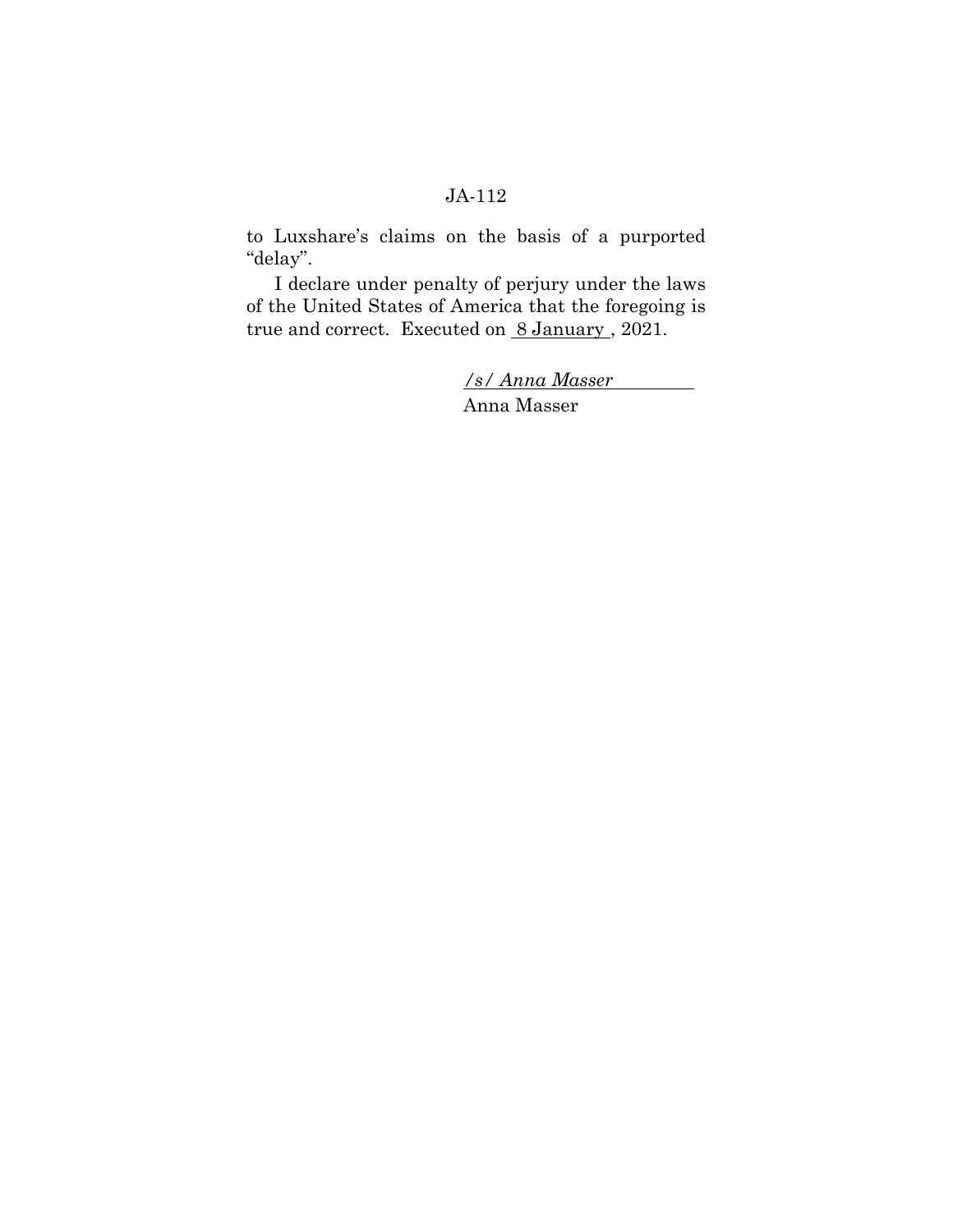to Luxshare's claims on the basis of a purported "delay".

I declare under penalty of perjury under the laws of the United States of America that the foregoing is true and correct. Executed on 8 January, 2021.

*/s/ Anna Masser*

Anna Masser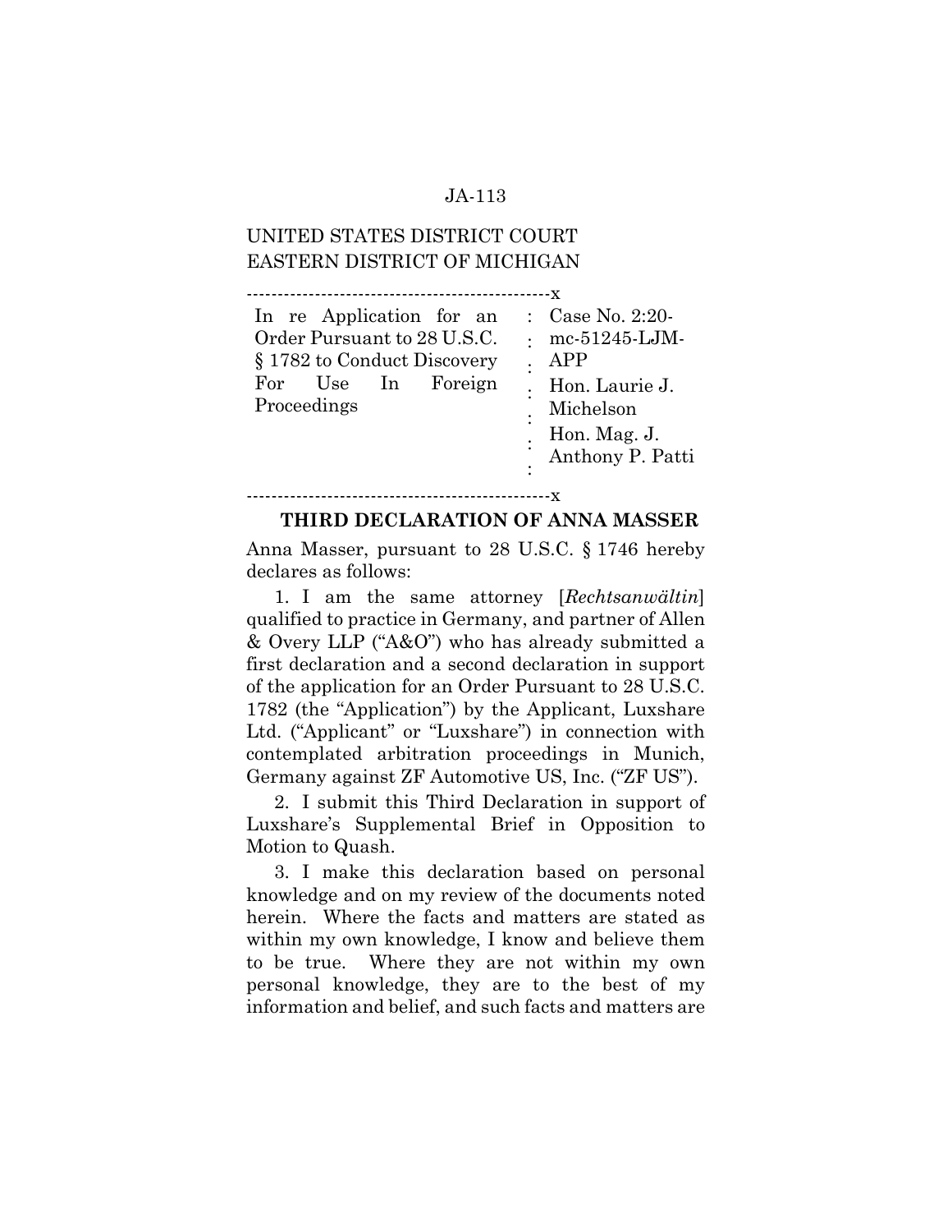UNITED STATES DISTRICT COURT
EASTERN DISTRICT OF MICHIGAN

| In re Application for an Order Pursuant to 28 U.S.C. § 1782 to Conduct Discovery For Use In Foreign Proceedings | Case No. 2:20-mc-51245-LJM-APP<br>Hon. Laurie J. Michelson<br>Hon. Mag. J. Anthony P. Patti |
|---|---|

**THIRD DECLARATION OF ANNA MASSER**

Anna Masser, pursuant to 28 U.S.C. § 1746 hereby declares as follows:

1. I am the same attorney [*Rechtsanwältin*] qualified to practice in Germany, and partner of Allen & Overy LLP ("A&O") who has already submitted a first declaration and a second declaration in support of the application for an Order Pursuant to 28 U.S.C. 1782 (the "Application") by the Applicant, Luxshare Ltd. ("Applicant" or "Luxshare") in connection with contemplated arbitration proceedings in Munich, Germany against ZF Automotive US, Inc. ("ZF US").

2. I submit this Third Declaration in support of Luxshare's Supplemental Brief in Opposition to Motion to Quash.

3. I make this declaration based on personal knowledge and on my review of the documents noted herein. Where the facts and matters are stated as within my own knowledge, I know and believe them to be true. Where they are not within my own personal knowledge, they are to the best of my information and belief, and such facts and matters are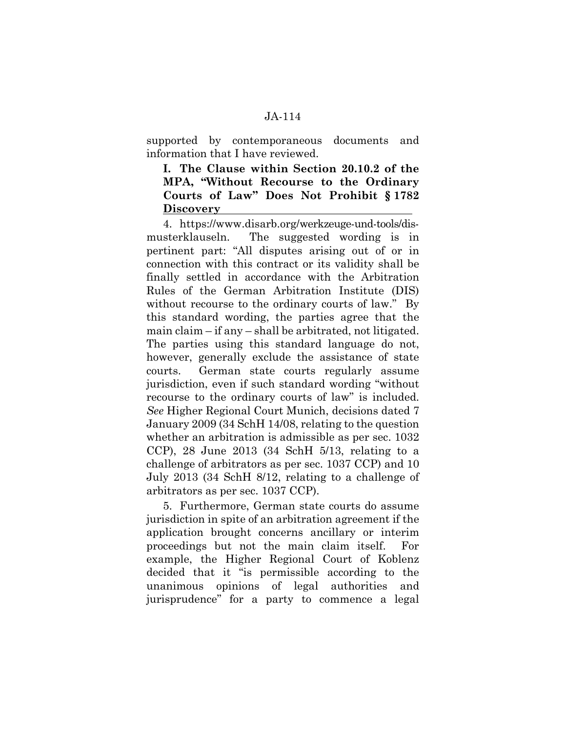supported by contemporaneous documents and information that I have reviewed.

## I. The Clause within Section 20.10.2 of the MPA, "Without Recourse to the Ordinary Courts of Law" Does Not Prohibit § 1782 Discovery

4. https://www.disarb.org/werkzeuge-und-tools/dis-musterklauseln. The suggested wording is in pertinent part: "All disputes arising out of or in connection with this contract or its validity shall be finally settled in accordance with the Arbitration Rules of the German Arbitration Institute (DIS) without recourse to the ordinary courts of law." By this standard wording, the parties agree that the main claim – if any – shall be arbitrated, not litigated. The parties using this standard language do not, however, generally exclude the assistance of state courts. German state courts regularly assume jurisdiction, even if such standard wording "without recourse to the ordinary courts of law" is included. *See* Higher Regional Court Munich, decisions dated 7 January 2009 (34 SchH 14/08, relating to the question whether an arbitration is admissible as per sec. 1032 CCP), 28 June 2013 (34 SchH 5/13, relating to a challenge of arbitrators as per sec. 1037 CCP) and 10 July 2013 (34 SchH 8/12, relating to a challenge of arbitrators as per sec. 1037 CCP).

5. Furthermore, German state courts do assume jurisdiction in spite of an arbitration agreement if the application brought concerns ancillary or interim proceedings but not the main claim itself. For example, the Higher Regional Court of Koblenz decided that it "is permissible according to the unanimous opinions of legal authorities and jurisprudence" for a party to commence a legal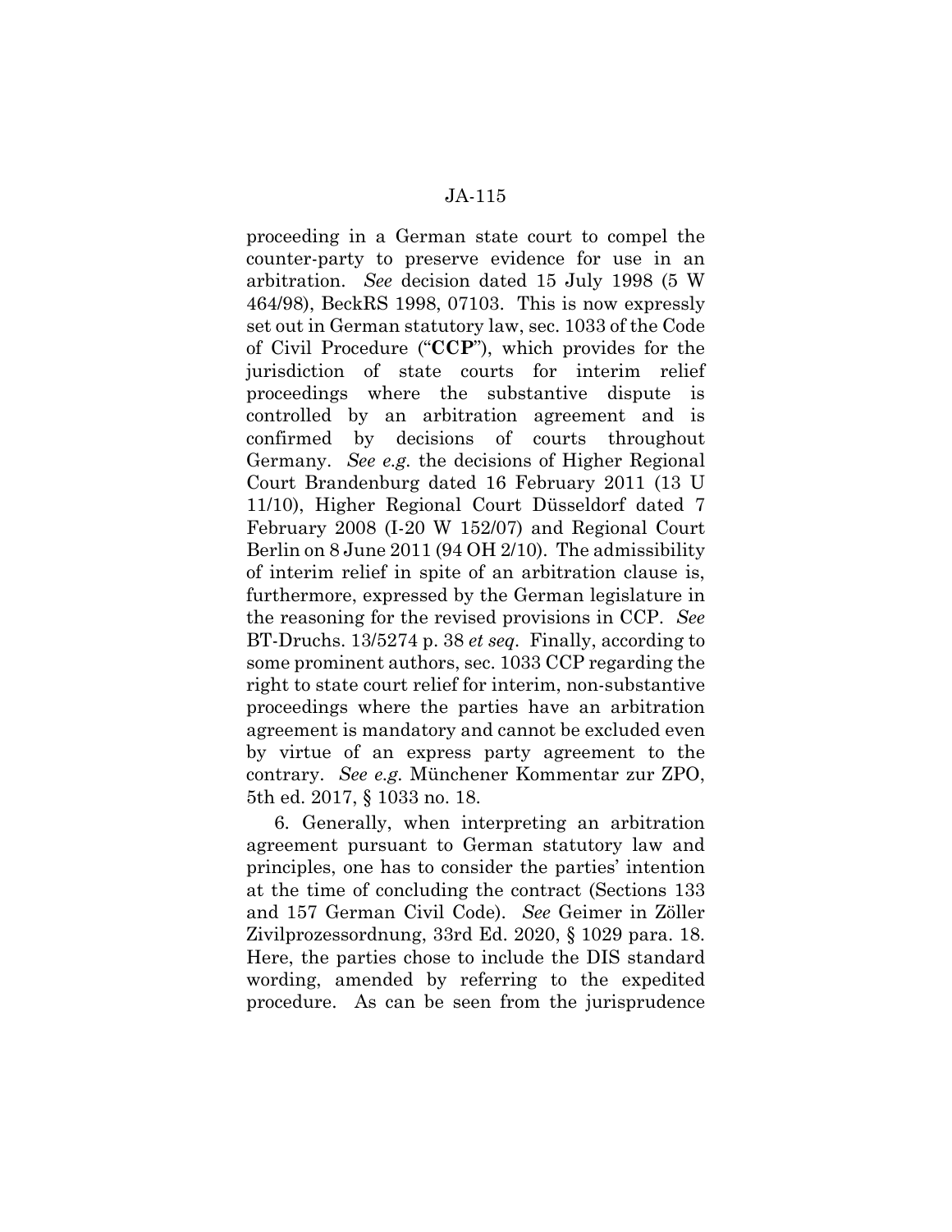proceeding in a German state court to compel the counter-party to preserve evidence for use in an arbitration. *See* decision dated 15 July 1998 (5 W 464/98), BeckRS 1998, 07103. This is now expressly set out in German statutory law, sec. 1033 of the Code of Civil Procedure ("**CCP**"), which provides for the jurisdiction of state courts for interim relief proceedings where the substantive dispute is controlled by an arbitration agreement and is confirmed by decisions of courts throughout Germany. *See e.g.* the decisions of Higher Regional Court Brandenburg dated 16 February 2011 (13 U 11/10), Higher Regional Court Düsseldorf dated 7 February 2008 (I-20 W 152/07) and Regional Court Berlin on 8 June 2011 (94 OH 2/10). The admissibility of interim relief in spite of an arbitration clause is, furthermore, expressed by the German legislature in the reasoning for the revised provisions in CCP. *See* BT-Druchs. 13/5274 p. 38 *et seq*. Finally, according to some prominent authors, sec. 1033 CCP regarding the right to state court relief for interim, non-substantive proceedings where the parties have an arbitration agreement is mandatory and cannot be excluded even by virtue of an express party agreement to the contrary. *See e.g.* Münchener Kommentar zur ZPO, 5th ed. 2017, § 1033 no. 18.

6. Generally, when interpreting an arbitration agreement pursuant to German statutory law and principles, one has to consider the parties' intention at the time of concluding the contract (Sections 133 and 157 German Civil Code). *See* Geimer in Zöller Zivilprozessordnung, 33rd Ed. 2020, § 1029 para. 18. Here, the parties chose to include the DIS standard wording, amended by referring to the expedited procedure. As can be seen from the jurisprudence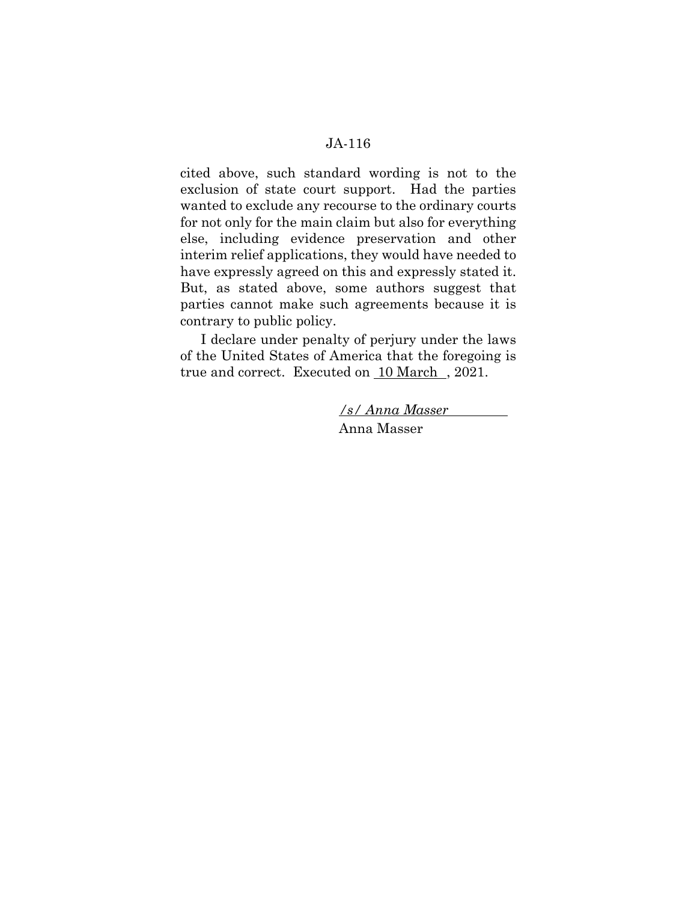cited above, such standard wording is not to the exclusion of state court support. Had the parties wanted to exclude any recourse to the ordinary courts for not only for the main claim but also for everything else, including evidence preservation and other interim relief applications, they would have needed to have expressly agreed on this and expressly stated it. But, as stated above, some authors suggest that parties cannot make such agreements because it is contrary to public policy.

I declare under penalty of perjury under the laws of the United States of America that the foregoing is true and correct. Executed on 10 March , 2021.

*/s/ Anna Masser*

Anna Masser